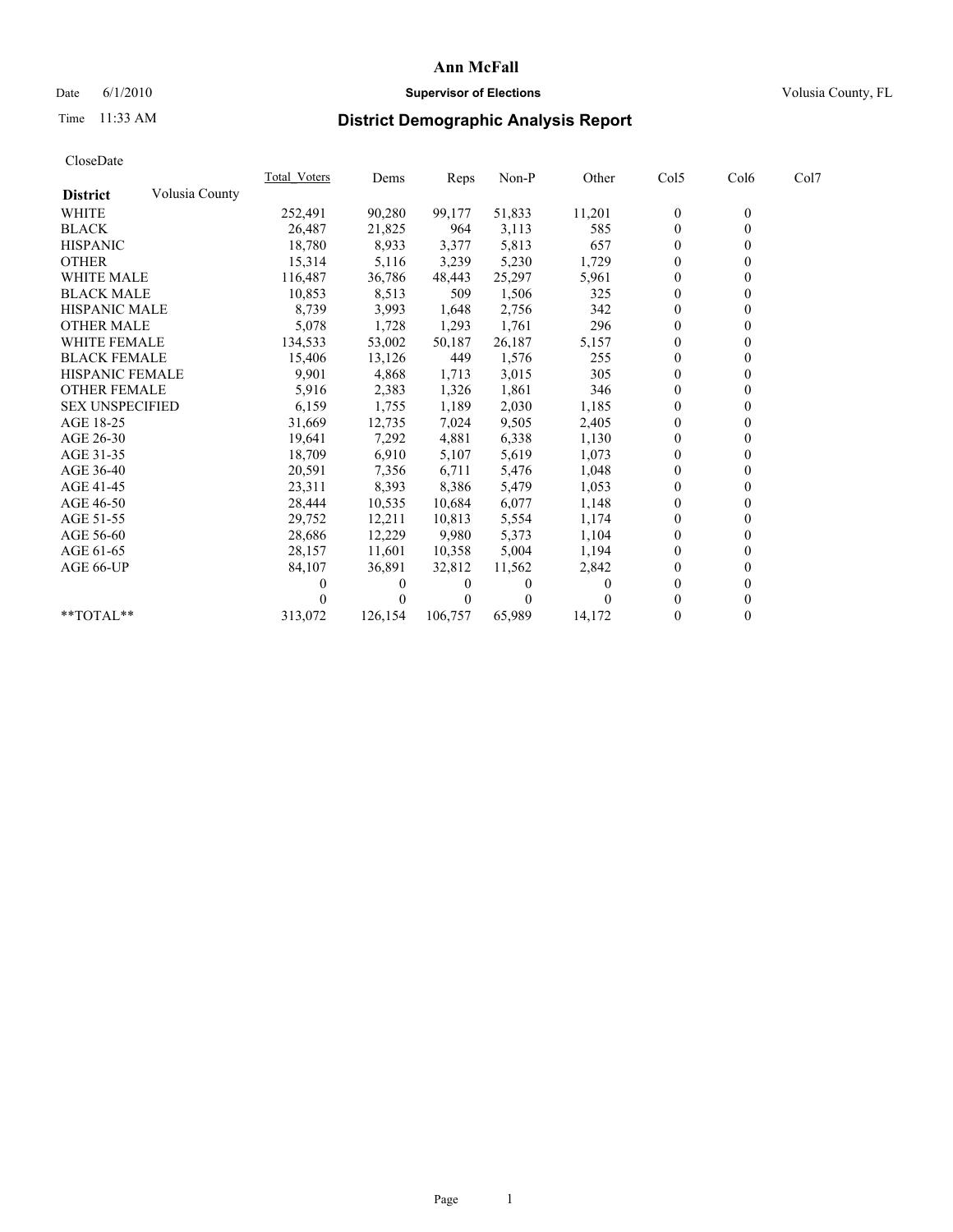# Ann McFall

Date 6/1/2010 **Supervisor of Elections** Volusia County, FL

Time 11:33 AM

## District Demographic Analysis Report

CloseDate

| **District** Volusia County | Total_Voters | Dems | Reps | Non-P | Other | Col5 | Col6 | Col7 |
|---|---|---|---|---|---|---|---|---|
| WHITE | 252,491 | 90,280 | 99,177 | 51,833 | 11,201 | 0 | 0 | |
| BLACK | 26,487 | 21,825 | 964 | 3,113 | 585 | 0 | 0 | |
| HISPANIC | 18,780 | 8,933 | 3,377 | 5,813 | 657 | 0 | 0 | |
| OTHER | 15,314 | 5,116 | 3,239 | 5,230 | 1,729 | 0 | 0 | |
| WHITE MALE | 116,487 | 36,786 | 48,443 | 25,297 | 5,961 | 0 | 0 | |
| BLACK MALE | 10,853 | 8,513 | 509 | 1,506 | 325 | 0 | 0 | |
| HISPANIC MALE | 8,739 | 3,993 | 1,648 | 2,756 | 342 | 0 | 0 | |
| OTHER MALE | 5,078 | 1,728 | 1,293 | 1,761 | 296 | 0 | 0 | |
| WHITE FEMALE | 134,533 | 53,002 | 50,187 | 26,187 | 5,157 | 0 | 0 | |
| BLACK FEMALE | 15,406 | 13,126 | 449 | 1,576 | 255 | 0 | 0 | |
| HISPANIC FEMALE | 9,901 | 4,868 | 1,713 | 3,015 | 305 | 0 | 0 | |
| OTHER FEMALE | 5,916 | 2,383 | 1,326 | 1,861 | 346 | 0 | 0 | |
| SEX UNSPECIFIED | 6,159 | 1,755 | 1,189 | 2,030 | 1,185 | 0 | 0 | |
| AGE 18-25 | 31,669 | 12,735 | 7,024 | 9,505 | 2,405 | 0 | 0 | |
| AGE 26-30 | 19,641 | 7,292 | 4,881 | 6,338 | 1,130 | 0 | 0 | |
| AGE 31-35 | 18,709 | 6,910 | 5,107 | 5,619 | 1,073 | 0 | 0 | |
| AGE 36-40 | 20,591 | 7,356 | 6,711 | 5,476 | 1,048 | 0 | 0 | |
| AGE 41-45 | 23,311 | 8,393 | 8,386 | 5,479 | 1,053 | 0 | 0 | |
| AGE 46-50 | 28,444 | 10,535 | 10,684 | 6,077 | 1,148 | 0 | 0 | |
| AGE 51-55 | 29,752 | 12,211 | 10,813 | 5,554 | 1,174 | 0 | 0 | |
| AGE 56-60 | 28,686 | 12,229 | 9,980 | 5,373 | 1,104 | 0 | 0 | |
| AGE 61-65 | 28,157 | 11,601 | 10,358 | 5,004 | 1,194 | 0 | 0 | |
| AGE 66-UP | 84,107 | 36,891 | 32,812 | 11,562 | 2,842 | 0 | 0 | |
| | 0 | 0 | 0 | 0 | 0 | 0 | 0 | |
| | 0 | 0 | 0 | 0 | 0 | 0 | 0 | |
| **TOTAL** | 313,072 | 126,154 | 106,757 | 65,989 | 14,172 | 0 | 0 | |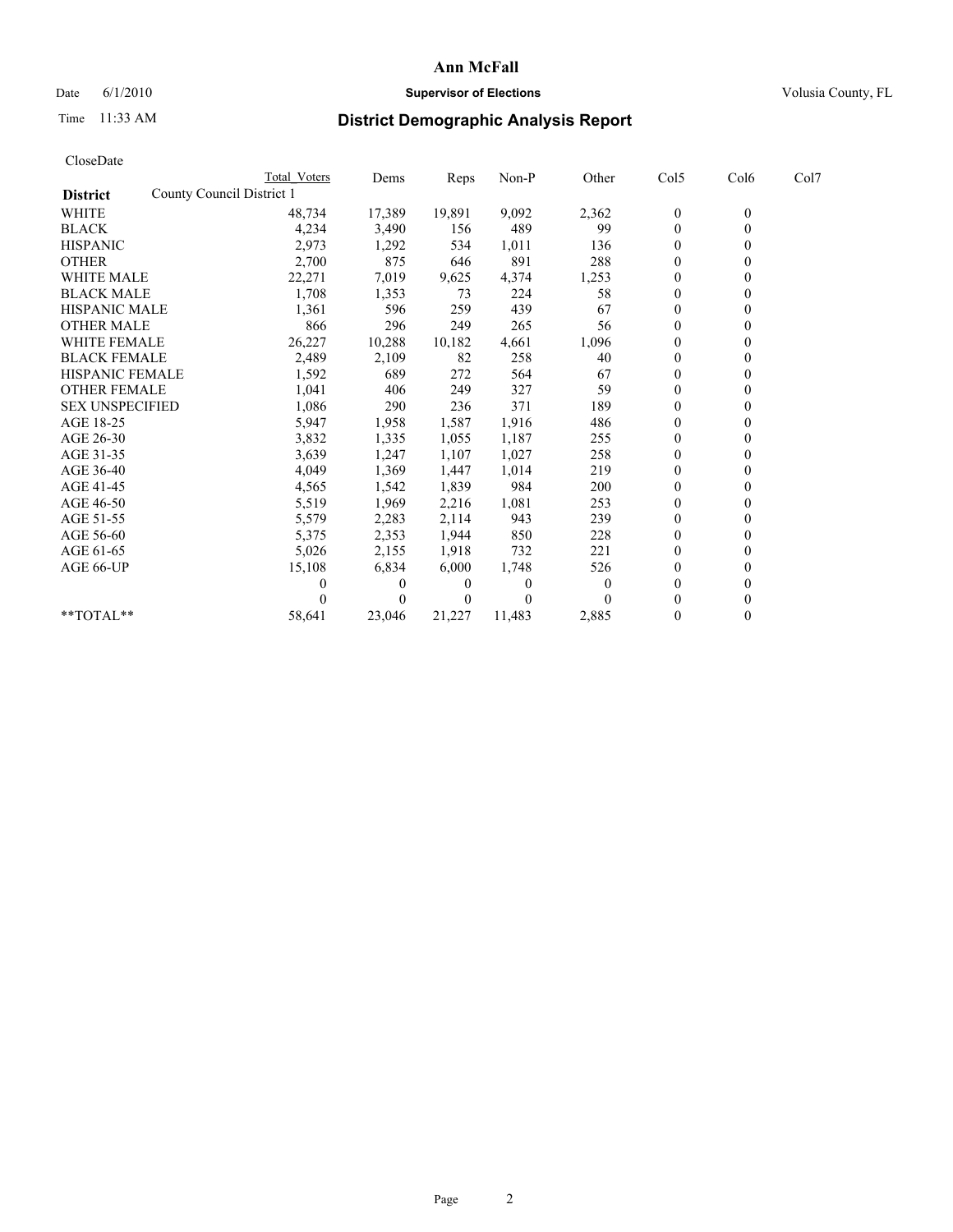# Ann McFall

Date 6/1/2010 **Supervisor of Elections** Volusia County, FL

Time 11:33 AM **District Demographic Analysis Report**

CloseDate

| District | Total Voters | Dems | Reps | Non-P | Other | Col5 | Col6 | Col7 |
|---|---|---|---|---|---|---|---|---|
| County Council District 1 | | | | | | | | |
| WHITE | 48,734 | 17,389 | 19,891 | 9,092 | 2,362 | 0 | 0 | |
| BLACK | 4,234 | 3,490 | 156 | 489 | 99 | 0 | 0 | |
| HISPANIC | 2,973 | 1,292 | 534 | 1,011 | 136 | 0 | 0 | |
| OTHER | 2,700 | 875 | 646 | 891 | 288 | 0 | 0 | |
| WHITE MALE | 22,271 | 7,019 | 9,625 | 4,374 | 1,253 | 0 | 0 | |
| BLACK MALE | 1,708 | 1,353 | 73 | 224 | 58 | 0 | 0 | |
| HISPANIC MALE | 1,361 | 596 | 259 | 439 | 67 | 0 | 0 | |
| OTHER MALE | 866 | 296 | 249 | 265 | 56 | 0 | 0 | |
| WHITE FEMALE | 26,227 | 10,288 | 10,182 | 4,661 | 1,096 | 0 | 0 | |
| BLACK FEMALE | 2,489 | 2,109 | 82 | 258 | 40 | 0 | 0 | |
| HISPANIC FEMALE | 1,592 | 689 | 272 | 564 | 67 | 0 | 0 | |
| OTHER FEMALE | 1,041 | 406 | 249 | 327 | 59 | 0 | 0 | |
| SEX UNSPECIFIED | 1,086 | 290 | 236 | 371 | 189 | 0 | 0 | |
| AGE 18-25 | 5,947 | 1,958 | 1,587 | 1,916 | 486 | 0 | 0 | |
| AGE 26-30 | 3,832 | 1,335 | 1,055 | 1,187 | 255 | 0 | 0 | |
| AGE 31-35 | 3,639 | 1,247 | 1,107 | 1,027 | 258 | 0 | 0 | |
| AGE 36-40 | 4,049 | 1,369 | 1,447 | 1,014 | 219 | 0 | 0 | |
| AGE 41-45 | 4,565 | 1,542 | 1,839 | 984 | 200 | 0 | 0 | |
| AGE 46-50 | 5,519 | 1,969 | 2,216 | 1,081 | 253 | 0 | 0 | |
| AGE 51-55 | 5,579 | 2,283 | 2,114 | 943 | 239 | 0 | 0 | |
| AGE 56-60 | 5,375 | 2,353 | 1,944 | 850 | 228 | 0 | 0 | |
| AGE 61-65 | 5,026 | 2,155 | 1,918 | 732 | 221 | 0 | 0 | |
| AGE 66-UP | 15,108 | 6,834 | 6,000 | 1,748 | 526 | 0 | 0 | |
| | 0 | 0 | 0 | 0 | 0 | 0 | 0 | |
| | 0 | 0 | 0 | 0 | 0 | 0 | 0 | |
| **TOTAL** | 58,641 | 23,046 | 21,227 | 11,483 | 2,885 | 0 | 0 | |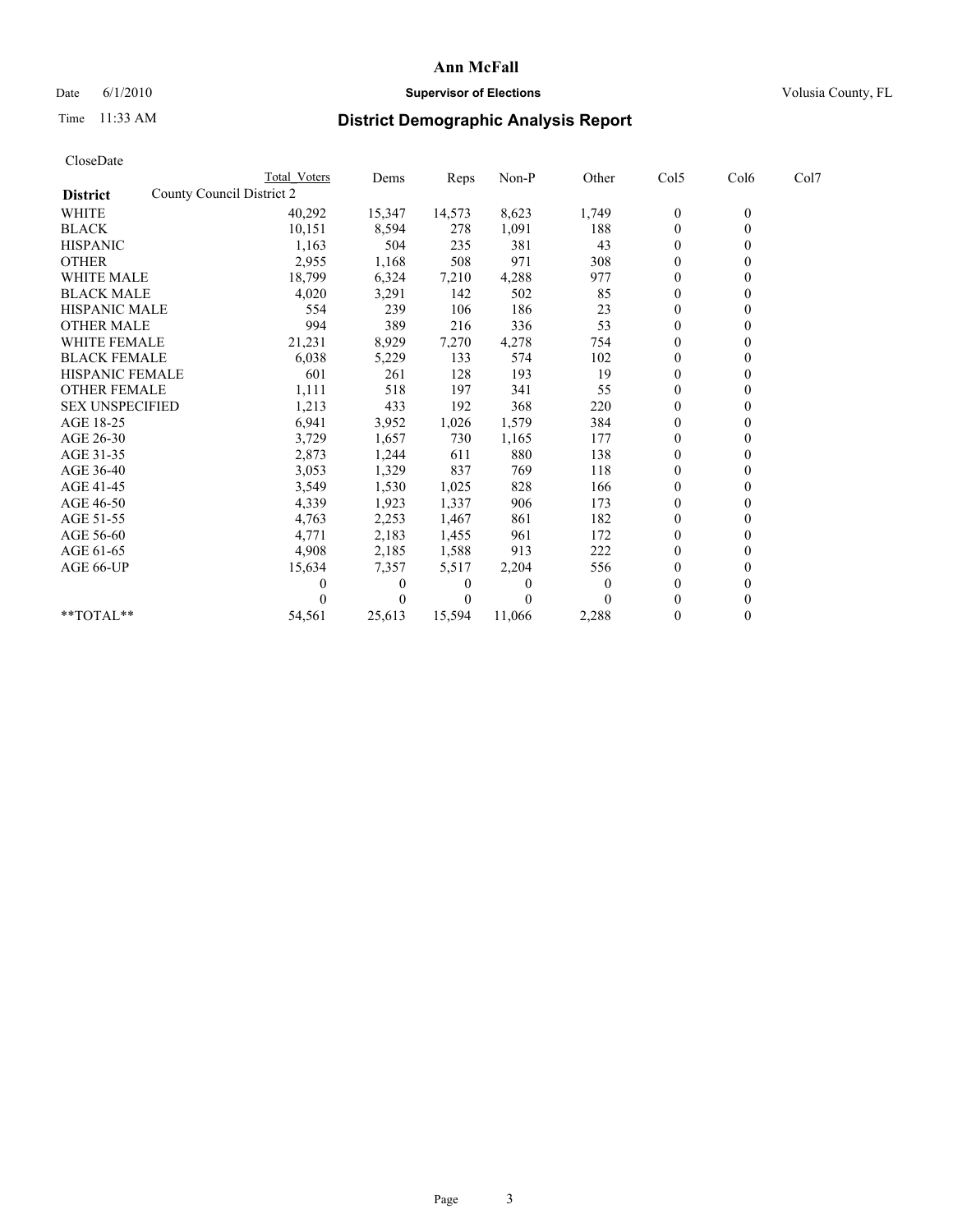# Ann McFall

Date 6/1/2010 **Supervisor of Elections** Volusia County, FL

Time 11:33 AM

## District Demographic Analysis Report

CloseDate

| **District** County Council District 2 | Total Voters | Dems | Reps | Non-P | Other | Col5 | Col6 | Col7 |
|---|---|---|---|---|---|---|---|---|
| WHITE | 40,292 | 15,347 | 14,573 | 8,623 | 1,749 | 0 | 0 | |
| BLACK | 10,151 | 8,594 | 278 | 1,091 | 188 | 0 | 0 | |
| HISPANIC | 1,163 | 504 | 235 | 381 | 43 | 0 | 0 | |
| OTHER | 2,955 | 1,168 | 508 | 971 | 308 | 0 | 0 | |
| WHITE MALE | 18,799 | 6,324 | 7,210 | 4,288 | 977 | 0 | 0 | |
| BLACK MALE | 4,020 | 3,291 | 142 | 502 | 85 | 0 | 0 | |
| HISPANIC MALE | 554 | 239 | 106 | 186 | 23 | 0 | 0 | |
| OTHER MALE | 994 | 389 | 216 | 336 | 53 | 0 | 0 | |
| WHITE FEMALE | 21,231 | 8,929 | 7,270 | 4,278 | 754 | 0 | 0 | |
| BLACK FEMALE | 6,038 | 5,229 | 133 | 574 | 102 | 0 | 0 | |
| HISPANIC FEMALE | 601 | 261 | 128 | 193 | 19 | 0 | 0 | |
| OTHER FEMALE | 1,111 | 518 | 197 | 341 | 55 | 0 | 0 | |
| SEX UNSPECIFIED | 1,213 | 433 | 192 | 368 | 220 | 0 | 0 | |
| AGE 18-25 | 6,941 | 3,952 | 1,026 | 1,579 | 384 | 0 | 0 | |
| AGE 26-30 | 3,729 | 1,657 | 730 | 1,165 | 177 | 0 | 0 | |
| AGE 31-35 | 2,873 | 1,244 | 611 | 880 | 138 | 0 | 0 | |
| AGE 36-40 | 3,053 | 1,329 | 837 | 769 | 118 | 0 | 0 | |
| AGE 41-45 | 3,549 | 1,530 | 1,025 | 828 | 166 | 0 | 0 | |
| AGE 46-50 | 4,339 | 1,923 | 1,337 | 906 | 173 | 0 | 0 | |
| AGE 51-55 | 4,763 | 2,253 | 1,467 | 861 | 182 | 0 | 0 | |
| AGE 56-60 | 4,771 | 2,183 | 1,455 | 961 | 172 | 0 | 0 | |
| AGE 61-65 | 4,908 | 2,185 | 1,588 | 913 | 222 | 0 | 0 | |
| AGE 66-UP | 15,634 | 7,357 | 5,517 | 2,204 | 556 | 0 | 0 | |
| | 0 | 0 | 0 | 0 | 0 | 0 | 0 | |
| | 0 | 0 | 0 | 0 | 0 | 0 | 0 | |
| **TOTAL** | 54,561 | 25,613 | 15,594 | 11,066 | 2,288 | 0 | 0 | |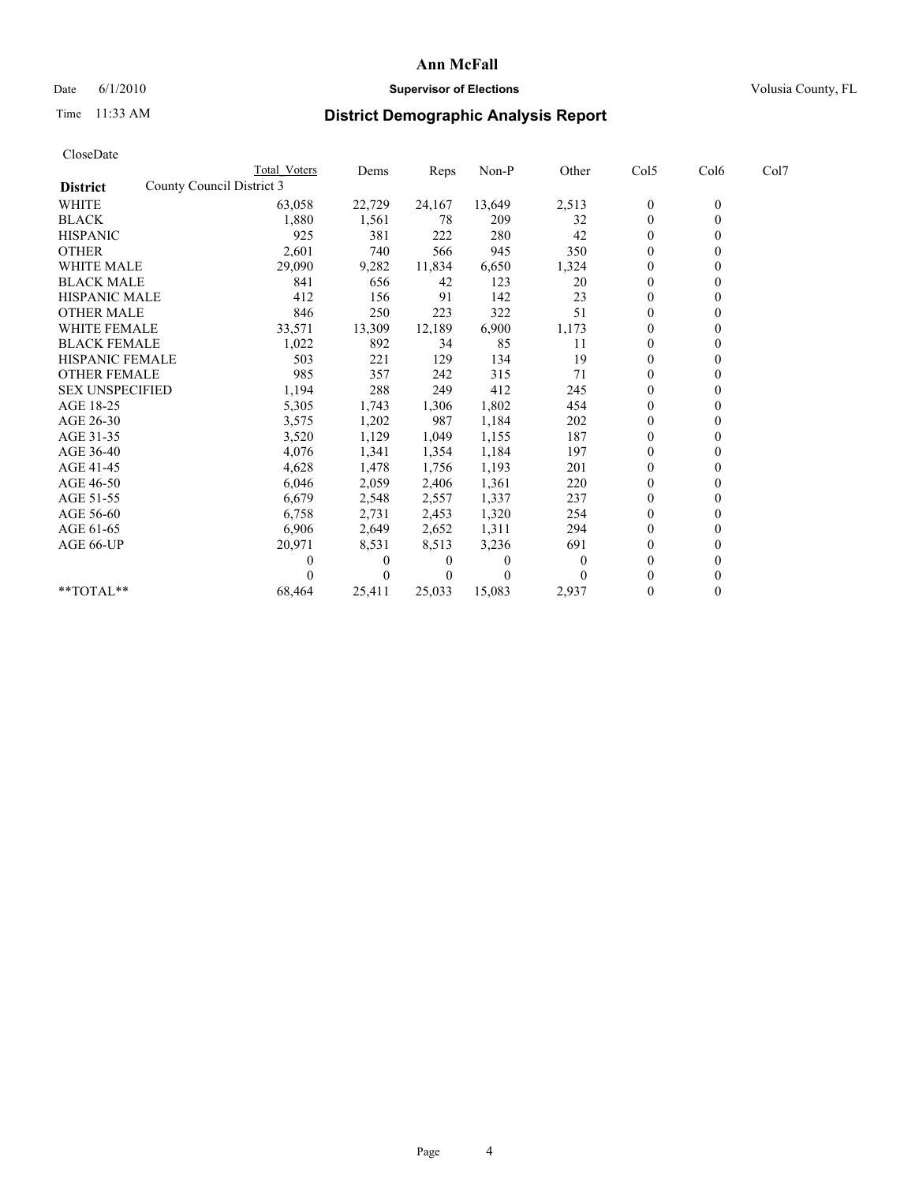# Ann McFall

Date 6/1/2010 **Supervisor of Elections** Volusia County, FL

Time 11:33 AM

## District Demographic Analysis Report

CloseDate

| | Total Voters | Dems | Reps | Non-P | Other | Col5 | Col6 | Col7 |
|---|---|---|---|---|---|---|---|---|
| **District** County Council District 3 | | | | | | | | |
| WHITE | 63,058 | 22,729 | 24,167 | 13,649 | 2,513 | 0 | 0 | |
| BLACK | 1,880 | 1,561 | 78 | 209 | 32 | 0 | 0 | |
| HISPANIC | 925 | 381 | 222 | 280 | 42 | 0 | 0 | |
| OTHER | 2,601 | 740 | 566 | 945 | 350 | 0 | 0 | |
| WHITE MALE | 29,090 | 9,282 | 11,834 | 6,650 | 1,324 | 0 | 0 | |
| BLACK MALE | 841 | 656 | 42 | 123 | 20 | 0 | 0 | |
| HISPANIC MALE | 412 | 156 | 91 | 142 | 23 | 0 | 0 | |
| OTHER MALE | 846 | 250 | 223 | 322 | 51 | 0 | 0 | |
| WHITE FEMALE | 33,571 | 13,309 | 12,189 | 6,900 | 1,173 | 0 | 0 | |
| BLACK FEMALE | 1,022 | 892 | 34 | 85 | 11 | 0 | 0 | |
| HISPANIC FEMALE | 503 | 221 | 129 | 134 | 19 | 0 | 0 | |
| OTHER FEMALE | 985 | 357 | 242 | 315 | 71 | 0 | 0 | |
| SEX UNSPECIFIED | 1,194 | 288 | 249 | 412 | 245 | 0 | 0 | |
| AGE 18-25 | 5,305 | 1,743 | 1,306 | 1,802 | 454 | 0 | 0 | |
| AGE 26-30 | 3,575 | 1,202 | 987 | 1,184 | 202 | 0 | 0 | |
| AGE 31-35 | 3,520 | 1,129 | 1,049 | 1,155 | 187 | 0 | 0 | |
| AGE 36-40 | 4,076 | 1,341 | 1,354 | 1,184 | 197 | 0 | 0 | |
| AGE 41-45 | 4,628 | 1,478 | 1,756 | 1,193 | 201 | 0 | 0 | |
| AGE 46-50 | 6,046 | 2,059 | 2,406 | 1,361 | 220 | 0 | 0 | |
| AGE 51-55 | 6,679 | 2,548 | 2,557 | 1,337 | 237 | 0 | 0 | |
| AGE 56-60 | 6,758 | 2,731 | 2,453 | 1,320 | 254 | 0 | 0 | |
| AGE 61-65 | 6,906 | 2,649 | 2,652 | 1,311 | 294 | 0 | 0 | |
| AGE 66-UP | 20,971 | 8,531 | 8,513 | 3,236 | 691 | 0 | 0 | |
| | 0 | 0 | 0 | 0 | 0 | 0 | 0 | |
| | 0 | 0 | 0 | 0 | 0 | 0 | 0 | |
| **TOTAL** | 68,464 | 25,411 | 25,033 | 15,083 | 2,937 | 0 | 0 | |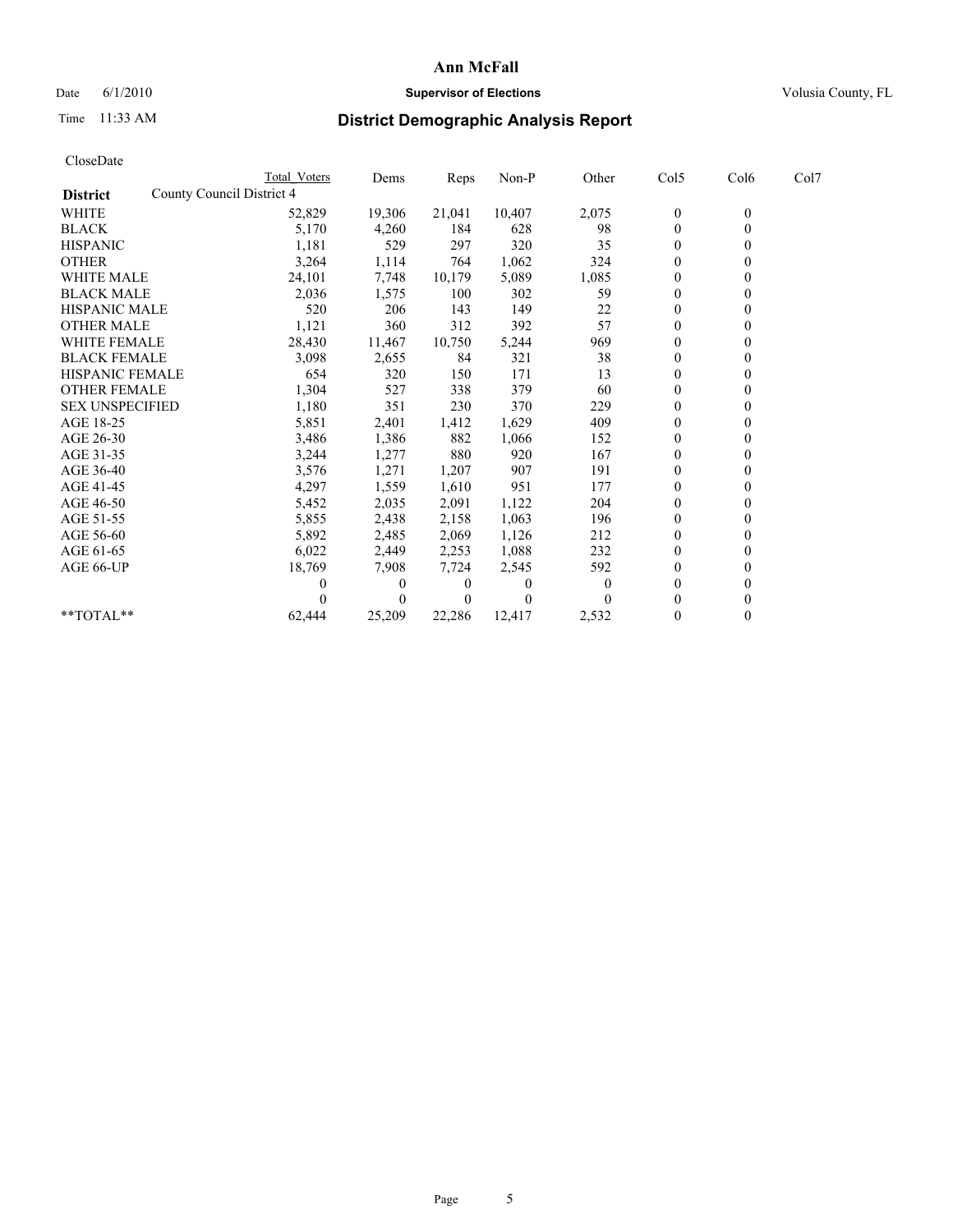# Ann McFall

Date 6/1/2010 **Supervisor of Elections** Volusia County, FL

Time 11:33 AM

## District Demographic Analysis Report

CloseDate

**District** County Council District 4

| | Total Voters | Dems | Reps | Non-P | Other | Col5 | Col6 | Col7 |
|---|---|---|---|---|---|---|---|---|
| WHITE | 52,829 | 19,306 | 21,041 | 10,407 | 2,075 | 0 | 0 | |
| BLACK | 5,170 | 4,260 | 184 | 628 | 98 | 0 | 0 | |
| HISPANIC | 1,181 | 529 | 297 | 320 | 35 | 0 | 0 | |
| OTHER | 3,264 | 1,114 | 764 | 1,062 | 324 | 0 | 0 | |
| WHITE MALE | 24,101 | 7,748 | 10,179 | 5,089 | 1,085 | 0 | 0 | |
| BLACK MALE | 2,036 | 1,575 | 100 | 302 | 59 | 0 | 0 | |
| HISPANIC MALE | 520 | 206 | 143 | 149 | 22 | 0 | 0 | |
| OTHER MALE | 1,121 | 360 | 312 | 392 | 57 | 0 | 0 | |
| WHITE FEMALE | 28,430 | 11,467 | 10,750 | 5,244 | 969 | 0 | 0 | |
| BLACK FEMALE | 3,098 | 2,655 | 84 | 321 | 38 | 0 | 0 | |
| HISPANIC FEMALE | 654 | 320 | 150 | 171 | 13 | 0 | 0 | |
| OTHER FEMALE | 1,304 | 527 | 338 | 379 | 60 | 0 | 0 | |
| SEX UNSPECIFIED | 1,180 | 351 | 230 | 370 | 229 | 0 | 0 | |
| AGE 18-25 | 5,851 | 2,401 | 1,412 | 1,629 | 409 | 0 | 0 | |
| AGE 26-30 | 3,486 | 1,386 | 882 | 1,066 | 152 | 0 | 0 | |
| AGE 31-35 | 3,244 | 1,277 | 880 | 920 | 167 | 0 | 0 | |
| AGE 36-40 | 3,576 | 1,271 | 1,207 | 907 | 191 | 0 | 0 | |
| AGE 41-45 | 4,297 | 1,559 | 1,610 | 951 | 177 | 0 | 0 | |
| AGE 46-50 | 5,452 | 2,035 | 2,091 | 1,122 | 204 | 0 | 0 | |
| AGE 51-55 | 5,855 | 2,438 | 2,158 | 1,063 | 196 | 0 | 0 | |
| AGE 56-60 | 5,892 | 2,485 | 2,069 | 1,126 | 212 | 0 | 0 | |
| AGE 61-65 | 6,022 | 2,449 | 2,253 | 1,088 | 232 | 0 | 0 | |
| AGE 66-UP | 18,769 | 7,908 | 7,724 | 2,545 | 592 | 0 | 0 | |
| | 0 | 0 | 0 | 0 | 0 | 0 | 0 | |
| | 0 | 0 | 0 | 0 | 0 | 0 | 0 | |
| **TOTAL** | 62,444 | 25,209 | 22,286 | 12,417 | 2,532 | 0 | 0 | |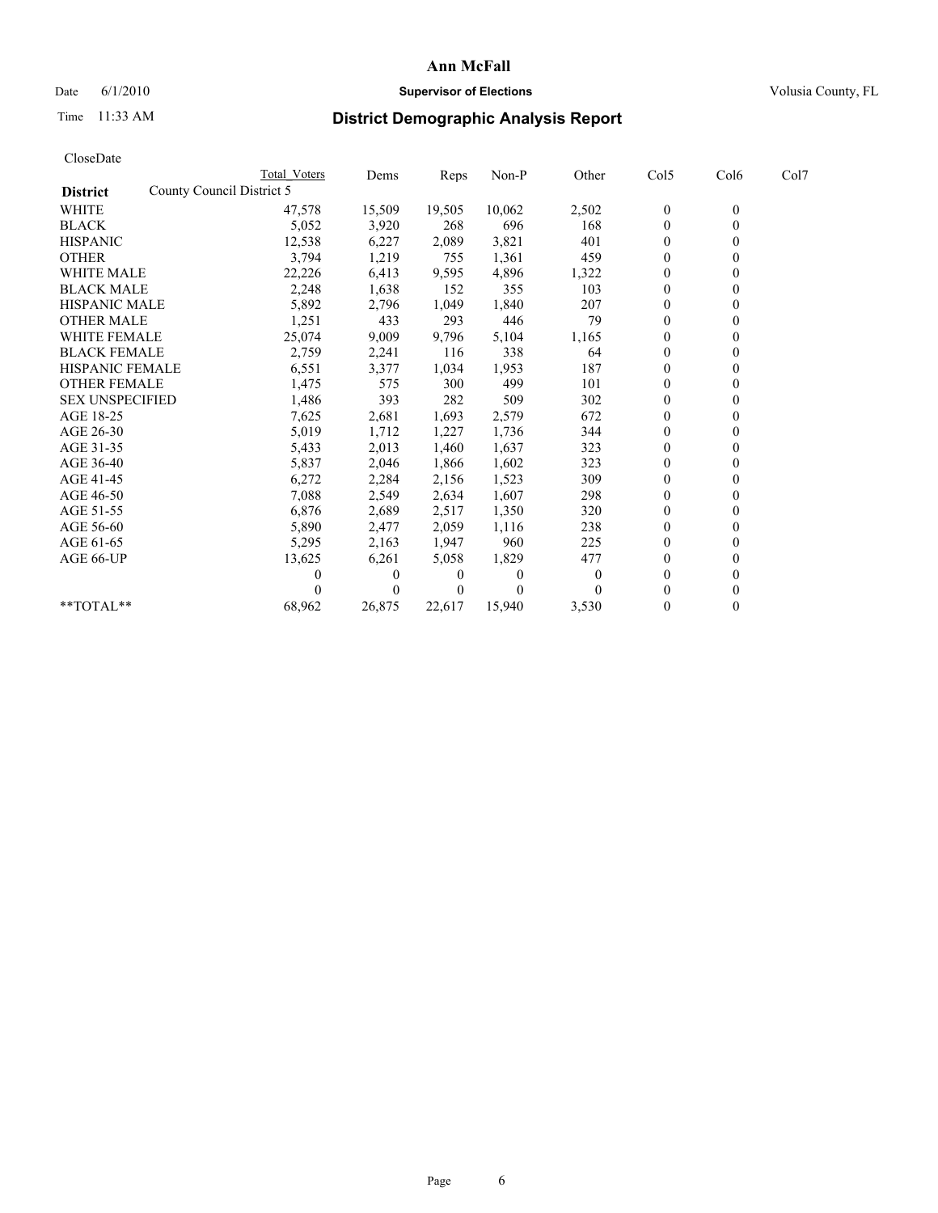**Ann McFall**

Date 6/1/2010 **Supervisor of Elections** Volusia County, FL

Time 11:33 AM

## District Demographic Analysis Report

CloseDate

| District | Total Voters | Dems | Reps | Non-P | Other | Col5 | Col6 | Col7 |
|---|---|---|---|---|---|---|---|---|
| County Council District 5 | | | | | | | | |
| WHITE | 47,578 | 15,509 | 19,505 | 10,062 | 2,502 | 0 | 0 | |
| BLACK | 5,052 | 3,920 | 268 | 696 | 168 | 0 | 0 | |
| HISPANIC | 12,538 | 6,227 | 2,089 | 3,821 | 401 | 0 | 0 | |
| OTHER | 3,794 | 1,219 | 755 | 1,361 | 459 | 0 | 0 | |
| WHITE MALE | 22,226 | 6,413 | 9,595 | 4,896 | 1,322 | 0 | 0 | |
| BLACK MALE | 2,248 | 1,638 | 152 | 355 | 103 | 0 | 0 | |
| HISPANIC MALE | 5,892 | 2,796 | 1,049 | 1,840 | 207 | 0 | 0 | |
| OTHER MALE | 1,251 | 433 | 293 | 446 | 79 | 0 | 0 | |
| WHITE FEMALE | 25,074 | 9,009 | 9,796 | 5,104 | 1,165 | 0 | 0 | |
| BLACK FEMALE | 2,759 | 2,241 | 116 | 338 | 64 | 0 | 0 | |
| HISPANIC FEMALE | 6,551 | 3,377 | 1,034 | 1,953 | 187 | 0 | 0 | |
| OTHER FEMALE | 1,475 | 575 | 300 | 499 | 101 | 0 | 0 | |
| SEX UNSPECIFIED | 1,486 | 393 | 282 | 509 | 302 | 0 | 0 | |
| AGE 18-25 | 7,625 | 2,681 | 1,693 | 2,579 | 672 | 0 | 0 | |
| AGE 26-30 | 5,019 | 1,712 | 1,227 | 1,736 | 344 | 0 | 0 | |
| AGE 31-35 | 5,433 | 2,013 | 1,460 | 1,637 | 323 | 0 | 0 | |
| AGE 36-40 | 5,837 | 2,046 | 1,866 | 1,602 | 323 | 0 | 0 | |
| AGE 41-45 | 6,272 | 2,284 | 2,156 | 1,523 | 309 | 0 | 0 | |
| AGE 46-50 | 7,088 | 2,549 | 2,634 | 1,607 | 298 | 0 | 0 | |
| AGE 51-55 | 6,876 | 2,689 | 2,517 | 1,350 | 320 | 0 | 0 | |
| AGE 56-60 | 5,890 | 2,477 | 2,059 | 1,116 | 238 | 0 | 0 | |
| AGE 61-65 | 5,295 | 2,163 | 1,947 | 960 | 225 | 0 | 0 | |
| AGE 66-UP | 13,625 | 6,261 | 5,058 | 1,829 | 477 | 0 | 0 | |
| | 0 | 0 | 0 | 0 | 0 | 0 | 0 | |
| | 0 | 0 | 0 | 0 | 0 | 0 | 0 | |
| **TOTAL** | 68,962 | 26,875 | 22,617 | 15,940 | 3,530 | 0 | 0 | |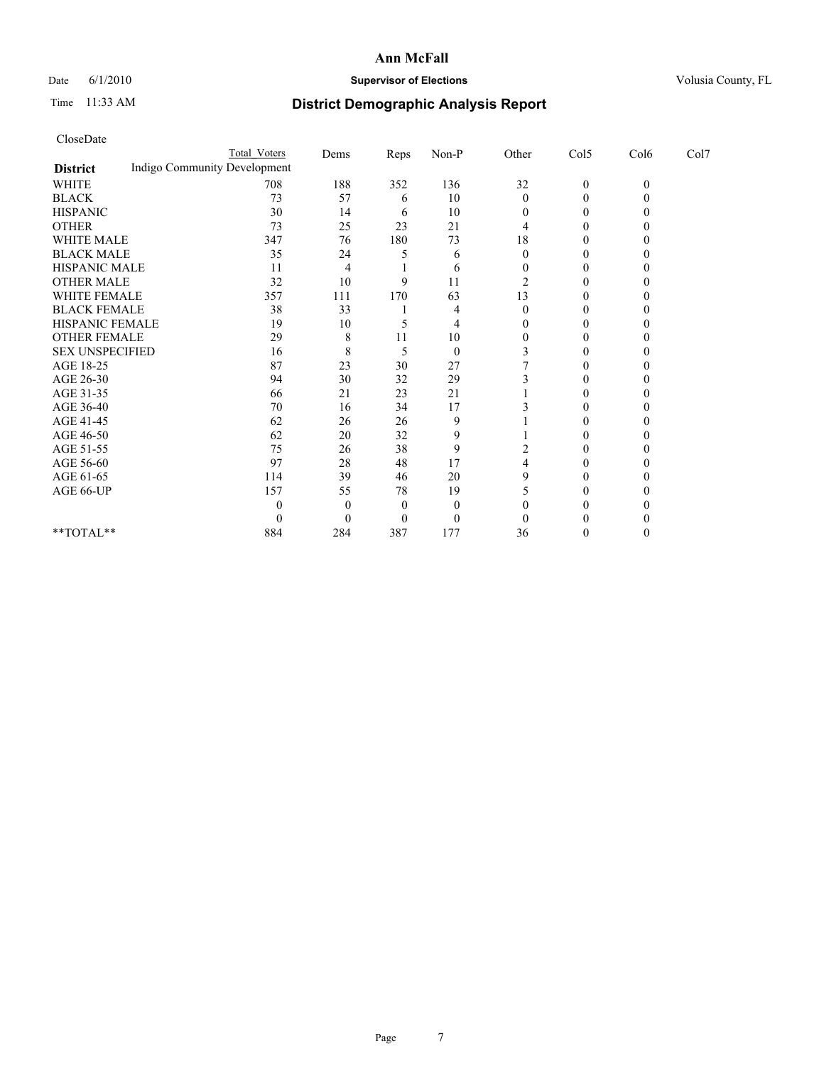Date 6/1/2010

Time 11:33 AM

# Ann McFall

**Supervisor of Elections**

Volusia County, FL

## District Demographic Analysis Report

CloseDate

| | Total Voters | Dems | Reps | Non-P | Other | Col5 | Col6 | Col7 |
|---|---|---|---|---|---|---|---|---|
| **District** Indigo Community Development | | | | | | | | |
| WHITE | 708 | 188 | 352 | 136 | 32 | 0 | 0 | |
| BLACK | 73 | 57 | 6 | 10 | 0 | 0 | 0 | |
| HISPANIC | 30 | 14 | 6 | 10 | 0 | 0 | 0 | |
| OTHER | 73 | 25 | 23 | 21 | 4 | 0 | 0 | |
| WHITE MALE | 347 | 76 | 180 | 73 | 18 | 0 | 0 | |
| BLACK MALE | 35 | 24 | 5 | 6 | 0 | 0 | 0 | |
| HISPANIC MALE | 11 | 4 | 1 | 6 | 0 | 0 | 0 | |
| OTHER MALE | 32 | 10 | 9 | 11 | 2 | 0 | 0 | |
| WHITE FEMALE | 357 | 111 | 170 | 63 | 13 | 0 | 0 | |
| BLACK FEMALE | 38 | 33 | 1 | 4 | 0 | 0 | 0 | |
| HISPANIC FEMALE | 19 | 10 | 5 | 4 | 0 | 0 | 0 | |
| OTHER FEMALE | 29 | 8 | 11 | 10 | 0 | 0 | 0 | |
| SEX UNSPECIFIED | 16 | 8 | 5 | 0 | 3 | 0 | 0 | |
| AGE 18-25 | 87 | 23 | 30 | 27 | 7 | 0 | 0 | |
| AGE 26-30 | 94 | 30 | 32 | 29 | 3 | 0 | 0 | |
| AGE 31-35 | 66 | 21 | 23 | 21 | 1 | 0 | 0 | |
| AGE 36-40 | 70 | 16 | 34 | 17 | 3 | 0 | 0 | |
| AGE 41-45 | 62 | 26 | 26 | 9 | 1 | 0 | 0 | |
| AGE 46-50 | 62 | 20 | 32 | 9 | 1 | 0 | 0 | |
| AGE 51-55 | 75 | 26 | 38 | 9 | 2 | 0 | 0 | |
| AGE 56-60 | 97 | 28 | 48 | 17 | 4 | 0 | 0 | |
| AGE 61-65 | 114 | 39 | 46 | 20 | 9 | 0 | 0 | |
| AGE 66-UP | 157 | 55 | 78 | 19 | 5 | 0 | 0 | |
| | 0 | 0 | 0 | 0 | 0 | 0 | 0 | |
| | 0 | 0 | 0 | 0 | 0 | 0 | 0 | |
| **TOTAL** | 884 | 284 | 387 | 177 | 36 | 0 | 0 | |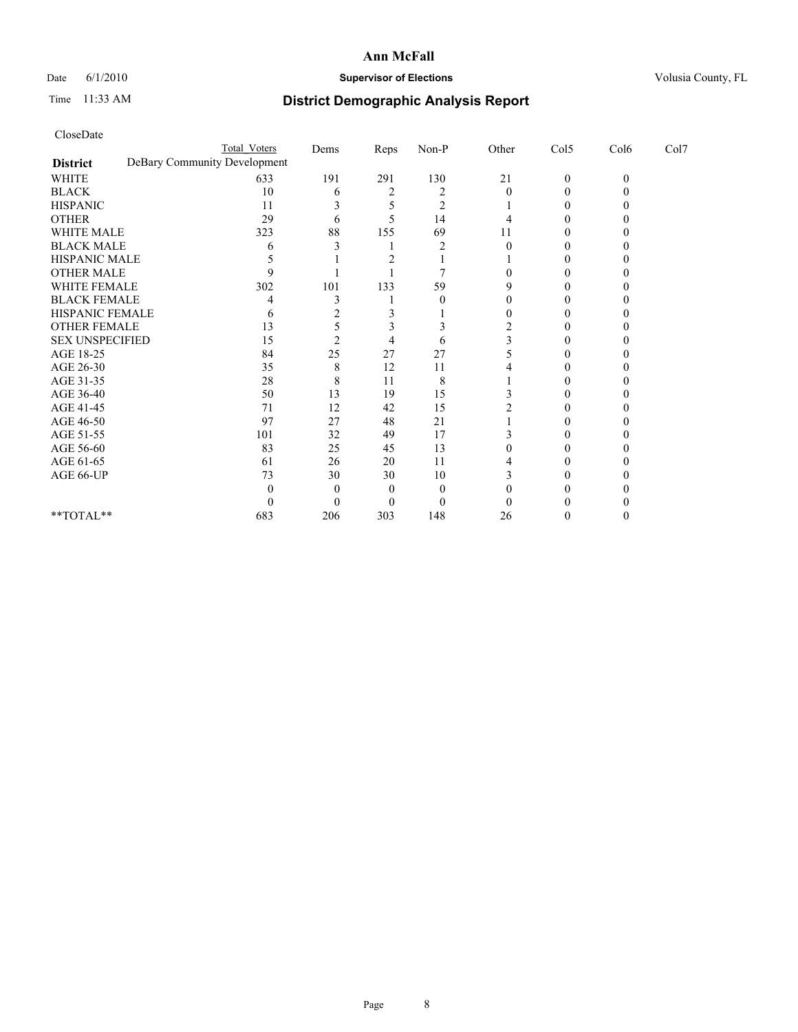**Ann McFall**

Date 6/1/2010 **Supervisor of Elections** Volusia County, FL

Time 11:33 AM

# District Demographic Analysis Report

CloseDate

| | Total Voters | Dems | Reps | Non-P | Other | Col5 | Col6 | Col7 |
|---|---|---|---|---|---|---|---|---|
| **District** | DeBary Community Development | | | | | | | |
| WHITE | 633 | 191 | 291 | 130 | 21 | 0 | 0 | |
| BLACK | 10 | 6 | 2 | 2 | 0 | 0 | 0 | |
| HISPANIC | 11 | 3 | 5 | 2 | 1 | 0 | 0 | |
| OTHER | 29 | 6 | 5 | 14 | 4 | 0 | 0 | |
| WHITE MALE | 323 | 88 | 155 | 69 | 11 | 0 | 0 | |
| BLACK MALE | 6 | 3 | 1 | 2 | 0 | 0 | 0 | |
| HISPANIC MALE | 5 | 1 | 2 | 1 | 1 | 0 | 0 | |
| OTHER MALE | 9 | 1 | 1 | 7 | 0 | 0 | 0 | |
| WHITE FEMALE | 302 | 101 | 133 | 59 | 9 | 0 | 0 | |
| BLACK FEMALE | 4 | 3 | 1 | 0 | 0 | 0 | 0 | |
| HISPANIC FEMALE | 6 | 2 | 3 | 1 | 0 | 0 | 0 | |
| OTHER FEMALE | 13 | 5 | 3 | 3 | 2 | 0 | 0 | |
| SEX UNSPECIFIED | 15 | 2 | 4 | 6 | 3 | 0 | 0 | |
| AGE 18-25 | 84 | 25 | 27 | 27 | 5 | 0 | 0 | |
| AGE 26-30 | 35 | 8 | 12 | 11 | 4 | 0 | 0 | |
| AGE 31-35 | 28 | 8 | 11 | 8 | 1 | 0 | 0 | |
| AGE 36-40 | 50 | 13 | 19 | 15 | 3 | 0 | 0 | |
| AGE 41-45 | 71 | 12 | 42 | 15 | 2 | 0 | 0 | |
| AGE 46-50 | 97 | 27 | 48 | 21 | 1 | 0 | 0 | |
| AGE 51-55 | 101 | 32 | 49 | 17 | 3 | 0 | 0 | |
| AGE 56-60 | 83 | 25 | 45 | 13 | 0 | 0 | 0 | |
| AGE 61-65 | 61 | 26 | 20 | 11 | 4 | 0 | 0 | |
| AGE 66-UP | 73 | 30 | 30 | 10 | 3 | 0 | 0 | |
| | 0 | 0 | 0 | 0 | 0 | 0 | 0 | |
| | 0 | 0 | 0 | 0 | 0 | 0 | 0 | |
| **TOTAL** | 683 | 206 | 303 | 148 | 26 | 0 | 0 | |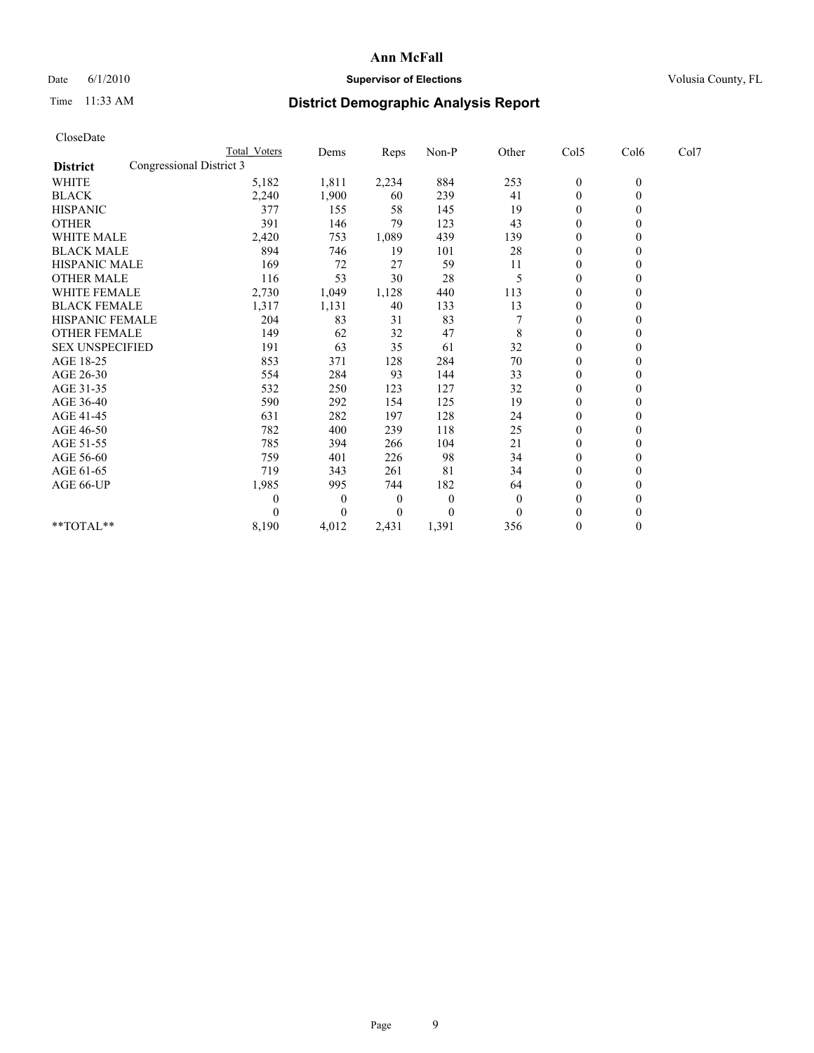**Ann McFall**

Date 6/1/2010 **Supervisor of Elections** Volusia County, FL

Time 11:33 AM **District Demographic Analysis Report**

CloseDate

| | Total Voters | Dems | Reps | Non-P | Other | Col5 | Col6 | Col7 |
|---|---|---|---|---|---|---|---|---|
| **District** Congressional District 3 | | | | | | | | |
| WHITE | 5,182 | 1,811 | 2,234 | 884 | 253 | 0 | 0 | |
| BLACK | 2,240 | 1,900 | 60 | 239 | 41 | 0 | 0 | |
| HISPANIC | 377 | 155 | 58 | 145 | 19 | 0 | 0 | |
| OTHER | 391 | 146 | 79 | 123 | 43 | 0 | 0 | |
| WHITE MALE | 2,420 | 753 | 1,089 | 439 | 139 | 0 | 0 | |
| BLACK MALE | 894 | 746 | 19 | 101 | 28 | 0 | 0 | |
| HISPANIC MALE | 169 | 72 | 27 | 59 | 11 | 0 | 0 | |
| OTHER MALE | 116 | 53 | 30 | 28 | 5 | 0 | 0 | |
| WHITE FEMALE | 2,730 | 1,049 | 1,128 | 440 | 113 | 0 | 0 | |
| BLACK FEMALE | 1,317 | 1,131 | 40 | 133 | 13 | 0 | 0 | |
| HISPANIC FEMALE | 204 | 83 | 31 | 83 | 7 | 0 | 0 | |
| OTHER FEMALE | 149 | 62 | 32 | 47 | 8 | 0 | 0 | |
| SEX UNSPECIFIED | 191 | 63 | 35 | 61 | 32 | 0 | 0 | |
| AGE 18-25 | 853 | 371 | 128 | 284 | 70 | 0 | 0 | |
| AGE 26-30 | 554 | 284 | 93 | 144 | 33 | 0 | 0 | |
| AGE 31-35 | 532 | 250 | 123 | 127 | 32 | 0 | 0 | |
| AGE 36-40 | 590 | 292 | 154 | 125 | 19 | 0 | 0 | |
| AGE 41-45 | 631 | 282 | 197 | 128 | 24 | 0 | 0 | |
| AGE 46-50 | 782 | 400 | 239 | 118 | 25 | 0 | 0 | |
| AGE 51-55 | 785 | 394 | 266 | 104 | 21 | 0 | 0 | |
| AGE 56-60 | 759 | 401 | 226 | 98 | 34 | 0 | 0 | |
| AGE 61-65 | 719 | 343 | 261 | 81 | 34 | 0 | 0 | |
| AGE 66-UP | 1,985 | 995 | 744 | 182 | 64 | 0 | 0 | |
| | 0 | 0 | 0 | 0 | 0 | 0 | 0 | |
| | 0 | 0 | 0 | 0 | 0 | 0 | 0 | |
| **TOTAL** | 8,190 | 4,012 | 2,431 | 1,391 | 356 | 0 | 0 | |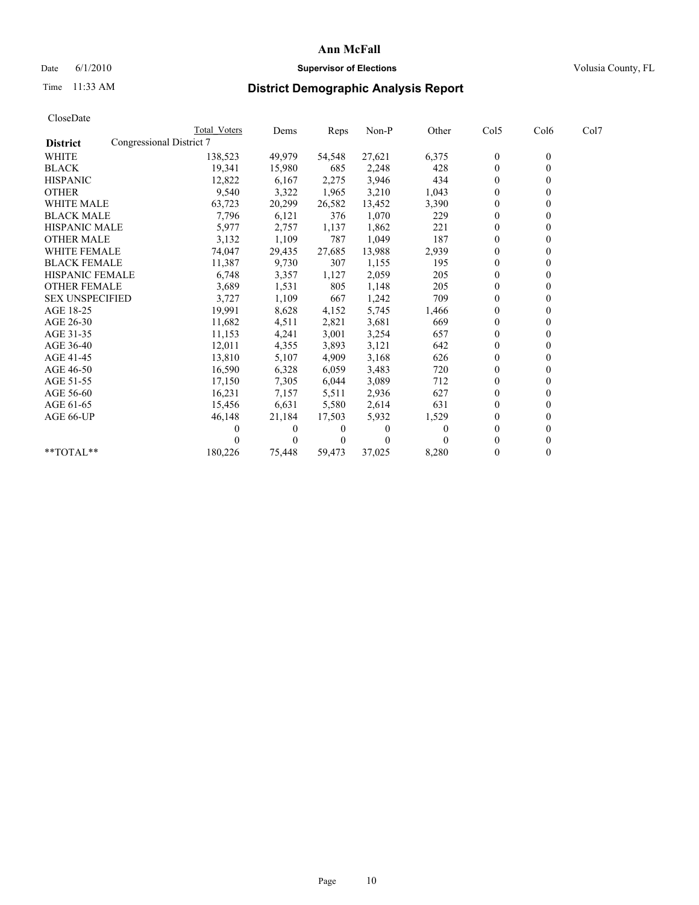# Ann McFall

Date 6/1/2010 **Supervisor of Elections** Volusia County, FL

Time 11:33 AM

## District Demographic Analysis Report

CloseDate

| | Total Voters | Dems | Reps | Non-P | Other | Col5 | Col6 | Col7 |
|---|---|---|---|---|---|---|---|---|
| **District** Congressional District 7 | | | | | | | | |
| WHITE | 138,523 | 49,979 | 54,548 | 27,621 | 6,375 | 0 | 0 | |
| BLACK | 19,341 | 15,980 | 685 | 2,248 | 428 | 0 | 0 | |
| HISPANIC | 12,822 | 6,167 | 2,275 | 3,946 | 434 | 0 | 0 | |
| OTHER | 9,540 | 3,322 | 1,965 | 3,210 | 1,043 | 0 | 0 | |
| WHITE MALE | 63,723 | 20,299 | 26,582 | 13,452 | 3,390 | 0 | 0 | |
| BLACK MALE | 7,796 | 6,121 | 376 | 1,070 | 229 | 0 | 0 | |
| HISPANIC MALE | 5,977 | 2,757 | 1,137 | 1,862 | 221 | 0 | 0 | |
| OTHER MALE | 3,132 | 1,109 | 787 | 1,049 | 187 | 0 | 0 | |
| WHITE FEMALE | 74,047 | 29,435 | 27,685 | 13,988 | 2,939 | 0 | 0 | |
| BLACK FEMALE | 11,387 | 9,730 | 307 | 1,155 | 195 | 0 | 0 | |
| HISPANIC FEMALE | 6,748 | 3,357 | 1,127 | 2,059 | 205 | 0 | 0 | |
| OTHER FEMALE | 3,689 | 1,531 | 805 | 1,148 | 205 | 0 | 0 | |
| SEX UNSPECIFIED | 3,727 | 1,109 | 667 | 1,242 | 709 | 0 | 0 | |
| AGE 18-25 | 19,991 | 8,628 | 4,152 | 5,745 | 1,466 | 0 | 0 | |
| AGE 26-30 | 11,682 | 4,511 | 2,821 | 3,681 | 669 | 0 | 0 | |
| AGE 31-35 | 11,153 | 4,241 | 3,001 | 3,254 | 657 | 0 | 0 | |
| AGE 36-40 | 12,011 | 4,355 | 3,893 | 3,121 | 642 | 0 | 0 | |
| AGE 41-45 | 13,810 | 5,107 | 4,909 | 3,168 | 626 | 0 | 0 | |
| AGE 46-50 | 16,590 | 6,328 | 6,059 | 3,483 | 720 | 0 | 0 | |
| AGE 51-55 | 17,150 | 7,305 | 6,044 | 3,089 | 712 | 0 | 0 | |
| AGE 56-60 | 16,231 | 7,157 | 5,511 | 2,936 | 627 | 0 | 0 | |
| AGE 61-65 | 15,456 | 6,631 | 5,580 | 2,614 | 631 | 0 | 0 | |
| AGE 66-UP | 46,148 | 21,184 | 17,503 | 5,932 | 1,529 | 0 | 0 | |
| | 0 | 0 | 0 | 0 | 0 | 0 | 0 | |
| | 0 | 0 | 0 | 0 | 0 | 0 | 0 | |
| **TOTAL** | 180,226 | 75,448 | 59,473 | 37,025 | 8,280 | 0 | 0 | |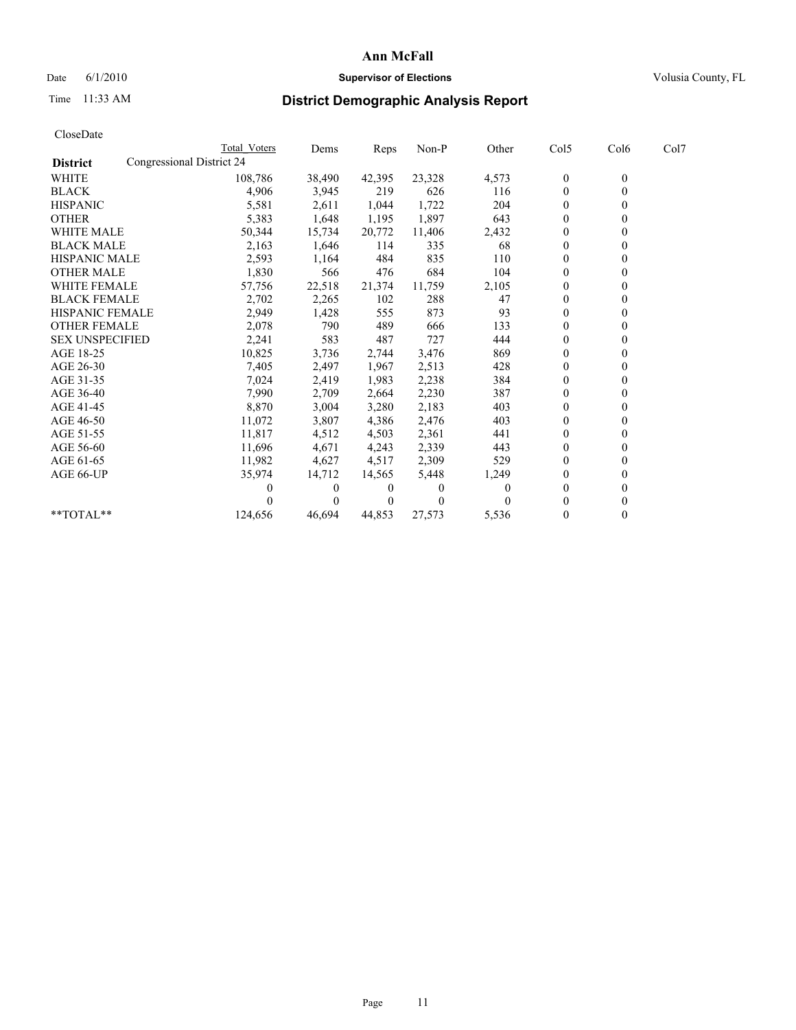Ann McFall

Date 6/1/2010 **Supervisor of Elections** Volusia County, FL

Time 11:33 AM

## District Demographic Analysis Report

CloseDate

| District | Total Voters | Dems | Reps | Non-P | Other | Col5 | Col6 | Col7 |
|---|---|---|---|---|---|---|---|---|
| Congressional District 24 | | | | | | | | |
| WHITE | 108,786 | 38,490 | 42,395 | 23,328 | 4,573 | 0 | 0 | |
| BLACK | 4,906 | 3,945 | 219 | 626 | 116 | 0 | 0 | |
| HISPANIC | 5,581 | 2,611 | 1,044 | 1,722 | 204 | 0 | 0 | |
| OTHER | 5,383 | 1,648 | 1,195 | 1,897 | 643 | 0 | 0 | |
| WHITE MALE | 50,344 | 15,734 | 20,772 | 11,406 | 2,432 | 0 | 0 | |
| BLACK MALE | 2,163 | 1,646 | 114 | 335 | 68 | 0 | 0 | |
| HISPANIC MALE | 2,593 | 1,164 | 484 | 835 | 110 | 0 | 0 | |
| OTHER MALE | 1,830 | 566 | 476 | 684 | 104 | 0 | 0 | |
| WHITE FEMALE | 57,756 | 22,518 | 21,374 | 11,759 | 2,105 | 0 | 0 | |
| BLACK FEMALE | 2,702 | 2,265 | 102 | 288 | 47 | 0 | 0 | |
| HISPANIC FEMALE | 2,949 | 1,428 | 555 | 873 | 93 | 0 | 0 | |
| OTHER FEMALE | 2,078 | 790 | 489 | 666 | 133 | 0 | 0 | |
| SEX UNSPECIFIED | 2,241 | 583 | 487 | 727 | 444 | 0 | 0 | |
| AGE 18-25 | 10,825 | 3,736 | 2,744 | 3,476 | 869 | 0 | 0 | |
| AGE 26-30 | 7,405 | 2,497 | 1,967 | 2,513 | 428 | 0 | 0 | |
| AGE 31-35 | 7,024 | 2,419 | 1,983 | 2,238 | 384 | 0 | 0 | |
| AGE 36-40 | 7,990 | 2,709 | 2,664 | 2,230 | 387 | 0 | 0 | |
| AGE 41-45 | 8,870 | 3,004 | 3,280 | 2,183 | 403 | 0 | 0 | |
| AGE 46-50 | 11,072 | 3,807 | 4,386 | 2,476 | 403 | 0 | 0 | |
| AGE 51-55 | 11,817 | 4,512 | 4,503 | 2,361 | 441 | 0 | 0 | |
| AGE 56-60 | 11,696 | 4,671 | 4,243 | 2,339 | 443 | 0 | 0 | |
| AGE 61-65 | 11,982 | 4,627 | 4,517 | 2,309 | 529 | 0 | 0 | |
| AGE 66-UP | 35,974 | 14,712 | 14,565 | 5,448 | 1,249 | 0 | 0 | |
| | 0 | 0 | 0 | 0 | 0 | 0 | 0 | |
| | 0 | 0 | 0 | 0 | 0 | 0 | 0 | |
| **TOTAL** | 124,656 | 46,694 | 44,853 | 27,573 | 5,536 | 0 | 0 | |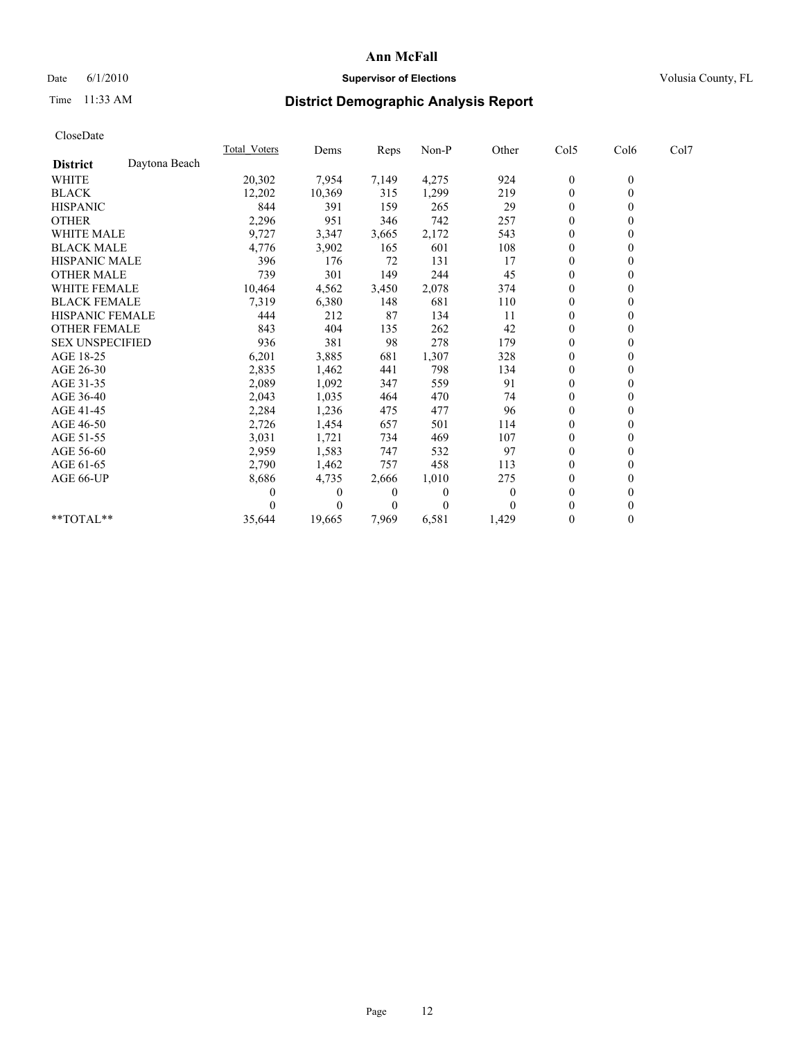# Ann McFall

Date 6/1/2010 **Supervisor of Elections** Volusia County, FL

Time 11:33 AM **District Demographic Analysis Report**

CloseDate

| | Total_Voters | Dems | Reps | Non-P | Other | Col5 | Col6 | Col7 |
|---|---|---|---|---|---|---|---|---|
| **District** Daytona Beach | | | | | | | | |
| WHITE | 20,302 | 7,954 | 7,149 | 4,275 | 924 | 0 | 0 | |
| BLACK | 12,202 | 10,369 | 315 | 1,299 | 219 | 0 | 0 | |
| HISPANIC | 844 | 391 | 159 | 265 | 29 | 0 | 0 | |
| OTHER | 2,296 | 951 | 346 | 742 | 257 | 0 | 0 | |
| WHITE MALE | 9,727 | 3,347 | 3,665 | 2,172 | 543 | 0 | 0 | |
| BLACK MALE | 4,776 | 3,902 | 165 | 601 | 108 | 0 | 0 | |
| HISPANIC MALE | 396 | 176 | 72 | 131 | 17 | 0 | 0 | |
| OTHER MALE | 739 | 301 | 149 | 244 | 45 | 0 | 0 | |
| WHITE FEMALE | 10,464 | 4,562 | 3,450 | 2,078 | 374 | 0 | 0 | |
| BLACK FEMALE | 7,319 | 6,380 | 148 | 681 | 110 | 0 | 0 | |
| HISPANIC FEMALE | 444 | 212 | 87 | 134 | 11 | 0 | 0 | |
| OTHER FEMALE | 843 | 404 | 135 | 262 | 42 | 0 | 0 | |
| SEX UNSPECIFIED | 936 | 381 | 98 | 278 | 179 | 0 | 0 | |
| AGE 18-25 | 6,201 | 3,885 | 681 | 1,307 | 328 | 0 | 0 | |
| AGE 26-30 | 2,835 | 1,462 | 441 | 798 | 134 | 0 | 0 | |
| AGE 31-35 | 2,089 | 1,092 | 347 | 559 | 91 | 0 | 0 | |
| AGE 36-40 | 2,043 | 1,035 | 464 | 470 | 74 | 0 | 0 | |
| AGE 41-45 | 2,284 | 1,236 | 475 | 477 | 96 | 0 | 0 | |
| AGE 46-50 | 2,726 | 1,454 | 657 | 501 | 114 | 0 | 0 | |
| AGE 51-55 | 3,031 | 1,721 | 734 | 469 | 107 | 0 | 0 | |
| AGE 56-60 | 2,959 | 1,583 | 747 | 532 | 97 | 0 | 0 | |
| AGE 61-65 | 2,790 | 1,462 | 757 | 458 | 113 | 0 | 0 | |
| AGE 66-UP | 8,686 | 4,735 | 2,666 | 1,010 | 275 | 0 | 0 | |
| | 0 | 0 | 0 | 0 | 0 | 0 | 0 | |
| | 0 | 0 | 0 | 0 | 0 | 0 | 0 | |
| **TOTAL** | 35,644 | 19,665 | 7,969 | 6,581 | 1,429 | 0 | 0 | |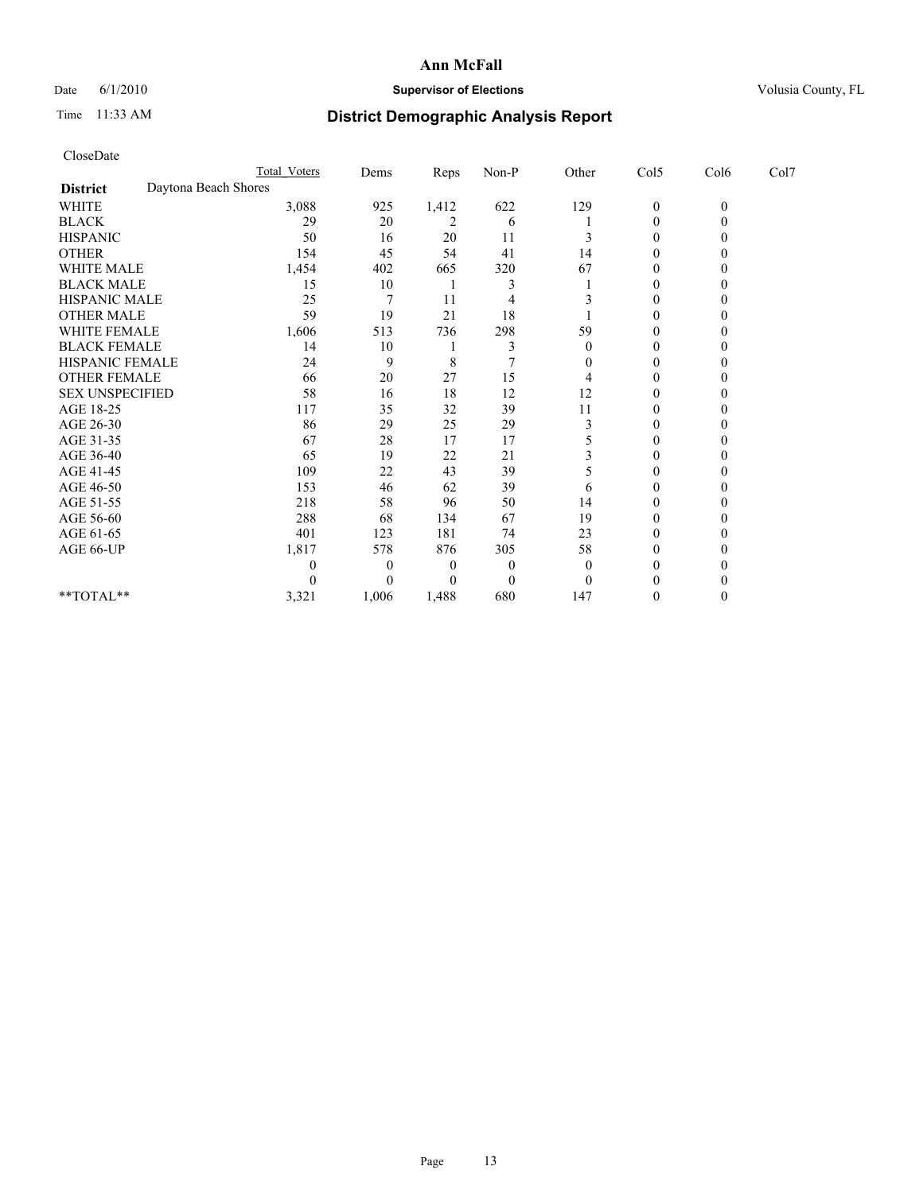# Ann McFall

Date 6/1/2010 **Supervisor of Elections** Volusia County, FL

Time 11:33 AM **District Demographic Analysis Report**

CloseDate

| | Total Voters | Dems | Reps | Non-P | Other | Col5 | Col6 | Col7 |
|---|---|---|---|---|---|---|---|---|
| **District** Daytona Beach Shores | | | | | | | | |
| WHITE | 3,088 | 925 | 1,412 | 622 | 129 | 0 | 0 | |
| BLACK | 29 | 20 | 2 | 6 | 1 | 0 | 0 | |
| HISPANIC | 50 | 16 | 20 | 11 | 3 | 0 | 0 | |
| OTHER | 154 | 45 | 54 | 41 | 14 | 0 | 0 | |
| WHITE MALE | 1,454 | 402 | 665 | 320 | 67 | 0 | 0 | |
| BLACK MALE | 15 | 10 | 1 | 3 | 1 | 0 | 0 | |
| HISPANIC MALE | 25 | 7 | 11 | 4 | 3 | 0 | 0 | |
| OTHER MALE | 59 | 19 | 21 | 18 | 1 | 0 | 0 | |
| WHITE FEMALE | 1,606 | 513 | 736 | 298 | 59 | 0 | 0 | |
| BLACK FEMALE | 14 | 10 | 1 | 3 | 0 | 0 | 0 | |
| HISPANIC FEMALE | 24 | 9 | 8 | 7 | 0 | 0 | 0 | |
| OTHER FEMALE | 66 | 20 | 27 | 15 | 4 | 0 | 0 | |
| SEX UNSPECIFIED | 58 | 16 | 18 | 12 | 12 | 0 | 0 | |
| AGE 18-25 | 117 | 35 | 32 | 39 | 11 | 0 | 0 | |
| AGE 26-30 | 86 | 29 | 25 | 29 | 3 | 0 | 0 | |
| AGE 31-35 | 67 | 28 | 17 | 17 | 5 | 0 | 0 | |
| AGE 36-40 | 65 | 19 | 22 | 21 | 3 | 0 | 0 | |
| AGE 41-45 | 109 | 22 | 43 | 39 | 5 | 0 | 0 | |
| AGE 46-50 | 153 | 46 | 62 | 39 | 6 | 0 | 0 | |
| AGE 51-55 | 218 | 58 | 96 | 50 | 14 | 0 | 0 | |
| AGE 56-60 | 288 | 68 | 134 | 67 | 19 | 0 | 0 | |
| AGE 61-65 | 401 | 123 | 181 | 74 | 23 | 0 | 0 | |
| AGE 66-UP | 1,817 | 578 | 876 | 305 | 58 | 0 | 0 | |
| | 0 | 0 | 0 | 0 | 0 | 0 | 0 | |
| | 0 | 0 | 0 | 0 | 0 | 0 | 0 | |
| **TOTAL** | 3,321 | 1,006 | 1,488 | 680 | 147 | 0 | 0 | |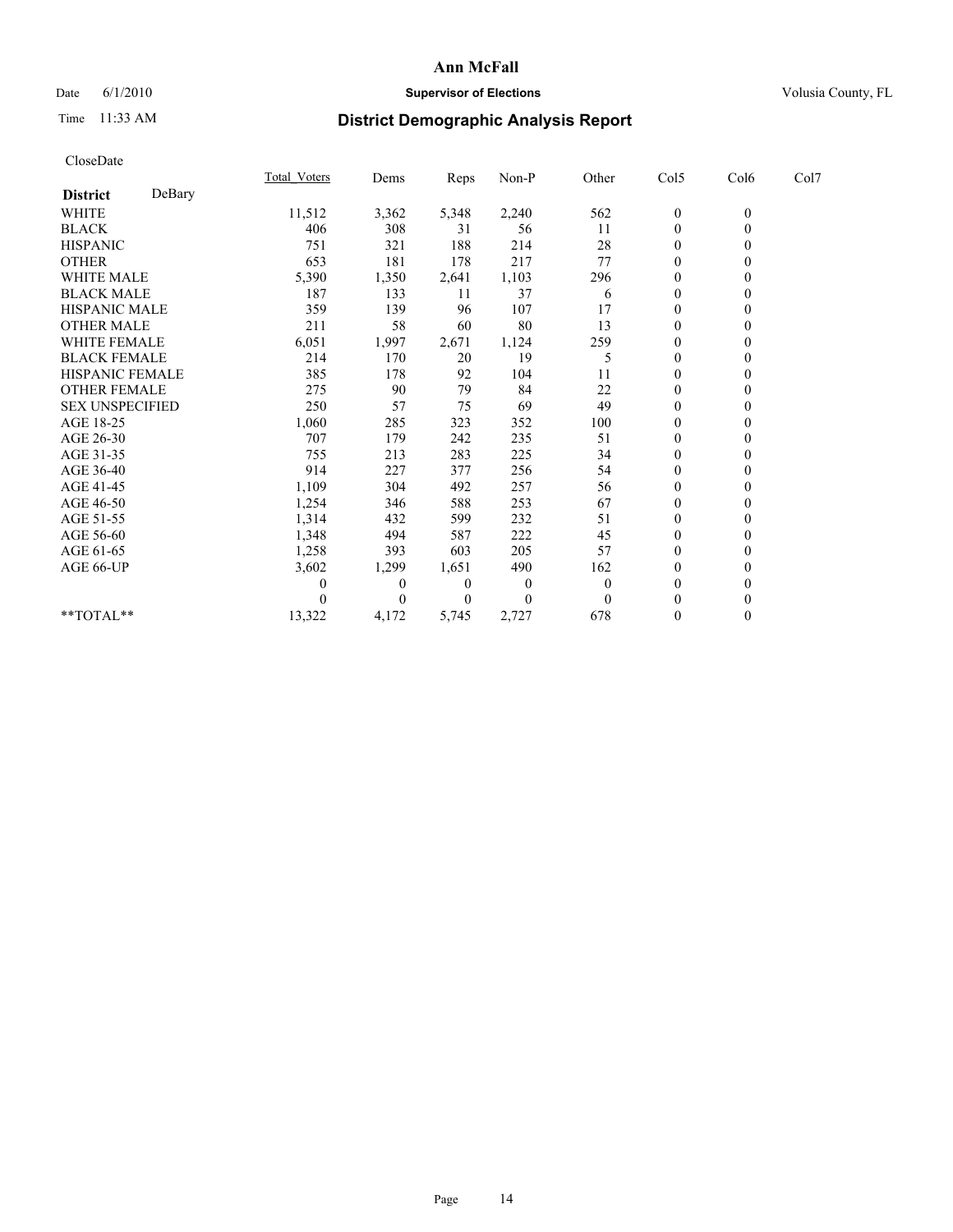# Ann McFall

Date 6/1/2010 **Supervisor of Elections** Volusia County, FL

Time 11:33 AM

## District Demographic Analysis Report

CloseDate

| District: DeBary | Total_Voters | Dems | Reps | Non-P | Other | Col5 | Col6 | Col7 |
|---|---|---|---|---|---|---|---|---|
| WHITE | 11,512 | 3,362 | 5,348 | 2,240 | 562 | 0 | 0 | |
| BLACK | 406 | 308 | 31 | 56 | 11 | 0 | 0 | |
| HISPANIC | 751 | 321 | 188 | 214 | 28 | 0 | 0 | |
| OTHER | 653 | 181 | 178 | 217 | 77 | 0 | 0 | |
| WHITE MALE | 5,390 | 1,350 | 2,641 | 1,103 | 296 | 0 | 0 | |
| BLACK MALE | 187 | 133 | 11 | 37 | 6 | 0 | 0 | |
| HISPANIC MALE | 359 | 139 | 96 | 107 | 17 | 0 | 0 | |
| OTHER MALE | 211 | 58 | 60 | 80 | 13 | 0 | 0 | |
| WHITE FEMALE | 6,051 | 1,997 | 2,671 | 1,124 | 259 | 0 | 0 | |
| BLACK FEMALE | 214 | 170 | 20 | 19 | 5 | 0 | 0 | |
| HISPANIC FEMALE | 385 | 178 | 92 | 104 | 11 | 0 | 0 | |
| OTHER FEMALE | 275 | 90 | 79 | 84 | 22 | 0 | 0 | |
| SEX UNSPECIFIED | 250 | 57 | 75 | 69 | 49 | 0 | 0 | |
| AGE 18-25 | 1,060 | 285 | 323 | 352 | 100 | 0 | 0 | |
| AGE 26-30 | 707 | 179 | 242 | 235 | 51 | 0 | 0 | |
| AGE 31-35 | 755 | 213 | 283 | 225 | 34 | 0 | 0 | |
| AGE 36-40 | 914 | 227 | 377 | 256 | 54 | 0 | 0 | |
| AGE 41-45 | 1,109 | 304 | 492 | 257 | 56 | 0 | 0 | |
| AGE 46-50 | 1,254 | 346 | 588 | 253 | 67 | 0 | 0 | |
| AGE 51-55 | 1,314 | 432 | 599 | 232 | 51 | 0 | 0 | |
| AGE 56-60 | 1,348 | 494 | 587 | 222 | 45 | 0 | 0 | |
| AGE 61-65 | 1,258 | 393 | 603 | 205 | 57 | 0 | 0 | |
| AGE 66-UP | 3,602 | 1,299 | 1,651 | 490 | 162 | 0 | 0 | |
| | 0 | 0 | 0 | 0 | 0 | 0 | 0 | |
| | 0 | 0 | 0 | 0 | 0 | 0 | 0 | |
| **TOTAL** | 13,322 | 4,172 | 5,745 | 2,727 | 678 | 0 | 0 | |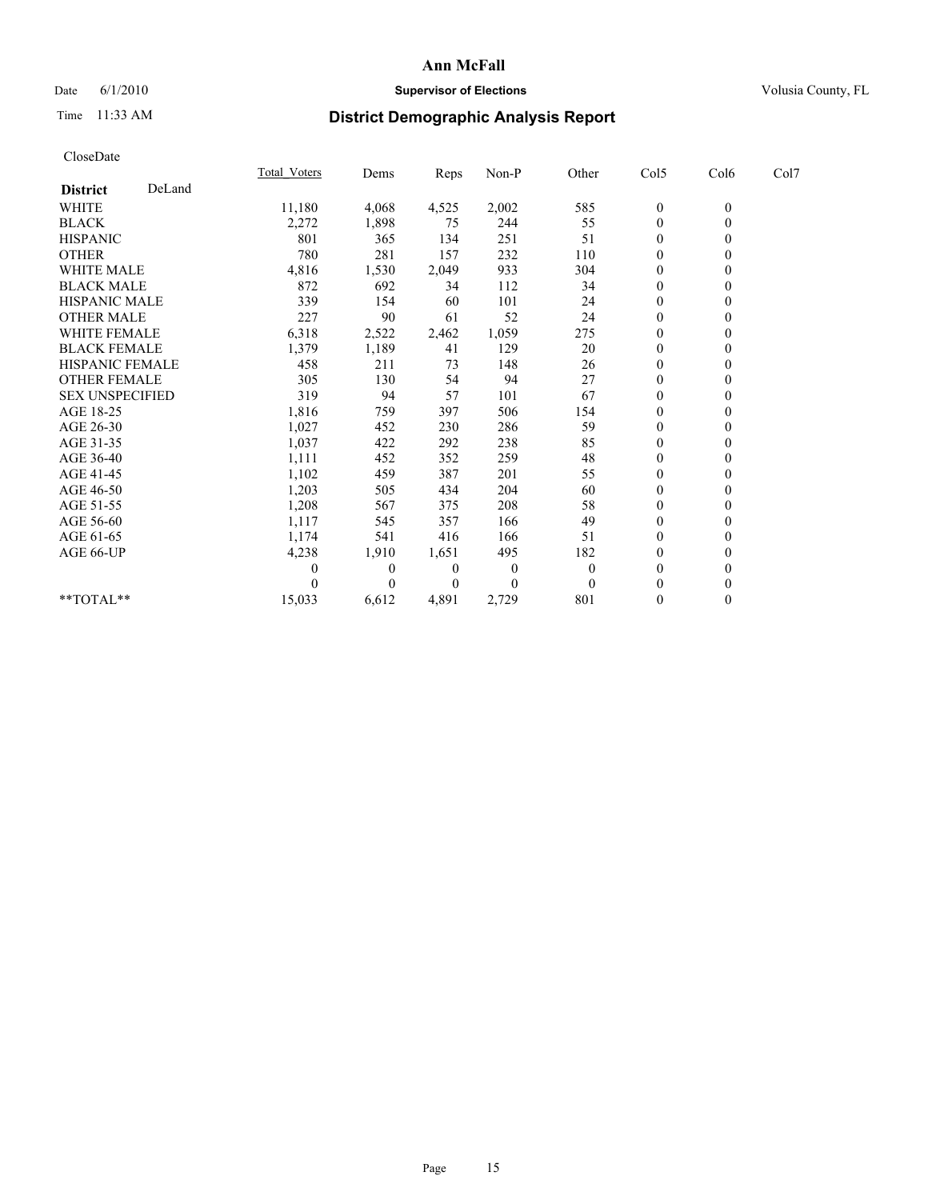# Ann McFall

Date 6/1/2010 **Supervisor of Elections** Volusia County, FL

Time 11:33 AM

## District Demographic Analysis Report

CloseDate

| | Total_Voters | Dems | Reps | Non-P | Other | Col5 | Col6 | Col7 |
|---|---|---|---|---|---|---|---|---|
| **District** DeLand | | | | | | | | |
| WHITE | 11,180 | 4,068 | 4,525 | 2,002 | 585 | 0 | 0 | |
| BLACK | 2,272 | 1,898 | 75 | 244 | 55 | 0 | 0 | |
| HISPANIC | 801 | 365 | 134 | 251 | 51 | 0 | 0 | |
| OTHER | 780 | 281 | 157 | 232 | 110 | 0 | 0 | |
| WHITE MALE | 4,816 | 1,530 | 2,049 | 933 | 304 | 0 | 0 | |
| BLACK MALE | 872 | 692 | 34 | 112 | 34 | 0 | 0 | |
| HISPANIC MALE | 339 | 154 | 60 | 101 | 24 | 0 | 0 | |
| OTHER MALE | 227 | 90 | 61 | 52 | 24 | 0 | 0 | |
| WHITE FEMALE | 6,318 | 2,522 | 2,462 | 1,059 | 275 | 0 | 0 | |
| BLACK FEMALE | 1,379 | 1,189 | 41 | 129 | 20 | 0 | 0 | |
| HISPANIC FEMALE | 458 | 211 | 73 | 148 | 26 | 0 | 0 | |
| OTHER FEMALE | 305 | 130 | 54 | 94 | 27 | 0 | 0 | |
| SEX UNSPECIFIED | 319 | 94 | 57 | 101 | 67 | 0 | 0 | |
| AGE 18-25 | 1,816 | 759 | 397 | 506 | 154 | 0 | 0 | |
| AGE 26-30 | 1,027 | 452 | 230 | 286 | 59 | 0 | 0 | |
| AGE 31-35 | 1,037 | 422 | 292 | 238 | 85 | 0 | 0 | |
| AGE 36-40 | 1,111 | 452 | 352 | 259 | 48 | 0 | 0 | |
| AGE 41-45 | 1,102 | 459 | 387 | 201 | 55 | 0 | 0 | |
| AGE 46-50 | 1,203 | 505 | 434 | 204 | 60 | 0 | 0 | |
| AGE 51-55 | 1,208 | 567 | 375 | 208 | 58 | 0 | 0 | |
| AGE 56-60 | 1,117 | 545 | 357 | 166 | 49 | 0 | 0 | |
| AGE 61-65 | 1,174 | 541 | 416 | 166 | 51 | 0 | 0 | |
| AGE 66-UP | 4,238 | 1,910 | 1,651 | 495 | 182 | 0 | 0 | |
| | 0 | 0 | 0 | 0 | 0 | 0 | 0 | |
| | 0 | 0 | 0 | 0 | 0 | 0 | 0 | |
| **TOTAL** | 15,033 | 6,612 | 4,891 | 2,729 | 801 | 0 | 0 | |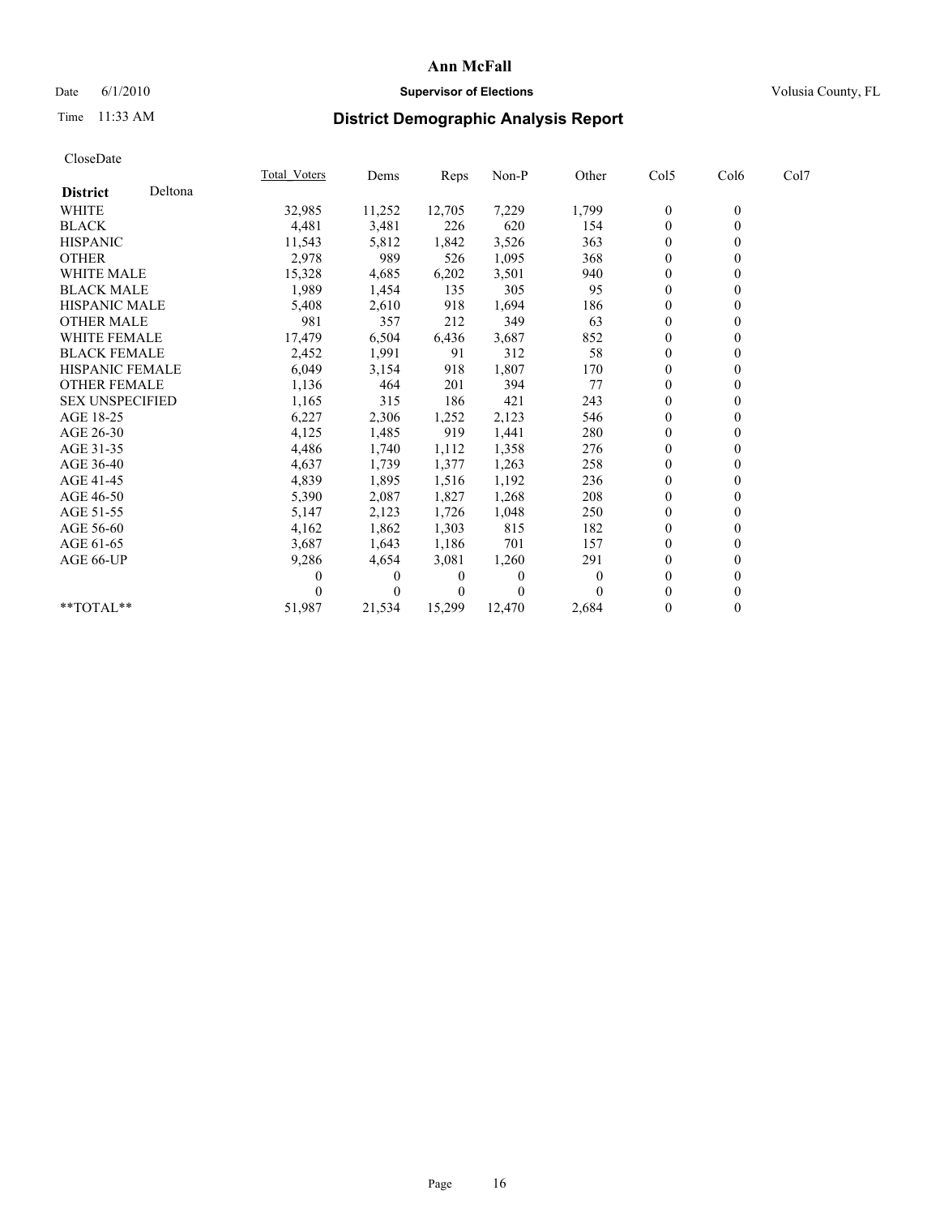# Ann McFall

Date 6/1/2010 **Supervisor of Elections** Volusia County, FL

Time 11:33 AM

## District Demographic Analysis Report

CloseDate

| **District** Deltona | Total_Voters | Dems | Reps | Non-P | Other | Col5 | Col6 | Col7 |
|---|---|---|---|---|---|---|---|---|
| WHITE | 32,985 | 11,252 | 12,705 | 7,229 | 1,799 | 0 | 0 | |
| BLACK | 4,481 | 3,481 | 226 | 620 | 154 | 0 | 0 | |
| HISPANIC | 11,543 | 5,812 | 1,842 | 3,526 | 363 | 0 | 0 | |
| OTHER | 2,978 | 989 | 526 | 1,095 | 368 | 0 | 0 | |
| WHITE MALE | 15,328 | 4,685 | 6,202 | 3,501 | 940 | 0 | 0 | |
| BLACK MALE | 1,989 | 1,454 | 135 | 305 | 95 | 0 | 0 | |
| HISPANIC MALE | 5,408 | 2,610 | 918 | 1,694 | 186 | 0 | 0 | |
| OTHER MALE | 981 | 357 | 212 | 349 | 63 | 0 | 0 | |
| WHITE FEMALE | 17,479 | 6,504 | 6,436 | 3,687 | 852 | 0 | 0 | |
| BLACK FEMALE | 2,452 | 1,991 | 91 | 312 | 58 | 0 | 0 | |
| HISPANIC FEMALE | 6,049 | 3,154 | 918 | 1,807 | 170 | 0 | 0 | |
| OTHER FEMALE | 1,136 | 464 | 201 | 394 | 77 | 0 | 0 | |
| SEX UNSPECIFIED | 1,165 | 315 | 186 | 421 | 243 | 0 | 0 | |
| AGE 18-25 | 6,227 | 2,306 | 1,252 | 2,123 | 546 | 0 | 0 | |
| AGE 26-30 | 4,125 | 1,485 | 919 | 1,441 | 280 | 0 | 0 | |
| AGE 31-35 | 4,486 | 1,740 | 1,112 | 1,358 | 276 | 0 | 0 | |
| AGE 36-40 | 4,637 | 1,739 | 1,377 | 1,263 | 258 | 0 | 0 | |
| AGE 41-45 | 4,839 | 1,895 | 1,516 | 1,192 | 236 | 0 | 0 | |
| AGE 46-50 | 5,390 | 2,087 | 1,827 | 1,268 | 208 | 0 | 0 | |
| AGE 51-55 | 5,147 | 2,123 | 1,726 | 1,048 | 250 | 0 | 0 | |
| AGE 56-60 | 4,162 | 1,862 | 1,303 | 815 | 182 | 0 | 0 | |
| AGE 61-65 | 3,687 | 1,643 | 1,186 | 701 | 157 | 0 | 0 | |
| AGE 66-UP | 9,286 | 4,654 | 3,081 | 1,260 | 291 | 0 | 0 | |
| | 0 | 0 | 0 | 0 | 0 | 0 | 0 | |
| | 0 | 0 | 0 | 0 | 0 | 0 | 0 | |
| **TOTAL** | 51,987 | 21,534 | 15,299 | 12,470 | 2,684 | 0 | 0 | |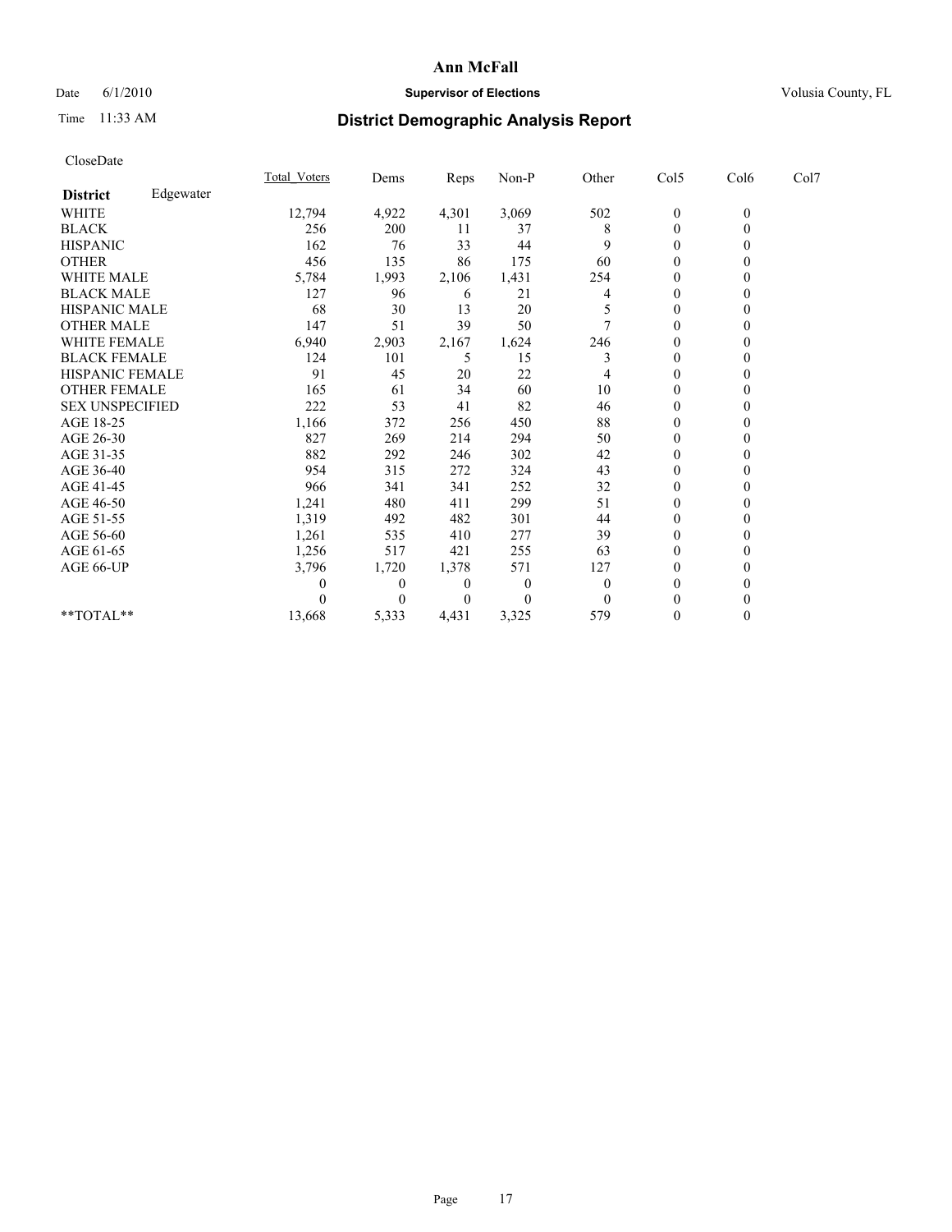**Ann McFall**

Date 6/1/2010 **Supervisor of Elections** Volusia County, FL

Time 11:33 AM

## District Demographic Analysis Report

CloseDate

| | Total_Voters | Dems | Reps | Non-P | Other | Col5 | Col6 | Col7 |
|---|---|---|---|---|---|---|---|---|
| **District** Edgewater | | | | | | | | |
| WHITE | 12,794 | 4,922 | 4,301 | 3,069 | 502 | 0 | 0 | |
| BLACK | 256 | 200 | 11 | 37 | 8 | 0 | 0 | |
| HISPANIC | 162 | 76 | 33 | 44 | 9 | 0 | 0 | |
| OTHER | 456 | 135 | 86 | 175 | 60 | 0 | 0 | |
| WHITE MALE | 5,784 | 1,993 | 2,106 | 1,431 | 254 | 0 | 0 | |
| BLACK MALE | 127 | 96 | 6 | 21 | 4 | 0 | 0 | |
| HISPANIC MALE | 68 | 30 | 13 | 20 | 5 | 0 | 0 | |
| OTHER MALE | 147 | 51 | 39 | 50 | 7 | 0 | 0 | |
| WHITE FEMALE | 6,940 | 2,903 | 2,167 | 1,624 | 246 | 0 | 0 | |
| BLACK FEMALE | 124 | 101 | 5 | 15 | 3 | 0 | 0 | |
| HISPANIC FEMALE | 91 | 45 | 20 | 22 | 4 | 0 | 0 | |
| OTHER FEMALE | 165 | 61 | 34 | 60 | 10 | 0 | 0 | |
| SEX UNSPECIFIED | 222 | 53 | 41 | 82 | 46 | 0 | 0 | |
| AGE 18-25 | 1,166 | 372 | 256 | 450 | 88 | 0 | 0 | |
| AGE 26-30 | 827 | 269 | 214 | 294 | 50 | 0 | 0 | |
| AGE 31-35 | 882 | 292 | 246 | 302 | 42 | 0 | 0 | |
| AGE 36-40 | 954 | 315 | 272 | 324 | 43 | 0 | 0 | |
| AGE 41-45 | 966 | 341 | 341 | 252 | 32 | 0 | 0 | |
| AGE 46-50 | 1,241 | 480 | 411 | 299 | 51 | 0 | 0 | |
| AGE 51-55 | 1,319 | 492 | 482 | 301 | 44 | 0 | 0 | |
| AGE 56-60 | 1,261 | 535 | 410 | 277 | 39 | 0 | 0 | |
| AGE 61-65 | 1,256 | 517 | 421 | 255 | 63 | 0 | 0 | |
| AGE 66-UP | 3,796 | 1,720 | 1,378 | 571 | 127 | 0 | 0 | |
| | 0 | 0 | 0 | 0 | 0 | 0 | 0 | |
| | 0 | 0 | 0 | 0 | 0 | 0 | 0 | |
| **TOTAL** | 13,668 | 5,333 | 4,431 | 3,325 | 579 | 0 | 0 | |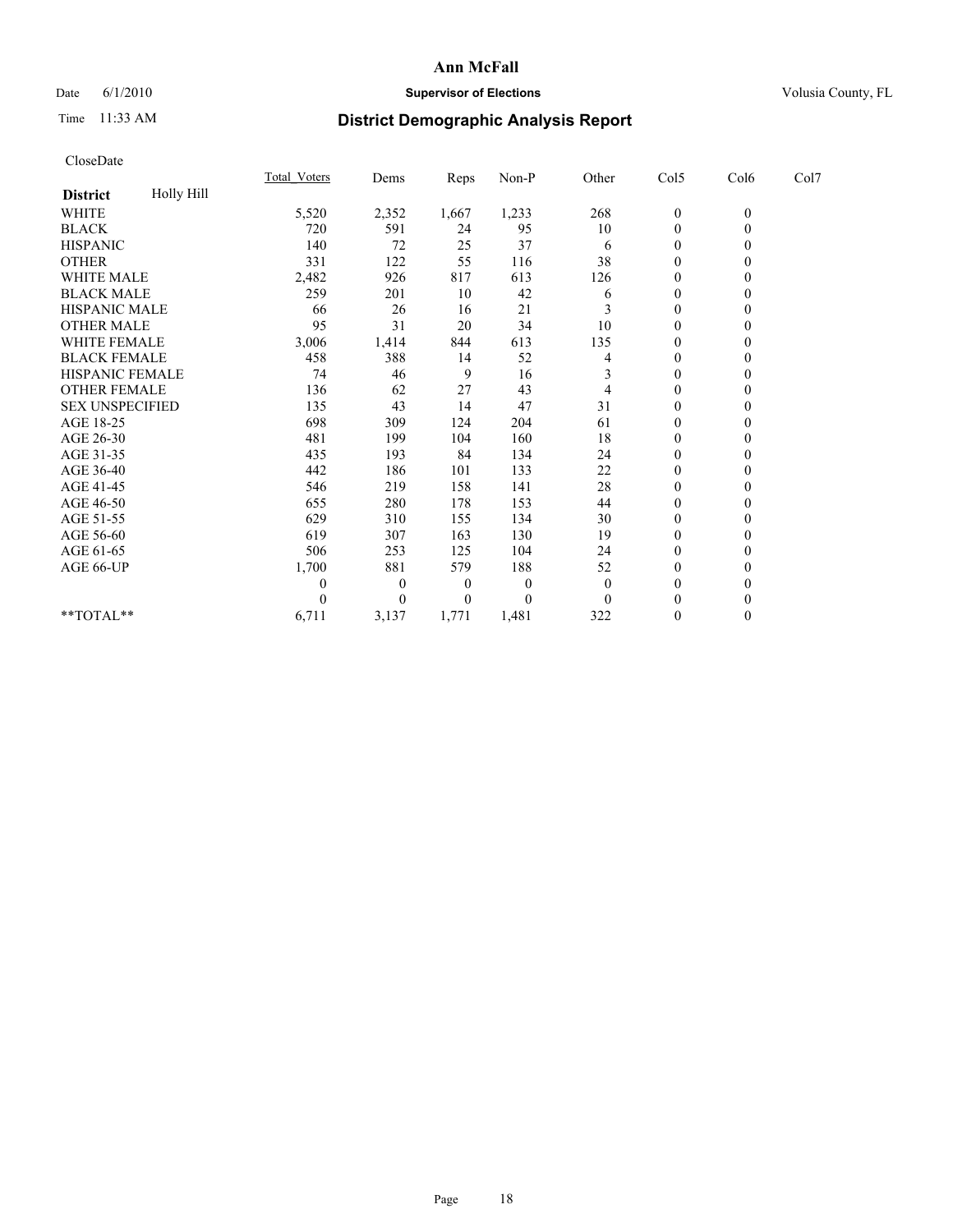# Ann McFall

Date 6/1/2010 **Supervisor of Elections** Volusia County, FL

Time 11:33 AM

## District Demographic Analysis Report

CloseDate

| | Total_Voters | Dems | Reps | Non-P | Other | Col5 | Col6 | Col7 |
|---|---|---|---|---|---|---|---|---|
| **District** Holly Hill | | | | | | | | |
| WHITE | 5,520 | 2,352 | 1,667 | 1,233 | 268 | 0 | 0 | |
| BLACK | 720 | 591 | 24 | 95 | 10 | 0 | 0 | |
| HISPANIC | 140 | 72 | 25 | 37 | 6 | 0 | 0 | |
| OTHER | 331 | 122 | 55 | 116 | 38 | 0 | 0 | |
| WHITE MALE | 2,482 | 926 | 817 | 613 | 126 | 0 | 0 | |
| BLACK MALE | 259 | 201 | 10 | 42 | 6 | 0 | 0 | |
| HISPANIC MALE | 66 | 26 | 16 | 21 | 3 | 0 | 0 | |
| OTHER MALE | 95 | 31 | 20 | 34 | 10 | 0 | 0 | |
| WHITE FEMALE | 3,006 | 1,414 | 844 | 613 | 135 | 0 | 0 | |
| BLACK FEMALE | 458 | 388 | 14 | 52 | 4 | 0 | 0 | |
| HISPANIC FEMALE | 74 | 46 | 9 | 16 | 3 | 0 | 0 | |
| OTHER FEMALE | 136 | 62 | 27 | 43 | 4 | 0 | 0 | |
| SEX UNSPECIFIED | 135 | 43 | 14 | 47 | 31 | 0 | 0 | |
| AGE 18-25 | 698 | 309 | 124 | 204 | 61 | 0 | 0 | |
| AGE 26-30 | 481 | 199 | 104 | 160 | 18 | 0 | 0 | |
| AGE 31-35 | 435 | 193 | 84 | 134 | 24 | 0 | 0 | |
| AGE 36-40 | 442 | 186 | 101 | 133 | 22 | 0 | 0 | |
| AGE 41-45 | 546 | 219 | 158 | 141 | 28 | 0 | 0 | |
| AGE 46-50 | 655 | 280 | 178 | 153 | 44 | 0 | 0 | |
| AGE 51-55 | 629 | 310 | 155 | 134 | 30 | 0 | 0 | |
| AGE 56-60 | 619 | 307 | 163 | 130 | 19 | 0 | 0 | |
| AGE 61-65 | 506 | 253 | 125 | 104 | 24 | 0 | 0 | |
| AGE 66-UP | 1,700 | 881 | 579 | 188 | 52 | 0 | 0 | |
| | 0 | 0 | 0 | 0 | 0 | 0 | 0 | |
| | 0 | 0 | 0 | 0 | 0 | 0 | 0 | |
| **TOTAL** | 6,711 | 3,137 | 1,771 | 1,481 | 322 | 0 | 0 | |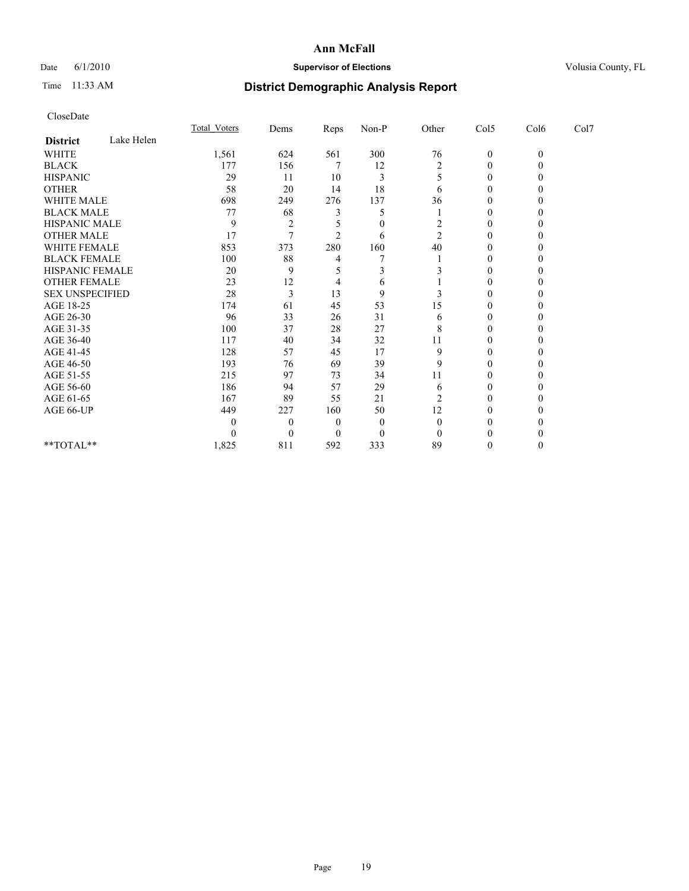# Ann McFall

Date 6/1/2010 **Supervisor of Elections** Volusia County, FL

Time 11:33 AM

## District Demographic Analysis Report

CloseDate

| District: Lake Helen | Total_Voters | Dems | Reps | Non-P | Other | Col5 | Col6 | Col7 |
|---|---|---|---|---|---|---|---|---|
| WHITE | 1,561 | 624 | 561 | 300 | 76 | 0 | 0 | |
| BLACK | 177 | 156 | 7 | 12 | 2 | 0 | 0 | |
| HISPANIC | 29 | 11 | 10 | 3 | 5 | 0 | 0 | |
| OTHER | 58 | 20 | 14 | 18 | 6 | 0 | 0 | |
| WHITE MALE | 698 | 249 | 276 | 137 | 36 | 0 | 0 | |
| BLACK MALE | 77 | 68 | 3 | 5 | 1 | 0 | 0 | |
| HISPANIC MALE | 9 | 2 | 5 | 0 | 2 | 0 | 0 | |
| OTHER MALE | 17 | 7 | 2 | 6 | 2 | 0 | 0 | |
| WHITE FEMALE | 853 | 373 | 280 | 160 | 40 | 0 | 0 | |
| BLACK FEMALE | 100 | 88 | 4 | 7 | 1 | 0 | 0 | |
| HISPANIC FEMALE | 20 | 9 | 5 | 3 | 3 | 0 | 0 | |
| OTHER FEMALE | 23 | 12 | 4 | 6 | 1 | 0 | 0 | |
| SEX UNSPECIFIED | 28 | 3 | 13 | 9 | 3 | 0 | 0 | |
| AGE 18-25 | 174 | 61 | 45 | 53 | 15 | 0 | 0 | |
| AGE 26-30 | 96 | 33 | 26 | 31 | 6 | 0 | 0 | |
| AGE 31-35 | 100 | 37 | 28 | 27 | 8 | 0 | 0 | |
| AGE 36-40 | 117 | 40 | 34 | 32 | 11 | 0 | 0 | |
| AGE 41-45 | 128 | 57 | 45 | 17 | 9 | 0 | 0 | |
| AGE 46-50 | 193 | 76 | 69 | 39 | 9 | 0 | 0 | |
| AGE 51-55 | 215 | 97 | 73 | 34 | 11 | 0 | 0 | |
| AGE 56-60 | 186 | 94 | 57 | 29 | 6 | 0 | 0 | |
| AGE 61-65 | 167 | 89 | 55 | 21 | 2 | 0 | 0 | |
| AGE 66-UP | 449 | 227 | 160 | 50 | 12 | 0 | 0 | |
| | 0 | 0 | 0 | 0 | 0 | 0 | 0 | |
| | 0 | 0 | 0 | 0 | 0 | 0 | 0 | |
| **TOTAL** | 1,825 | 811 | 592 | 333 | 89 | 0 | 0 | |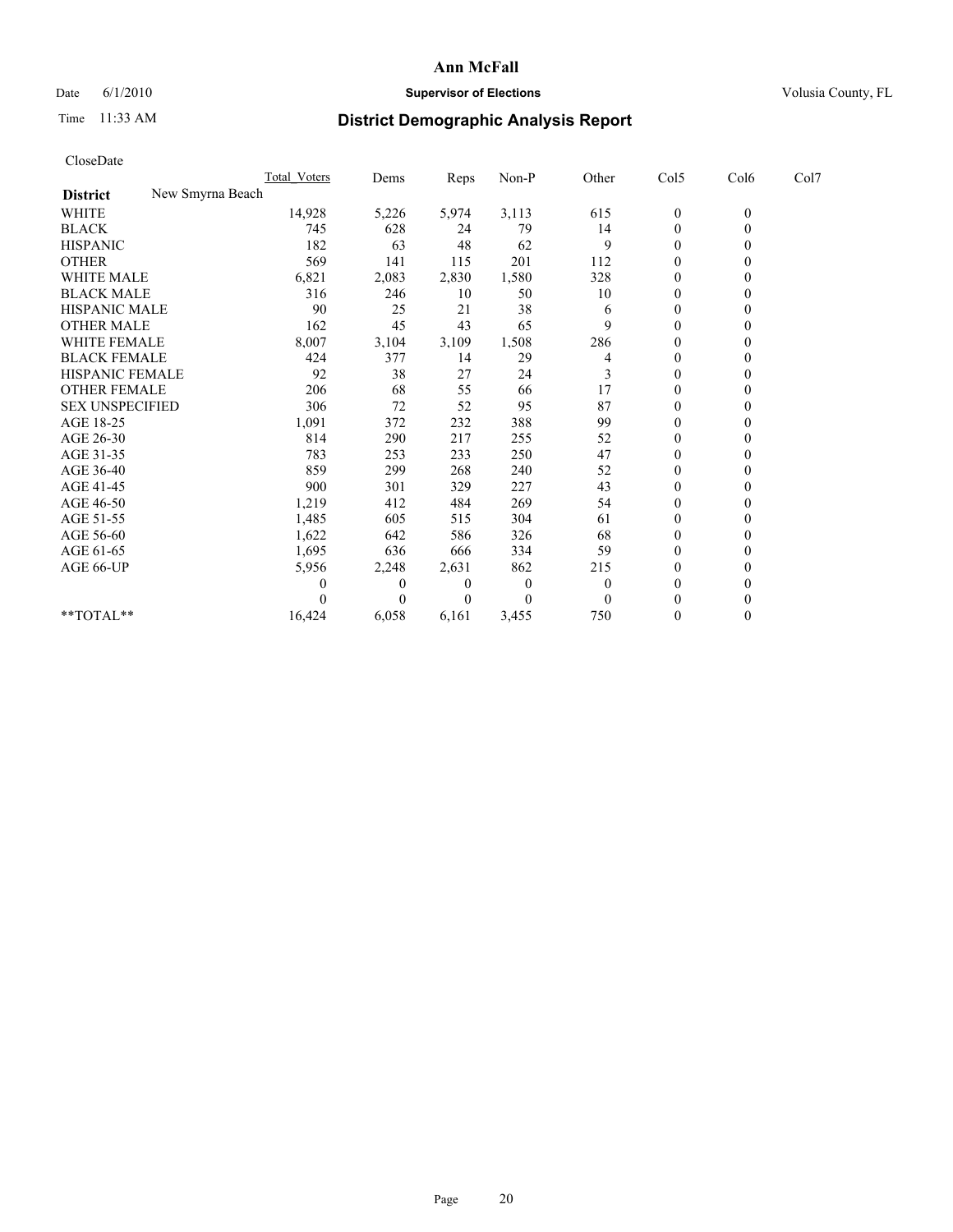**Ann McFall**

Date 6/1/2010 **Supervisor of Elections** Volusia County, FL

Time 11:33 AM

## District Demographic Analysis Report

CloseDate

| | Total_Voters | Dems | Reps | Non-P | Other | Col5 | Col6 | Col7 |
|---|---|---|---|---|---|---|---|---|
| **District** New Smyrna Beach | | | | | | | | |
| WHITE | 14,928 | 5,226 | 5,974 | 3,113 | 615 | 0 | 0 | |
| BLACK | 745 | 628 | 24 | 79 | 14 | 0 | 0 | |
| HISPANIC | 182 | 63 | 48 | 62 | 9 | 0 | 0 | |
| OTHER | 569 | 141 | 115 | 201 | 112 | 0 | 0 | |
| WHITE MALE | 6,821 | 2,083 | 2,830 | 1,580 | 328 | 0 | 0 | |
| BLACK MALE | 316 | 246 | 10 | 50 | 10 | 0 | 0 | |
| HISPANIC MALE | 90 | 25 | 21 | 38 | 6 | 0 | 0 | |
| OTHER MALE | 162 | 45 | 43 | 65 | 9 | 0 | 0 | |
| WHITE FEMALE | 8,007 | 3,104 | 3,109 | 1,508 | 286 | 0 | 0 | |
| BLACK FEMALE | 424 | 377 | 14 | 29 | 4 | 0 | 0 | |
| HISPANIC FEMALE | 92 | 38 | 27 | 24 | 3 | 0 | 0 | |
| OTHER FEMALE | 206 | 68 | 55 | 66 | 17 | 0 | 0 | |
| SEX UNSPECIFIED | 306 | 72 | 52 | 95 | 87 | 0 | 0 | |
| AGE 18-25 | 1,091 | 372 | 232 | 388 | 99 | 0 | 0 | |
| AGE 26-30 | 814 | 290 | 217 | 255 | 52 | 0 | 0 | |
| AGE 31-35 | 783 | 253 | 233 | 250 | 47 | 0 | 0 | |
| AGE 36-40 | 859 | 299 | 268 | 240 | 52 | 0 | 0 | |
| AGE 41-45 | 900 | 301 | 329 | 227 | 43 | 0 | 0 | |
| AGE 46-50 | 1,219 | 412 | 484 | 269 | 54 | 0 | 0 | |
| AGE 51-55 | 1,485 | 605 | 515 | 304 | 61 | 0 | 0 | |
| AGE 56-60 | 1,622 | 642 | 586 | 326 | 68 | 0 | 0 | |
| AGE 61-65 | 1,695 | 636 | 666 | 334 | 59 | 0 | 0 | |
| AGE 66-UP | 5,956 | 2,248 | 2,631 | 862 | 215 | 0 | 0 | |
| | 0 | 0 | 0 | 0 | 0 | 0 | 0 | |
| | 0 | 0 | 0 | 0 | 0 | 0 | 0 | |
| **TOTAL** | 16,424 | 6,058 | 6,161 | 3,455 | 750 | 0 | 0 | |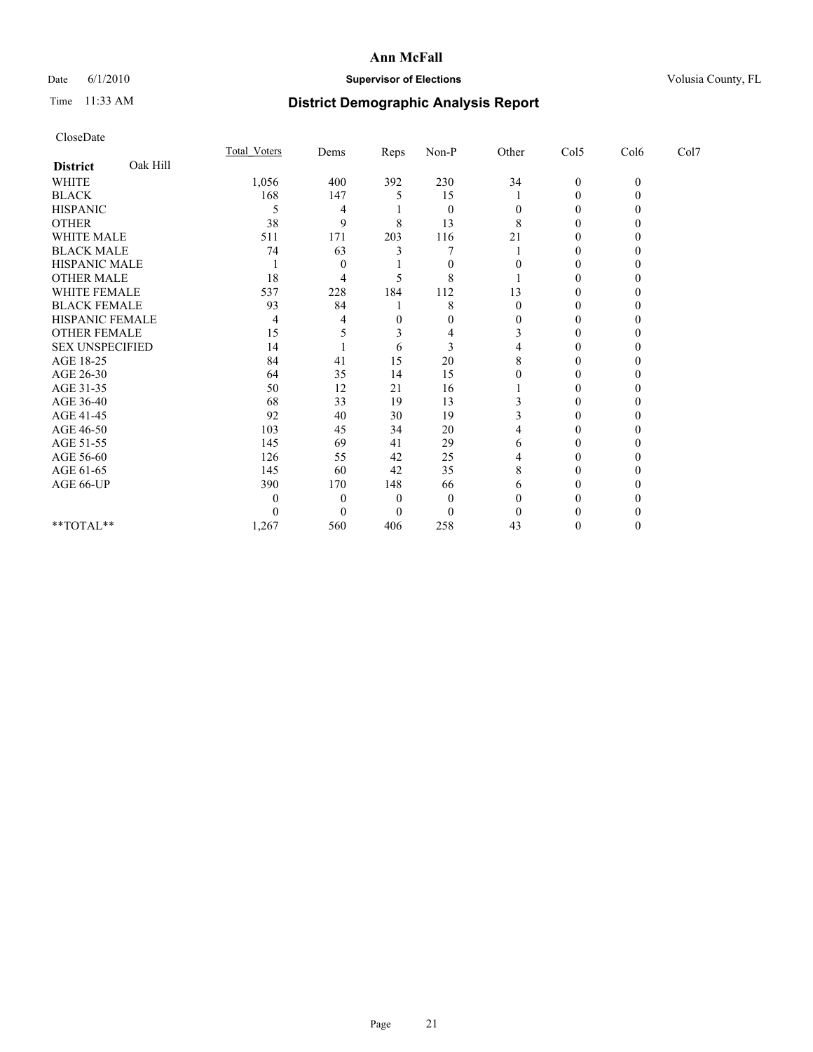# Ann McFall

Date 6/1/2010 **Supervisor of Elections** Volusia County, FL

Time 11:33 AM **District Demographic Analysis Report**

CloseDate

| | Total_Voters | Dems | Reps | Non-P | Other | Col5 | Col6 | Col7 |
|---|---|---|---|---|---|---|---|---|
| **District** Oak Hill | | | | | | | | |
| WHITE | 1,056 | 400 | 392 | 230 | 34 | 0 | 0 | |
| BLACK | 168 | 147 | 5 | 15 | 1 | 0 | 0 | |
| HISPANIC | 5 | 4 | 1 | 0 | 0 | 0 | 0 | |
| OTHER | 38 | 9 | 8 | 13 | 8 | 0 | 0 | |
| WHITE MALE | 511 | 171 | 203 | 116 | 21 | 0 | 0 | |
| BLACK MALE | 74 | 63 | 3 | 7 | 1 | 0 | 0 | |
| HISPANIC MALE | 1 | 0 | 1 | 0 | 0 | 0 | 0 | |
| OTHER MALE | 18 | 4 | 5 | 8 | 1 | 0 | 0 | |
| WHITE FEMALE | 537 | 228 | 184 | 112 | 13 | 0 | 0 | |
| BLACK FEMALE | 93 | 84 | 1 | 8 | 0 | 0 | 0 | |
| HISPANIC FEMALE | 4 | 4 | 0 | 0 | 0 | 0 | 0 | |
| OTHER FEMALE | 15 | 5 | 3 | 4 | 3 | 0 | 0 | |
| SEX UNSPECIFIED | 14 | 1 | 6 | 3 | 4 | 0 | 0 | |
| AGE 18-25 | 84 | 41 | 15 | 20 | 8 | 0 | 0 | |
| AGE 26-30 | 64 | 35 | 14 | 15 | 0 | 0 | 0 | |
| AGE 31-35 | 50 | 12 | 21 | 16 | 1 | 0 | 0 | |
| AGE 36-40 | 68 | 33 | 19 | 13 | 3 | 0 | 0 | |
| AGE 41-45 | 92 | 40 | 30 | 19 | 3 | 0 | 0 | |
| AGE 46-50 | 103 | 45 | 34 | 20 | 4 | 0 | 0 | |
| AGE 51-55 | 145 | 69 | 41 | 29 | 6 | 0 | 0 | |
| AGE 56-60 | 126 | 55 | 42 | 25 | 4 | 0 | 0 | |
| AGE 61-65 | 145 | 60 | 42 | 35 | 8 | 0 | 0 | |
| AGE 66-UP | 390 | 170 | 148 | 66 | 6 | 0 | 0 | |
| | 0 | 0 | 0 | 0 | 0 | 0 | 0 | |
| | 0 | 0 | 0 | 0 | 0 | 0 | 0 | |
| **TOTAL** | 1,267 | 560 | 406 | 258 | 43 | 0 | 0 | |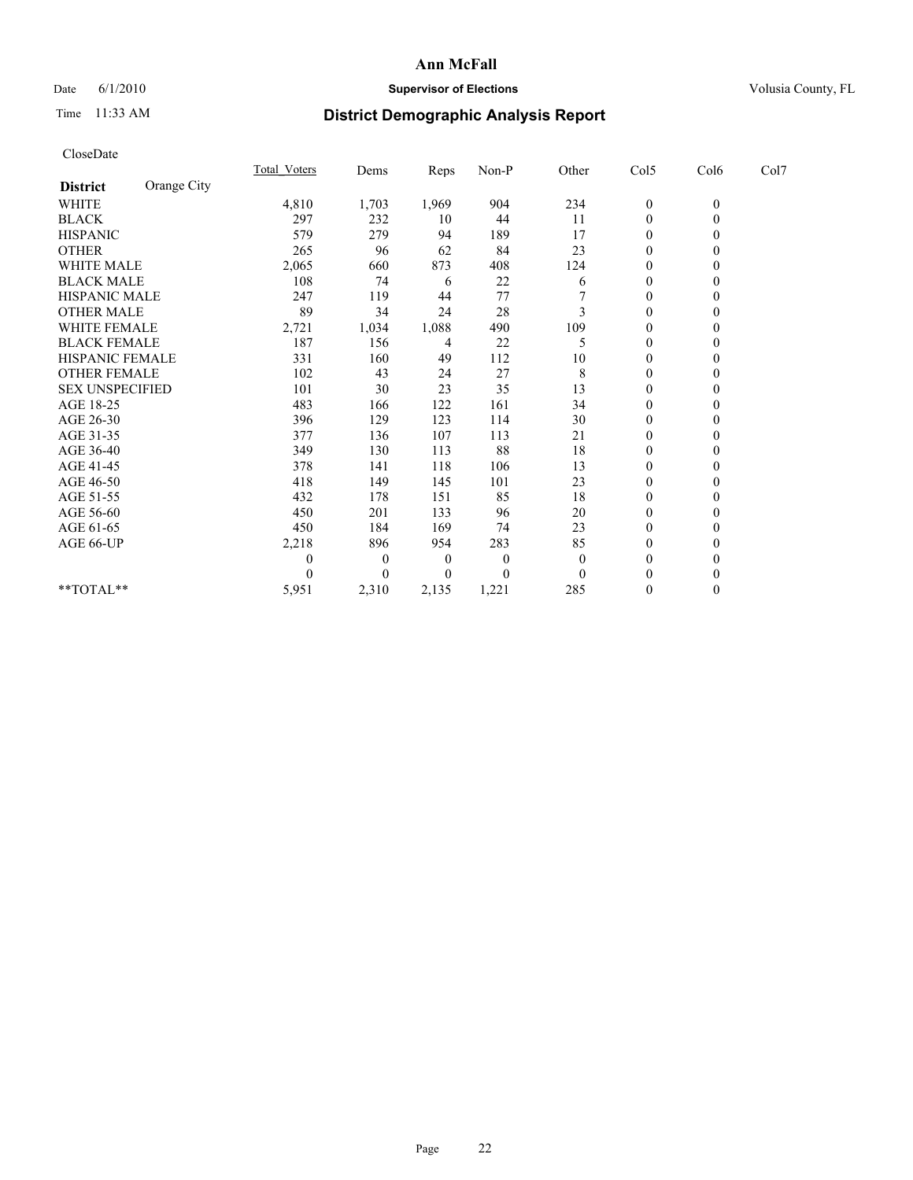# Ann McFall

Date 6/1/2010 **Supervisor of Elections** Volusia County, FL

Time 11:33 AM

## District Demographic Analysis Report

CloseDate

| **District** Orange City | Total Voters | Dems | Reps | Non-P | Other | Col5 | Col6 | Col7 |
|---|---|---|---|---|---|---|---|---|
| WHITE | 4,810 | 1,703 | 1,969 | 904 | 234 | 0 | 0 | |
| BLACK | 297 | 232 | 10 | 44 | 11 | 0 | 0 | |
| HISPANIC | 579 | 279 | 94 | 189 | 17 | 0 | 0 | |
| OTHER | 265 | 96 | 62 | 84 | 23 | 0 | 0 | |
| WHITE MALE | 2,065 | 660 | 873 | 408 | 124 | 0 | 0 | |
| BLACK MALE | 108 | 74 | 6 | 22 | 6 | 0 | 0 | |
| HISPANIC MALE | 247 | 119 | 44 | 77 | 7 | 0 | 0 | |
| OTHER MALE | 89 | 34 | 24 | 28 | 3 | 0 | 0 | |
| WHITE FEMALE | 2,721 | 1,034 | 1,088 | 490 | 109 | 0 | 0 | |
| BLACK FEMALE | 187 | 156 | 4 | 22 | 5 | 0 | 0 | |
| HISPANIC FEMALE | 331 | 160 | 49 | 112 | 10 | 0 | 0 | |
| OTHER FEMALE | 102 | 43 | 24 | 27 | 8 | 0 | 0 | |
| SEX UNSPECIFIED | 101 | 30 | 23 | 35 | 13 | 0 | 0 | |
| AGE 18-25 | 483 | 166 | 122 | 161 | 34 | 0 | 0 | |
| AGE 26-30 | 396 | 129 | 123 | 114 | 30 | 0 | 0 | |
| AGE 31-35 | 377 | 136 | 107 | 113 | 21 | 0 | 0 | |
| AGE 36-40 | 349 | 130 | 113 | 88 | 18 | 0 | 0 | |
| AGE 41-45 | 378 | 141 | 118 | 106 | 13 | 0 | 0 | |
| AGE 46-50 | 418 | 149 | 145 | 101 | 23 | 0 | 0 | |
| AGE 51-55 | 432 | 178 | 151 | 85 | 18 | 0 | 0 | |
| AGE 56-60 | 450 | 201 | 133 | 96 | 20 | 0 | 0 | |
| AGE 61-65 | 450 | 184 | 169 | 74 | 23 | 0 | 0 | |
| AGE 66-UP | 2,218 | 896 | 954 | 283 | 85 | 0 | 0 | |
| | 0 | 0 | 0 | 0 | 0 | 0 | 0 | |
| | 0 | 0 | 0 | 0 | 0 | 0 | 0 | |
| **TOTAL** | 5,951 | 2,310 | 2,135 | 1,221 | 285 | 0 | 0 | |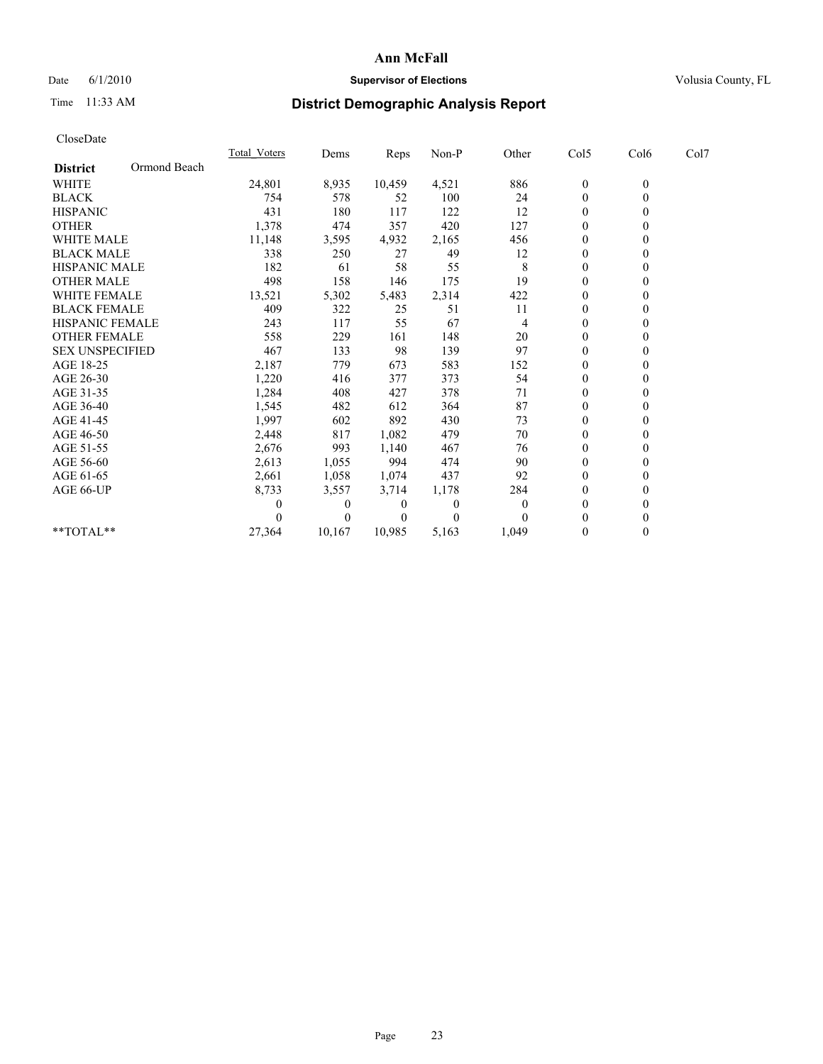# Ann McFall

Date 6/1/2010 **Supervisor of Elections** Volusia County, FL

Time 11:33 AM

## District Demographic Analysis Report

CloseDate

| District: Ormond Beach | Total_Voters | Dems | Reps | Non-P | Other | Col5 | Col6 | Col7 |
|---|---|---|---|---|---|---|---|---|
| WHITE | 24,801 | 8,935 | 10,459 | 4,521 | 886 | 0 | 0 | |
| BLACK | 754 | 578 | 52 | 100 | 24 | 0 | 0 | |
| HISPANIC | 431 | 180 | 117 | 122 | 12 | 0 | 0 | |
| OTHER | 1,378 | 474 | 357 | 420 | 127 | 0 | 0 | |
| WHITE MALE | 11,148 | 3,595 | 4,932 | 2,165 | 456 | 0 | 0 | |
| BLACK MALE | 338 | 250 | 27 | 49 | 12 | 0 | 0 | |
| HISPANIC MALE | 182 | 61 | 58 | 55 | 8 | 0 | 0 | |
| OTHER MALE | 498 | 158 | 146 | 175 | 19 | 0 | 0 | |
| WHITE FEMALE | 13,521 | 5,302 | 5,483 | 2,314 | 422 | 0 | 0 | |
| BLACK FEMALE | 409 | 322 | 25 | 51 | 11 | 0 | 0 | |
| HISPANIC FEMALE | 243 | 117 | 55 | 67 | 4 | 0 | 0 | |
| OTHER FEMALE | 558 | 229 | 161 | 148 | 20 | 0 | 0 | |
| SEX UNSPECIFIED | 467 | 133 | 98 | 139 | 97 | 0 | 0 | |
| AGE 18-25 | 2,187 | 779 | 673 | 583 | 152 | 0 | 0 | |
| AGE 26-30 | 1,220 | 416 | 377 | 373 | 54 | 0 | 0 | |
| AGE 31-35 | 1,284 | 408 | 427 | 378 | 71 | 0 | 0 | |
| AGE 36-40 | 1,545 | 482 | 612 | 364 | 87 | 0 | 0 | |
| AGE 41-45 | 1,997 | 602 | 892 | 430 | 73 | 0 | 0 | |
| AGE 46-50 | 2,448 | 817 | 1,082 | 479 | 70 | 0 | 0 | |
| AGE 51-55 | 2,676 | 993 | 1,140 | 467 | 76 | 0 | 0 | |
| AGE 56-60 | 2,613 | 1,055 | 994 | 474 | 90 | 0 | 0 | |
| AGE 61-65 | 2,661 | 1,058 | 1,074 | 437 | 92 | 0 | 0 | |
| AGE 66-UP | 8,733 | 3,557 | 3,714 | 1,178 | 284 | 0 | 0 | |
| | 0 | 0 | 0 | 0 | 0 | 0 | 0 | |
| | 0 | 0 | 0 | 0 | 0 | 0 | 0 | |
| **TOTAL** | 27,364 | 10,167 | 10,985 | 5,163 | 1,049 | 0 | 0 | |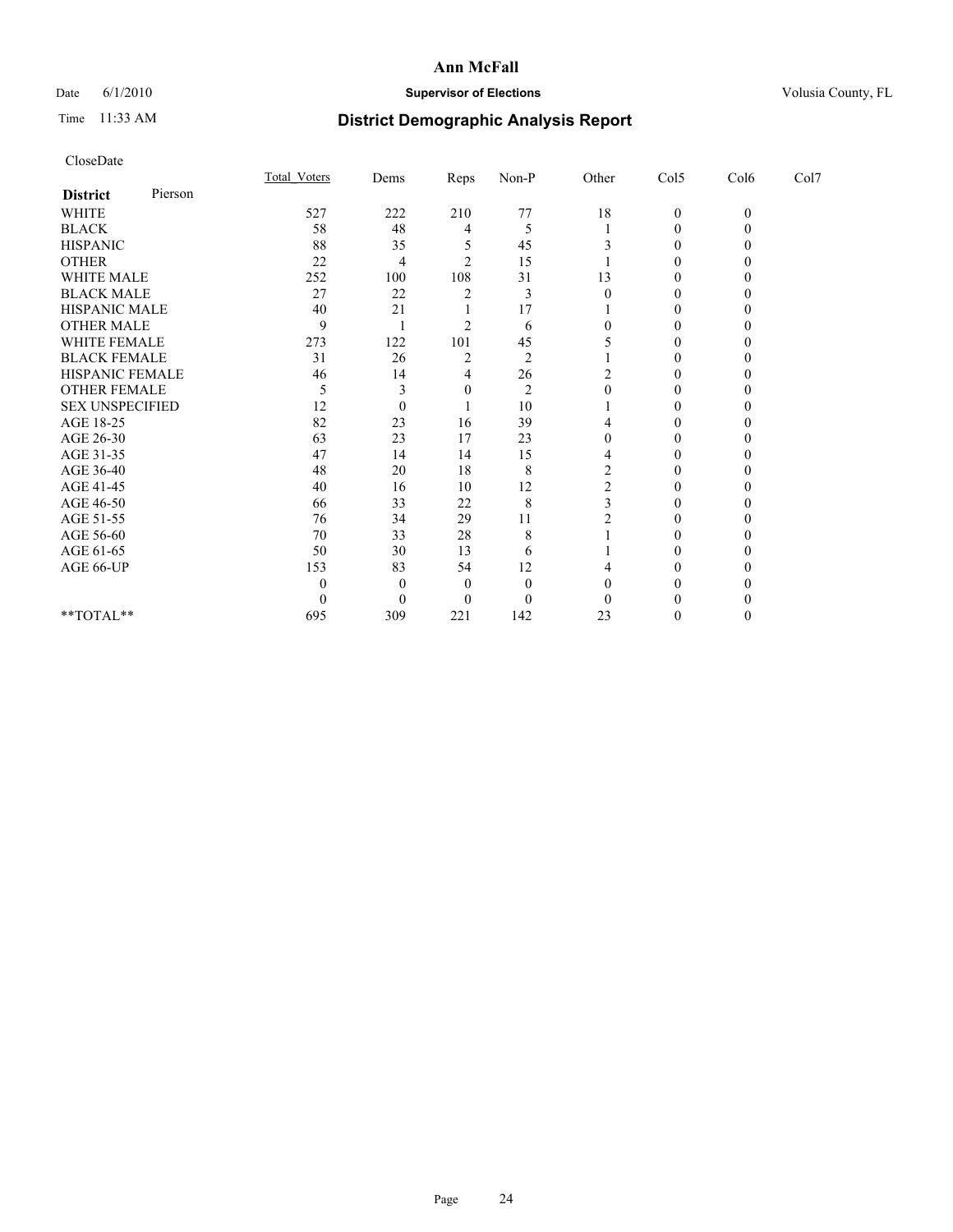**Ann McFall**

Date 6/1/2010 **Supervisor of Elections** Volusia County, FL

Time 11:33 AM **District Demographic Analysis Report**

CloseDate

| **District** Pierson | Total_Voters | Dems | Reps | Non-P | Other | Col5 | Col6 | Col7 |
|---|---|---|---|---|---|---|---|---|
| WHITE | 527 | 222 | 210 | 77 | 18 | 0 | 0 | |
| BLACK | 58 | 48 | 4 | 5 | 1 | 0 | 0 | |
| HISPANIC | 88 | 35 | 5 | 45 | 3 | 0 | 0 | |
| OTHER | 22 | 4 | 2 | 15 | 1 | 0 | 0 | |
| WHITE MALE | 252 | 100 | 108 | 31 | 13 | 0 | 0 | |
| BLACK MALE | 27 | 22 | 2 | 3 | 0 | 0 | 0 | |
| HISPANIC MALE | 40 | 21 | 1 | 17 | 1 | 0 | 0 | |
| OTHER MALE | 9 | 1 | 2 | 6 | 0 | 0 | 0 | |
| WHITE FEMALE | 273 | 122 | 101 | 45 | 5 | 0 | 0 | |
| BLACK FEMALE | 31 | 26 | 2 | 2 | 1 | 0 | 0 | |
| HISPANIC FEMALE | 46 | 14 | 4 | 26 | 2 | 0 | 0 | |
| OTHER FEMALE | 5 | 3 | 0 | 2 | 0 | 0 | 0 | |
| SEX UNSPECIFIED | 12 | 0 | 1 | 10 | 1 | 0 | 0 | |
| AGE 18-25 | 82 | 23 | 16 | 39 | 4 | 0 | 0 | |
| AGE 26-30 | 63 | 23 | 17 | 23 | 0 | 0 | 0 | |
| AGE 31-35 | 47 | 14 | 14 | 15 | 4 | 0 | 0 | |
| AGE 36-40 | 48 | 20 | 18 | 8 | 2 | 0 | 0 | |
| AGE 41-45 | 40 | 16 | 10 | 12 | 2 | 0 | 0 | |
| AGE 46-50 | 66 | 33 | 22 | 8 | 3 | 0 | 0 | |
| AGE 51-55 | 76 | 34 | 29 | 11 | 2 | 0 | 0 | |
| AGE 56-60 | 70 | 33 | 28 | 8 | 1 | 0 | 0 | |
| AGE 61-65 | 50 | 30 | 13 | 6 | 1 | 0 | 0 | |
| AGE 66-UP | 153 | 83 | 54 | 12 | 4 | 0 | 0 | |
| | 0 | 0 | 0 | 0 | 0 | 0 | 0 | |
| | 0 | 0 | 0 | 0 | 0 | 0 | 0 | |
| **TOTAL** | 695 | 309 | 221 | 142 | 23 | 0 | 0 | |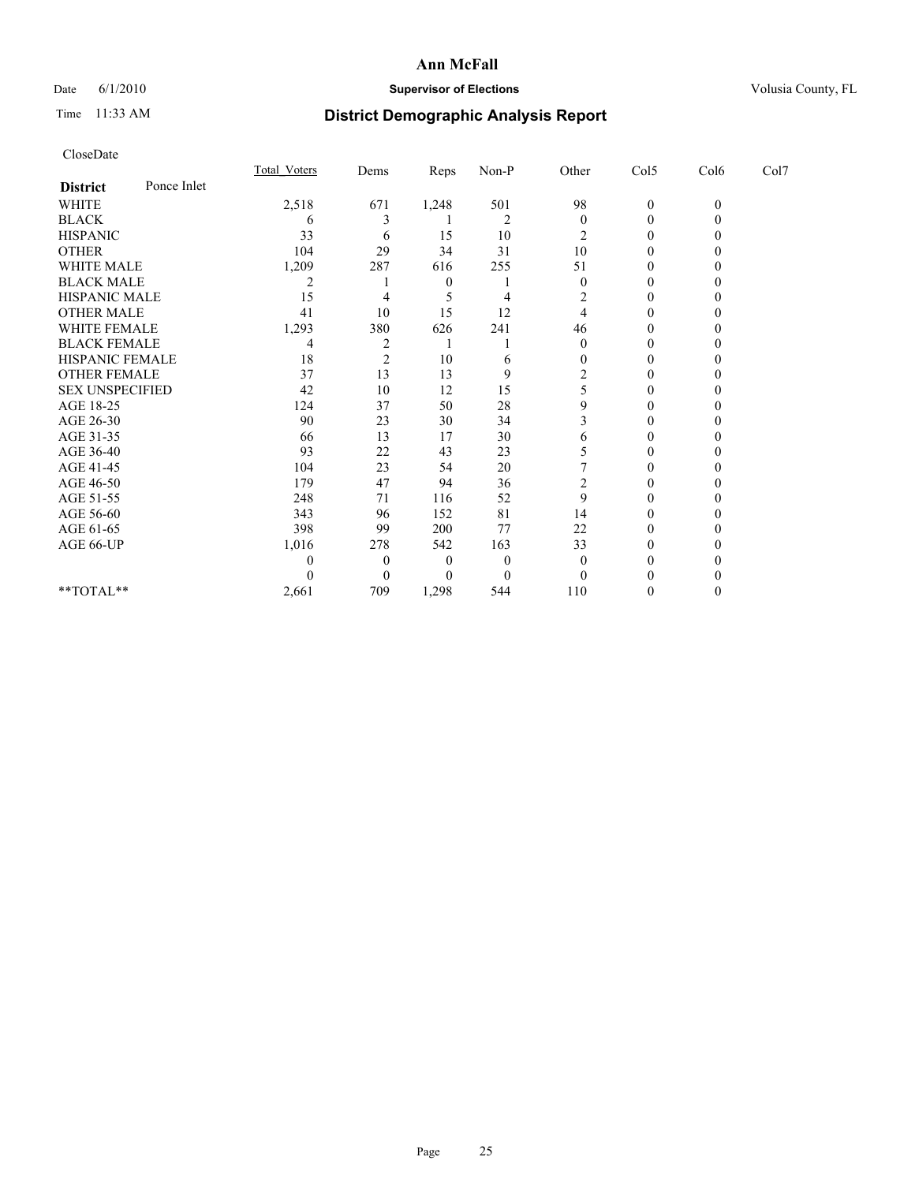**Ann McFall**

Date 6/1/2010 **Supervisor of Elections** Volusia County, FL

Time 11:33 AM

# District Demographic Analysis Report

CloseDate

| **District** Ponce Inlet | Total_Voters | Dems | Reps | Non-P | Other | Col5 | Col6 | Col7 |
|---|---|---|---|---|---|---|---|---|
| WHITE | 2,518 | 671 | 1,248 | 501 | 98 | 0 | 0 | |
| BLACK | 6 | 3 | 1 | 2 | 0 | 0 | 0 | |
| HISPANIC | 33 | 6 | 15 | 10 | 2 | 0 | 0 | |
| OTHER | 104 | 29 | 34 | 31 | 10 | 0 | 0 | |
| WHITE MALE | 1,209 | 287 | 616 | 255 | 51 | 0 | 0 | |
| BLACK MALE | 2 | 1 | 0 | 1 | 0 | 0 | 0 | |
| HISPANIC MALE | 15 | 4 | 5 | 4 | 2 | 0 | 0 | |
| OTHER MALE | 41 | 10 | 15 | 12 | 4 | 0 | 0 | |
| WHITE FEMALE | 1,293 | 380 | 626 | 241 | 46 | 0 | 0 | |
| BLACK FEMALE | 4 | 2 | 1 | 1 | 0 | 0 | 0 | |
| HISPANIC FEMALE | 18 | 2 | 10 | 6 | 0 | 0 | 0 | |
| OTHER FEMALE | 37 | 13 | 13 | 9 | 2 | 0 | 0 | |
| SEX UNSPECIFIED | 42 | 10 | 12 | 15 | 5 | 0 | 0 | |
| AGE 18-25 | 124 | 37 | 50 | 28 | 9 | 0 | 0 | |
| AGE 26-30 | 90 | 23 | 30 | 34 | 3 | 0 | 0 | |
| AGE 31-35 | 66 | 13 | 17 | 30 | 6 | 0 | 0 | |
| AGE 36-40 | 93 | 22 | 43 | 23 | 5 | 0 | 0 | |
| AGE 41-45 | 104 | 23 | 54 | 20 | 7 | 0 | 0 | |
| AGE 46-50 | 179 | 47 | 94 | 36 | 2 | 0 | 0 | |
| AGE 51-55 | 248 | 71 | 116 | 52 | 9 | 0 | 0 | |
| AGE 56-60 | 343 | 96 | 152 | 81 | 14 | 0 | 0 | |
| AGE 61-65 | 398 | 99 | 200 | 77 | 22 | 0 | 0 | |
| AGE 66-UP | 1,016 | 278 | 542 | 163 | 33 | 0 | 0 | |
| | 0 | 0 | 0 | 0 | 0 | 0 | 0 | |
| | 0 | 0 | 0 | 0 | 0 | 0 | 0 | |
| **TOTAL** | 2,661 | 709 | 1,298 | 544 | 110 | 0 | 0 | |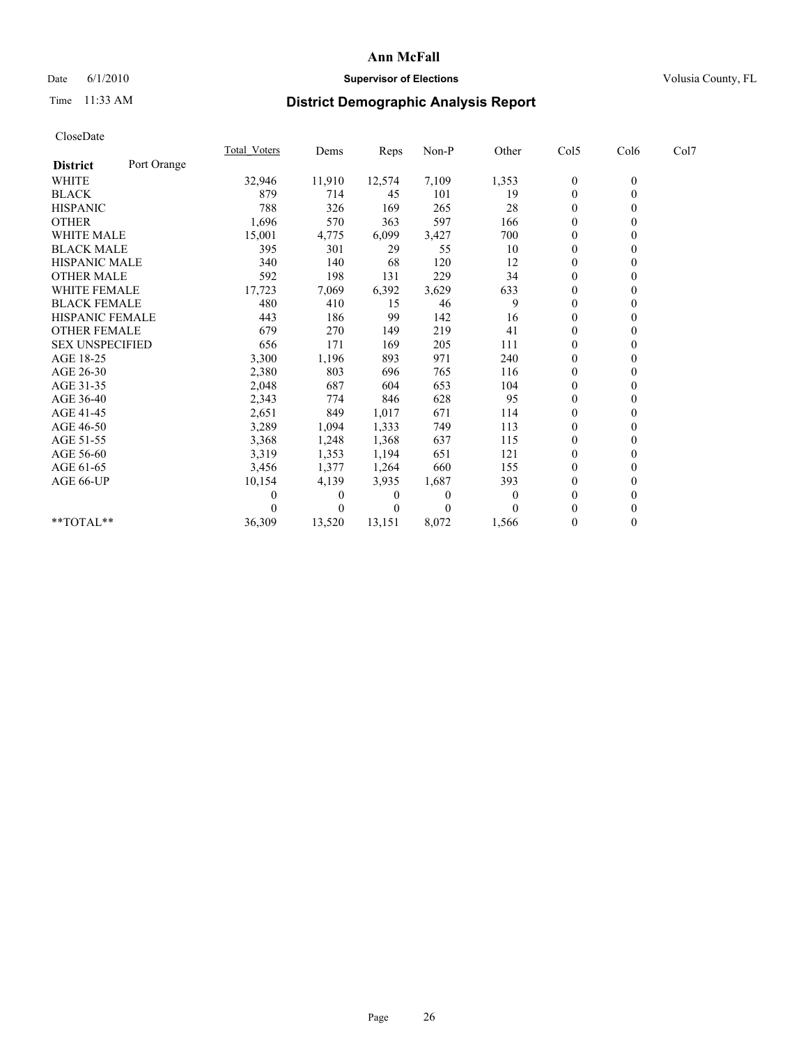# Ann McFall

Date 6/1/2010 **Supervisor of Elections** Volusia County, FL

Time 11:33 AM

## District Demographic Analysis Report

CloseDate

| **District** Port Orange | Total_Voters | Dems | Reps | Non-P | Other | Col5 | Col6 | Col7 |
|---|---|---|---|---|---|---|---|---|
| WHITE | 32,946 | 11,910 | 12,574 | 7,109 | 1,353 | 0 | 0 | |
| BLACK | 879 | 714 | 45 | 101 | 19 | 0 | 0 | |
| HISPANIC | 788 | 326 | 169 | 265 | 28 | 0 | 0 | |
| OTHER | 1,696 | 570 | 363 | 597 | 166 | 0 | 0 | |
| WHITE MALE | 15,001 | 4,775 | 6,099 | 3,427 | 700 | 0 | 0 | |
| BLACK MALE | 395 | 301 | 29 | 55 | 10 | 0 | 0 | |
| HISPANIC MALE | 340 | 140 | 68 | 120 | 12 | 0 | 0 | |
| OTHER MALE | 592 | 198 | 131 | 229 | 34 | 0 | 0 | |
| WHITE FEMALE | 17,723 | 7,069 | 6,392 | 3,629 | 633 | 0 | 0 | |
| BLACK FEMALE | 480 | 410 | 15 | 46 | 9 | 0 | 0 | |
| HISPANIC FEMALE | 443 | 186 | 99 | 142 | 16 | 0 | 0 | |
| OTHER FEMALE | 679 | 270 | 149 | 219 | 41 | 0 | 0 | |
| SEX UNSPECIFIED | 656 | 171 | 169 | 205 | 111 | 0 | 0 | |
| AGE 18-25 | 3,300 | 1,196 | 893 | 971 | 240 | 0 | 0 | |
| AGE 26-30 | 2,380 | 803 | 696 | 765 | 116 | 0 | 0 | |
| AGE 31-35 | 2,048 | 687 | 604 | 653 | 104 | 0 | 0 | |
| AGE 36-40 | 2,343 | 774 | 846 | 628 | 95 | 0 | 0 | |
| AGE 41-45 | 2,651 | 849 | 1,017 | 671 | 114 | 0 | 0 | |
| AGE 46-50 | 3,289 | 1,094 | 1,333 | 749 | 113 | 0 | 0 | |
| AGE 51-55 | 3,368 | 1,248 | 1,368 | 637 | 115 | 0 | 0 | |
| AGE 56-60 | 3,319 | 1,353 | 1,194 | 651 | 121 | 0 | 0 | |
| AGE 61-65 | 3,456 | 1,377 | 1,264 | 660 | 155 | 0 | 0 | |
| AGE 66-UP | 10,154 | 4,139 | 3,935 | 1,687 | 393 | 0 | 0 | |
| | 0 | 0 | 0 | 0 | 0 | 0 | 0 | |
| | 0 | 0 | 0 | 0 | 0 | 0 | 0 | |
| **TOTAL** | 36,309 | 13,520 | 13,151 | 8,072 | 1,566 | 0 | 0 | |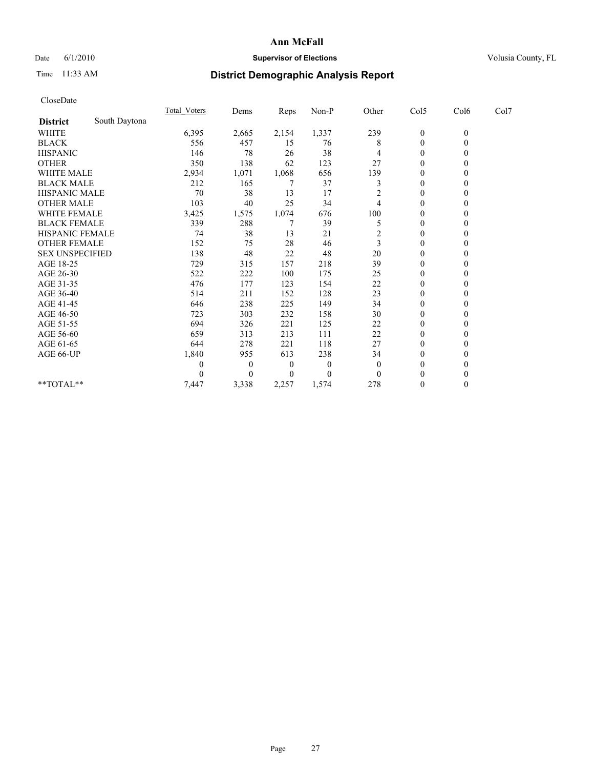**Ann McFall**

Date 6/1/2010 **Supervisor of Elections** Volusia County, FL

Time 11:33 AM **District Demographic Analysis Report**

CloseDate

| District | South Daytona | Total_Voters | Dems | Reps | Non-P | Other | Col5 | Col6 | Col7 |
|---|---|---|---|---|---|---|---|---|---|
| WHITE | | 6,395 | 2,665 | 2,154 | 1,337 | 239 | 0 | 0 | |
| BLACK | | 556 | 457 | 15 | 76 | 8 | 0 | 0 | |
| HISPANIC | | 146 | 78 | 26 | 38 | 4 | 0 | 0 | |
| OTHER | | 350 | 138 | 62 | 123 | 27 | 0 | 0 | |
| WHITE MALE | | 2,934 | 1,071 | 1,068 | 656 | 139 | 0 | 0 | |
| BLACK MALE | | 212 | 165 | 7 | 37 | 3 | 0 | 0 | |
| HISPANIC MALE | | 70 | 38 | 13 | 17 | 2 | 0 | 0 | |
| OTHER MALE | | 103 | 40 | 25 | 34 | 4 | 0 | 0 | |
| WHITE FEMALE | | 3,425 | 1,575 | 1,074 | 676 | 100 | 0 | 0 | |
| BLACK FEMALE | | 339 | 288 | 7 | 39 | 5 | 0 | 0 | |
| HISPANIC FEMALE | | 74 | 38 | 13 | 21 | 2 | 0 | 0 | |
| OTHER FEMALE | | 152 | 75 | 28 | 46 | 3 | 0 | 0 | |
| SEX UNSPECIFIED | | 138 | 48 | 22 | 48 | 20 | 0 | 0 | |
| AGE 18-25 | | 729 | 315 | 157 | 218 | 39 | 0 | 0 | |
| AGE 26-30 | | 522 | 222 | 100 | 175 | 25 | 0 | 0 | |
| AGE 31-35 | | 476 | 177 | 123 | 154 | 22 | 0 | 0 | |
| AGE 36-40 | | 514 | 211 | 152 | 128 | 23 | 0 | 0 | |
| AGE 41-45 | | 646 | 238 | 225 | 149 | 34 | 0 | 0 | |
| AGE 46-50 | | 723 | 303 | 232 | 158 | 30 | 0 | 0 | |
| AGE 51-55 | | 694 | 326 | 221 | 125 | 22 | 0 | 0 | |
| AGE 56-60 | | 659 | 313 | 213 | 111 | 22 | 0 | 0 | |
| AGE 61-65 | | 644 | 278 | 221 | 118 | 27 | 0 | 0 | |
| AGE 66-UP | | 1,840 | 955 | 613 | 238 | 34 | 0 | 0 | |
| | | 0 | 0 | 0 | 0 | 0 | 0 | 0 | |
| | | 0 | 0 | 0 | 0 | 0 | 0 | 0 | |
| **TOTAL** | | 7,447 | 3,338 | 2,257 | 1,574 | 278 | 0 | 0 | |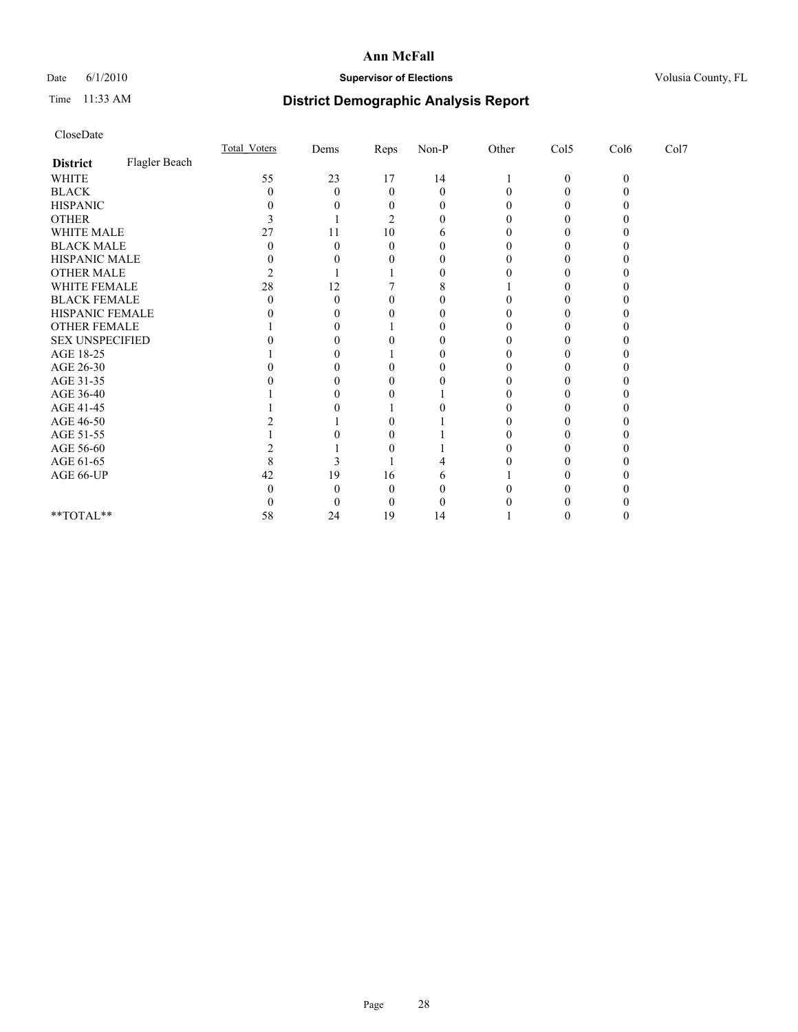# Ann McFall

Date 6/1/2010 **Supervisor of Elections** Volusia County, FL

Time 11:33 AM **District Demographic Analysis Report**

CloseDate

| **District** Flagler Beach | Total_Voters | Dems | Reps | Non-P | Other | Col5 | Col6 | Col7 |
|---|---|---|---|---|---|---|---|---|
| WHITE | 55 | 23 | 17 | 14 | 1 | 0 | 0 | |
| BLACK | 0 | 0 | 0 | 0 | 0 | 0 | 0 | |
| HISPANIC | 0 | 0 | 0 | 0 | 0 | 0 | 0 | |
| OTHER | 3 | 1 | 2 | 0 | 0 | 0 | 0 | |
| WHITE MALE | 27 | 11 | 10 | 6 | 0 | 0 | 0 | |
| BLACK MALE | 0 | 0 | 0 | 0 | 0 | 0 | 0 | |
| HISPANIC MALE | 0 | 0 | 0 | 0 | 0 | 0 | 0 | |
| OTHER MALE | 2 | 1 | 1 | 0 | 0 | 0 | 0 | |
| WHITE FEMALE | 28 | 12 | 7 | 8 | 1 | 0 | 0 | |
| BLACK FEMALE | 0 | 0 | 0 | 0 | 0 | 0 | 0 | |
| HISPANIC FEMALE | 0 | 0 | 0 | 0 | 0 | 0 | 0 | |
| OTHER FEMALE | 1 | 0 | 1 | 0 | 0 | 0 | 0 | |
| SEX UNSPECIFIED | 0 | 0 | 0 | 0 | 0 | 0 | 0 | |
| AGE 18-25 | 1 | 0 | 1 | 0 | 0 | 0 | 0 | |
| AGE 26-30 | 0 | 0 | 0 | 0 | 0 | 0 | 0 | |
| AGE 31-35 | 0 | 0 | 0 | 0 | 0 | 0 | 0 | |
| AGE 36-40 | 1 | 0 | 0 | 1 | 0 | 0 | 0 | |
| AGE 41-45 | 1 | 0 | 1 | 0 | 0 | 0 | 0 | |
| AGE 46-50 | 2 | 1 | 0 | 1 | 0 | 0 | 0 | |
| AGE 51-55 | 1 | 0 | 0 | 1 | 0 | 0 | 0 | |
| AGE 56-60 | 2 | 1 | 0 | 1 | 0 | 0 | 0 | |
| AGE 61-65 | 8 | 3 | 1 | 4 | 0 | 0 | 0 | |
| AGE 66-UP | 42 | 19 | 16 | 6 | 1 | 0 | 0 | |
| | 0 | 0 | 0 | 0 | 0 | 0 | 0 | |
| | 0 | 0 | 0 | 0 | 0 | 0 | 0 | |
| **TOTAL** | 58 | 24 | 19 | 14 | 1 | 0 | 0 | |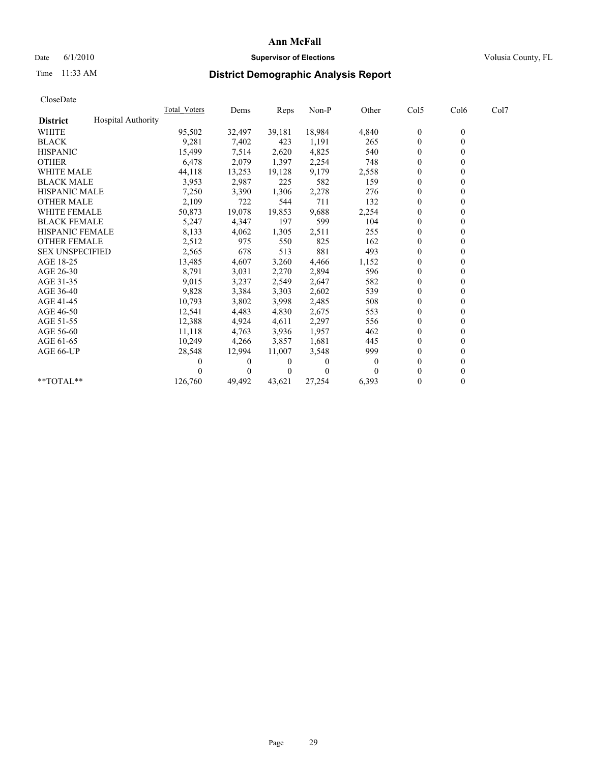# Ann McFall

Date 6/1/2010 **Supervisor of Elections** Volusia County, FL

Time 11:33 AM

## District Demographic Analysis Report

CloseDate

| | Total_Voters | Dems | Reps | Non-P | Other | Col5 | Col6 | Col7 |
|---|---|---|---|---|---|---|---|---|
| **District** Hospital Authority | | | | | | | | |
| WHITE | 95,502 | 32,497 | 39,181 | 18,984 | 4,840 | 0 | 0 | |
| BLACK | 9,281 | 7,402 | 423 | 1,191 | 265 | 0 | 0 | |
| HISPANIC | 15,499 | 7,514 | 2,620 | 4,825 | 540 | 0 | 0 | |
| OTHER | 6,478 | 2,079 | 1,397 | 2,254 | 748 | 0 | 0 | |
| WHITE MALE | 44,118 | 13,253 | 19,128 | 9,179 | 2,558 | 0 | 0 | |
| BLACK MALE | 3,953 | 2,987 | 225 | 582 | 159 | 0 | 0 | |
| HISPANIC MALE | 7,250 | 3,390 | 1,306 | 2,278 | 276 | 0 | 0 | |
| OTHER MALE | 2,109 | 722 | 544 | 711 | 132 | 0 | 0 | |
| WHITE FEMALE | 50,873 | 19,078 | 19,853 | 9,688 | 2,254 | 0 | 0 | |
| BLACK FEMALE | 5,247 | 4,347 | 197 | 599 | 104 | 0 | 0 | |
| HISPANIC FEMALE | 8,133 | 4,062 | 1,305 | 2,511 | 255 | 0 | 0 | |
| OTHER FEMALE | 2,512 | 975 | 550 | 825 | 162 | 0 | 0 | |
| SEX UNSPECIFIED | 2,565 | 678 | 513 | 881 | 493 | 0 | 0 | |
| AGE 18-25 | 13,485 | 4,607 | 3,260 | 4,466 | 1,152 | 0 | 0 | |
| AGE 26-30 | 8,791 | 3,031 | 2,270 | 2,894 | 596 | 0 | 0 | |
| AGE 31-35 | 9,015 | 3,237 | 2,549 | 2,647 | 582 | 0 | 0 | |
| AGE 36-40 | 9,828 | 3,384 | 3,303 | 2,602 | 539 | 0 | 0 | |
| AGE 41-45 | 10,793 | 3,802 | 3,998 | 2,485 | 508 | 0 | 0 | |
| AGE 46-50 | 12,541 | 4,483 | 4,830 | 2,675 | 553 | 0 | 0 | |
| AGE 51-55 | 12,388 | 4,924 | 4,611 | 2,297 | 556 | 0 | 0 | |
| AGE 56-60 | 11,118 | 4,763 | 3,936 | 1,957 | 462 | 0 | 0 | |
| AGE 61-65 | 10,249 | 4,266 | 3,857 | 1,681 | 445 | 0 | 0 | |
| AGE 66-UP | 28,548 | 12,994 | 11,007 | 3,548 | 999 | 0 | 0 | |
| | 0 | 0 | 0 | 0 | 0 | 0 | 0 | |
| | 0 | 0 | 0 | 0 | 0 | 0 | 0 | |
| **TOTAL** | 126,760 | 49,492 | 43,621 | 27,254 | 6,393 | 0 | 0 | |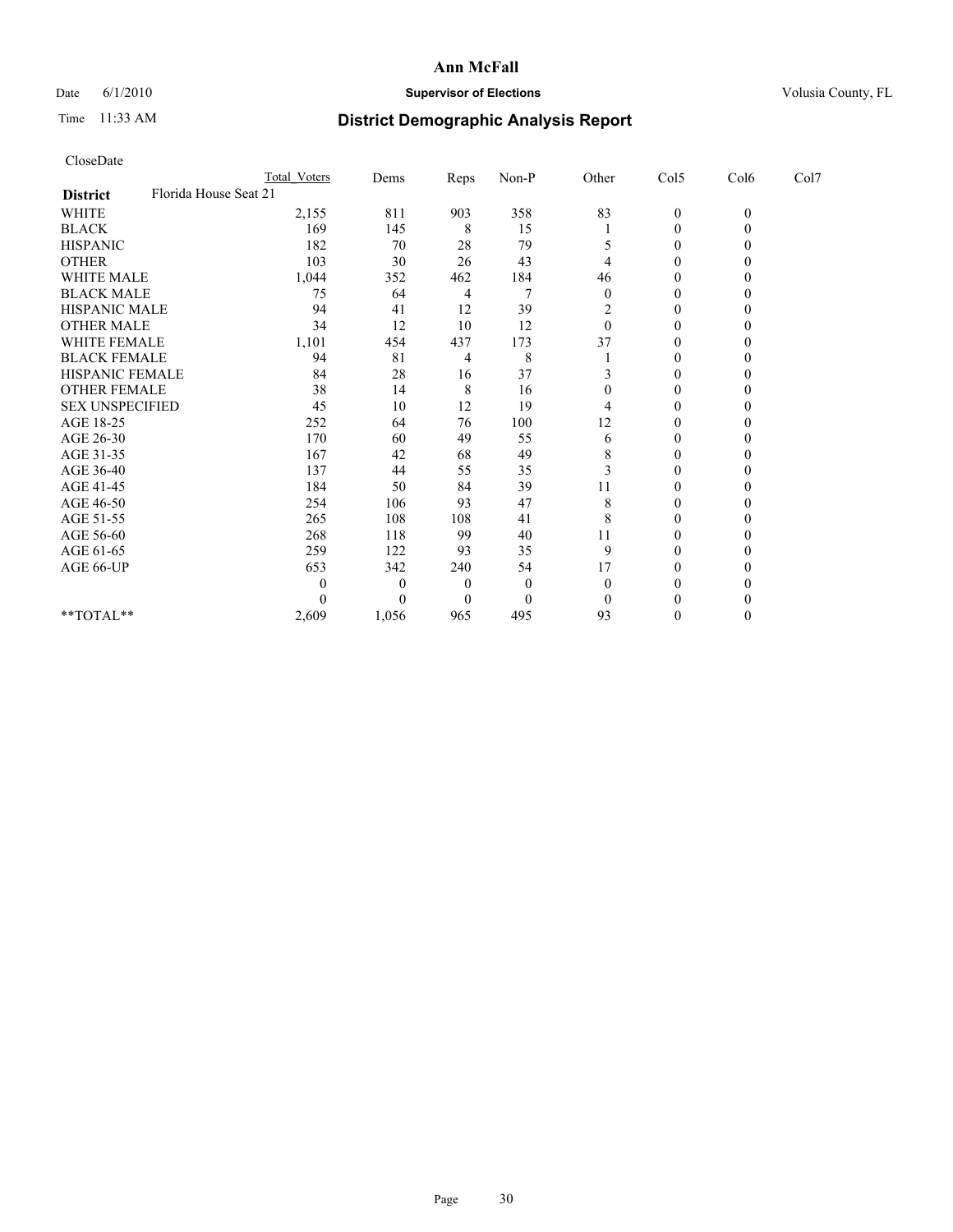# Ann McFall

Date 6/1/2010 **Supervisor of Elections** Volusia County, FL

Time 11:33 AM **District Demographic Analysis Report**

CloseDate

| | Total Voters | Dems | Reps | Non-P | Other | Col5 | Col6 | Col7 |
|---|---|---|---|---|---|---|---|---|
| **District** Florida House Seat 21 | | | | | | | | |
| WHITE | 2,155 | 811 | 903 | 358 | 83 | 0 | 0 | |
| BLACK | 169 | 145 | 8 | 15 | 1 | 0 | 0 | |
| HISPANIC | 182 | 70 | 28 | 79 | 5 | 0 | 0 | |
| OTHER | 103 | 30 | 26 | 43 | 4 | 0 | 0 | |
| WHITE MALE | 1,044 | 352 | 462 | 184 | 46 | 0 | 0 | |
| BLACK MALE | 75 | 64 | 4 | 7 | 0 | 0 | 0 | |
| HISPANIC MALE | 94 | 41 | 12 | 39 | 2 | 0 | 0 | |
| OTHER MALE | 34 | 12 | 10 | 12 | 0 | 0 | 0 | |
| WHITE FEMALE | 1,101 | 454 | 437 | 173 | 37 | 0 | 0 | |
| BLACK FEMALE | 94 | 81 | 4 | 8 | 1 | 0 | 0 | |
| HISPANIC FEMALE | 84 | 28 | 16 | 37 | 3 | 0 | 0 | |
| OTHER FEMALE | 38 | 14 | 8 | 16 | 0 | 0 | 0 | |
| SEX UNSPECIFIED | 45 | 10 | 12 | 19 | 4 | 0 | 0 | |
| AGE 18-25 | 252 | 64 | 76 | 100 | 12 | 0 | 0 | |
| AGE 26-30 | 170 | 60 | 49 | 55 | 6 | 0 | 0 | |
| AGE 31-35 | 167 | 42 | 68 | 49 | 8 | 0 | 0 | |
| AGE 36-40 | 137 | 44 | 55 | 35 | 3 | 0 | 0 | |
| AGE 41-45 | 184 | 50 | 84 | 39 | 11 | 0 | 0 | |
| AGE 46-50 | 254 | 106 | 93 | 47 | 8 | 0 | 0 | |
| AGE 51-55 | 265 | 108 | 108 | 41 | 8 | 0 | 0 | |
| AGE 56-60 | 268 | 118 | 99 | 40 | 11 | 0 | 0 | |
| AGE 61-65 | 259 | 122 | 93 | 35 | 9 | 0 | 0 | |
| AGE 66-UP | 653 | 342 | 240 | 54 | 17 | 0 | 0 | |
| | 0 | 0 | 0 | 0 | 0 | 0 | 0 | |
| | 0 | 0 | 0 | 0 | 0 | 0 | 0 | |
| **TOTAL** | 2,609 | 1,056 | 965 | 495 | 93 | 0 | 0 | |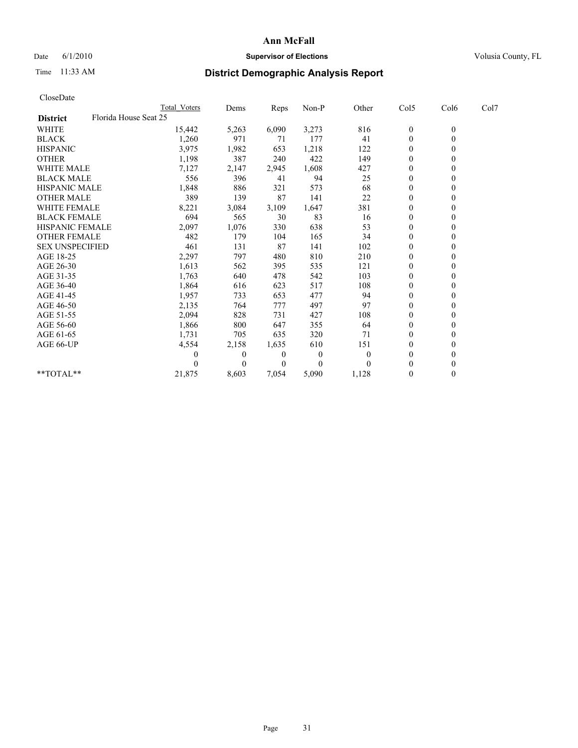# Ann McFall

Date 6/1/2010 **Supervisor of Elections** Volusia County, FL

Time 11:33 AM **District Demographic Analysis Report**

CloseDate

| | Total Voters | Dems | Reps | Non-P | Other | Col5 | Col6 | Col7 |
|---|---|---|---|---|---|---|---|---|
| **District** Florida House Seat 25 | | | | | | | | |
| WHITE | 15,442 | 5,263 | 6,090 | 3,273 | 816 | 0 | 0 | |
| BLACK | 1,260 | 971 | 71 | 177 | 41 | 0 | 0 | |
| HISPANIC | 3,975 | 1,982 | 653 | 1,218 | 122 | 0 | 0 | |
| OTHER | 1,198 | 387 | 240 | 422 | 149 | 0 | 0 | |
| WHITE MALE | 7,127 | 2,147 | 2,945 | 1,608 | 427 | 0 | 0 | |
| BLACK MALE | 556 | 396 | 41 | 94 | 25 | 0 | 0 | |
| HISPANIC MALE | 1,848 | 886 | 321 | 573 | 68 | 0 | 0 | |
| OTHER MALE | 389 | 139 | 87 | 141 | 22 | 0 | 0 | |
| WHITE FEMALE | 8,221 | 3,084 | 3,109 | 1,647 | 381 | 0 | 0 | |
| BLACK FEMALE | 694 | 565 | 30 | 83 | 16 | 0 | 0 | |
| HISPANIC FEMALE | 2,097 | 1,076 | 330 | 638 | 53 | 0 | 0 | |
| OTHER FEMALE | 482 | 179 | 104 | 165 | 34 | 0 | 0 | |
| SEX UNSPECIFIED | 461 | 131 | 87 | 141 | 102 | 0 | 0 | |
| AGE 18-25 | 2,297 | 797 | 480 | 810 | 210 | 0 | 0 | |
| AGE 26-30 | 1,613 | 562 | 395 | 535 | 121 | 0 | 0 | |
| AGE 31-35 | 1,763 | 640 | 478 | 542 | 103 | 0 | 0 | |
| AGE 36-40 | 1,864 | 616 | 623 | 517 | 108 | 0 | 0 | |
| AGE 41-45 | 1,957 | 733 | 653 | 477 | 94 | 0 | 0 | |
| AGE 46-50 | 2,135 | 764 | 777 | 497 | 97 | 0 | 0 | |
| AGE 51-55 | 2,094 | 828 | 731 | 427 | 108 | 0 | 0 | |
| AGE 56-60 | 1,866 | 800 | 647 | 355 | 64 | 0 | 0 | |
| AGE 61-65 | 1,731 | 705 | 635 | 320 | 71 | 0 | 0 | |
| AGE 66-UP | 4,554 | 2,158 | 1,635 | 610 | 151 | 0 | 0 | |
| | 0 | 0 | 0 | 0 | 0 | 0 | 0 | |
| | 0 | 0 | 0 | 0 | 0 | 0 | 0 | |
| **TOTAL** | 21,875 | 8,603 | 7,054 | 5,090 | 1,128 | 0 | 0 | |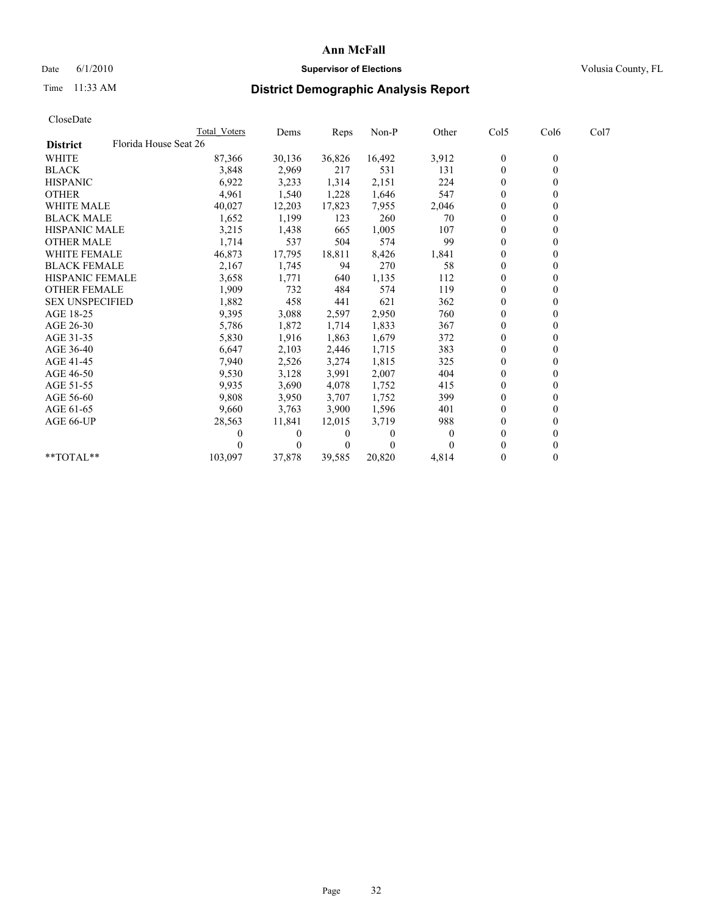**Ann McFall**

Date 6/1/2010 **Supervisor of Elections** Volusia County, FL

Time 11:33 AM **District Demographic Analysis Report**

CloseDate

| | Total Voters | Dems | Reps | Non-P | Other | Col5 | Col6 | Col7 |
|---|---|---|---|---|---|---|---|---|
| **District** Florida House Seat 26 | | | | | | | | |
| WHITE | 87,366 | 30,136 | 36,826 | 16,492 | 3,912 | 0 | 0 | |
| BLACK | 3,848 | 2,969 | 217 | 531 | 131 | 0 | 0 | |
| HISPANIC | 6,922 | 3,233 | 1,314 | 2,151 | 224 | 0 | 0 | |
| OTHER | 4,961 | 1,540 | 1,228 | 1,646 | 547 | 0 | 0 | |
| WHITE MALE | 40,027 | 12,203 | 17,823 | 7,955 | 2,046 | 0 | 0 | |
| BLACK MALE | 1,652 | 1,199 | 123 | 260 | 70 | 0 | 0 | |
| HISPANIC MALE | 3,215 | 1,438 | 665 | 1,005 | 107 | 0 | 0 | |
| OTHER MALE | 1,714 | 537 | 504 | 574 | 99 | 0 | 0 | |
| WHITE FEMALE | 46,873 | 17,795 | 18,811 | 8,426 | 1,841 | 0 | 0 | |
| BLACK FEMALE | 2,167 | 1,745 | 94 | 270 | 58 | 0 | 0 | |
| HISPANIC FEMALE | 3,658 | 1,771 | 640 | 1,135 | 112 | 0 | 0 | |
| OTHER FEMALE | 1,909 | 732 | 484 | 574 | 119 | 0 | 0 | |
| SEX UNSPECIFIED | 1,882 | 458 | 441 | 621 | 362 | 0 | 0 | |
| AGE 18-25 | 9,395 | 3,088 | 2,597 | 2,950 | 760 | 0 | 0 | |
| AGE 26-30 | 5,786 | 1,872 | 1,714 | 1,833 | 367 | 0 | 0 | |
| AGE 31-35 | 5,830 | 1,916 | 1,863 | 1,679 | 372 | 0 | 0 | |
| AGE 36-40 | 6,647 | 2,103 | 2,446 | 1,715 | 383 | 0 | 0 | |
| AGE 41-45 | 7,940 | 2,526 | 3,274 | 1,815 | 325 | 0 | 0 | |
| AGE 46-50 | 9,530 | 3,128 | 3,991 | 2,007 | 404 | 0 | 0 | |
| AGE 51-55 | 9,935 | 3,690 | 4,078 | 1,752 | 415 | 0 | 0 | |
| AGE 56-60 | 9,808 | 3,950 | 3,707 | 1,752 | 399 | 0 | 0 | |
| AGE 61-65 | 9,660 | 3,763 | 3,900 | 1,596 | 401 | 0 | 0 | |
| AGE 66-UP | 28,563 | 11,841 | 12,015 | 3,719 | 988 | 0 | 0 | |
| | 0 | 0 | 0 | 0 | 0 | 0 | 0 | |
| | 0 | 0 | 0 | 0 | 0 | 0 | 0 | |
| **TOTAL** | 103,097 | 37,878 | 39,585 | 20,820 | 4,814 | 0 | 0 | |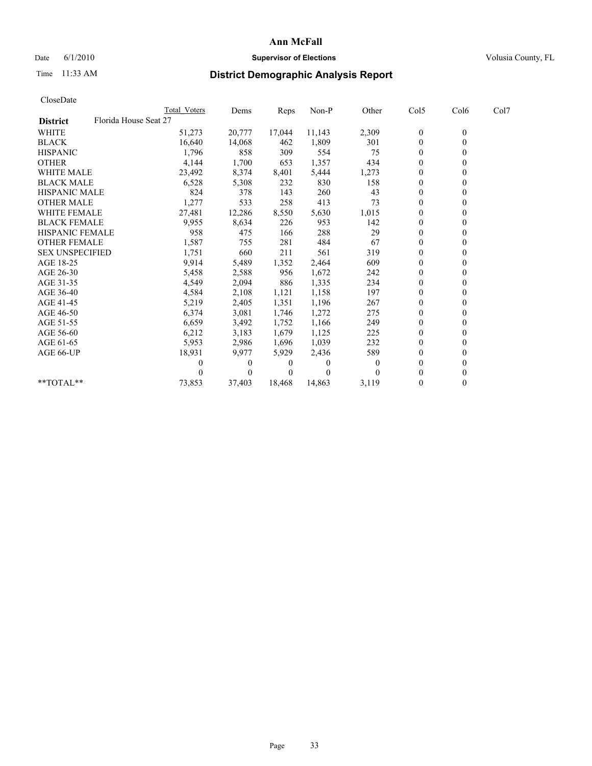# Ann McFall

Date 6/1/2010 **Supervisor of Elections** Volusia County, FL

Time 11:33 AM

## District Demographic Analysis Report

CloseDate

| | Total Voters | Dems | Reps | Non-P | Other | Col5 | Col6 | Col7 |
|---|---|---|---|---|---|---|---|---|
| **District** Florida House Seat 27 | | | | | | | | |
| WHITE | 51,273 | 20,777 | 17,044 | 11,143 | 2,309 | 0 | 0 | |
| BLACK | 16,640 | 14,068 | 462 | 1,809 | 301 | 0 | 0 | |
| HISPANIC | 1,796 | 858 | 309 | 554 | 75 | 0 | 0 | |
| OTHER | 4,144 | 1,700 | 653 | 1,357 | 434 | 0 | 0 | |
| WHITE MALE | 23,492 | 8,374 | 8,401 | 5,444 | 1,273 | 0 | 0 | |
| BLACK MALE | 6,528 | 5,308 | 232 | 830 | 158 | 0 | 0 | |
| HISPANIC MALE | 824 | 378 | 143 | 260 | 43 | 0 | 0 | |
| OTHER MALE | 1,277 | 533 | 258 | 413 | 73 | 0 | 0 | |
| WHITE FEMALE | 27,481 | 12,286 | 8,550 | 5,630 | 1,015 | 0 | 0 | |
| BLACK FEMALE | 9,955 | 8,634 | 226 | 953 | 142 | 0 | 0 | |
| HISPANIC FEMALE | 958 | 475 | 166 | 288 | 29 | 0 | 0 | |
| OTHER FEMALE | 1,587 | 755 | 281 | 484 | 67 | 0 | 0 | |
| SEX UNSPECIFIED | 1,751 | 660 | 211 | 561 | 319 | 0 | 0 | |
| AGE 18-25 | 9,914 | 5,489 | 1,352 | 2,464 | 609 | 0 | 0 | |
| AGE 26-30 | 5,458 | 2,588 | 956 | 1,672 | 242 | 0 | 0 | |
| AGE 31-35 | 4,549 | 2,094 | 886 | 1,335 | 234 | 0 | 0 | |
| AGE 36-40 | 4,584 | 2,108 | 1,121 | 1,158 | 197 | 0 | 0 | |
| AGE 41-45 | 5,219 | 2,405 | 1,351 | 1,196 | 267 | 0 | 0 | |
| AGE 46-50 | 6,374 | 3,081 | 1,746 | 1,272 | 275 | 0 | 0 | |
| AGE 51-55 | 6,659 | 3,492 | 1,752 | 1,166 | 249 | 0 | 0 | |
| AGE 56-60 | 6,212 | 3,183 | 1,679 | 1,125 | 225 | 0 | 0 | |
| AGE 61-65 | 5,953 | 2,986 | 1,696 | 1,039 | 232 | 0 | 0 | |
| AGE 66-UP | 18,931 | 9,977 | 5,929 | 2,436 | 589 | 0 | 0 | |
| | 0 | 0 | 0 | 0 | 0 | 0 | 0 | |
| | 0 | 0 | 0 | 0 | 0 | 0 | 0 | |
| **TOTAL** | 73,853 | 37,403 | 18,468 | 14,863 | 3,119 | 0 | 0 | |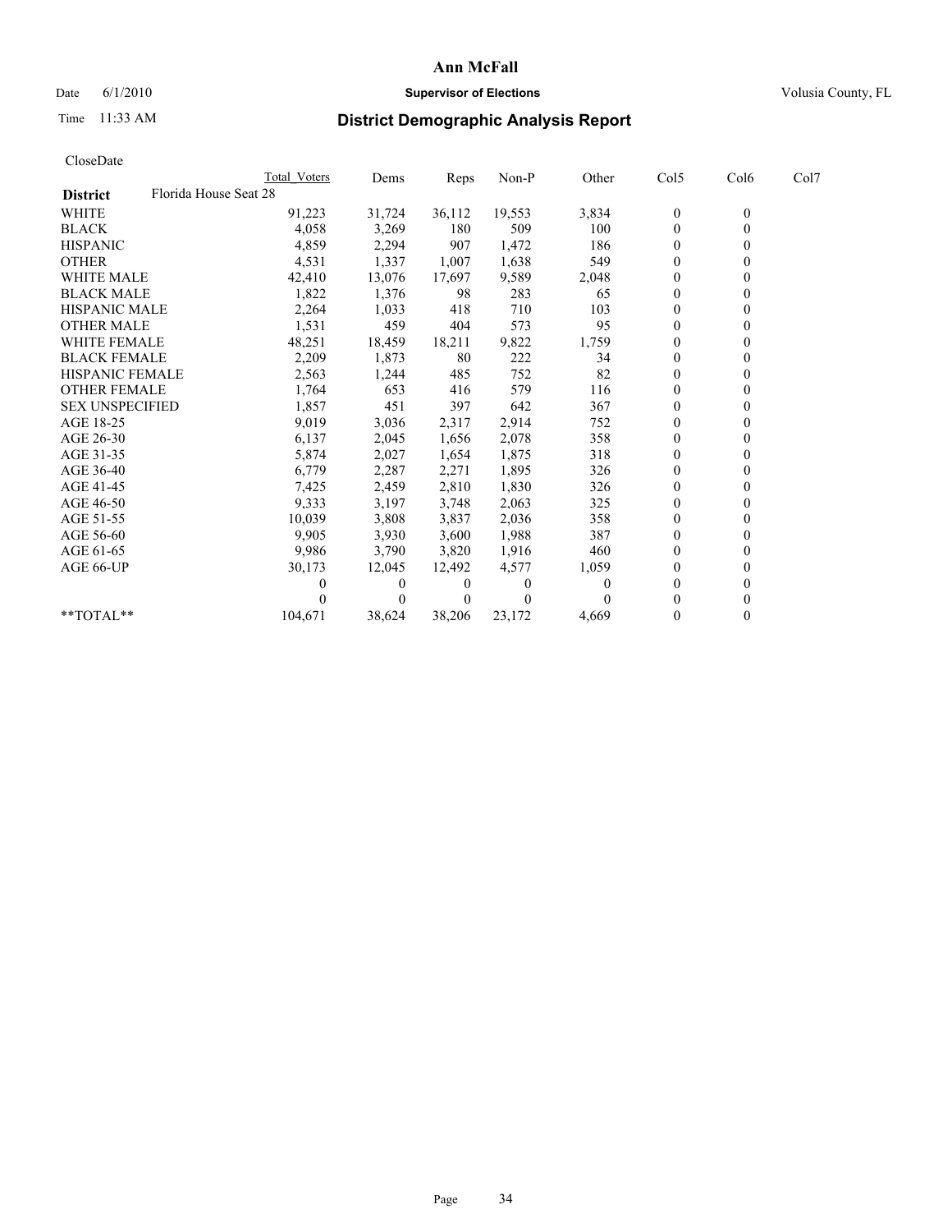# Ann McFall

Date 6/1/2010 **Supervisor of Elections** Volusia County, FL

Time 11:33 AM **District Demographic Analysis Report**

CloseDate

| | Total Voters | Dems | Reps | Non-P | Other | Col5 | Col6 | Col7 |
|---|---|---|---|---|---|---|---|---|
| **District** Florida House Seat 28 | | | | | | | | |
| WHITE | 91,223 | 31,724 | 36,112 | 19,553 | 3,834 | 0 | 0 | |
| BLACK | 4,058 | 3,269 | 180 | 509 | 100 | 0 | 0 | |
| HISPANIC | 4,859 | 2,294 | 907 | 1,472 | 186 | 0 | 0 | |
| OTHER | 4,531 | 1,337 | 1,007 | 1,638 | 549 | 0 | 0 | |
| WHITE MALE | 42,410 | 13,076 | 17,697 | 9,589 | 2,048 | 0 | 0 | |
| BLACK MALE | 1,822 | 1,376 | 98 | 283 | 65 | 0 | 0 | |
| HISPANIC MALE | 2,264 | 1,033 | 418 | 710 | 103 | 0 | 0 | |
| OTHER MALE | 1,531 | 459 | 404 | 573 | 95 | 0 | 0 | |
| WHITE FEMALE | 48,251 | 18,459 | 18,211 | 9,822 | 1,759 | 0 | 0 | |
| BLACK FEMALE | 2,209 | 1,873 | 80 | 222 | 34 | 0 | 0 | |
| HISPANIC FEMALE | 2,563 | 1,244 | 485 | 752 | 82 | 0 | 0 | |
| OTHER FEMALE | 1,764 | 653 | 416 | 579 | 116 | 0 | 0 | |
| SEX UNSPECIFIED | 1,857 | 451 | 397 | 642 | 367 | 0 | 0 | |
| AGE 18-25 | 9,019 | 3,036 | 2,317 | 2,914 | 752 | 0 | 0 | |
| AGE 26-30 | 6,137 | 2,045 | 1,656 | 2,078 | 358 | 0 | 0 | |
| AGE 31-35 | 5,874 | 2,027 | 1,654 | 1,875 | 318 | 0 | 0 | |
| AGE 36-40 | 6,779 | 2,287 | 2,271 | 1,895 | 326 | 0 | 0 | |
| AGE 41-45 | 7,425 | 2,459 | 2,810 | 1,830 | 326 | 0 | 0 | |
| AGE 46-50 | 9,333 | 3,197 | 3,748 | 2,063 | 325 | 0 | 0 | |
| AGE 51-55 | 10,039 | 3,808 | 3,837 | 2,036 | 358 | 0 | 0 | |
| AGE 56-60 | 9,905 | 3,930 | 3,600 | 1,988 | 387 | 0 | 0 | |
| AGE 61-65 | 9,986 | 3,790 | 3,820 | 1,916 | 460 | 0 | 0 | |
| AGE 66-UP | 30,173 | 12,045 | 12,492 | 4,577 | 1,059 | 0 | 0 | |
| | 0 | 0 | 0 | 0 | 0 | 0 | 0 | |
| | 0 | 0 | 0 | 0 | 0 | 0 | 0 | |
| **TOTAL** | 104,671 | 38,624 | 38,206 | 23,172 | 4,669 | 0 | 0 | |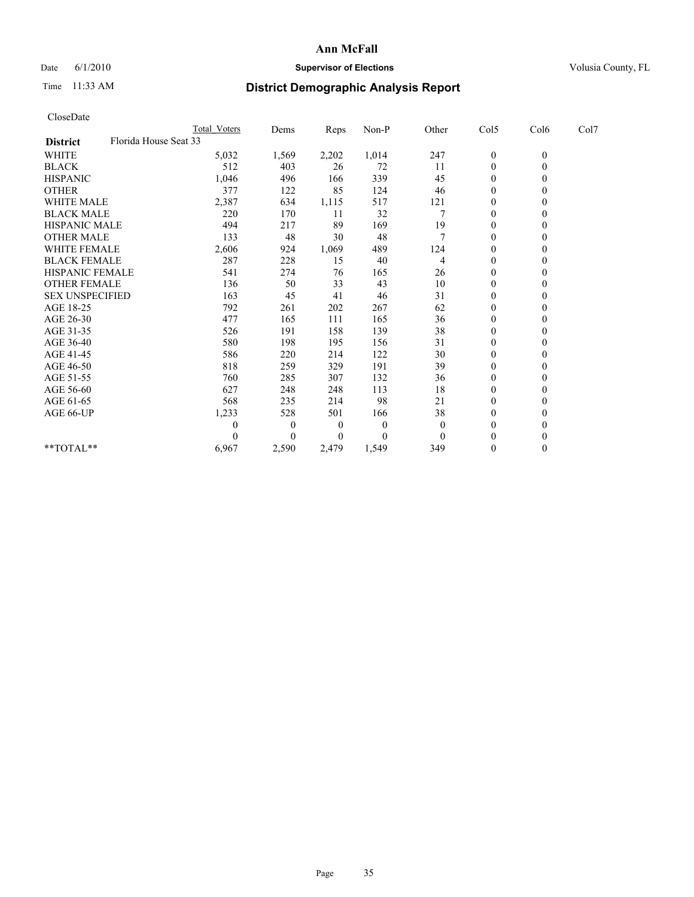# Ann McFall

Date 6/1/2010 **Supervisor of Elections** Volusia County, FL

Time 11:33 AM

## District Demographic Analysis Report

CloseDate

| | Total Voters | Dems | Reps | Non-P | Other | Col5 | Col6 | Col7 |
|---|---|---|---|---|---|---|---|---|
| **District** Florida House Seat 33 | | | | | | | | |
| WHITE | 5,032 | 1,569 | 2,202 | 1,014 | 247 | 0 | 0 | |
| BLACK | 512 | 403 | 26 | 72 | 11 | 0 | 0 | |
| HISPANIC | 1,046 | 496 | 166 | 339 | 45 | 0 | 0 | |
| OTHER | 377 | 122 | 85 | 124 | 46 | 0 | 0 | |
| WHITE MALE | 2,387 | 634 | 1,115 | 517 | 121 | 0 | 0 | |
| BLACK MALE | 220 | 170 | 11 | 32 | 7 | 0 | 0 | |
| HISPANIC MALE | 494 | 217 | 89 | 169 | 19 | 0 | 0 | |
| OTHER MALE | 133 | 48 | 30 | 48 | 7 | 0 | 0 | |
| WHITE FEMALE | 2,606 | 924 | 1,069 | 489 | 124 | 0 | 0 | |
| BLACK FEMALE | 287 | 228 | 15 | 40 | 4 | 0 | 0 | |
| HISPANIC FEMALE | 541 | 274 | 76 | 165 | 26 | 0 | 0 | |
| OTHER FEMALE | 136 | 50 | 33 | 43 | 10 | 0 | 0 | |
| SEX UNSPECIFIED | 163 | 45 | 41 | 46 | 31 | 0 | 0 | |
| AGE 18-25 | 792 | 261 | 202 | 267 | 62 | 0 | 0 | |
| AGE 26-30 | 477 | 165 | 111 | 165 | 36 | 0 | 0 | |
| AGE 31-35 | 526 | 191 | 158 | 139 | 38 | 0 | 0 | |
| AGE 36-40 | 580 | 198 | 195 | 156 | 31 | 0 | 0 | |
| AGE 41-45 | 586 | 220 | 214 | 122 | 30 | 0 | 0 | |
| AGE 46-50 | 818 | 259 | 329 | 191 | 39 | 0 | 0 | |
| AGE 51-55 | 760 | 285 | 307 | 132 | 36 | 0 | 0 | |
| AGE 56-60 | 627 | 248 | 248 | 113 | 18 | 0 | 0 | |
| AGE 61-65 | 568 | 235 | 214 | 98 | 21 | 0 | 0 | |
| AGE 66-UP | 1,233 | 528 | 501 | 166 | 38 | 0 | 0 | |
| | 0 | 0 | 0 | 0 | 0 | 0 | 0 | |
| | 0 | 0 | 0 | 0 | 0 | 0 | 0 | |
| **TOTAL** | 6,967 | 2,590 | 2,479 | 1,549 | 349 | 0 | 0 | |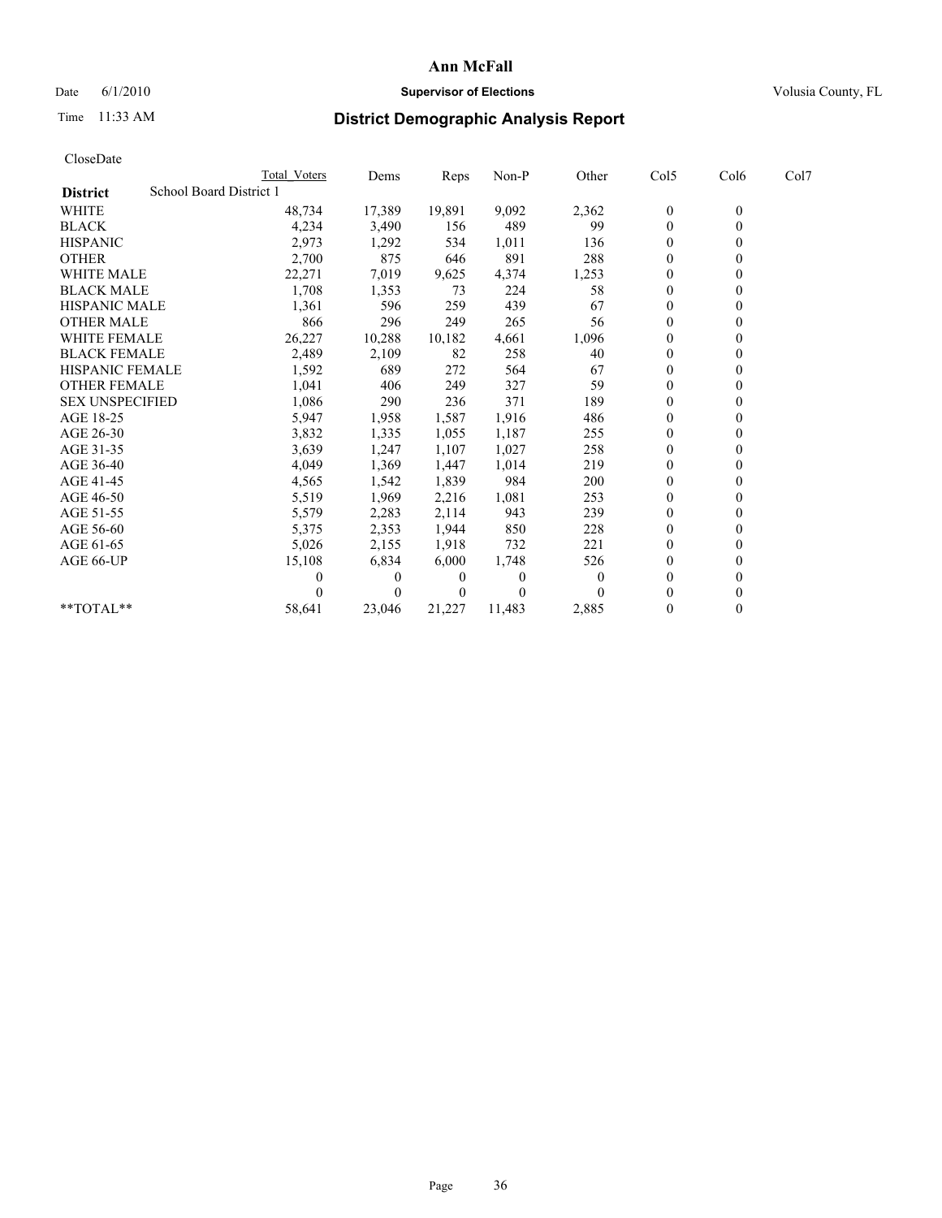**Ann McFall**

Date 6/1/2010 **Supervisor of Elections** Volusia County, FL

Time 11:33 AM **District Demographic Analysis Report**

CloseDate

| District | Total Voters | Dems | Reps | Non-P | Other | Col5 | Col6 | Col7 |
|---|---|---|---|---|---|---|---|---|
| School Board District 1 | | | | | | | | |
| WHITE | 48,734 | 17,389 | 19,891 | 9,092 | 2,362 | 0 | 0 | |
| BLACK | 4,234 | 3,490 | 156 | 489 | 99 | 0 | 0 | |
| HISPANIC | 2,973 | 1,292 | 534 | 1,011 | 136 | 0 | 0 | |
| OTHER | 2,700 | 875 | 646 | 891 | 288 | 0 | 0 | |
| WHITE MALE | 22,271 | 7,019 | 9,625 | 4,374 | 1,253 | 0 | 0 | |
| BLACK MALE | 1,708 | 1,353 | 73 | 224 | 58 | 0 | 0 | |
| HISPANIC MALE | 1,361 | 596 | 259 | 439 | 67 | 0 | 0 | |
| OTHER MALE | 866 | 296 | 249 | 265 | 56 | 0 | 0 | |
| WHITE FEMALE | 26,227 | 10,288 | 10,182 | 4,661 | 1,096 | 0 | 0 | |
| BLACK FEMALE | 2,489 | 2,109 | 82 | 258 | 40 | 0 | 0 | |
| HISPANIC FEMALE | 1,592 | 689 | 272 | 564 | 67 | 0 | 0 | |
| OTHER FEMALE | 1,041 | 406 | 249 | 327 | 59 | 0 | 0 | |
| SEX UNSPECIFIED | 1,086 | 290 | 236 | 371 | 189 | 0 | 0 | |
| AGE 18-25 | 5,947 | 1,958 | 1,587 | 1,916 | 486 | 0 | 0 | |
| AGE 26-30 | 3,832 | 1,335 | 1,055 | 1,187 | 255 | 0 | 0 | |
| AGE 31-35 | 3,639 | 1,247 | 1,107 | 1,027 | 258 | 0 | 0 | |
| AGE 36-40 | 4,049 | 1,369 | 1,447 | 1,014 | 219 | 0 | 0 | |
| AGE 41-45 | 4,565 | 1,542 | 1,839 | 984 | 200 | 0 | 0 | |
| AGE 46-50 | 5,519 | 1,969 | 2,216 | 1,081 | 253 | 0 | 0 | |
| AGE 51-55 | 5,579 | 2,283 | 2,114 | 943 | 239 | 0 | 0 | |
| AGE 56-60 | 5,375 | 2,353 | 1,944 | 850 | 228 | 0 | 0 | |
| AGE 61-65 | 5,026 | 2,155 | 1,918 | 732 | 221 | 0 | 0 | |
| AGE 66-UP | 15,108 | 6,834 | 6,000 | 1,748 | 526 | 0 | 0 | |
| | 0 | 0 | 0 | 0 | 0 | 0 | 0 | |
| | 0 | 0 | 0 | 0 | 0 | 0 | 0 | |
| **TOTAL** | 58,641 | 23,046 | 21,227 | 11,483 | 2,885 | 0 | 0 | |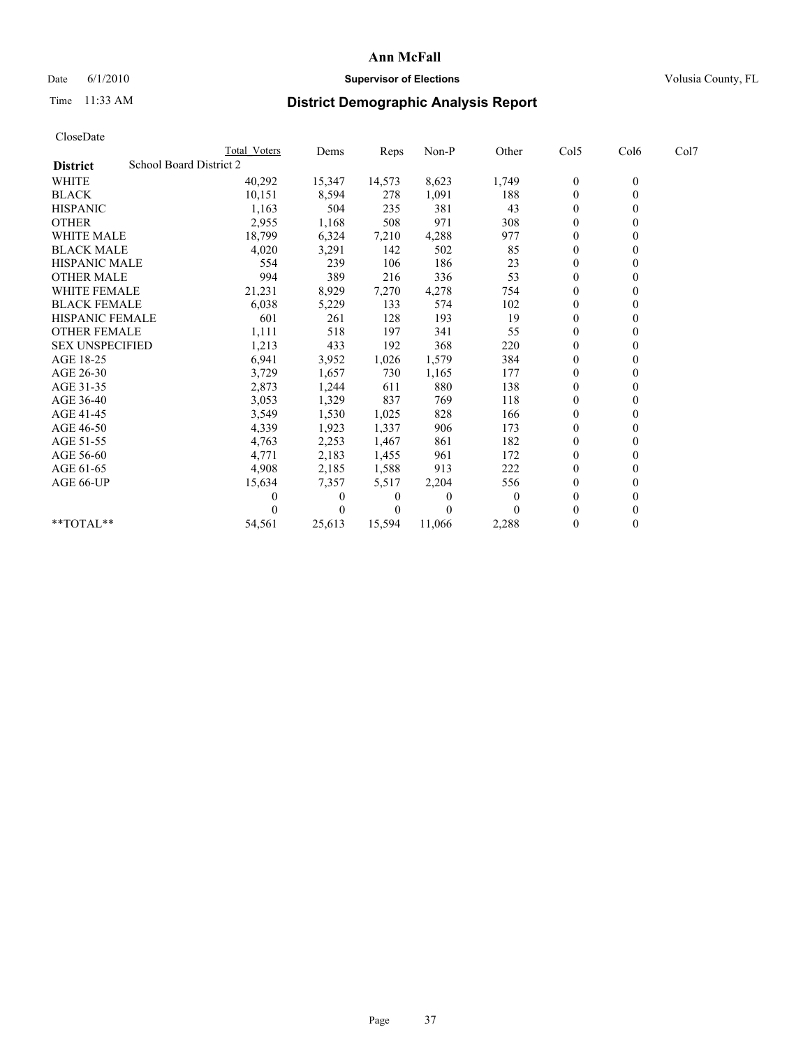Ann McFall

Date 6/1/2010 **Supervisor of Elections** Volusia County, FL

Time 11:33 AM

# District Demographic Analysis Report

CloseDate

| | Total Voters | Dems | Reps | Non-P | Other | Col5 | Col6 | Col7 |
|---|---|---|---|---|---|---|---|---|
| **District** School Board District 2 | | | | | | | | |
| WHITE | 40,292 | 15,347 | 14,573 | 8,623 | 1,749 | 0 | 0 | |
| BLACK | 10,151 | 8,594 | 278 | 1,091 | 188 | 0 | 0 | |
| HISPANIC | 1,163 | 504 | 235 | 381 | 43 | 0 | 0 | |
| OTHER | 2,955 | 1,168 | 508 | 971 | 308 | 0 | 0 | |
| WHITE MALE | 18,799 | 6,324 | 7,210 | 4,288 | 977 | 0 | 0 | |
| BLACK MALE | 4,020 | 3,291 | 142 | 502 | 85 | 0 | 0 | |
| HISPANIC MALE | 554 | 239 | 106 | 186 | 23 | 0 | 0 | |
| OTHER MALE | 994 | 389 | 216 | 336 | 53 | 0 | 0 | |
| WHITE FEMALE | 21,231 | 8,929 | 7,270 | 4,278 | 754 | 0 | 0 | |
| BLACK FEMALE | 6,038 | 5,229 | 133 | 574 | 102 | 0 | 0 | |
| HISPANIC FEMALE | 601 | 261 | 128 | 193 | 19 | 0 | 0 | |
| OTHER FEMALE | 1,111 | 518 | 197 | 341 | 55 | 0 | 0 | |
| SEX UNSPECIFIED | 1,213 | 433 | 192 | 368 | 220 | 0 | 0 | |
| AGE 18-25 | 6,941 | 3,952 | 1,026 | 1,579 | 384 | 0 | 0 | |
| AGE 26-30 | 3,729 | 1,657 | 730 | 1,165 | 177 | 0 | 0 | |
| AGE 31-35 | 2,873 | 1,244 | 611 | 880 | 138 | 0 | 0 | |
| AGE 36-40 | 3,053 | 1,329 | 837 | 769 | 118 | 0 | 0 | |
| AGE 41-45 | 3,549 | 1,530 | 1,025 | 828 | 166 | 0 | 0 | |
| AGE 46-50 | 4,339 | 1,923 | 1,337 | 906 | 173 | 0 | 0 | |
| AGE 51-55 | 4,763 | 2,253 | 1,467 | 861 | 182 | 0 | 0 | |
| AGE 56-60 | 4,771 | 2,183 | 1,455 | 961 | 172 | 0 | 0 | |
| AGE 61-65 | 4,908 | 2,185 | 1,588 | 913 | 222 | 0 | 0 | |
| AGE 66-UP | 15,634 | 7,357 | 5,517 | 2,204 | 556 | 0 | 0 | |
| | 0 | 0 | 0 | 0 | 0 | 0 | 0 | |
| | 0 | 0 | 0 | 0 | 0 | 0 | 0 | |
| **TOTAL** | 54,561 | 25,613 | 15,594 | 11,066 | 2,288 | 0 | 0 | |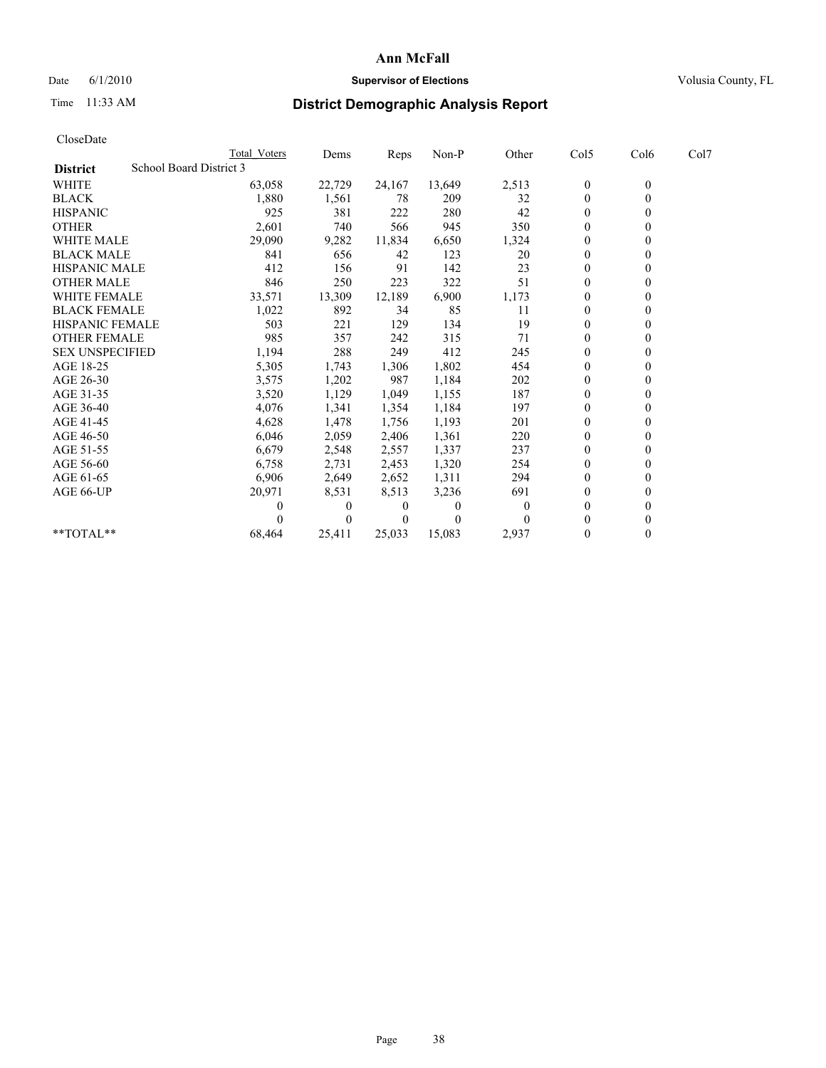# Ann McFall

Date 6/1/2010 **Supervisor of Elections** Volusia County, FL

Time 11:33 AM

## District Demographic Analysis Report

CloseDate

| | Total Voters | Dems | Reps | Non-P | Other | Col5 | Col6 | Col7 |
|---|---|---|---|---|---|---|---|---|
| **District** School Board District 3 | | | | | | | | |
| WHITE | 63,058 | 22,729 | 24,167 | 13,649 | 2,513 | 0 | 0 | |
| BLACK | 1,880 | 1,561 | 78 | 209 | 32 | 0 | 0 | |
| HISPANIC | 925 | 381 | 222 | 280 | 42 | 0 | 0 | |
| OTHER | 2,601 | 740 | 566 | 945 | 350 | 0 | 0 | |
| WHITE MALE | 29,090 | 9,282 | 11,834 | 6,650 | 1,324 | 0 | 0 | |
| BLACK MALE | 841 | 656 | 42 | 123 | 20 | 0 | 0 | |
| HISPANIC MALE | 412 | 156 | 91 | 142 | 23 | 0 | 0 | |
| OTHER MALE | 846 | 250 | 223 | 322 | 51 | 0 | 0 | |
| WHITE FEMALE | 33,571 | 13,309 | 12,189 | 6,900 | 1,173 | 0 | 0 | |
| BLACK FEMALE | 1,022 | 892 | 34 | 85 | 11 | 0 | 0 | |
| HISPANIC FEMALE | 503 | 221 | 129 | 134 | 19 | 0 | 0 | |
| OTHER FEMALE | 985 | 357 | 242 | 315 | 71 | 0 | 0 | |
| SEX UNSPECIFIED | 1,194 | 288 | 249 | 412 | 245 | 0 | 0 | |
| AGE 18-25 | 5,305 | 1,743 | 1,306 | 1,802 | 454 | 0 | 0 | |
| AGE 26-30 | 3,575 | 1,202 | 987 | 1,184 | 202 | 0 | 0 | |
| AGE 31-35 | 3,520 | 1,129 | 1,049 | 1,155 | 187 | 0 | 0 | |
| AGE 36-40 | 4,076 | 1,341 | 1,354 | 1,184 | 197 | 0 | 0 | |
| AGE 41-45 | 4,628 | 1,478 | 1,756 | 1,193 | 201 | 0 | 0 | |
| AGE 46-50 | 6,046 | 2,059 | 2,406 | 1,361 | 220 | 0 | 0 | |
| AGE 51-55 | 6,679 | 2,548 | 2,557 | 1,337 | 237 | 0 | 0 | |
| AGE 56-60 | 6,758 | 2,731 | 2,453 | 1,320 | 254 | 0 | 0 | |
| AGE 61-65 | 6,906 | 2,649 | 2,652 | 1,311 | 294 | 0 | 0 | |
| AGE 66-UP | 20,971 | 8,531 | 8,513 | 3,236 | 691 | 0 | 0 | |
| | 0 | 0 | 0 | 0 | 0 | 0 | 0 | |
| | 0 | 0 | 0 | 0 | 0 | 0 | 0 | |
| **TOTAL** | 68,464 | 25,411 | 25,033 | 15,083 | 2,937 | 0 | 0 | |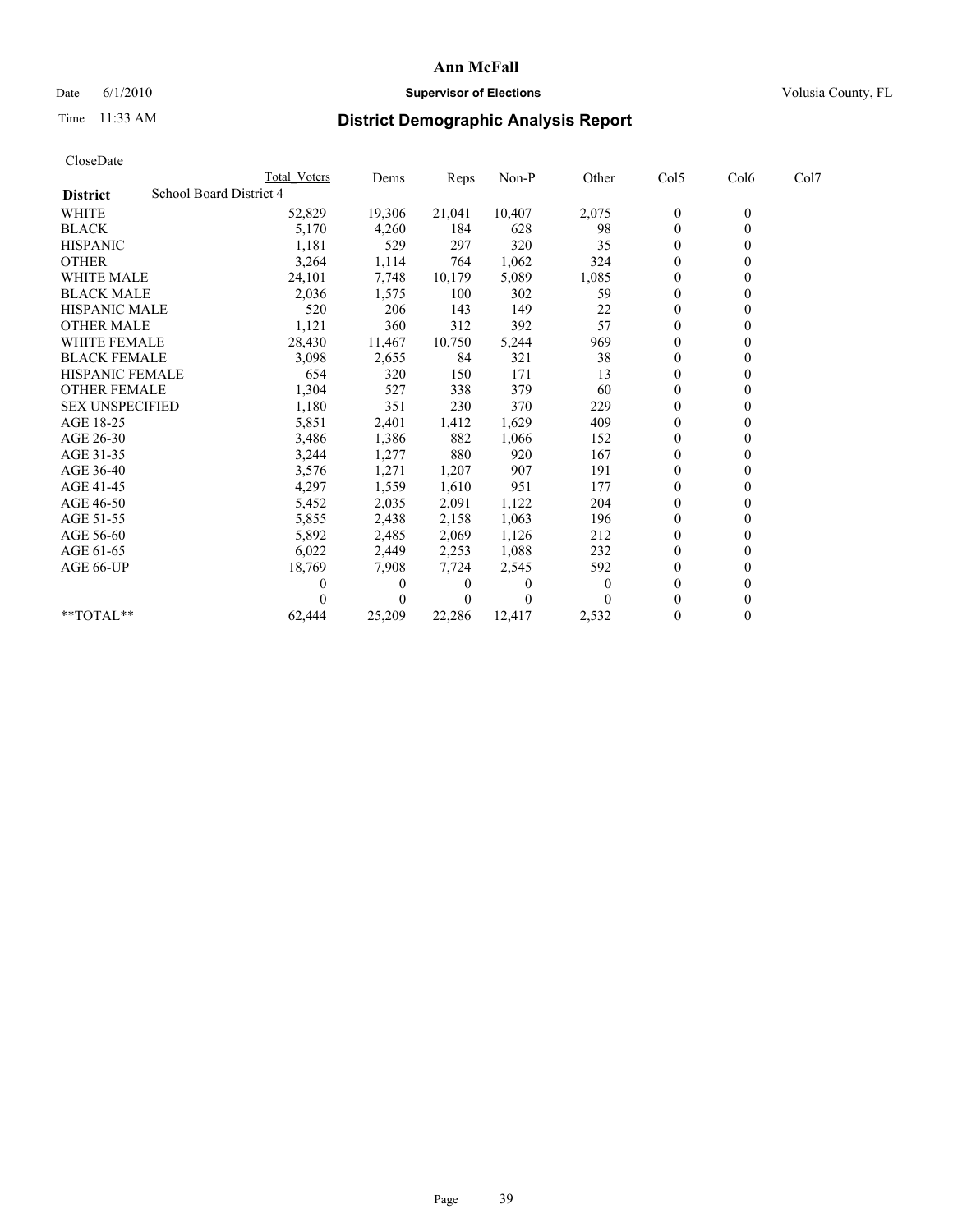Date 6/1/2010

Time 11:33 AM

# Ann McFall

**Supervisor of Elections**

Volusia County, FL

## District Demographic Analysis Report

CloseDate

| | Total Voters | Dems | Reps | Non-P | Other | Col5 | Col6 | Col7 |
|---|---|---|---|---|---|---|---|---|
| **District** School Board District 4 | | | | | | | | |
| WHITE | 52,829 | 19,306 | 21,041 | 10,407 | 2,075 | 0 | 0 | |
| BLACK | 5,170 | 4,260 | 184 | 628 | 98 | 0 | 0 | |
| HISPANIC | 1,181 | 529 | 297 | 320 | 35 | 0 | 0 | |
| OTHER | 3,264 | 1,114 | 764 | 1,062 | 324 | 0 | 0 | |
| WHITE MALE | 24,101 | 7,748 | 10,179 | 5,089 | 1,085 | 0 | 0 | |
| BLACK MALE | 2,036 | 1,575 | 100 | 302 | 59 | 0 | 0 | |
| HISPANIC MALE | 520 | 206 | 143 | 149 | 22 | 0 | 0 | |
| OTHER MALE | 1,121 | 360 | 312 | 392 | 57 | 0 | 0 | |
| WHITE FEMALE | 28,430 | 11,467 | 10,750 | 5,244 | 969 | 0 | 0 | |
| BLACK FEMALE | 3,098 | 2,655 | 84 | 321 | 38 | 0 | 0 | |
| HISPANIC FEMALE | 654 | 320 | 150 | 171 | 13 | 0 | 0 | |
| OTHER FEMALE | 1,304 | 527 | 338 | 379 | 60 | 0 | 0 | |
| SEX UNSPECIFIED | 1,180 | 351 | 230 | 370 | 229 | 0 | 0 | |
| AGE 18-25 | 5,851 | 2,401 | 1,412 | 1,629 | 409 | 0 | 0 | |
| AGE 26-30 | 3,486 | 1,386 | 882 | 1,066 | 152 | 0 | 0 | |
| AGE 31-35 | 3,244 | 1,277 | 880 | 920 | 167 | 0 | 0 | |
| AGE 36-40 | 3,576 | 1,271 | 1,207 | 907 | 191 | 0 | 0 | |
| AGE 41-45 | 4,297 | 1,559 | 1,610 | 951 | 177 | 0 | 0 | |
| AGE 46-50 | 5,452 | 2,035 | 2,091 | 1,122 | 204 | 0 | 0 | |
| AGE 51-55 | 5,855 | 2,438 | 2,158 | 1,063 | 196 | 0 | 0 | |
| AGE 56-60 | 5,892 | 2,485 | 2,069 | 1,126 | 212 | 0 | 0 | |
| AGE 61-65 | 6,022 | 2,449 | 2,253 | 1,088 | 232 | 0 | 0 | |
| AGE 66-UP | 18,769 | 7,908 | 7,724 | 2,545 | 592 | 0 | 0 | |
| | 0 | 0 | 0 | 0 | 0 | 0 | 0 | |
| | 0 | 0 | 0 | 0 | 0 | 0 | 0 | |
| **TOTAL** | 62,444 | 25,209 | 22,286 | 12,417 | 2,532 | 0 | 0 | |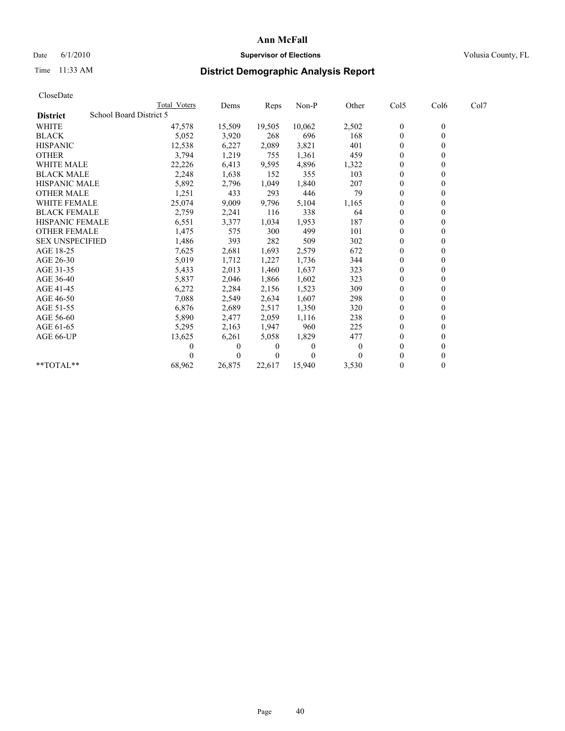# Ann McFall

Date 6/1/2010 | **Supervisor of Elections** | Volusia County, FL

Time 11:33 AM

## District Demographic Analysis Report

CloseDate

| | Total Voters | Dems | Reps | Non-P | Other | Col5 | Col6 | Col7 |
|---|---|---|---|---|---|---|---|---|
| **District** School Board District 5 | | | | | | | | |
| WHITE | 47,578 | 15,509 | 19,505 | 10,062 | 2,502 | 0 | 0 | |
| BLACK | 5,052 | 3,920 | 268 | 696 | 168 | 0 | 0 | |
| HISPANIC | 12,538 | 6,227 | 2,089 | 3,821 | 401 | 0 | 0 | |
| OTHER | 3,794 | 1,219 | 755 | 1,361 | 459 | 0 | 0 | |
| WHITE MALE | 22,226 | 6,413 | 9,595 | 4,896 | 1,322 | 0 | 0 | |
| BLACK MALE | 2,248 | 1,638 | 152 | 355 | 103 | 0 | 0 | |
| HISPANIC MALE | 5,892 | 2,796 | 1,049 | 1,840 | 207 | 0 | 0 | |
| OTHER MALE | 1,251 | 433 | 293 | 446 | 79 | 0 | 0 | |
| WHITE FEMALE | 25,074 | 9,009 | 9,796 | 5,104 | 1,165 | 0 | 0 | |
| BLACK FEMALE | 2,759 | 2,241 | 116 | 338 | 64 | 0 | 0 | |
| HISPANIC FEMALE | 6,551 | 3,377 | 1,034 | 1,953 | 187 | 0 | 0 | |
| OTHER FEMALE | 1,475 | 575 | 300 | 499 | 101 | 0 | 0 | |
| SEX UNSPECIFIED | 1,486 | 393 | 282 | 509 | 302 | 0 | 0 | |
| AGE 18-25 | 7,625 | 2,681 | 1,693 | 2,579 | 672 | 0 | 0 | |
| AGE 26-30 | 5,019 | 1,712 | 1,227 | 1,736 | 344 | 0 | 0 | |
| AGE 31-35 | 5,433 | 2,013 | 1,460 | 1,637 | 323 | 0 | 0 | |
| AGE 36-40 | 5,837 | 2,046 | 1,866 | 1,602 | 323 | 0 | 0 | |
| AGE 41-45 | 6,272 | 2,284 | 2,156 | 1,523 | 309 | 0 | 0 | |
| AGE 46-50 | 7,088 | 2,549 | 2,634 | 1,607 | 298 | 0 | 0 | |
| AGE 51-55 | 6,876 | 2,689 | 2,517 | 1,350 | 320 | 0 | 0 | |
| AGE 56-60 | 5,890 | 2,477 | 2,059 | 1,116 | 238 | 0 | 0 | |
| AGE 61-65 | 5,295 | 2,163 | 1,947 | 960 | 225 | 0 | 0 | |
| AGE 66-UP | 13,625 | 6,261 | 5,058 | 1,829 | 477 | 0 | 0 | |
| | 0 | 0 | 0 | 0 | 0 | 0 | 0 | |
| | 0 | 0 | 0 | 0 | 0 | 0 | 0 | |
| **TOTAL** | 68,962 | 26,875 | 22,617 | 15,940 | 3,530 | 0 | 0 | |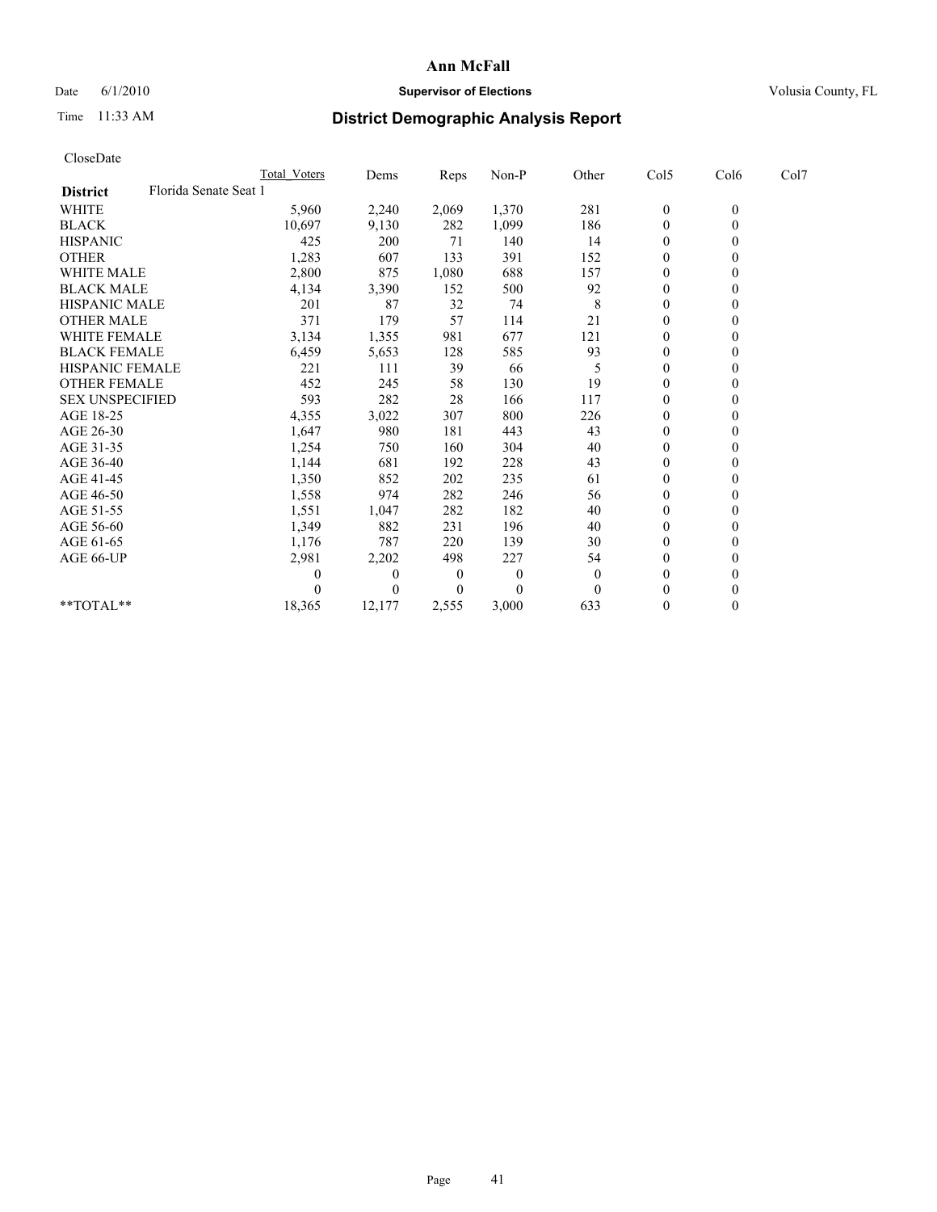# Ann McFall

Date 6/1/2010 **Supervisor of Elections** Volusia County, FL

Time 11:33 AM

## District Demographic Analysis Report

CloseDate

| | Total Voters | Dems | Reps | Non-P | Other | Col5 | Col6 | Col7 |
|---|---|---|---|---|---|---|---|---|
| **District** Florida Senate Seat 1 | | | | | | | | |
| WHITE | 5,960 | 2,240 | 2,069 | 1,370 | 281 | 0 | 0 | |
| BLACK | 10,697 | 9,130 | 282 | 1,099 | 186 | 0 | 0 | |
| HISPANIC | 425 | 200 | 71 | 140 | 14 | 0 | 0 | |
| OTHER | 1,283 | 607 | 133 | 391 | 152 | 0 | 0 | |
| WHITE MALE | 2,800 | 875 | 1,080 | 688 | 157 | 0 | 0 | |
| BLACK MALE | 4,134 | 3,390 | 152 | 500 | 92 | 0 | 0 | |
| HISPANIC MALE | 201 | 87 | 32 | 74 | 8 | 0 | 0 | |
| OTHER MALE | 371 | 179 | 57 | 114 | 21 | 0 | 0 | |
| WHITE FEMALE | 3,134 | 1,355 | 981 | 677 | 121 | 0 | 0 | |
| BLACK FEMALE | 6,459 | 5,653 | 128 | 585 | 93 | 0 | 0 | |
| HISPANIC FEMALE | 221 | 111 | 39 | 66 | 5 | 0 | 0 | |
| OTHER FEMALE | 452 | 245 | 58 | 130 | 19 | 0 | 0 | |
| SEX UNSPECIFIED | 593 | 282 | 28 | 166 | 117 | 0 | 0 | |
| AGE 18-25 | 4,355 | 3,022 | 307 | 800 | 226 | 0 | 0 | |
| AGE 26-30 | 1,647 | 980 | 181 | 443 | 43 | 0 | 0 | |
| AGE 31-35 | 1,254 | 750 | 160 | 304 | 40 | 0 | 0 | |
| AGE 36-40 | 1,144 | 681 | 192 | 228 | 43 | 0 | 0 | |
| AGE 41-45 | 1,350 | 852 | 202 | 235 | 61 | 0 | 0 | |
| AGE 46-50 | 1,558 | 974 | 282 | 246 | 56 | 0 | 0 | |
| AGE 51-55 | 1,551 | 1,047 | 282 | 182 | 40 | 0 | 0 | |
| AGE 56-60 | 1,349 | 882 | 231 | 196 | 40 | 0 | 0 | |
| AGE 61-65 | 1,176 | 787 | 220 | 139 | 30 | 0 | 0 | |
| AGE 66-UP | 2,981 | 2,202 | 498 | 227 | 54 | 0 | 0 | |
| | 0 | 0 | 0 | 0 | 0 | 0 | 0 | |
| | 0 | 0 | 0 | 0 | 0 | 0 | 0 | |
| **TOTAL** | 18,365 | 12,177 | 2,555 | 3,000 | 633 | 0 | 0 | |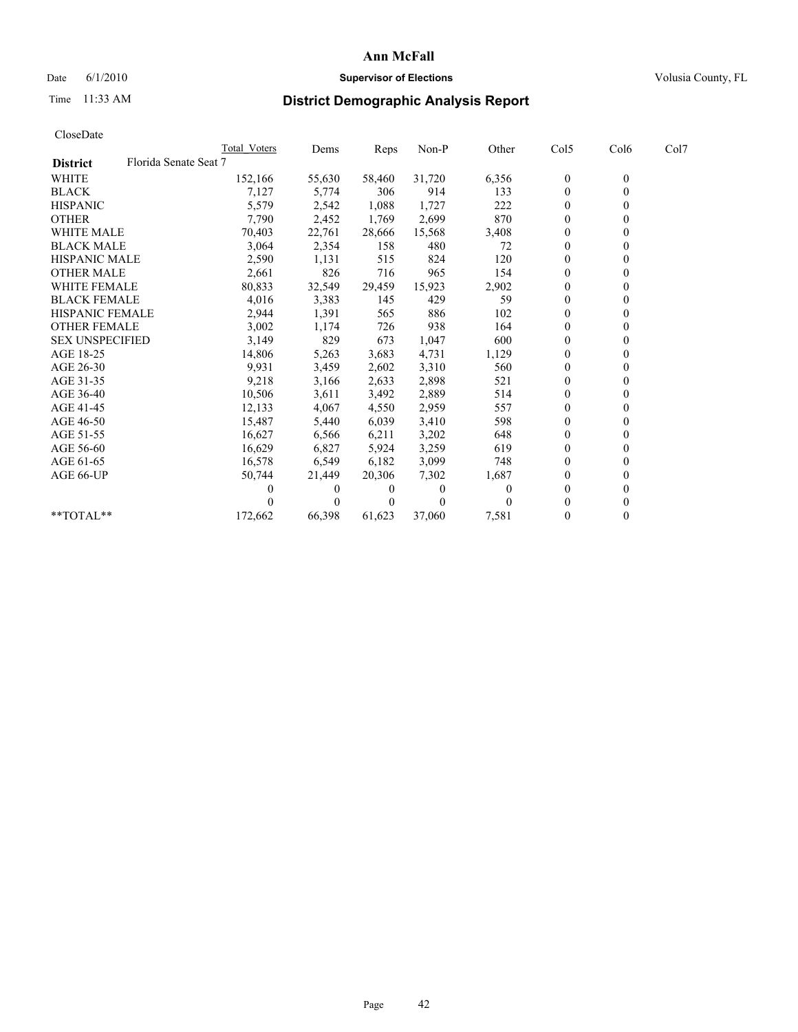**Ann McFall**

Date 6/1/2010 — **Supervisor of Elections** — Volusia County, FL

Time 11:33 AM

## District Demographic Analysis Report

CloseDate

| | Total_Voters | Dems | Reps | Non-P | Other | Col5 | Col6 | Col7 |
|---|---|---|---|---|---|---|---|---|
| **District** Florida Senate Seat 7 | | | | | | | | |
| WHITE | 152,166 | 55,630 | 58,460 | 31,720 | 6,356 | 0 | 0 | |
| BLACK | 7,127 | 5,774 | 306 | 914 | 133 | 0 | 0 | |
| HISPANIC | 5,579 | 2,542 | 1,088 | 1,727 | 222 | 0 | 0 | |
| OTHER | 7,790 | 2,452 | 1,769 | 2,699 | 870 | 0 | 0 | |
| WHITE MALE | 70,403 | 22,761 | 28,666 | 15,568 | 3,408 | 0 | 0 | |
| BLACK MALE | 3,064 | 2,354 | 158 | 480 | 72 | 0 | 0 | |
| HISPANIC MALE | 2,590 | 1,131 | 515 | 824 | 120 | 0 | 0 | |
| OTHER MALE | 2,661 | 826 | 716 | 965 | 154 | 0 | 0 | |
| WHITE FEMALE | 80,833 | 32,549 | 29,459 | 15,923 | 2,902 | 0 | 0 | |
| BLACK FEMALE | 4,016 | 3,383 | 145 | 429 | 59 | 0 | 0 | |
| HISPANIC FEMALE | 2,944 | 1,391 | 565 | 886 | 102 | 0 | 0 | |
| OTHER FEMALE | 3,002 | 1,174 | 726 | 938 | 164 | 0 | 0 | |
| SEX UNSPECIFIED | 3,149 | 829 | 673 | 1,047 | 600 | 0 | 0 | |
| AGE 18-25 | 14,806 | 5,263 | 3,683 | 4,731 | 1,129 | 0 | 0 | |
| AGE 26-30 | 9,931 | 3,459 | 2,602 | 3,310 | 560 | 0 | 0 | |
| AGE 31-35 | 9,218 | 3,166 | 2,633 | 2,898 | 521 | 0 | 0 | |
| AGE 36-40 | 10,506 | 3,611 | 3,492 | 2,889 | 514 | 0 | 0 | |
| AGE 41-45 | 12,133 | 4,067 | 4,550 | 2,959 | 557 | 0 | 0 | |
| AGE 46-50 | 15,487 | 5,440 | 6,039 | 3,410 | 598 | 0 | 0 | |
| AGE 51-55 | 16,627 | 6,566 | 6,211 | 3,202 | 648 | 0 | 0 | |
| AGE 56-60 | 16,629 | 6,827 | 5,924 | 3,259 | 619 | 0 | 0 | |
| AGE 61-65 | 16,578 | 6,549 | 6,182 | 3,099 | 748 | 0 | 0 | |
| AGE 66-UP | 50,744 | 21,449 | 20,306 | 7,302 | 1,687 | 0 | 0 | |
| | 0 | 0 | 0 | 0 | 0 | 0 | 0 | |
| | 0 | 0 | 0 | 0 | 0 | 0 | 0 | |
| **TOTAL** | 172,662 | 66,398 | 61,623 | 37,060 | 7,581 | 0 | 0 | |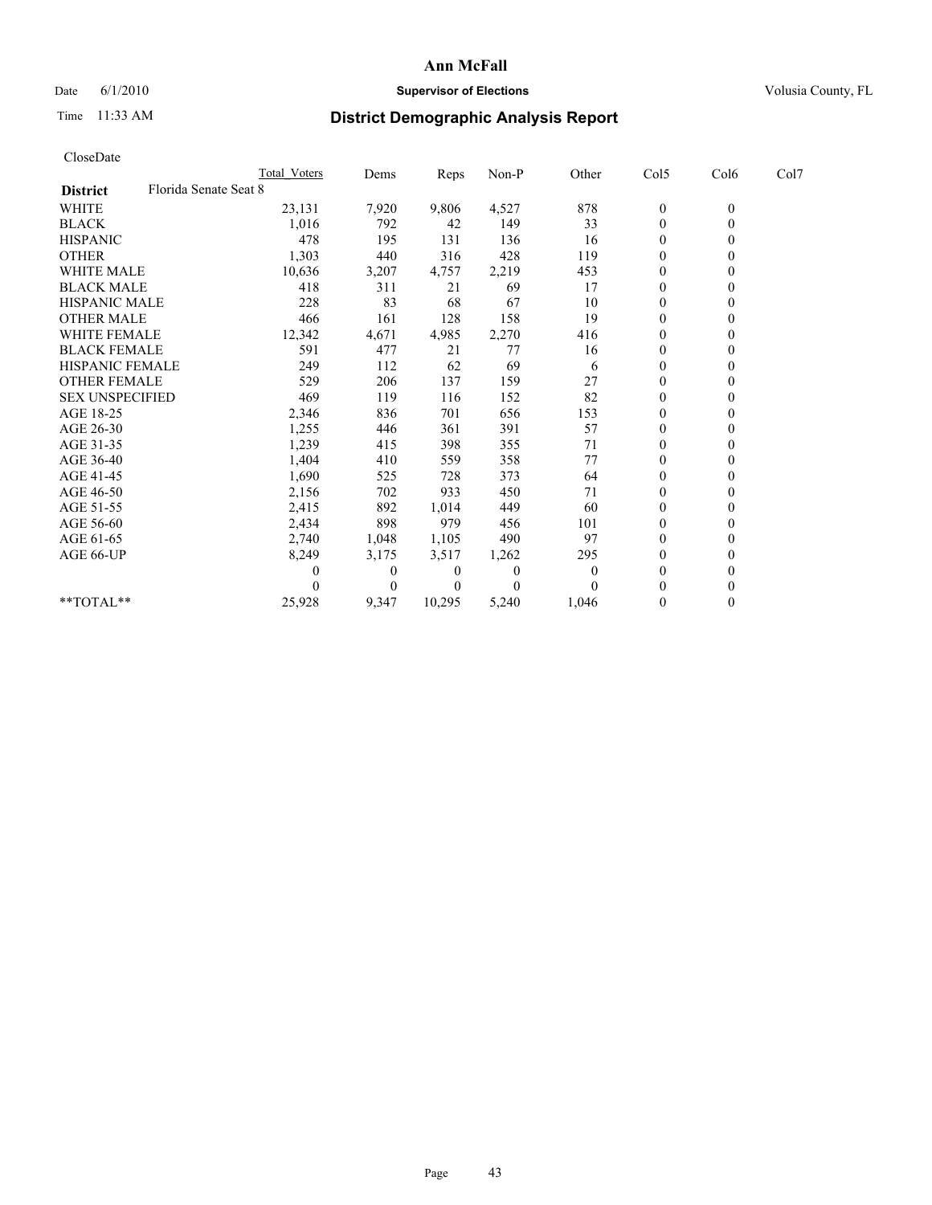# Ann McFall

Date 6/1/2010 **Supervisor of Elections** Volusia County, FL

Time 11:33 AM **District Demographic Analysis Report**

CloseDate

| | Total_Voters | Dems | Reps | Non-P | Other | Col5 | Col6 | Col7 |
|---|---|---|---|---|---|---|---|---|
| **District** Florida Senate Seat 8 | | | | | | | | |
| WHITE | 23,131 | 7,920 | 9,806 | 4,527 | 878 | 0 | 0 | |
| BLACK | 1,016 | 792 | 42 | 149 | 33 | 0 | 0 | |
| HISPANIC | 478 | 195 | 131 | 136 | 16 | 0 | 0 | |
| OTHER | 1,303 | 440 | 316 | 428 | 119 | 0 | 0 | |
| WHITE MALE | 10,636 | 3,207 | 4,757 | 2,219 | 453 | 0 | 0 | |
| BLACK MALE | 418 | 311 | 21 | 69 | 17 | 0 | 0 | |
| HISPANIC MALE | 228 | 83 | 68 | 67 | 10 | 0 | 0 | |
| OTHER MALE | 466 | 161 | 128 | 158 | 19 | 0 | 0 | |
| WHITE FEMALE | 12,342 | 4,671 | 4,985 | 2,270 | 416 | 0 | 0 | |
| BLACK FEMALE | 591 | 477 | 21 | 77 | 16 | 0 | 0 | |
| HISPANIC FEMALE | 249 | 112 | 62 | 69 | 6 | 0 | 0 | |
| OTHER FEMALE | 529 | 206 | 137 | 159 | 27 | 0 | 0 | |
| SEX UNSPECIFIED | 469 | 119 | 116 | 152 | 82 | 0 | 0 | |
| AGE 18-25 | 2,346 | 836 | 701 | 656 | 153 | 0 | 0 | |
| AGE 26-30 | 1,255 | 446 | 361 | 391 | 57 | 0 | 0 | |
| AGE 31-35 | 1,239 | 415 | 398 | 355 | 71 | 0 | 0 | |
| AGE 36-40 | 1,404 | 410 | 559 | 358 | 77 | 0 | 0 | |
| AGE 41-45 | 1,690 | 525 | 728 | 373 | 64 | 0 | 0 | |
| AGE 46-50 | 2,156 | 702 | 933 | 450 | 71 | 0 | 0 | |
| AGE 51-55 | 2,415 | 892 | 1,014 | 449 | 60 | 0 | 0 | |
| AGE 56-60 | 2,434 | 898 | 979 | 456 | 101 | 0 | 0 | |
| AGE 61-65 | 2,740 | 1,048 | 1,105 | 490 | 97 | 0 | 0 | |
| AGE 66-UP | 8,249 | 3,175 | 3,517 | 1,262 | 295 | 0 | 0 | |
| | 0 | 0 | 0 | 0 | 0 | 0 | 0 | |
| | 0 | 0 | 0 | 0 | 0 | 0 | 0 | |
| **TOTAL** | 25,928 | 9,347 | 10,295 | 5,240 | 1,046 | 0 | 0 | |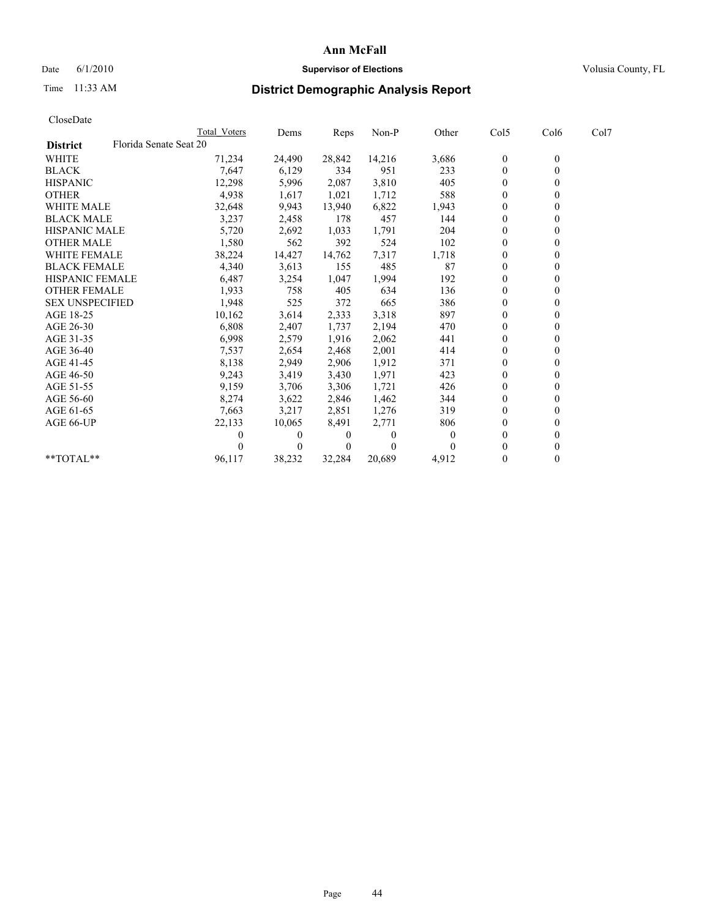# Ann McFall

Date 6/1/2010 **Supervisor of Elections** Volusia County, FL

Time 11:33 AM **District Demographic Analysis Report**

CloseDate

| | Total Voters | Dems | Reps | Non-P | Other | Col5 | Col6 | Col7 |
|---|---|---|---|---|---|---|---|---|
| **District** Florida Senate Seat 20 | | | | | | | | |
| WHITE | 71,234 | 24,490 | 28,842 | 14,216 | 3,686 | 0 | 0 | |
| BLACK | 7,647 | 6,129 | 334 | 951 | 233 | 0 | 0 | |
| HISPANIC | 12,298 | 5,996 | 2,087 | 3,810 | 405 | 0 | 0 | |
| OTHER | 4,938 | 1,617 | 1,021 | 1,712 | 588 | 0 | 0 | |
| WHITE MALE | 32,648 | 9,943 | 13,940 | 6,822 | 1,943 | 0 | 0 | |
| BLACK MALE | 3,237 | 2,458 | 178 | 457 | 144 | 0 | 0 | |
| HISPANIC MALE | 5,720 | 2,692 | 1,033 | 1,791 | 204 | 0 | 0 | |
| OTHER MALE | 1,580 | 562 | 392 | 524 | 102 | 0 | 0 | |
| WHITE FEMALE | 38,224 | 14,427 | 14,762 | 7,317 | 1,718 | 0 | 0 | |
| BLACK FEMALE | 4,340 | 3,613 | 155 | 485 | 87 | 0 | 0 | |
| HISPANIC FEMALE | 6,487 | 3,254 | 1,047 | 1,994 | 192 | 0 | 0 | |
| OTHER FEMALE | 1,933 | 758 | 405 | 634 | 136 | 0 | 0 | |
| SEX UNSPECIFIED | 1,948 | 525 | 372 | 665 | 386 | 0 | 0 | |
| AGE 18-25 | 10,162 | 3,614 | 2,333 | 3,318 | 897 | 0 | 0 | |
| AGE 26-30 | 6,808 | 2,407 | 1,737 | 2,194 | 470 | 0 | 0 | |
| AGE 31-35 | 6,998 | 2,579 | 1,916 | 2,062 | 441 | 0 | 0 | |
| AGE 36-40 | 7,537 | 2,654 | 2,468 | 2,001 | 414 | 0 | 0 | |
| AGE 41-45 | 8,138 | 2,949 | 2,906 | 1,912 | 371 | 0 | 0 | |
| AGE 46-50 | 9,243 | 3,419 | 3,430 | 1,971 | 423 | 0 | 0 | |
| AGE 51-55 | 9,159 | 3,706 | 3,306 | 1,721 | 426 | 0 | 0 | |
| AGE 56-60 | 8,274 | 3,622 | 2,846 | 1,462 | 344 | 0 | 0 | |
| AGE 61-65 | 7,663 | 3,217 | 2,851 | 1,276 | 319 | 0 | 0 | |
| AGE 66-UP | 22,133 | 10,065 | 8,491 | 2,771 | 806 | 0 | 0 | |
| | 0 | 0 | 0 | 0 | 0 | 0 | 0 | |
| | 0 | 0 | 0 | 0 | 0 | 0 | 0 | |
| **TOTAL** | 96,117 | 38,232 | 32,284 | 20,689 | 4,912 | 0 | 0 | |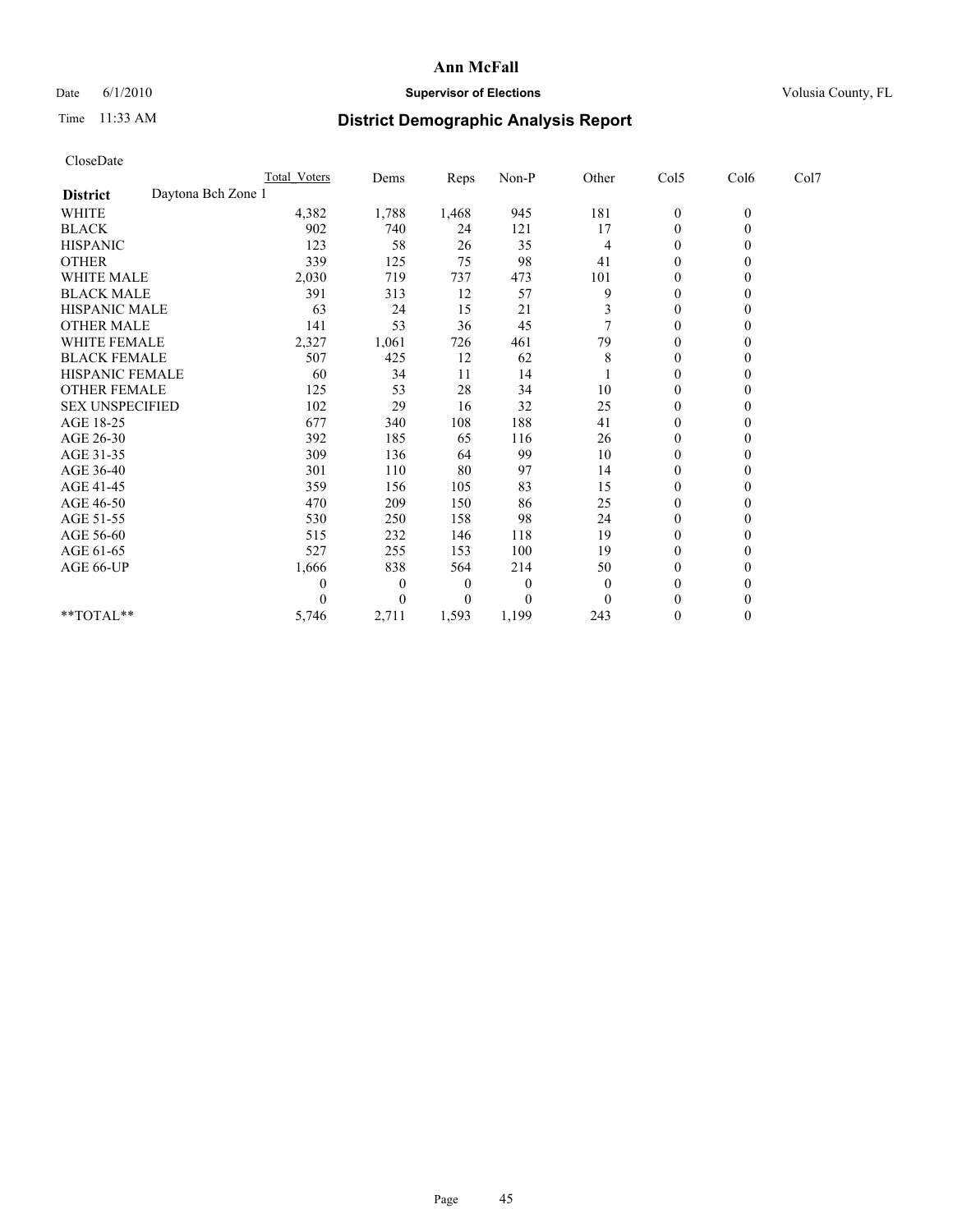# Ann McFall

Date 6/1/2010 **Supervisor of Elections** Volusia County, FL

Time 11:33 AM

## District Demographic Analysis Report

CloseDate

| | Total_Voters | Dems | Reps | Non-P | Other | Col5 | Col6 | Col7 |
|---|---|---|---|---|---|---|---|---|
| **District** Daytona Bch Zone 1 | | | | | | | | |
| WHITE | 4,382 | 1,788 | 1,468 | 945 | 181 | 0 | 0 | |
| BLACK | 902 | 740 | 24 | 121 | 17 | 0 | 0 | |
| HISPANIC | 123 | 58 | 26 | 35 | 4 | 0 | 0 | |
| OTHER | 339 | 125 | 75 | 98 | 41 | 0 | 0 | |
| WHITE MALE | 2,030 | 719 | 737 | 473 | 101 | 0 | 0 | |
| BLACK MALE | 391 | 313 | 12 | 57 | 9 | 0 | 0 | |
| HISPANIC MALE | 63 | 24 | 15 | 21 | 3 | 0 | 0 | |
| OTHER MALE | 141 | 53 | 36 | 45 | 7 | 0 | 0 | |
| WHITE FEMALE | 2,327 | 1,061 | 726 | 461 | 79 | 0 | 0 | |
| BLACK FEMALE | 507 | 425 | 12 | 62 | 8 | 0 | 0 | |
| HISPANIC FEMALE | 60 | 34 | 11 | 14 | 1 | 0 | 0 | |
| OTHER FEMALE | 125 | 53 | 28 | 34 | 10 | 0 | 0 | |
| SEX UNSPECIFIED | 102 | 29 | 16 | 32 | 25 | 0 | 0 | |
| AGE 18-25 | 677 | 340 | 108 | 188 | 41 | 0 | 0 | |
| AGE 26-30 | 392 | 185 | 65 | 116 | 26 | 0 | 0 | |
| AGE 31-35 | 309 | 136 | 64 | 99 | 10 | 0 | 0 | |
| AGE 36-40 | 301 | 110 | 80 | 97 | 14 | 0 | 0 | |
| AGE 41-45 | 359 | 156 | 105 | 83 | 15 | 0 | 0 | |
| AGE 46-50 | 470 | 209 | 150 | 86 | 25 | 0 | 0 | |
| AGE 51-55 | 530 | 250 | 158 | 98 | 24 | 0 | 0 | |
| AGE 56-60 | 515 | 232 | 146 | 118 | 19 | 0 | 0 | |
| AGE 61-65 | 527 | 255 | 153 | 100 | 19 | 0 | 0 | |
| AGE 66-UP | 1,666 | 838 | 564 | 214 | 50 | 0 | 0 | |
| | 0 | 0 | 0 | 0 | 0 | 0 | 0 | |
| | 0 | 0 | 0 | 0 | 0 | 0 | 0 | |
| **TOTAL** | 5,746 | 2,711 | 1,593 | 1,199 | 243 | 0 | 0 | |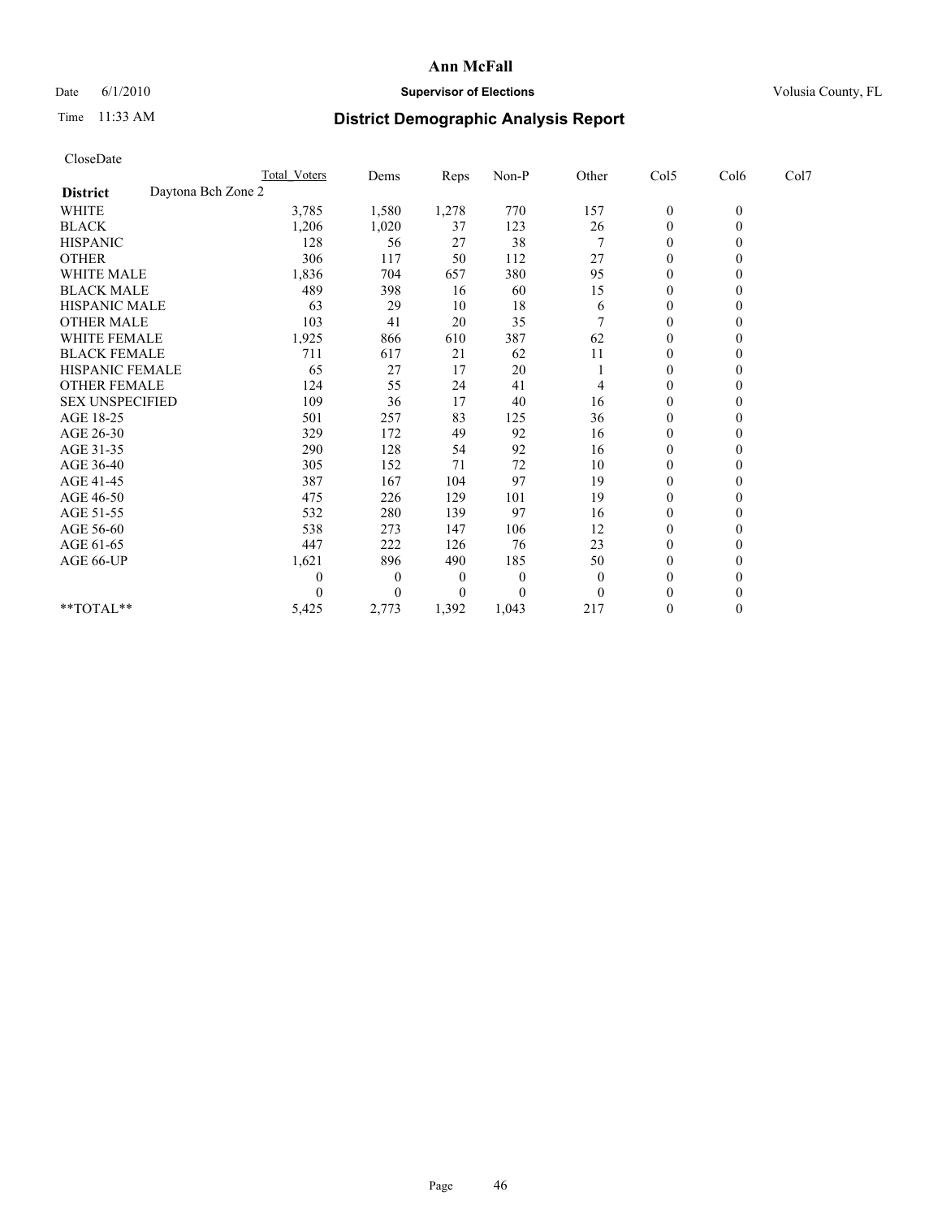# Ann McFall

Date 6/1/2010 **Supervisor of Elections** Volusia County, FL

Time 11:33 AM **District Demographic Analysis Report**

CloseDate

| | Total_Voters | Dems | Reps | Non-P | Other | Col5 | Col6 | Col7 |
|---|---|---|---|---|---|---|---|---|
| **District** Daytona Bch Zone 2 | | | | | | | | |
| WHITE | 3,785 | 1,580 | 1,278 | 770 | 157 | 0 | 0 | |
| BLACK | 1,206 | 1,020 | 37 | 123 | 26 | 0 | 0 | |
| HISPANIC | 128 | 56 | 27 | 38 | 7 | 0 | 0 | |
| OTHER | 306 | 117 | 50 | 112 | 27 | 0 | 0 | |
| WHITE MALE | 1,836 | 704 | 657 | 380 | 95 | 0 | 0 | |
| BLACK MALE | 489 | 398 | 16 | 60 | 15 | 0 | 0 | |
| HISPANIC MALE | 63 | 29 | 10 | 18 | 6 | 0 | 0 | |
| OTHER MALE | 103 | 41 | 20 | 35 | 7 | 0 | 0 | |
| WHITE FEMALE | 1,925 | 866 | 610 | 387 | 62 | 0 | 0 | |
| BLACK FEMALE | 711 | 617 | 21 | 62 | 11 | 0 | 0 | |
| HISPANIC FEMALE | 65 | 27 | 17 | 20 | 1 | 0 | 0 | |
| OTHER FEMALE | 124 | 55 | 24 | 41 | 4 | 0 | 0 | |
| SEX UNSPECIFIED | 109 | 36 | 17 | 40 | 16 | 0 | 0 | |
| AGE 18-25 | 501 | 257 | 83 | 125 | 36 | 0 | 0 | |
| AGE 26-30 | 329 | 172 | 49 | 92 | 16 | 0 | 0 | |
| AGE 31-35 | 290 | 128 | 54 | 92 | 16 | 0 | 0 | |
| AGE 36-40 | 305 | 152 | 71 | 72 | 10 | 0 | 0 | |
| AGE 41-45 | 387 | 167 | 104 | 97 | 19 | 0 | 0 | |
| AGE 46-50 | 475 | 226 | 129 | 101 | 19 | 0 | 0 | |
| AGE 51-55 | 532 | 280 | 139 | 97 | 16 | 0 | 0 | |
| AGE 56-60 | 538 | 273 | 147 | 106 | 12 | 0 | 0 | |
| AGE 61-65 | 447 | 222 | 126 | 76 | 23 | 0 | 0 | |
| AGE 66-UP | 1,621 | 896 | 490 | 185 | 50 | 0 | 0 | |
| | 0 | 0 | 0 | 0 | 0 | 0 | 0 | |
| | 0 | 0 | 0 | 0 | 0 | 0 | 0 | |
| **TOTAL** | 5,425 | 2,773 | 1,392 | 1,043 | 217 | 0 | 0 | |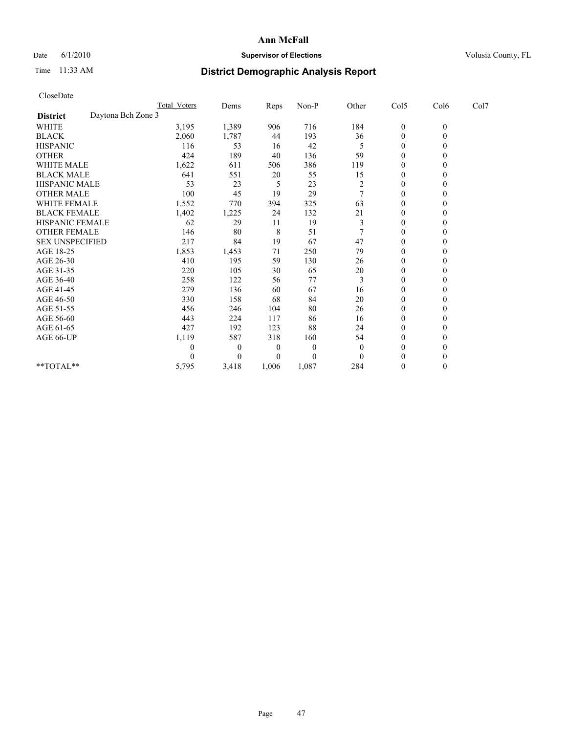# Ann McFall

Date 6/1/2010 **Supervisor of Elections** Volusia County, FL

Time 11:33 AM

## District Demographic Analysis Report

CloseDate

| | Total Voters | Dems | Reps | Non-P | Other | Col5 | Col6 | Col7 |
|---|---|---|---|---|---|---|---|---|
| **District** Daytona Bch Zone 3 | | | | | | | | |
| WHITE | 3,195 | 1,389 | 906 | 716 | 184 | 0 | 0 | |
| BLACK | 2,060 | 1,787 | 44 | 193 | 36 | 0 | 0 | |
| HISPANIC | 116 | 53 | 16 | 42 | 5 | 0 | 0 | |
| OTHER | 424 | 189 | 40 | 136 | 59 | 0 | 0 | |
| WHITE MALE | 1,622 | 611 | 506 | 386 | 119 | 0 | 0 | |
| BLACK MALE | 641 | 551 | 20 | 55 | 15 | 0 | 0 | |
| HISPANIC MALE | 53 | 23 | 5 | 23 | 2 | 0 | 0 | |
| OTHER MALE | 100 | 45 | 19 | 29 | 7 | 0 | 0 | |
| WHITE FEMALE | 1,552 | 770 | 394 | 325 | 63 | 0 | 0 | |
| BLACK FEMALE | 1,402 | 1,225 | 24 | 132 | 21 | 0 | 0 | |
| HISPANIC FEMALE | 62 | 29 | 11 | 19 | 3 | 0 | 0 | |
| OTHER FEMALE | 146 | 80 | 8 | 51 | 7 | 0 | 0 | |
| SEX UNSPECIFIED | 217 | 84 | 19 | 67 | 47 | 0 | 0 | |
| AGE 18-25 | 1,853 | 1,453 | 71 | 250 | 79 | 0 | 0 | |
| AGE 26-30 | 410 | 195 | 59 | 130 | 26 | 0 | 0 | |
| AGE 31-35 | 220 | 105 | 30 | 65 | 20 | 0 | 0 | |
| AGE 36-40 | 258 | 122 | 56 | 77 | 3 | 0 | 0 | |
| AGE 41-45 | 279 | 136 | 60 | 67 | 16 | 0 | 0 | |
| AGE 46-50 | 330 | 158 | 68 | 84 | 20 | 0 | 0 | |
| AGE 51-55 | 456 | 246 | 104 | 80 | 26 | 0 | 0 | |
| AGE 56-60 | 443 | 224 | 117 | 86 | 16 | 0 | 0 | |
| AGE 61-65 | 427 | 192 | 123 | 88 | 24 | 0 | 0 | |
| AGE 66-UP | 1,119 | 587 | 318 | 160 | 54 | 0 | 0 | |
| | 0 | 0 | 0 | 0 | 0 | 0 | 0 | |
| | 0 | 0 | 0 | 0 | 0 | 0 | 0 | |
| **TOTAL** | 5,795 | 3,418 | 1,006 | 1,087 | 284 | 0 | 0 | |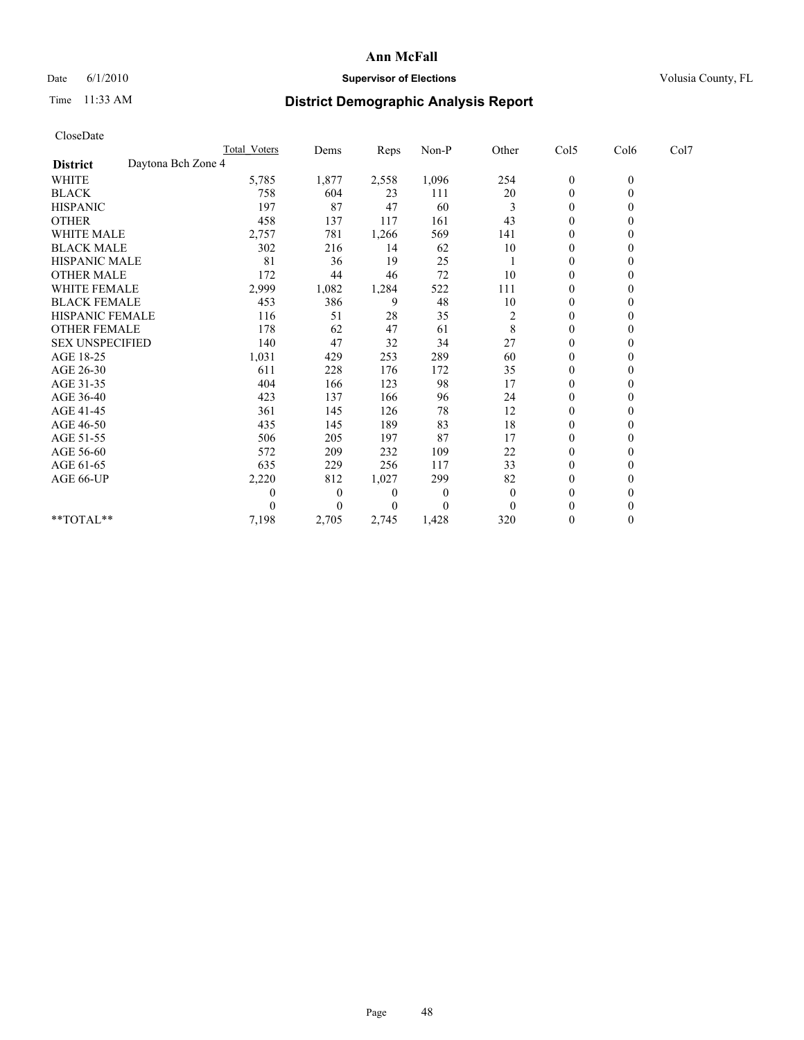# Ann McFall

Date 6/1/2010 **Supervisor of Elections** Volusia County, FL

Time 11:33 AM **District Demographic Analysis Report**

CloseDate

| | Total_Voters | Dems | Reps | Non-P | Other | Col5 | Col6 | Col7 |
|---|---|---|---|---|---|---|---|---|
| **District** Daytona Bch Zone 4 | | | | | | | | |
| WHITE | 5,785 | 1,877 | 2,558 | 1,096 | 254 | 0 | 0 | |
| BLACK | 758 | 604 | 23 | 111 | 20 | 0 | 0 | |
| HISPANIC | 197 | 87 | 47 | 60 | 3 | 0 | 0 | |
| OTHER | 458 | 137 | 117 | 161 | 43 | 0 | 0 | |
| WHITE MALE | 2,757 | 781 | 1,266 | 569 | 141 | 0 | 0 | |
| BLACK MALE | 302 | 216 | 14 | 62 | 10 | 0 | 0 | |
| HISPANIC MALE | 81 | 36 | 19 | 25 | 1 | 0 | 0 | |
| OTHER MALE | 172 | 44 | 46 | 72 | 10 | 0 | 0 | |
| WHITE FEMALE | 2,999 | 1,082 | 1,284 | 522 | 111 | 0 | 0 | |
| BLACK FEMALE | 453 | 386 | 9 | 48 | 10 | 0 | 0 | |
| HISPANIC FEMALE | 116 | 51 | 28 | 35 | 2 | 0 | 0 | |
| OTHER FEMALE | 178 | 62 | 47 | 61 | 8 | 0 | 0 | |
| SEX UNSPECIFIED | 140 | 47 | 32 | 34 | 27 | 0 | 0 | |
| AGE 18-25 | 1,031 | 429 | 253 | 289 | 60 | 0 | 0 | |
| AGE 26-30 | 611 | 228 | 176 | 172 | 35 | 0 | 0 | |
| AGE 31-35 | 404 | 166 | 123 | 98 | 17 | 0 | 0 | |
| AGE 36-40 | 423 | 137 | 166 | 96 | 24 | 0 | 0 | |
| AGE 41-45 | 361 | 145 | 126 | 78 | 12 | 0 | 0 | |
| AGE 46-50 | 435 | 145 | 189 | 83 | 18 | 0 | 0 | |
| AGE 51-55 | 506 | 205 | 197 | 87 | 17 | 0 | 0 | |
| AGE 56-60 | 572 | 209 | 232 | 109 | 22 | 0 | 0 | |
| AGE 61-65 | 635 | 229 | 256 | 117 | 33 | 0 | 0 | |
| AGE 66-UP | 2,220 | 812 | 1,027 | 299 | 82 | 0 | 0 | |
| | 0 | 0 | 0 | 0 | 0 | 0 | 0 | |
| | 0 | 0 | 0 | 0 | 0 | 0 | 0 | |
| **TOTAL** | 7,198 | 2,705 | 2,745 | 1,428 | 320 | 0 | 0 | |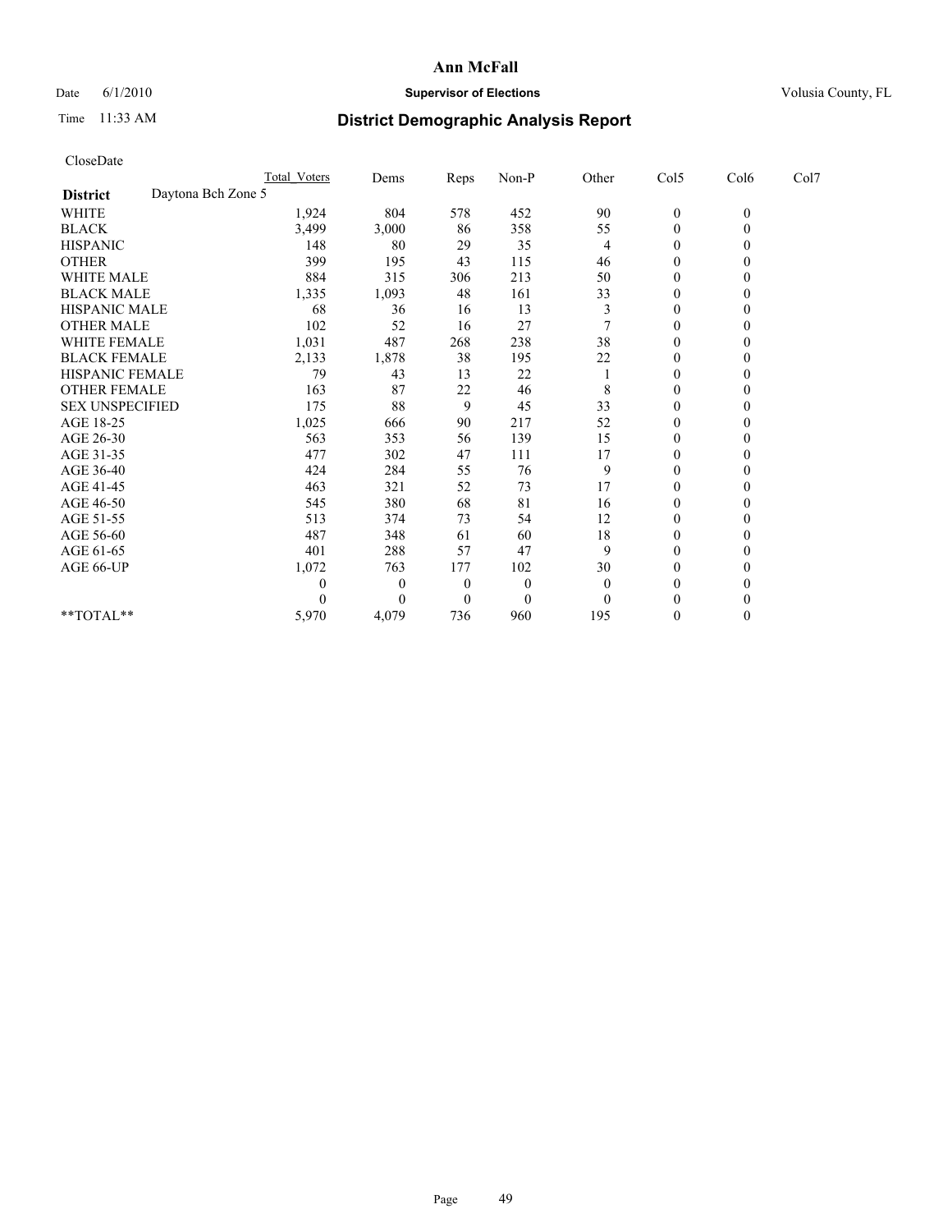# Ann McFall

Date 6/1/2010 **Supervisor of Elections** Volusia County, FL

Time 11:33 AM **District Demographic Analysis Report**

CloseDate

| | Total Voters | Dems | Reps | Non-P | Other | Col5 | Col6 | Col7 |
|---|---|---|---|---|---|---|---|---|
| **District** Daytona Bch Zone 5 | | | | | | | | |
| WHITE | 1,924 | 804 | 578 | 452 | 90 | 0 | 0 | |
| BLACK | 3,499 | 3,000 | 86 | 358 | 55 | 0 | 0 | |
| HISPANIC | 148 | 80 | 29 | 35 | 4 | 0 | 0 | |
| OTHER | 399 | 195 | 43 | 115 | 46 | 0 | 0 | |
| WHITE MALE | 884 | 315 | 306 | 213 | 50 | 0 | 0 | |
| BLACK MALE | 1,335 | 1,093 | 48 | 161 | 33 | 0 | 0 | |
| HISPANIC MALE | 68 | 36 | 16 | 13 | 3 | 0 | 0 | |
| OTHER MALE | 102 | 52 | 16 | 27 | 7 | 0 | 0 | |
| WHITE FEMALE | 1,031 | 487 | 268 | 238 | 38 | 0 | 0 | |
| BLACK FEMALE | 2,133 | 1,878 | 38 | 195 | 22 | 0 | 0 | |
| HISPANIC FEMALE | 79 | 43 | 13 | 22 | 1 | 0 | 0 | |
| OTHER FEMALE | 163 | 87 | 22 | 46 | 8 | 0 | 0 | |
| SEX UNSPECIFIED | 175 | 88 | 9 | 45 | 33 | 0 | 0 | |
| AGE 18-25 | 1,025 | 666 | 90 | 217 | 52 | 0 | 0 | |
| AGE 26-30 | 563 | 353 | 56 | 139 | 15 | 0 | 0 | |
| AGE 31-35 | 477 | 302 | 47 | 111 | 17 | 0 | 0 | |
| AGE 36-40 | 424 | 284 | 55 | 76 | 9 | 0 | 0 | |
| AGE 41-45 | 463 | 321 | 52 | 73 | 17 | 0 | 0 | |
| AGE 46-50 | 545 | 380 | 68 | 81 | 16 | 0 | 0 | |
| AGE 51-55 | 513 | 374 | 73 | 54 | 12 | 0 | 0 | |
| AGE 56-60 | 487 | 348 | 61 | 60 | 18 | 0 | 0 | |
| AGE 61-65 | 401 | 288 | 57 | 47 | 9 | 0 | 0 | |
| AGE 66-UP | 1,072 | 763 | 177 | 102 | 30 | 0 | 0 | |
| | 0 | 0 | 0 | 0 | 0 | 0 | 0 | |
| | 0 | 0 | 0 | 0 | 0 | 0 | 0 | |
| **TOTAL** | 5,970 | 4,079 | 736 | 960 | 195 | 0 | 0 | |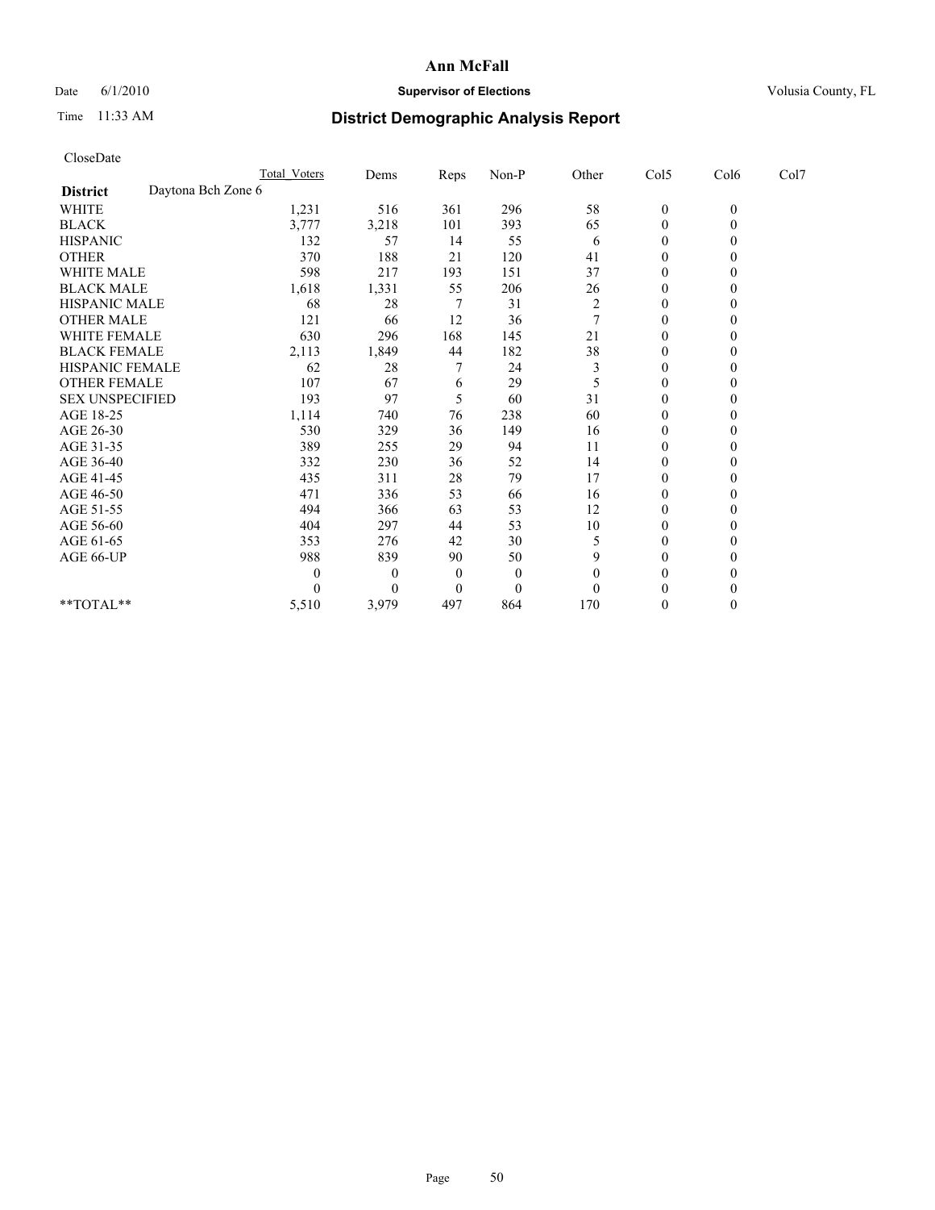# Ann McFall

Date 6/1/2010 **Supervisor of Elections** Volusia County, FL

Time 11:33 AM **District Demographic Analysis Report**

CloseDate

| | Total Voters | Dems | Reps | Non-P | Other | Col5 | Col6 | Col7 |
|---|---|---|---|---|---|---|---|---|
| **District** Daytona Bch Zone 6 | | | | | | | | |
| WHITE | 1,231 | 516 | 361 | 296 | 58 | 0 | 0 | |
| BLACK | 3,777 | 3,218 | 101 | 393 | 65 | 0 | 0 | |
| HISPANIC | 132 | 57 | 14 | 55 | 6 | 0 | 0 | |
| OTHER | 370 | 188 | 21 | 120 | 41 | 0 | 0 | |
| WHITE MALE | 598 | 217 | 193 | 151 | 37 | 0 | 0 | |
| BLACK MALE | 1,618 | 1,331 | 55 | 206 | 26 | 0 | 0 | |
| HISPANIC MALE | 68 | 28 | 7 | 31 | 2 | 0 | 0 | |
| OTHER MALE | 121 | 66 | 12 | 36 | 7 | 0 | 0 | |
| WHITE FEMALE | 630 | 296 | 168 | 145 | 21 | 0 | 0 | |
| BLACK FEMALE | 2,113 | 1,849 | 44 | 182 | 38 | 0 | 0 | |
| HISPANIC FEMALE | 62 | 28 | 7 | 24 | 3 | 0 | 0 | |
| OTHER FEMALE | 107 | 67 | 6 | 29 | 5 | 0 | 0 | |
| SEX UNSPECIFIED | 193 | 97 | 5 | 60 | 31 | 0 | 0 | |
| AGE 18-25 | 1,114 | 740 | 76 | 238 | 60 | 0 | 0 | |
| AGE 26-30 | 530 | 329 | 36 | 149 | 16 | 0 | 0 | |
| AGE 31-35 | 389 | 255 | 29 | 94 | 11 | 0 | 0 | |
| AGE 36-40 | 332 | 230 | 36 | 52 | 14 | 0 | 0 | |
| AGE 41-45 | 435 | 311 | 28 | 79 | 17 | 0 | 0 | |
| AGE 46-50 | 471 | 336 | 53 | 66 | 16 | 0 | 0 | |
| AGE 51-55 | 494 | 366 | 63 | 53 | 12 | 0 | 0 | |
| AGE 56-60 | 404 | 297 | 44 | 53 | 10 | 0 | 0 | |
| AGE 61-65 | 353 | 276 | 42 | 30 | 5 | 0 | 0 | |
| AGE 66-UP | 988 | 839 | 90 | 50 | 9 | 0 | 0 | |
| | 0 | 0 | 0 | 0 | 0 | 0 | 0 | |
| | 0 | 0 | 0 | 0 | 0 | 0 | 0 | |
| **TOTAL** | 5,510 | 3,979 | 497 | 864 | 170 | 0 | 0 | |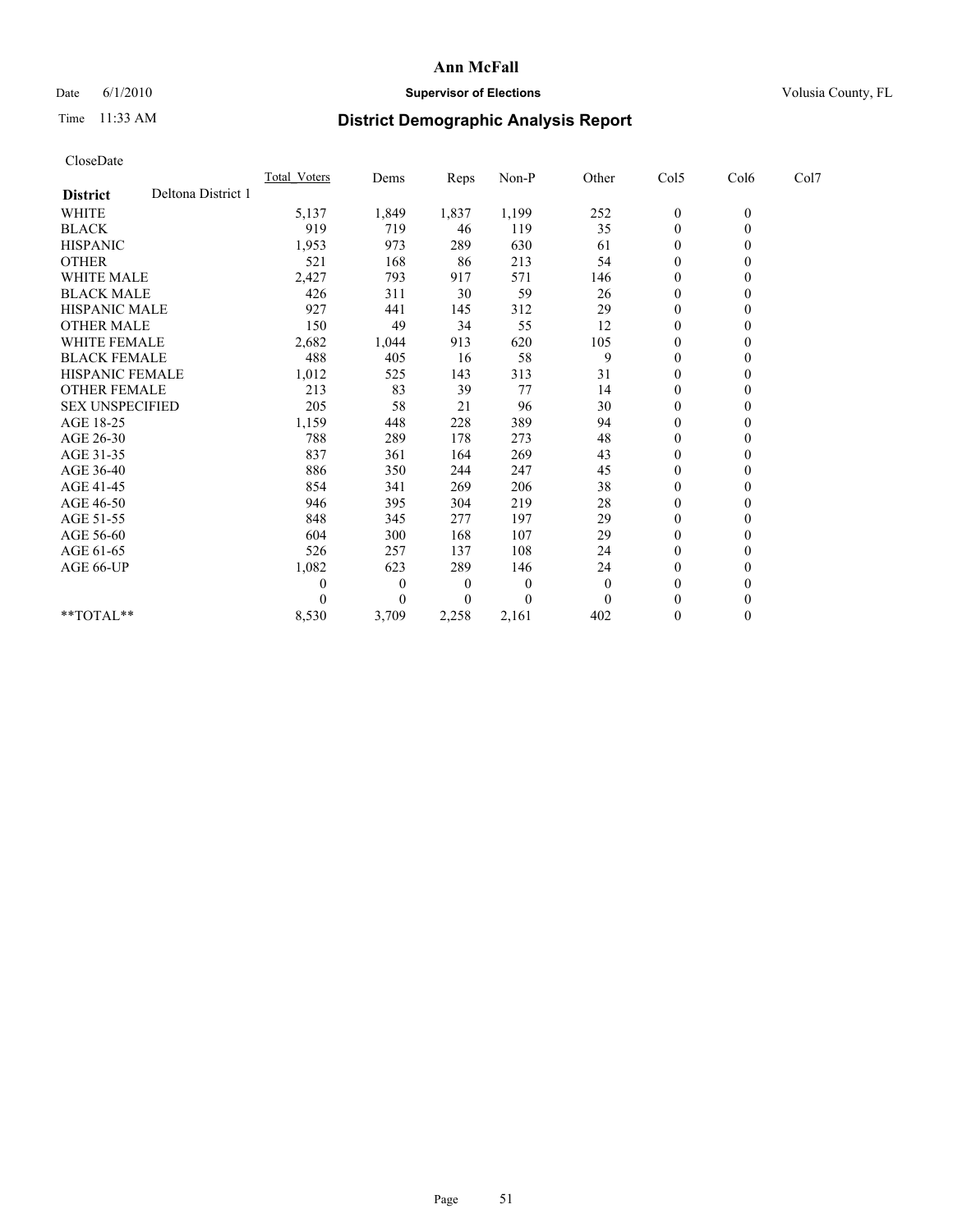**Ann McFall**

Date 6/1/2010 **Supervisor of Elections** Volusia County, FL

Time 11:33 AM **District Demographic Analysis Report**

CloseDate

| | Total_Voters | Dems | Reps | Non-P | Other | Col5 | Col6 | Col7 |
|---|---|---|---|---|---|---|---|---|
| **District** Deltona District 1 | | | | | | | | |
| WHITE | 5,137 | 1,849 | 1,837 | 1,199 | 252 | 0 | 0 | |
| BLACK | 919 | 719 | 46 | 119 | 35 | 0 | 0 | |
| HISPANIC | 1,953 | 973 | 289 | 630 | 61 | 0 | 0 | |
| OTHER | 521 | 168 | 86 | 213 | 54 | 0 | 0 | |
| WHITE MALE | 2,427 | 793 | 917 | 571 | 146 | 0 | 0 | |
| BLACK MALE | 426 | 311 | 30 | 59 | 26 | 0 | 0 | |
| HISPANIC MALE | 927 | 441 | 145 | 312 | 29 | 0 | 0 | |
| OTHER MALE | 150 | 49 | 34 | 55 | 12 | 0 | 0 | |
| WHITE FEMALE | 2,682 | 1,044 | 913 | 620 | 105 | 0 | 0 | |
| BLACK FEMALE | 488 | 405 | 16 | 58 | 9 | 0 | 0 | |
| HISPANIC FEMALE | 1,012 | 525 | 143 | 313 | 31 | 0 | 0 | |
| OTHER FEMALE | 213 | 83 | 39 | 77 | 14 | 0 | 0 | |
| SEX UNSPECIFIED | 205 | 58 | 21 | 96 | 30 | 0 | 0 | |
| AGE 18-25 | 1,159 | 448 | 228 | 389 | 94 | 0 | 0 | |
| AGE 26-30 | 788 | 289 | 178 | 273 | 48 | 0 | 0 | |
| AGE 31-35 | 837 | 361 | 164 | 269 | 43 | 0 | 0 | |
| AGE 36-40 | 886 | 350 | 244 | 247 | 45 | 0 | 0 | |
| AGE 41-45 | 854 | 341 | 269 | 206 | 38 | 0 | 0 | |
| AGE 46-50 | 946 | 395 | 304 | 219 | 28 | 0 | 0 | |
| AGE 51-55 | 848 | 345 | 277 | 197 | 29 | 0 | 0 | |
| AGE 56-60 | 604 | 300 | 168 | 107 | 29 | 0 | 0 | |
| AGE 61-65 | 526 | 257 | 137 | 108 | 24 | 0 | 0 | |
| AGE 66-UP | 1,082 | 623 | 289 | 146 | 24 | 0 | 0 | |
| | 0 | 0 | 0 | 0 | 0 | 0 | 0 | |
| | 0 | 0 | 0 | 0 | 0 | 0 | 0 | |
| **TOTAL** | 8,530 | 3,709 | 2,258 | 2,161 | 402 | 0 | 0 | |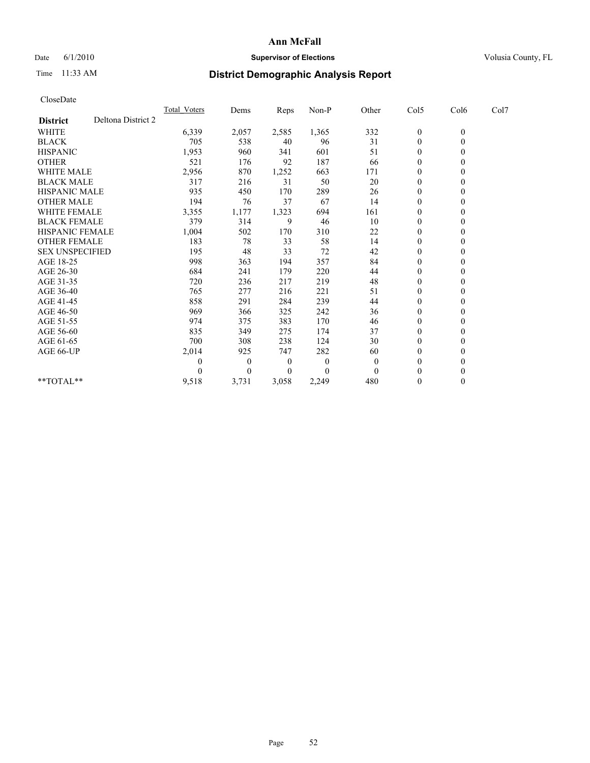# Ann McFall

Date 6/1/2010 **Supervisor of Elections** Volusia County, FL

Time 11:33 AM **District Demographic Analysis Report**

CloseDate

| **District** Deltona District 2 | Total_Voters | Dems | Reps | Non-P | Other | Col5 | Col6 | Col7 |
|---|---|---|---|---|---|---|---|---|
| WHITE | 6,339 | 2,057 | 2,585 | 1,365 | 332 | 0 | 0 | |
| BLACK | 705 | 538 | 40 | 96 | 31 | 0 | 0 | |
| HISPANIC | 1,953 | 960 | 341 | 601 | 51 | 0 | 0 | |
| OTHER | 521 | 176 | 92 | 187 | 66 | 0 | 0 | |
| WHITE MALE | 2,956 | 870 | 1,252 | 663 | 171 | 0 | 0 | |
| BLACK MALE | 317 | 216 | 31 | 50 | 20 | 0 | 0 | |
| HISPANIC MALE | 935 | 450 | 170 | 289 | 26 | 0 | 0 | |
| OTHER MALE | 194 | 76 | 37 | 67 | 14 | 0 | 0 | |
| WHITE FEMALE | 3,355 | 1,177 | 1,323 | 694 | 161 | 0 | 0 | |
| BLACK FEMALE | 379 | 314 | 9 | 46 | 10 | 0 | 0 | |
| HISPANIC FEMALE | 1,004 | 502 | 170 | 310 | 22 | 0 | 0 | |
| OTHER FEMALE | 183 | 78 | 33 | 58 | 14 | 0 | 0 | |
| SEX UNSPECIFIED | 195 | 48 | 33 | 72 | 42 | 0 | 0 | |
| AGE 18-25 | 998 | 363 | 194 | 357 | 84 | 0 | 0 | |
| AGE 26-30 | 684 | 241 | 179 | 220 | 44 | 0 | 0 | |
| AGE 31-35 | 720 | 236 | 217 | 219 | 48 | 0 | 0 | |
| AGE 36-40 | 765 | 277 | 216 | 221 | 51 | 0 | 0 | |
| AGE 41-45 | 858 | 291 | 284 | 239 | 44 | 0 | 0 | |
| AGE 46-50 | 969 | 366 | 325 | 242 | 36 | 0 | 0 | |
| AGE 51-55 | 974 | 375 | 383 | 170 | 46 | 0 | 0 | |
| AGE 56-60 | 835 | 349 | 275 | 174 | 37 | 0 | 0 | |
| AGE 61-65 | 700 | 308 | 238 | 124 | 30 | 0 | 0 | |
| AGE 66-UP | 2,014 | 925 | 747 | 282 | 60 | 0 | 0 | |
| | 0 | 0 | 0 | 0 | 0 | 0 | 0 | |
| | 0 | 0 | 0 | 0 | 0 | 0 | 0 | |
| **TOTAL** | 9,518 | 3,731 | 3,058 | 2,249 | 480 | 0 | 0 | |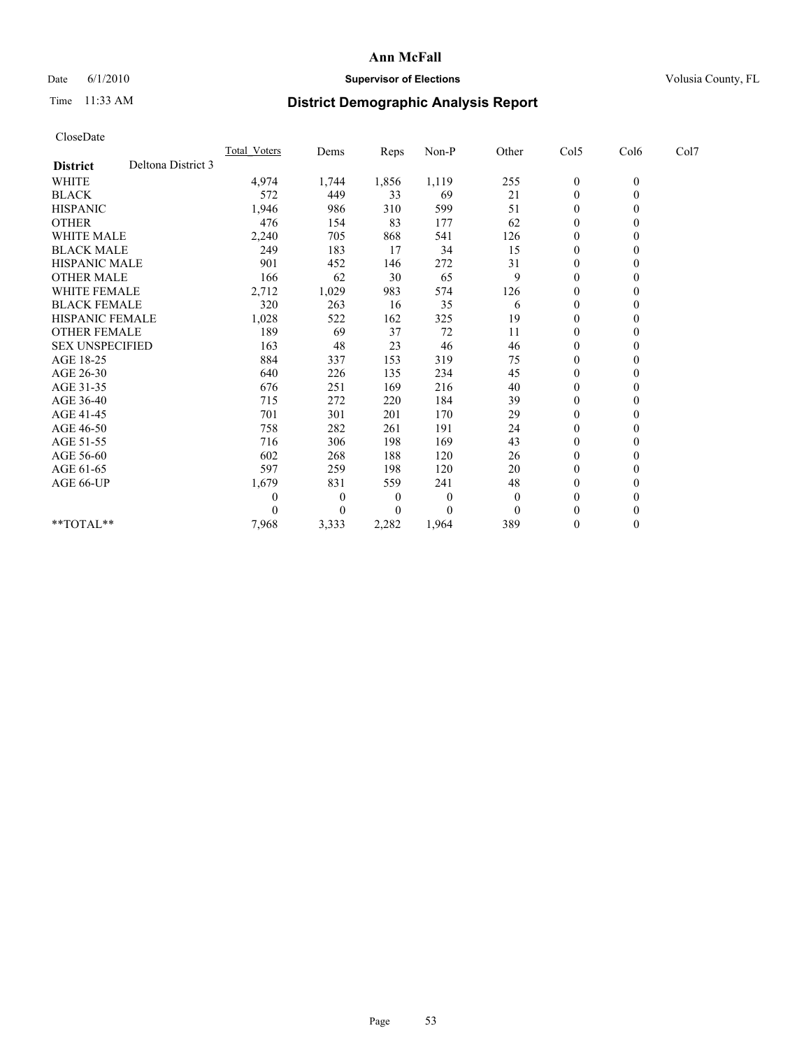# Ann McFall

Date 6/1/2010 **Supervisor of Elections** Volusia County, FL

Time 11:33 AM **District Demographic Analysis Report**

CloseDate

| **District** Deltona District 3 | Total_Voters | Dems | Reps | Non-P | Other | Col5 | Col6 | Col7 |
|---|---|---|---|---|---|---|---|---|
| WHITE | 4,974 | 1,744 | 1,856 | 1,119 | 255 | 0 | 0 | |
| BLACK | 572 | 449 | 33 | 69 | 21 | 0 | 0 | |
| HISPANIC | 1,946 | 986 | 310 | 599 | 51 | 0 | 0 | |
| OTHER | 476 | 154 | 83 | 177 | 62 | 0 | 0 | |
| WHITE MALE | 2,240 | 705 | 868 | 541 | 126 | 0 | 0 | |
| BLACK MALE | 249 | 183 | 17 | 34 | 15 | 0 | 0 | |
| HISPANIC MALE | 901 | 452 | 146 | 272 | 31 | 0 | 0 | |
| OTHER MALE | 166 | 62 | 30 | 65 | 9 | 0 | 0 | |
| WHITE FEMALE | 2,712 | 1,029 | 983 | 574 | 126 | 0 | 0 | |
| BLACK FEMALE | 320 | 263 | 16 | 35 | 6 | 0 | 0 | |
| HISPANIC FEMALE | 1,028 | 522 | 162 | 325 | 19 | 0 | 0 | |
| OTHER FEMALE | 189 | 69 | 37 | 72 | 11 | 0 | 0 | |
| SEX UNSPECIFIED | 163 | 48 | 23 | 46 | 46 | 0 | 0 | |
| AGE 18-25 | 884 | 337 | 153 | 319 | 75 | 0 | 0 | |
| AGE 26-30 | 640 | 226 | 135 | 234 | 45 | 0 | 0 | |
| AGE 31-35 | 676 | 251 | 169 | 216 | 40 | 0 | 0 | |
| AGE 36-40 | 715 | 272 | 220 | 184 | 39 | 0 | 0 | |
| AGE 41-45 | 701 | 301 | 201 | 170 | 29 | 0 | 0 | |
| AGE 46-50 | 758 | 282 | 261 | 191 | 24 | 0 | 0 | |
| AGE 51-55 | 716 | 306 | 198 | 169 | 43 | 0 | 0 | |
| AGE 56-60 | 602 | 268 | 188 | 120 | 26 | 0 | 0 | |
| AGE 61-65 | 597 | 259 | 198 | 120 | 20 | 0 | 0 | |
| AGE 66-UP | 1,679 | 831 | 559 | 241 | 48 | 0 | 0 | |
| | 0 | 0 | 0 | 0 | 0 | 0 | 0 | |
| | 0 | 0 | 0 | 0 | 0 | 0 | 0 | |
| **TOTAL** | 7,968 | 3,333 | 2,282 | 1,964 | 389 | 0 | 0 | |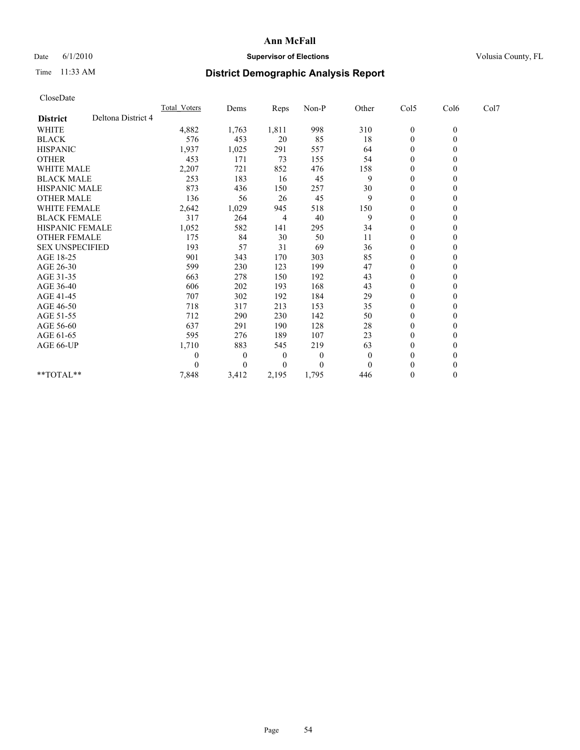# Ann McFall

Date 6/1/2010 **Supervisor of Elections** Volusia County, FL

Time 11:33 AM **District Demographic Analysis Report**

CloseDate

| **District** Deltona District 4 | Total_Voters | Dems | Reps | Non-P | Other | Col5 | Col6 | Col7 |
|---|---|---|---|---|---|---|---|---|
| WHITE | 4,882 | 1,763 | 1,811 | 998 | 310 | 0 | 0 | |
| BLACK | 576 | 453 | 20 | 85 | 18 | 0 | 0 | |
| HISPANIC | 1,937 | 1,025 | 291 | 557 | 64 | 0 | 0 | |
| OTHER | 453 | 171 | 73 | 155 | 54 | 0 | 0 | |
| WHITE MALE | 2,207 | 721 | 852 | 476 | 158 | 0 | 0 | |
| BLACK MALE | 253 | 183 | 16 | 45 | 9 | 0 | 0 | |
| HISPANIC MALE | 873 | 436 | 150 | 257 | 30 | 0 | 0 | |
| OTHER MALE | 136 | 56 | 26 | 45 | 9 | 0 | 0 | |
| WHITE FEMALE | 2,642 | 1,029 | 945 | 518 | 150 | 0 | 0 | |
| BLACK FEMALE | 317 | 264 | 4 | 40 | 9 | 0 | 0 | |
| HISPANIC FEMALE | 1,052 | 582 | 141 | 295 | 34 | 0 | 0 | |
| OTHER FEMALE | 175 | 84 | 30 | 50 | 11 | 0 | 0 | |
| SEX UNSPECIFIED | 193 | 57 | 31 | 69 | 36 | 0 | 0 | |
| AGE 18-25 | 901 | 343 | 170 | 303 | 85 | 0 | 0 | |
| AGE 26-30 | 599 | 230 | 123 | 199 | 47 | 0 | 0 | |
| AGE 31-35 | 663 | 278 | 150 | 192 | 43 | 0 | 0 | |
| AGE 36-40 | 606 | 202 | 193 | 168 | 43 | 0 | 0 | |
| AGE 41-45 | 707 | 302 | 192 | 184 | 29 | 0 | 0 | |
| AGE 46-50 | 718 | 317 | 213 | 153 | 35 | 0 | 0 | |
| AGE 51-55 | 712 | 290 | 230 | 142 | 50 | 0 | 0 | |
| AGE 56-60 | 637 | 291 | 190 | 128 | 28 | 0 | 0 | |
| AGE 61-65 | 595 | 276 | 189 | 107 | 23 | 0 | 0 | |
| AGE 66-UP | 1,710 | 883 | 545 | 219 | 63 | 0 | 0 | |
| | 0 | 0 | 0 | 0 | 0 | 0 | 0 | |
| | 0 | 0 | 0 | 0 | 0 | 0 | 0 | |
| **TOTAL** | 7,848 | 3,412 | 2,195 | 1,795 | 446 | 0 | 0 | |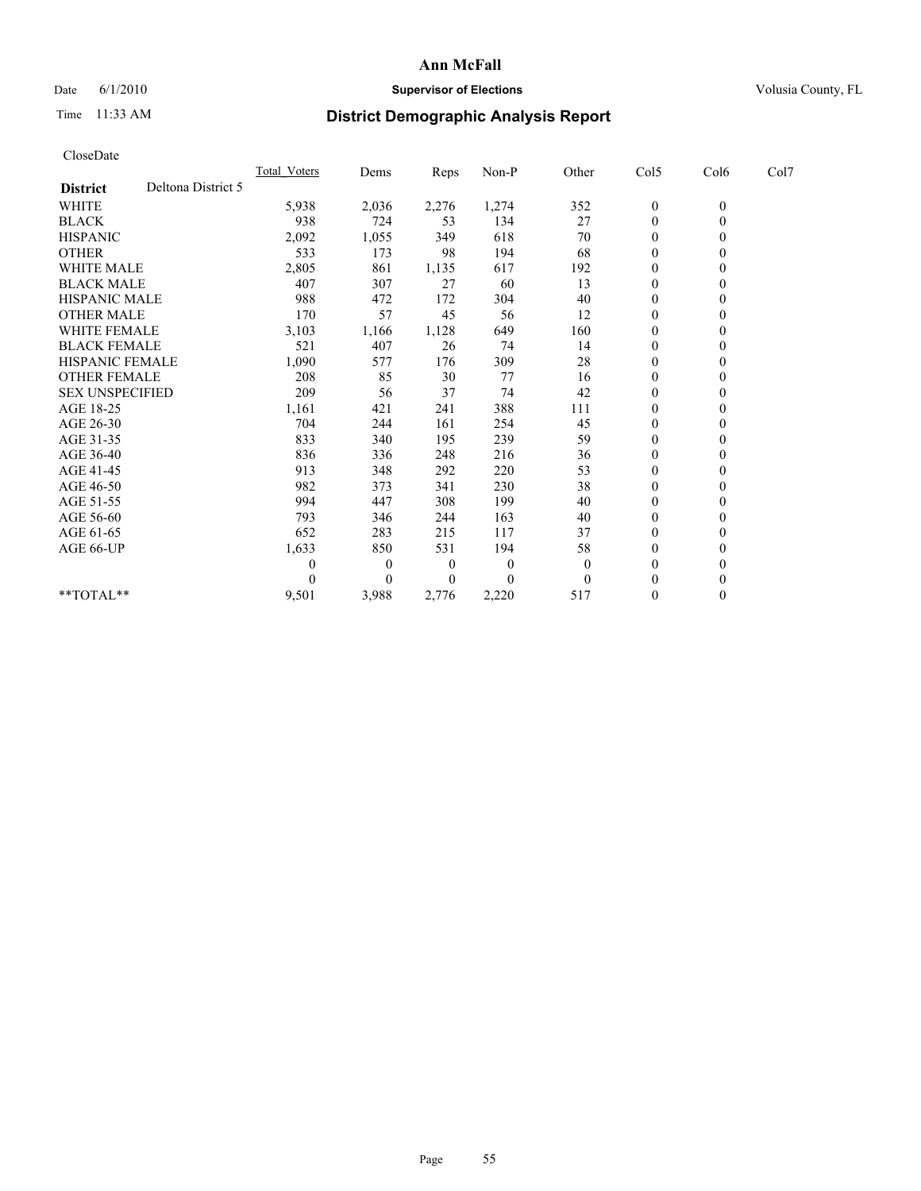**Ann McFall**

Date 6/1/2010 **Supervisor of Elections** Volusia County, FL

Time 11:33 AM

## District Demographic Analysis Report

CloseDate

| **District** Deltona District 5 | Total_Voters | Dems | Reps | Non-P | Other | Col5 | Col6 | Col7 |
|---|---|---|---|---|---|---|---|---|
| WHITE | 5,938 | 2,036 | 2,276 | 1,274 | 352 | 0 | 0 | |
| BLACK | 938 | 724 | 53 | 134 | 27 | 0 | 0 | |
| HISPANIC | 2,092 | 1,055 | 349 | 618 | 70 | 0 | 0 | |
| OTHER | 533 | 173 | 98 | 194 | 68 | 0 | 0 | |
| WHITE MALE | 2,805 | 861 | 1,135 | 617 | 192 | 0 | 0 | |
| BLACK MALE | 407 | 307 | 27 | 60 | 13 | 0 | 0 | |
| HISPANIC MALE | 988 | 472 | 172 | 304 | 40 | 0 | 0 | |
| OTHER MALE | 170 | 57 | 45 | 56 | 12 | 0 | 0 | |
| WHITE FEMALE | 3,103 | 1,166 | 1,128 | 649 | 160 | 0 | 0 | |
| BLACK FEMALE | 521 | 407 | 26 | 74 | 14 | 0 | 0 | |
| HISPANIC FEMALE | 1,090 | 577 | 176 | 309 | 28 | 0 | 0 | |
| OTHER FEMALE | 208 | 85 | 30 | 77 | 16 | 0 | 0 | |
| SEX UNSPECIFIED | 209 | 56 | 37 | 74 | 42 | 0 | 0 | |
| AGE 18-25 | 1,161 | 421 | 241 | 388 | 111 | 0 | 0 | |
| AGE 26-30 | 704 | 244 | 161 | 254 | 45 | 0 | 0 | |
| AGE 31-35 | 833 | 340 | 195 | 239 | 59 | 0 | 0 | |
| AGE 36-40 | 836 | 336 | 248 | 216 | 36 | 0 | 0 | |
| AGE 41-45 | 913 | 348 | 292 | 220 | 53 | 0 | 0 | |
| AGE 46-50 | 982 | 373 | 341 | 230 | 38 | 0 | 0 | |
| AGE 51-55 | 994 | 447 | 308 | 199 | 40 | 0 | 0 | |
| AGE 56-60 | 793 | 346 | 244 | 163 | 40 | 0 | 0 | |
| AGE 61-65 | 652 | 283 | 215 | 117 | 37 | 0 | 0 | |
| AGE 66-UP | 1,633 | 850 | 531 | 194 | 58 | 0 | 0 | |
| | 0 | 0 | 0 | 0 | 0 | 0 | 0 | |
| | 0 | 0 | 0 | 0 | 0 | 0 | 0 | |
| **TOTAL** | 9,501 | 3,988 | 2,776 | 2,220 | 517 | 0 | 0 | |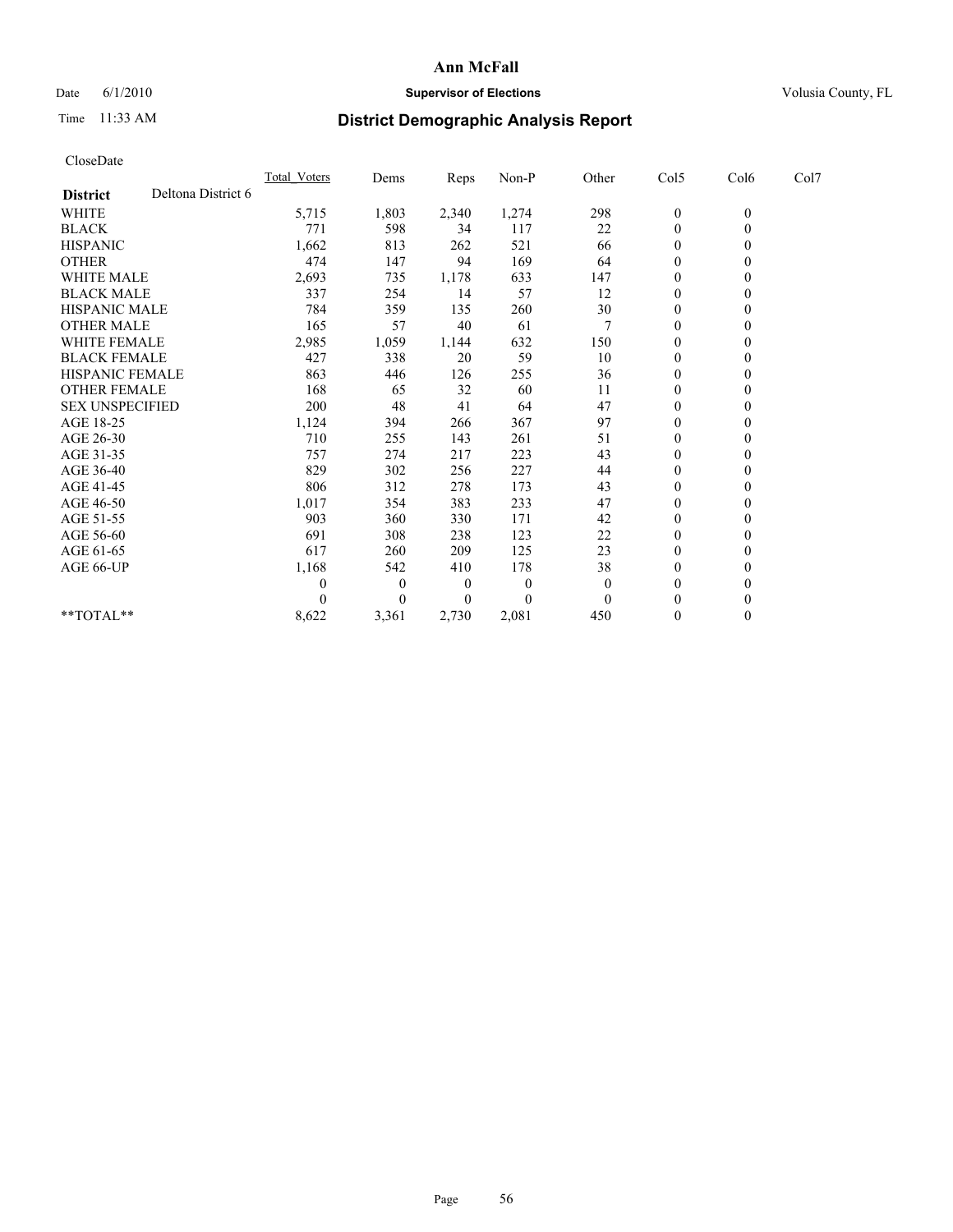# Ann McFall

Date 6/1/2010 **Supervisor of Elections** Volusia County, FL

Time 11:33 AM

## District Demographic Analysis Report

CloseDate

| | Total_Voters | Dems | Reps | Non-P | Other | Col5 | Col6 | Col7 |
|---|---|---|---|---|---|---|---|---|
| **District** Deltona District 6 | | | | | | | | |
| WHITE | 5,715 | 1,803 | 2,340 | 1,274 | 298 | 0 | 0 | |
| BLACK | 771 | 598 | 34 | 117 | 22 | 0 | 0 | |
| HISPANIC | 1,662 | 813 | 262 | 521 | 66 | 0 | 0 | |
| OTHER | 474 | 147 | 94 | 169 | 64 | 0 | 0 | |
| WHITE MALE | 2,693 | 735 | 1,178 | 633 | 147 | 0 | 0 | |
| BLACK MALE | 337 | 254 | 14 | 57 | 12 | 0 | 0 | |
| HISPANIC MALE | 784 | 359 | 135 | 260 | 30 | 0 | 0 | |
| OTHER MALE | 165 | 57 | 40 | 61 | 7 | 0 | 0 | |
| WHITE FEMALE | 2,985 | 1,059 | 1,144 | 632 | 150 | 0 | 0 | |
| BLACK FEMALE | 427 | 338 | 20 | 59 | 10 | 0 | 0 | |
| HISPANIC FEMALE | 863 | 446 | 126 | 255 | 36 | 0 | 0 | |
| OTHER FEMALE | 168 | 65 | 32 | 60 | 11 | 0 | 0 | |
| SEX UNSPECIFIED | 200 | 48 | 41 | 64 | 47 | 0 | 0 | |
| AGE 18-25 | 1,124 | 394 | 266 | 367 | 97 | 0 | 0 | |
| AGE 26-30 | 710 | 255 | 143 | 261 | 51 | 0 | 0 | |
| AGE 31-35 | 757 | 274 | 217 | 223 | 43 | 0 | 0 | |
| AGE 36-40 | 829 | 302 | 256 | 227 | 44 | 0 | 0 | |
| AGE 41-45 | 806 | 312 | 278 | 173 | 43 | 0 | 0 | |
| AGE 46-50 | 1,017 | 354 | 383 | 233 | 47 | 0 | 0 | |
| AGE 51-55 | 903 | 360 | 330 | 171 | 42 | 0 | 0 | |
| AGE 56-60 | 691 | 308 | 238 | 123 | 22 | 0 | 0 | |
| AGE 61-65 | 617 | 260 | 209 | 125 | 23 | 0 | 0 | |
| AGE 66-UP | 1,168 | 542 | 410 | 178 | 38 | 0 | 0 | |
| | 0 | 0 | 0 | 0 | 0 | 0 | 0 | |
| | 0 | 0 | 0 | 0 | 0 | 0 | 0 | |
| **TOTAL** | 8,622 | 3,361 | 2,730 | 2,081 | 450 | 0 | 0 | |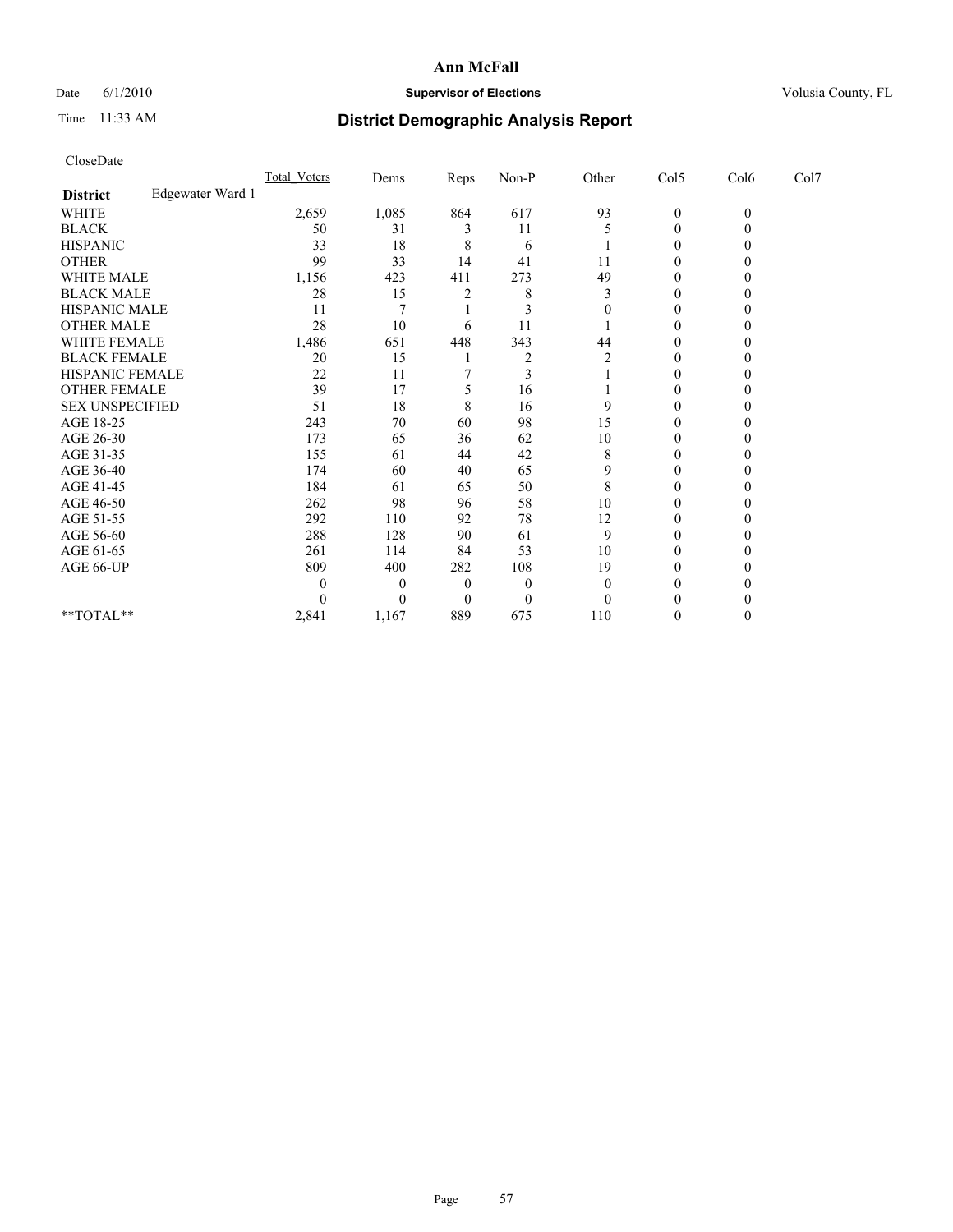# Ann McFall

Date 6/1/2010 **Supervisor of Elections** Volusia County, FL

Time 11:33 AM **District Demographic Analysis Report**

CloseDate

| **District** Edgewater Ward 1 | Total_Voters | Dems | Reps | Non-P | Other | Col5 | Col6 | Col7 |
|---|---|---|---|---|---|---|---|---|
| WHITE | 2,659 | 1,085 | 864 | 617 | 93 | 0 | 0 | |
| BLACK | 50 | 31 | 3 | 11 | 5 | 0 | 0 | |
| HISPANIC | 33 | 18 | 8 | 6 | 1 | 0 | 0 | |
| OTHER | 99 | 33 | 14 | 41 | 11 | 0 | 0 | |
| WHITE MALE | 1,156 | 423 | 411 | 273 | 49 | 0 | 0 | |
| BLACK MALE | 28 | 15 | 2 | 8 | 3 | 0 | 0 | |
| HISPANIC MALE | 11 | 7 | 1 | 3 | 0 | 0 | 0 | |
| OTHER MALE | 28 | 10 | 6 | 11 | 1 | 0 | 0 | |
| WHITE FEMALE | 1,486 | 651 | 448 | 343 | 44 | 0 | 0 | |
| BLACK FEMALE | 20 | 15 | 1 | 2 | 2 | 0 | 0 | |
| HISPANIC FEMALE | 22 | 11 | 7 | 3 | 1 | 0 | 0 | |
| OTHER FEMALE | 39 | 17 | 5 | 16 | 1 | 0 | 0 | |
| SEX UNSPECIFIED | 51 | 18 | 8 | 16 | 9 | 0 | 0 | |
| AGE 18-25 | 243 | 70 | 60 | 98 | 15 | 0 | 0 | |
| AGE 26-30 | 173 | 65 | 36 | 62 | 10 | 0 | 0 | |
| AGE 31-35 | 155 | 61 | 44 | 42 | 8 | 0 | 0 | |
| AGE 36-40 | 174 | 60 | 40 | 65 | 9 | 0 | 0 | |
| AGE 41-45 | 184 | 61 | 65 | 50 | 8 | 0 | 0 | |
| AGE 46-50 | 262 | 98 | 96 | 58 | 10 | 0 | 0 | |
| AGE 51-55 | 292 | 110 | 92 | 78 | 12 | 0 | 0 | |
| AGE 56-60 | 288 | 128 | 90 | 61 | 9 | 0 | 0 | |
| AGE 61-65 | 261 | 114 | 84 | 53 | 10 | 0 | 0 | |
| AGE 66-UP | 809 | 400 | 282 | 108 | 19 | 0 | 0 | |
| | 0 | 0 | 0 | 0 | 0 | 0 | 0 | |
| | 0 | 0 | 0 | 0 | 0 | 0 | 0 | |
| **TOTAL** | 2,841 | 1,167 | 889 | 675 | 110 | 0 | 0 | |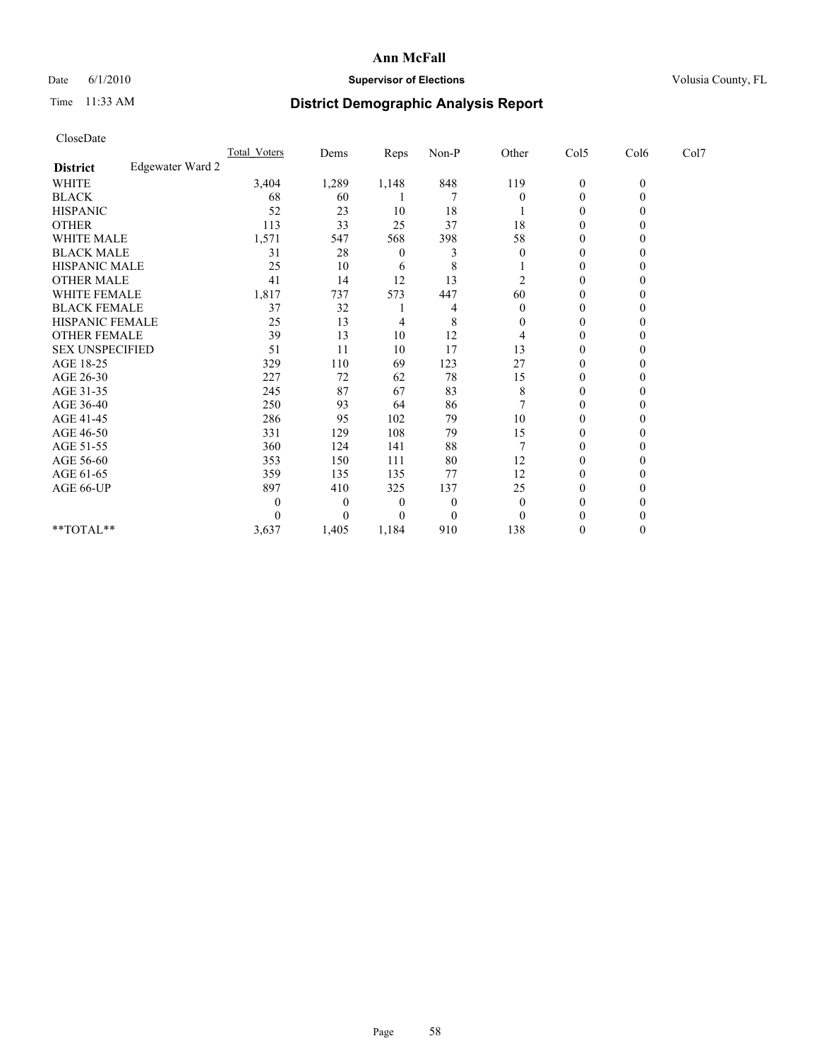# Ann McFall

Date 6/1/2010 **Supervisor of Elections** Volusia County, FL

Time 11:33 AM **District Demographic Analysis Report**

CloseDate

| | Total_Voters | Dems | Reps | Non-P | Other | Col5 | Col6 | Col7 |
|---|---|---|---|---|---|---|---|---|
| **District** Edgewater Ward 2 | | | | | | | | |
| WHITE | 3,404 | 1,289 | 1,148 | 848 | 119 | 0 | 0 | |
| BLACK | 68 | 60 | 1 | 7 | 0 | 0 | 0 | |
| HISPANIC | 52 | 23 | 10 | 18 | 1 | 0 | 0 | |
| OTHER | 113 | 33 | 25 | 37 | 18 | 0 | 0 | |
| WHITE MALE | 1,571 | 547 | 568 | 398 | 58 | 0 | 0 | |
| BLACK MALE | 31 | 28 | 0 | 3 | 0 | 0 | 0 | |
| HISPANIC MALE | 25 | 10 | 6 | 8 | 1 | 0 | 0 | |
| OTHER MALE | 41 | 14 | 12 | 13 | 2 | 0 | 0 | |
| WHITE FEMALE | 1,817 | 737 | 573 | 447 | 60 | 0 | 0 | |
| BLACK FEMALE | 37 | 32 | 1 | 4 | 0 | 0 | 0 | |
| HISPANIC FEMALE | 25 | 13 | 4 | 8 | 0 | 0 | 0 | |
| OTHER FEMALE | 39 | 13 | 10 | 12 | 4 | 0 | 0 | |
| SEX UNSPECIFIED | 51 | 11 | 10 | 17 | 13 | 0 | 0 | |
| AGE 18-25 | 329 | 110 | 69 | 123 | 27 | 0 | 0 | |
| AGE 26-30 | 227 | 72 | 62 | 78 | 15 | 0 | 0 | |
| AGE 31-35 | 245 | 87 | 67 | 83 | 8 | 0 | 0 | |
| AGE 36-40 | 250 | 93 | 64 | 86 | 7 | 0 | 0 | |
| AGE 41-45 | 286 | 95 | 102 | 79 | 10 | 0 | 0 | |
| AGE 46-50 | 331 | 129 | 108 | 79 | 15 | 0 | 0 | |
| AGE 51-55 | 360 | 124 | 141 | 88 | 7 | 0 | 0 | |
| AGE 56-60 | 353 | 150 | 111 | 80 | 12 | 0 | 0 | |
| AGE 61-65 | 359 | 135 | 135 | 77 | 12 | 0 | 0 | |
| AGE 66-UP | 897 | 410 | 325 | 137 | 25 | 0 | 0 | |
| | 0 | 0 | 0 | 0 | 0 | 0 | 0 | |
| | 0 | 0 | 0 | 0 | 0 | 0 | 0 | |
| **TOTAL** | 3,637 | 1,405 | 1,184 | 910 | 138 | 0 | 0 | |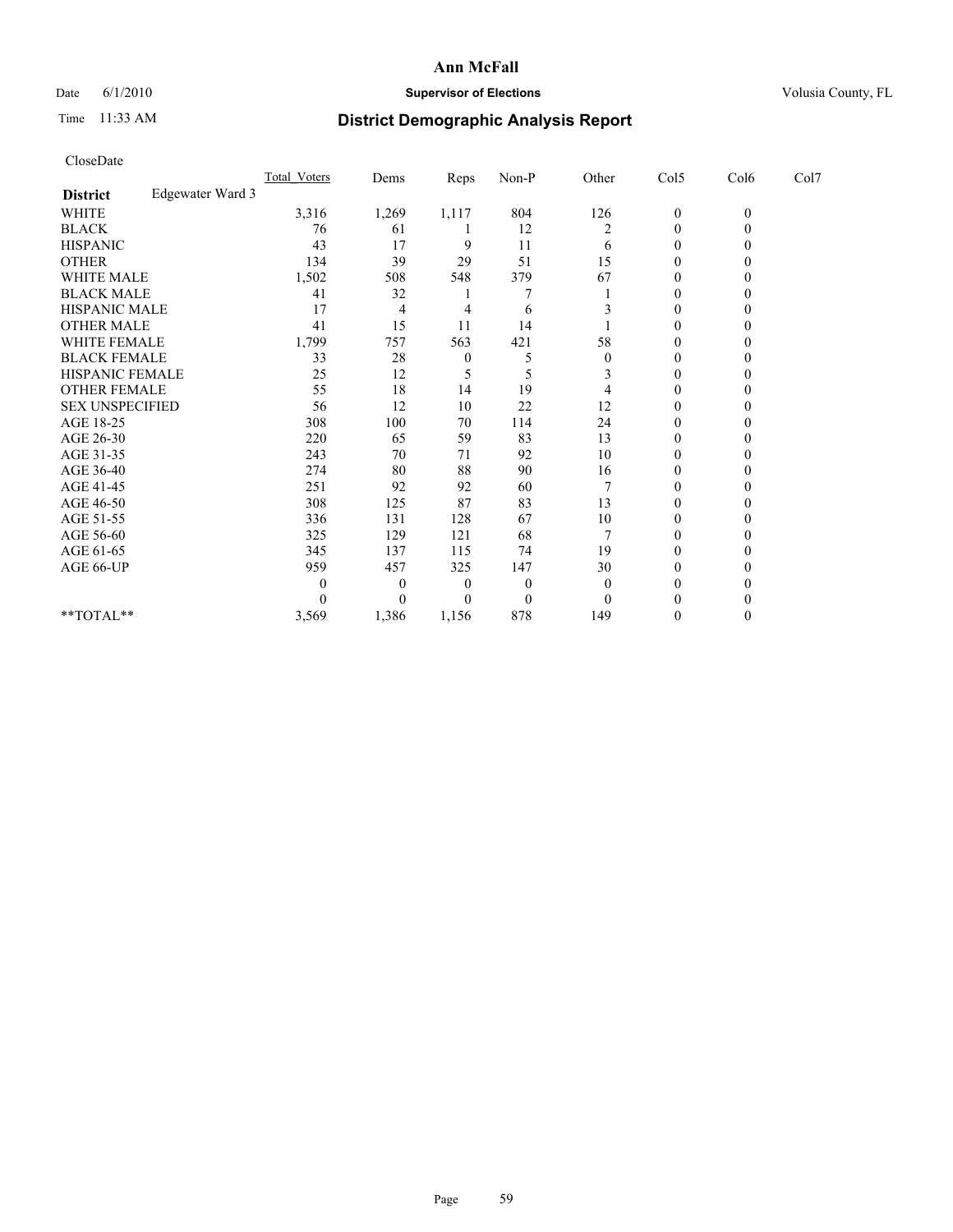# Ann McFall

Date 6/1/2010 **Supervisor of Elections** Volusia County, FL

Time 11:33 AM **District Demographic Analysis Report**

CloseDate

| | Total_Voters | Dems | Reps | Non-P | Other | Col5 | Col6 | Col7 |
|---|---|---|---|---|---|---|---|---|
| **District** Edgewater Ward 3 | | | | | | | | |
| WHITE | 3,316 | 1,269 | 1,117 | 804 | 126 | 0 | 0 | |
| BLACK | 76 | 61 | 1 | 12 | 2 | 0 | 0 | |
| HISPANIC | 43 | 17 | 9 | 11 | 6 | 0 | 0 | |
| OTHER | 134 | 39 | 29 | 51 | 15 | 0 | 0 | |
| WHITE MALE | 1,502 | 508 | 548 | 379 | 67 | 0 | 0 | |
| BLACK MALE | 41 | 32 | 1 | 7 | 1 | 0 | 0 | |
| HISPANIC MALE | 17 | 4 | 4 | 6 | 3 | 0 | 0 | |
| OTHER MALE | 41 | 15 | 11 | 14 | 1 | 0 | 0 | |
| WHITE FEMALE | 1,799 | 757 | 563 | 421 | 58 | 0 | 0 | |
| BLACK FEMALE | 33 | 28 | 0 | 5 | 0 | 0 | 0 | |
| HISPANIC FEMALE | 25 | 12 | 5 | 5 | 3 | 0 | 0 | |
| OTHER FEMALE | 55 | 18 | 14 | 19 | 4 | 0 | 0 | |
| SEX UNSPECIFIED | 56 | 12 | 10 | 22 | 12 | 0 | 0 | |
| AGE 18-25 | 308 | 100 | 70 | 114 | 24 | 0 | 0 | |
| AGE 26-30 | 220 | 65 | 59 | 83 | 13 | 0 | 0 | |
| AGE 31-35 | 243 | 70 | 71 | 92 | 10 | 0 | 0 | |
| AGE 36-40 | 274 | 80 | 88 | 90 | 16 | 0 | 0 | |
| AGE 41-45 | 251 | 92 | 92 | 60 | 7 | 0 | 0 | |
| AGE 46-50 | 308 | 125 | 87 | 83 | 13 | 0 | 0 | |
| AGE 51-55 | 336 | 131 | 128 | 67 | 10 | 0 | 0 | |
| AGE 56-60 | 325 | 129 | 121 | 68 | 7 | 0 | 0 | |
| AGE 61-65 | 345 | 137 | 115 | 74 | 19 | 0 | 0 | |
| AGE 66-UP | 959 | 457 | 325 | 147 | 30 | 0 | 0 | |
| | 0 | 0 | 0 | 0 | 0 | 0 | 0 | |
| | 0 | 0 | 0 | 0 | 0 | 0 | 0 | |
| **TOTAL** | 3,569 | 1,386 | 1,156 | 878 | 149 | 0 | 0 | |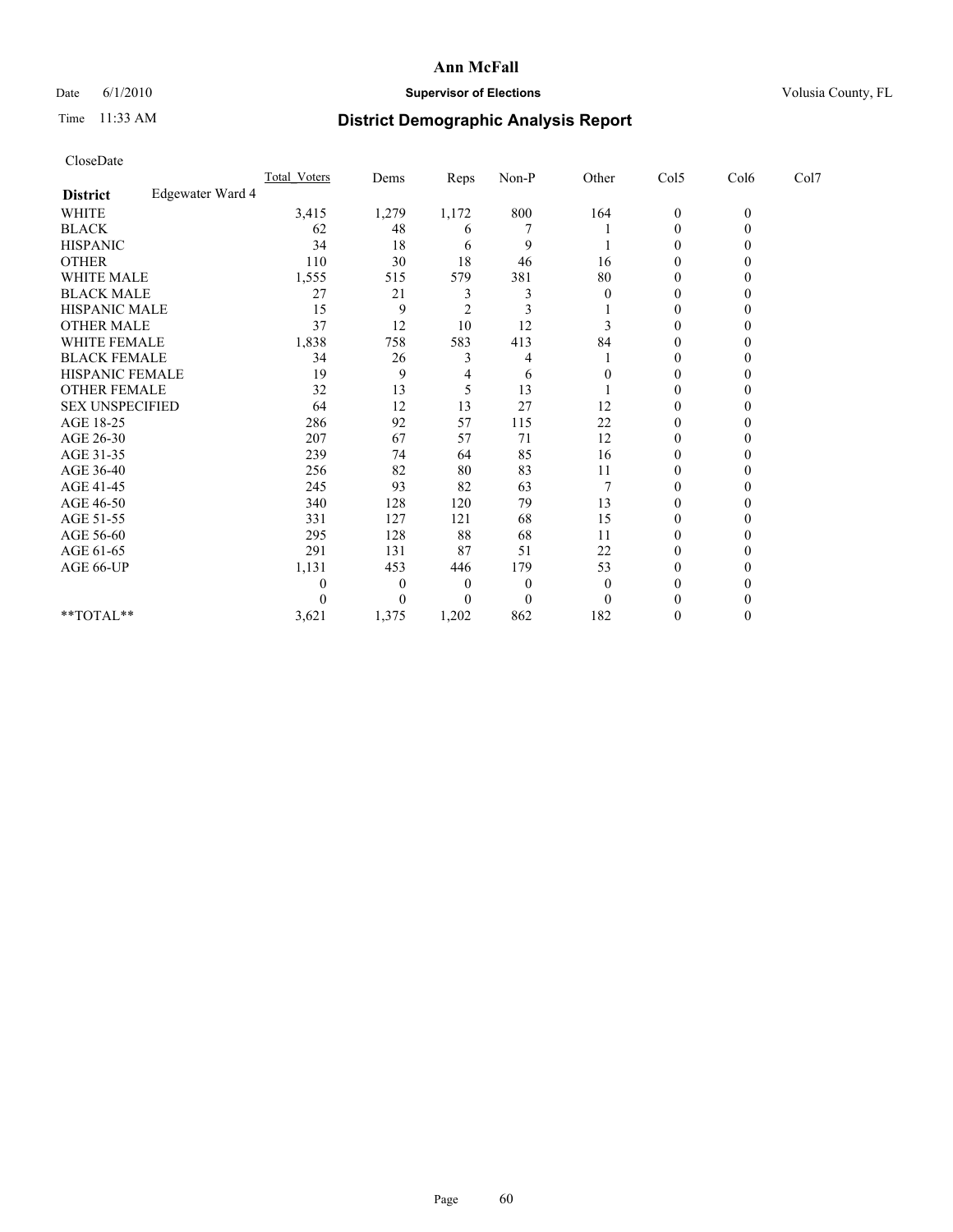# Ann McFall

Date 6/1/2010 **Supervisor of Elections** Volusia County, FL

Time 11:33 AM **District Demographic Analysis Report**

CloseDate

| | Total_Voters | Dems | Reps | Non-P | Other | Col5 | Col6 | Col7 |
|---|---|---|---|---|---|---|---|---|
| **District** Edgewater Ward 4 | | | | | | | | |
| WHITE | 3,415 | 1,279 | 1,172 | 800 | 164 | 0 | 0 | |
| BLACK | 62 | 48 | 6 | 7 | 1 | 0 | 0 | |
| HISPANIC | 34 | 18 | 6 | 9 | 1 | 0 | 0 | |
| OTHER | 110 | 30 | 18 | 46 | 16 | 0 | 0 | |
| WHITE MALE | 1,555 | 515 | 579 | 381 | 80 | 0 | 0 | |
| BLACK MALE | 27 | 21 | 3 | 3 | 0 | 0 | 0 | |
| HISPANIC MALE | 15 | 9 | 2 | 3 | 1 | 0 | 0 | |
| OTHER MALE | 37 | 12 | 10 | 12 | 3 | 0 | 0 | |
| WHITE FEMALE | 1,838 | 758 | 583 | 413 | 84 | 0 | 0 | |
| BLACK FEMALE | 34 | 26 | 3 | 4 | 1 | 0 | 0 | |
| HISPANIC FEMALE | 19 | 9 | 4 | 6 | 0 | 0 | 0 | |
| OTHER FEMALE | 32 | 13 | 5 | 13 | 1 | 0 | 0 | |
| SEX UNSPECIFIED | 64 | 12 | 13 | 27 | 12 | 0 | 0 | |
| AGE 18-25 | 286 | 92 | 57 | 115 | 22 | 0 | 0 | |
| AGE 26-30 | 207 | 67 | 57 | 71 | 12 | 0 | 0 | |
| AGE 31-35 | 239 | 74 | 64 | 85 | 16 | 0 | 0 | |
| AGE 36-40 | 256 | 82 | 80 | 83 | 11 | 0 | 0 | |
| AGE 41-45 | 245 | 93 | 82 | 63 | 7 | 0 | 0 | |
| AGE 46-50 | 340 | 128 | 120 | 79 | 13 | 0 | 0 | |
| AGE 51-55 | 331 | 127 | 121 | 68 | 15 | 0 | 0 | |
| AGE 56-60 | 295 | 128 | 88 | 68 | 11 | 0 | 0 | |
| AGE 61-65 | 291 | 131 | 87 | 51 | 22 | 0 | 0 | |
| AGE 66-UP | 1,131 | 453 | 446 | 179 | 53 | 0 | 0 | |
| | 0 | 0 | 0 | 0 | 0 | 0 | 0 | |
| | 0 | 0 | 0 | 0 | 0 | 0 | 0 | |
| **TOTAL** | 3,621 | 1,375 | 1,202 | 862 | 182 | 0 | 0 | |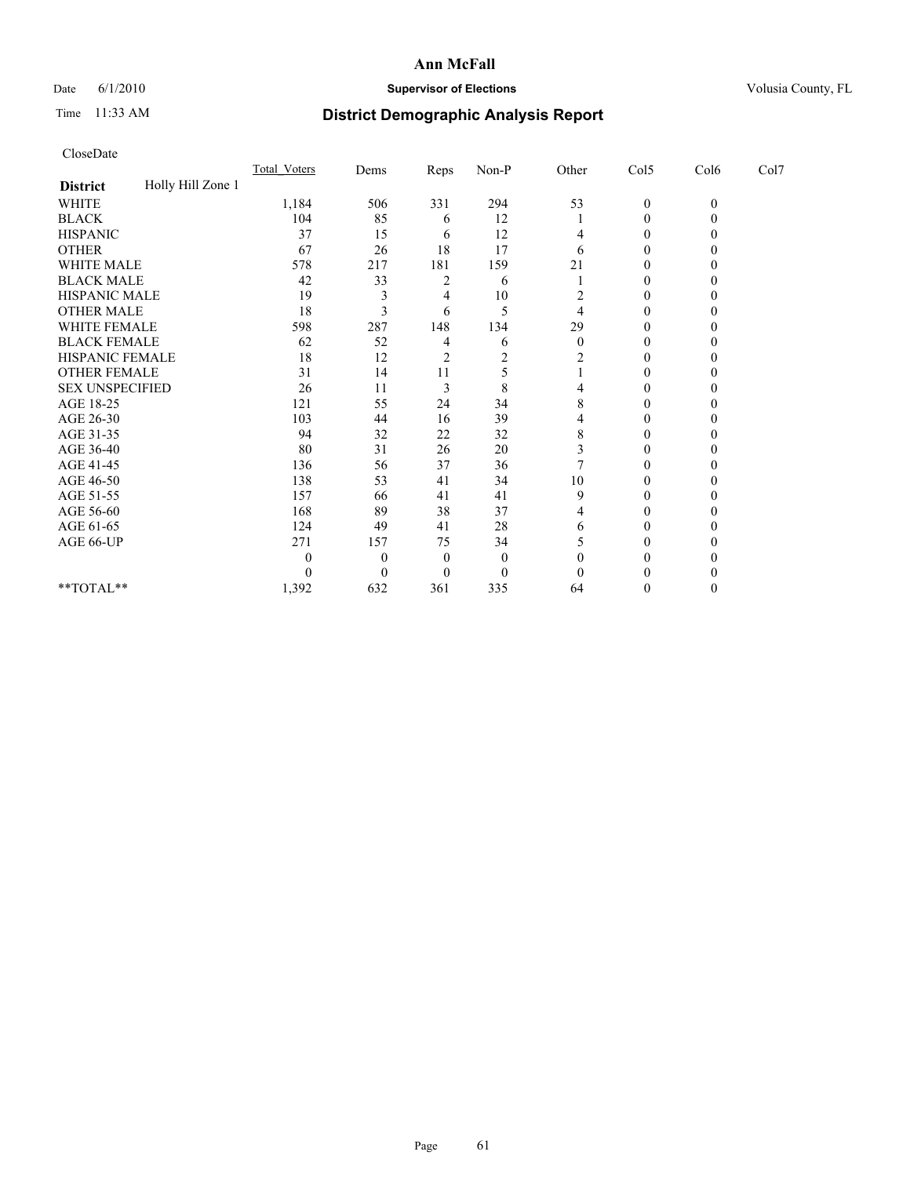# Ann McFall

Date 6/1/2010 **Supervisor of Elections** Volusia County, FL

Time 11:33 AM **District Demographic Analysis Report**

CloseDate

| District: Holly Hill Zone 1 | Total_Voters | Dems | Reps | Non-P | Other | Col5 | Col6 | Col7 |
|---|---|---|---|---|---|---|---|---|
| WHITE | 1,184 | 506 | 331 | 294 | 53 | 0 | 0 | |
| BLACK | 104 | 85 | 6 | 12 | 1 | 0 | 0 | |
| HISPANIC | 37 | 15 | 6 | 12 | 4 | 0 | 0 | |
| OTHER | 67 | 26 | 18 | 17 | 6 | 0 | 0 | |
| WHITE MALE | 578 | 217 | 181 | 159 | 21 | 0 | 0 | |
| BLACK MALE | 42 | 33 | 2 | 6 | 1 | 0 | 0 | |
| HISPANIC MALE | 19 | 3 | 4 | 10 | 2 | 0 | 0 | |
| OTHER MALE | 18 | 3 | 6 | 5 | 4 | 0 | 0 | |
| WHITE FEMALE | 598 | 287 | 148 | 134 | 29 | 0 | 0 | |
| BLACK FEMALE | 62 | 52 | 4 | 6 | 0 | 0 | 0 | |
| HISPANIC FEMALE | 18 | 12 | 2 | 2 | 2 | 0 | 0 | |
| OTHER FEMALE | 31 | 14 | 11 | 5 | 1 | 0 | 0 | |
| SEX UNSPECIFIED | 26 | 11 | 3 | 8 | 4 | 0 | 0 | |
| AGE 18-25 | 121 | 55 | 24 | 34 | 8 | 0 | 0 | |
| AGE 26-30 | 103 | 44 | 16 | 39 | 4 | 0 | 0 | |
| AGE 31-35 | 94 | 32 | 22 | 32 | 8 | 0 | 0 | |
| AGE 36-40 | 80 | 31 | 26 | 20 | 3 | 0 | 0 | |
| AGE 41-45 | 136 | 56 | 37 | 36 | 7 | 0 | 0 | |
| AGE 46-50 | 138 | 53 | 41 | 34 | 10 | 0 | 0 | |
| AGE 51-55 | 157 | 66 | 41 | 41 | 9 | 0 | 0 | |
| AGE 56-60 | 168 | 89 | 38 | 37 | 4 | 0 | 0 | |
| AGE 61-65 | 124 | 49 | 41 | 28 | 6 | 0 | 0 | |
| AGE 66-UP | 271 | 157 | 75 | 34 | 5 | 0 | 0 | |
| | 0 | 0 | 0 | 0 | 0 | 0 | 0 | |
| | 0 | 0 | 0 | 0 | 0 | 0 | 0 | |
| **TOTAL** | 1,392 | 632 | 361 | 335 | 64 | 0 | 0 | |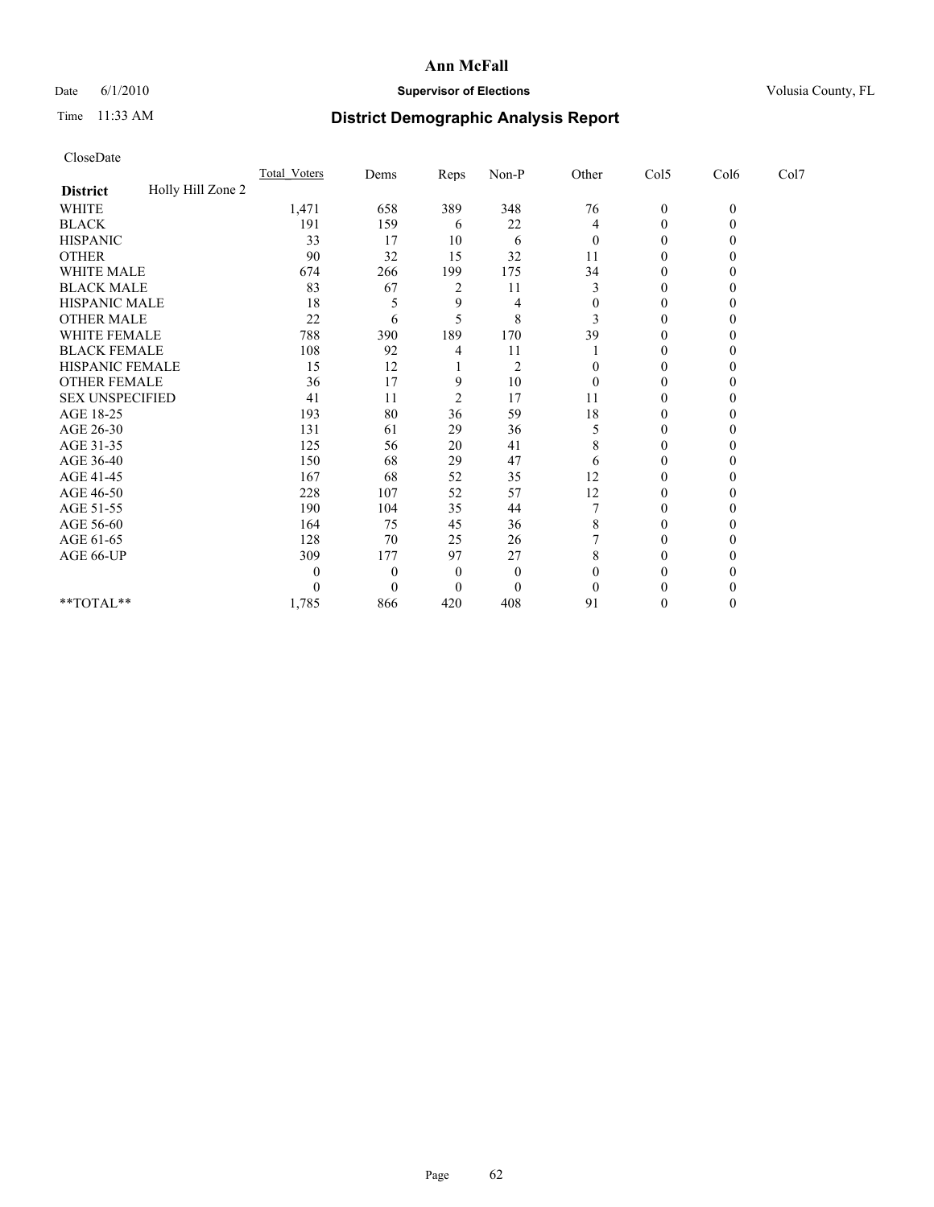# Ann McFall

Date 6/1/2010 **Supervisor of Elections** Volusia County, FL

Time 11:33 AM

## District Demographic Analysis Report

CloseDate

| | Total_Voters | Dems | Reps | Non-P | Other | Col5 | Col6 | Col7 |
|---|---|---|---|---|---|---|---|---|
| **District** Holly Hill Zone 2 | | | | | | | | |
| WHITE | 1,471 | 658 | 389 | 348 | 76 | 0 | 0 | |
| BLACK | 191 | 159 | 6 | 22 | 4 | 0 | 0 | |
| HISPANIC | 33 | 17 | 10 | 6 | 0 | 0 | 0 | |
| OTHER | 90 | 32 | 15 | 32 | 11 | 0 | 0 | |
| WHITE MALE | 674 | 266 | 199 | 175 | 34 | 0 | 0 | |
| BLACK MALE | 83 | 67 | 2 | 11 | 3 | 0 | 0 | |
| HISPANIC MALE | 18 | 5 | 9 | 4 | 0 | 0 | 0 | |
| OTHER MALE | 22 | 6 | 5 | 8 | 3 | 0 | 0 | |
| WHITE FEMALE | 788 | 390 | 189 | 170 | 39 | 0 | 0 | |
| BLACK FEMALE | 108 | 92 | 4 | 11 | 1 | 0 | 0 | |
| HISPANIC FEMALE | 15 | 12 | 1 | 2 | 0 | 0 | 0 | |
| OTHER FEMALE | 36 | 17 | 9 | 10 | 0 | 0 | 0 | |
| SEX UNSPECIFIED | 41 | 11 | 2 | 17 | 11 | 0 | 0 | |
| AGE 18-25 | 193 | 80 | 36 | 59 | 18 | 0 | 0 | |
| AGE 26-30 | 131 | 61 | 29 | 36 | 5 | 0 | 0 | |
| AGE 31-35 | 125 | 56 | 20 | 41 | 8 | 0 | 0 | |
| AGE 36-40 | 150 | 68 | 29 | 47 | 6 | 0 | 0 | |
| AGE 41-45 | 167 | 68 | 52 | 35 | 12 | 0 | 0 | |
| AGE 46-50 | 228 | 107 | 52 | 57 | 12 | 0 | 0 | |
| AGE 51-55 | 190 | 104 | 35 | 44 | 7 | 0 | 0 | |
| AGE 56-60 | 164 | 75 | 45 | 36 | 8 | 0 | 0 | |
| AGE 61-65 | 128 | 70 | 25 | 26 | 7 | 0 | 0 | |
| AGE 66-UP | 309 | 177 | 97 | 27 | 8 | 0 | 0 | |
| | 0 | 0 | 0 | 0 | 0 | 0 | 0 | |
| | 0 | 0 | 0 | 0 | 0 | 0 | 0 | |
| **TOTAL** | 1,785 | 866 | 420 | 408 | 91 | 0 | 0 | |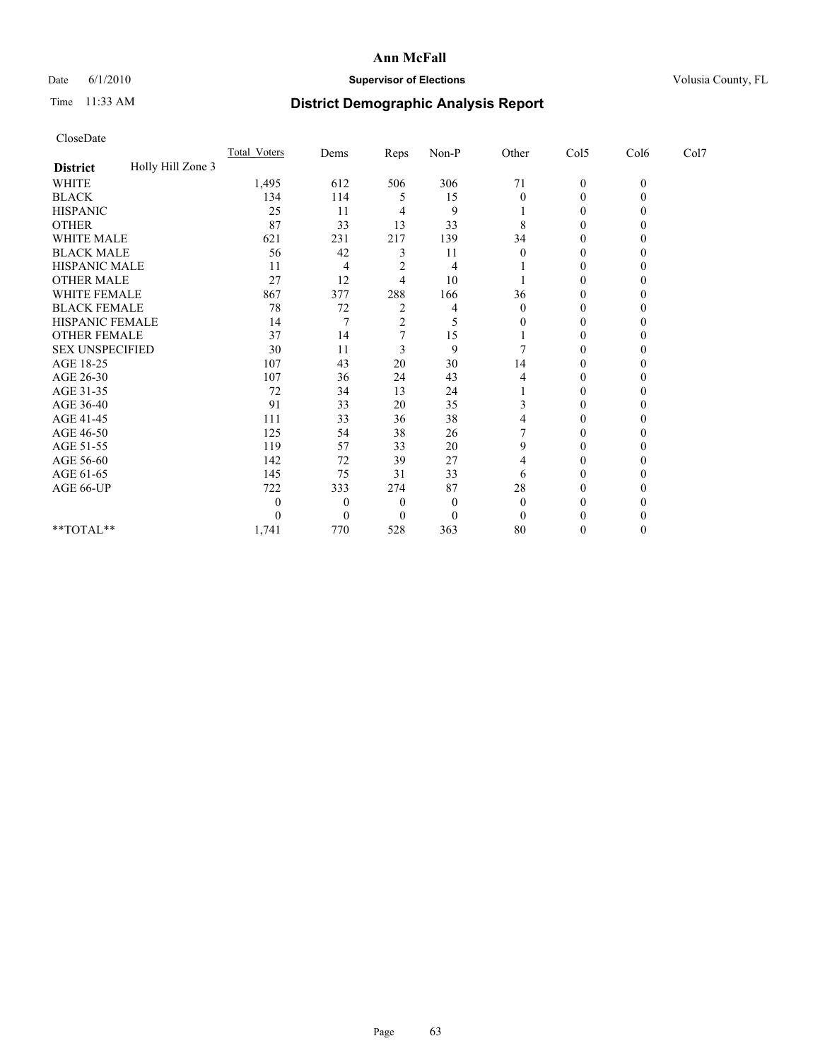# Ann McFall

Date 6/1/2010 **Supervisor of Elections** Volusia County, FL

Time 11:33 AM

## District Demographic Analysis Report

CloseDate

| | Total_Voters | Dems | Reps | Non-P | Other | Col5 | Col6 | Col7 |
|---|---|---|---|---|---|---|---|---|
| **District** Holly Hill Zone 3 | | | | | | | | |
| WHITE | 1,495 | 612 | 506 | 306 | 71 | 0 | 0 | |
| BLACK | 134 | 114 | 5 | 15 | 0 | 0 | 0 | |
| HISPANIC | 25 | 11 | 4 | 9 | 1 | 0 | 0 | |
| OTHER | 87 | 33 | 13 | 33 | 8 | 0 | 0 | |
| WHITE MALE | 621 | 231 | 217 | 139 | 34 | 0 | 0 | |
| BLACK MALE | 56 | 42 | 3 | 11 | 0 | 0 | 0 | |
| HISPANIC MALE | 11 | 4 | 2 | 4 | 1 | 0 | 0 | |
| OTHER MALE | 27 | 12 | 4 | 10 | 1 | 0 | 0 | |
| WHITE FEMALE | 867 | 377 | 288 | 166 | 36 | 0 | 0 | |
| BLACK FEMALE | 78 | 72 | 2 | 4 | 0 | 0 | 0 | |
| HISPANIC FEMALE | 14 | 7 | 2 | 5 | 0 | 0 | 0 | |
| OTHER FEMALE | 37 | 14 | 7 | 15 | 1 | 0 | 0 | |
| SEX UNSPECIFIED | 30 | 11 | 3 | 9 | 7 | 0 | 0 | |
| AGE 18-25 | 107 | 43 | 20 | 30 | 14 | 0 | 0 | |
| AGE 26-30 | 107 | 36 | 24 | 43 | 4 | 0 | 0 | |
| AGE 31-35 | 72 | 34 | 13 | 24 | 1 | 0 | 0 | |
| AGE 36-40 | 91 | 33 | 20 | 35 | 3 | 0 | 0 | |
| AGE 41-45 | 111 | 33 | 36 | 38 | 4 | 0 | 0 | |
| AGE 46-50 | 125 | 54 | 38 | 26 | 7 | 0 | 0 | |
| AGE 51-55 | 119 | 57 | 33 | 20 | 9 | 0 | 0 | |
| AGE 56-60 | 142 | 72 | 39 | 27 | 4 | 0 | 0 | |
| AGE 61-65 | 145 | 75 | 31 | 33 | 6 | 0 | 0 | |
| AGE 66-UP | 722 | 333 | 274 | 87 | 28 | 0 | 0 | |
| | 0 | 0 | 0 | 0 | 0 | 0 | 0 | |
| | 0 | 0 | 0 | 0 | 0 | 0 | 0 | |
| **TOTAL** | 1,741 | 770 | 528 | 363 | 80 | 0 | 0 | |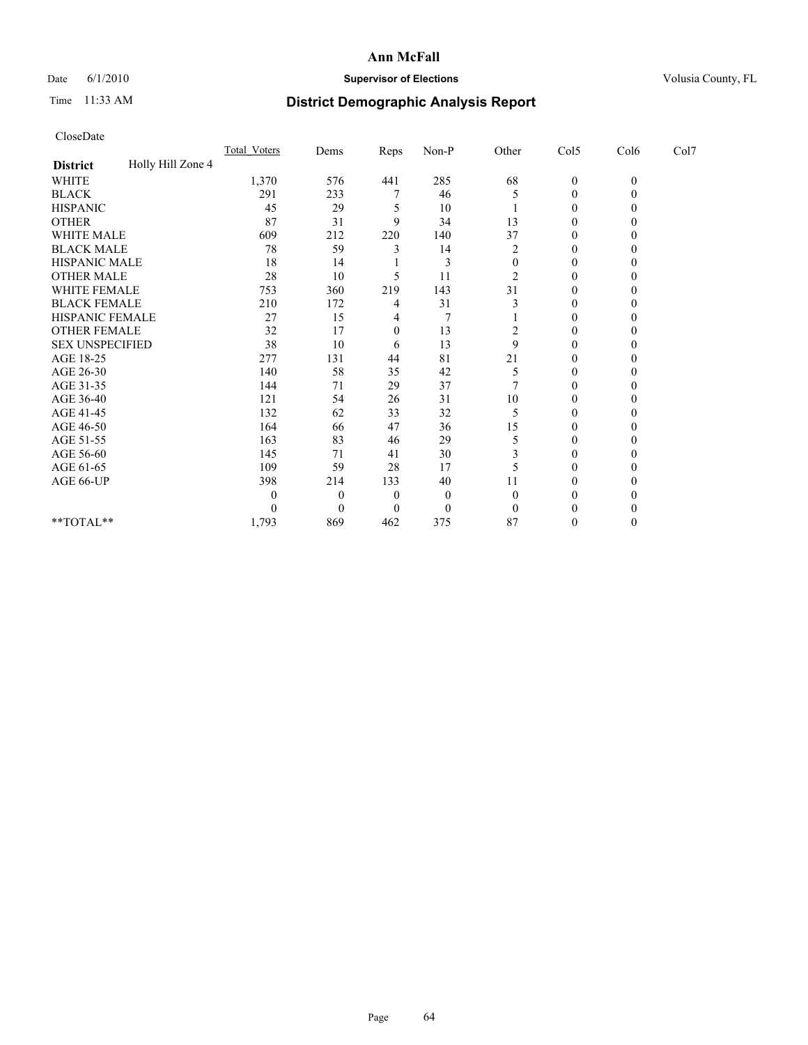# Ann McFall

Date 6/1/2010 **Supervisor of Elections** Volusia County, FL

Time 11:33 AM **District Demographic Analysis Report**

CloseDate

| | Total_Voters | Dems | Reps | Non-P | Other | Col5 | Col6 | Col7 |
|---|---|---|---|---|---|---|---|---|
| **District** Holly Hill Zone 4 | | | | | | | | |
| WHITE | 1,370 | 576 | 441 | 285 | 68 | 0 | 0 | |
| BLACK | 291 | 233 | 7 | 46 | 5 | 0 | 0 | |
| HISPANIC | 45 | 29 | 5 | 10 | 1 | 0 | 0 | |
| OTHER | 87 | 31 | 9 | 34 | 13 | 0 | 0 | |
| WHITE MALE | 609 | 212 | 220 | 140 | 37 | 0 | 0 | |
| BLACK MALE | 78 | 59 | 3 | 14 | 2 | 0 | 0 | |
| HISPANIC MALE | 18 | 14 | 1 | 3 | 0 | 0 | 0 | |
| OTHER MALE | 28 | 10 | 5 | 11 | 2 | 0 | 0 | |
| WHITE FEMALE | 753 | 360 | 219 | 143 | 31 | 0 | 0 | |
| BLACK FEMALE | 210 | 172 | 4 | 31 | 3 | 0 | 0 | |
| HISPANIC FEMALE | 27 | 15 | 4 | 7 | 1 | 0 | 0 | |
| OTHER FEMALE | 32 | 17 | 0 | 13 | 2 | 0 | 0 | |
| SEX UNSPECIFIED | 38 | 10 | 6 | 13 | 9 | 0 | 0 | |
| AGE 18-25 | 277 | 131 | 44 | 81 | 21 | 0 | 0 | |
| AGE 26-30 | 140 | 58 | 35 | 42 | 5 | 0 | 0 | |
| AGE 31-35 | 144 | 71 | 29 | 37 | 7 | 0 | 0 | |
| AGE 36-40 | 121 | 54 | 26 | 31 | 10 | 0 | 0 | |
| AGE 41-45 | 132 | 62 | 33 | 32 | 5 | 0 | 0 | |
| AGE 46-50 | 164 | 66 | 47 | 36 | 15 | 0 | 0 | |
| AGE 51-55 | 163 | 83 | 46 | 29 | 5 | 0 | 0 | |
| AGE 56-60 | 145 | 71 | 41 | 30 | 3 | 0 | 0 | |
| AGE 61-65 | 109 | 59 | 28 | 17 | 5 | 0 | 0 | |
| AGE 66-UP | 398 | 214 | 133 | 40 | 11 | 0 | 0 | |
| | 0 | 0 | 0 | 0 | 0 | 0 | 0 | |
| | 0 | 0 | 0 | 0 | 0 | 0 | 0 | |
| **TOTAL** | 1,793 | 869 | 462 | 375 | 87 | 0 | 0 | |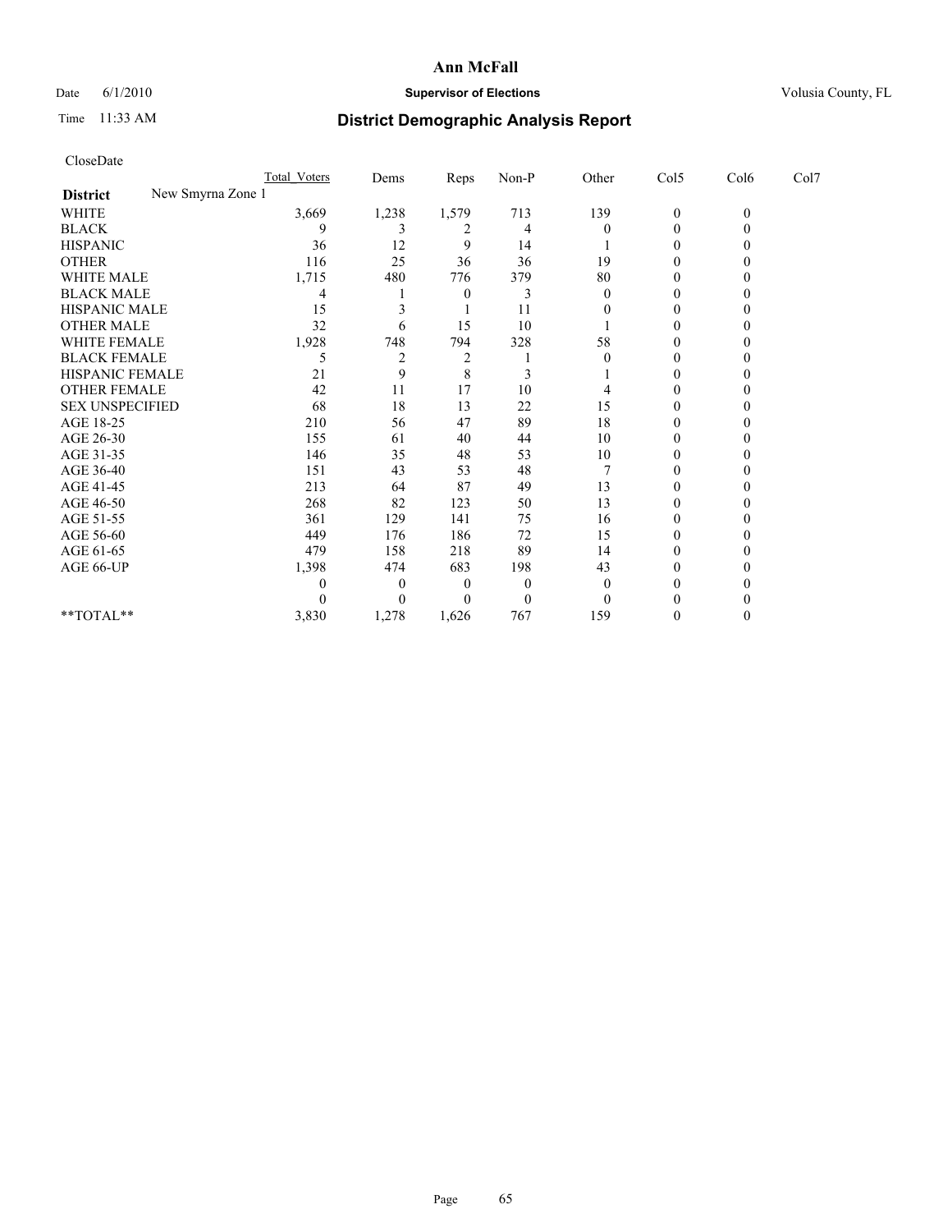**Ann McFall**

Date 6/1/2010 **Supervisor of Elections** Volusia County, FL

Time 11:33 AM **District Demographic Analysis Report**

CloseDate

| | Total_Voters | Dems | Reps | Non-P | Other | Col5 | Col6 | Col7 |
|---|---|---|---|---|---|---|---|---|
| **District** New Smyrna Zone 1 | | | | | | | | |
| WHITE | 3,669 | 1,238 | 1,579 | 713 | 139 | 0 | 0 | |
| BLACK | 9 | 3 | 2 | 4 | 0 | 0 | 0 | |
| HISPANIC | 36 | 12 | 9 | 14 | 1 | 0 | 0 | |
| OTHER | 116 | 25 | 36 | 36 | 19 | 0 | 0 | |
| WHITE MALE | 1,715 | 480 | 776 | 379 | 80 | 0 | 0 | |
| BLACK MALE | 4 | 1 | 0 | 3 | 0 | 0 | 0 | |
| HISPANIC MALE | 15 | 3 | 1 | 11 | 0 | 0 | 0 | |
| OTHER MALE | 32 | 6 | 15 | 10 | 1 | 0 | 0 | |
| WHITE FEMALE | 1,928 | 748 | 794 | 328 | 58 | 0 | 0 | |
| BLACK FEMALE | 5 | 2 | 2 | 1 | 0 | 0 | 0 | |
| HISPANIC FEMALE | 21 | 9 | 8 | 3 | 1 | 0 | 0 | |
| OTHER FEMALE | 42 | 11 | 17 | 10 | 4 | 0 | 0 | |
| SEX UNSPECIFIED | 68 | 18 | 13 | 22 | 15 | 0 | 0 | |
| AGE 18-25 | 210 | 56 | 47 | 89 | 18 | 0 | 0 | |
| AGE 26-30 | 155 | 61 | 40 | 44 | 10 | 0 | 0 | |
| AGE 31-35 | 146 | 35 | 48 | 53 | 10 | 0 | 0 | |
| AGE 36-40 | 151 | 43 | 53 | 48 | 7 | 0 | 0 | |
| AGE 41-45 | 213 | 64 | 87 | 49 | 13 | 0 | 0 | |
| AGE 46-50 | 268 | 82 | 123 | 50 | 13 | 0 | 0 | |
| AGE 51-55 | 361 | 129 | 141 | 75 | 16 | 0 | 0 | |
| AGE 56-60 | 449 | 176 | 186 | 72 | 15 | 0 | 0 | |
| AGE 61-65 | 479 | 158 | 218 | 89 | 14 | 0 | 0 | |
| AGE 66-UP | 1,398 | 474 | 683 | 198 | 43 | 0 | 0 | |
| | 0 | 0 | 0 | 0 | 0 | 0 | 0 | |
| | 0 | 0 | 0 | 0 | 0 | 0 | 0 | |
| **TOTAL** | 3,830 | 1,278 | 1,626 | 767 | 159 | 0 | 0 | |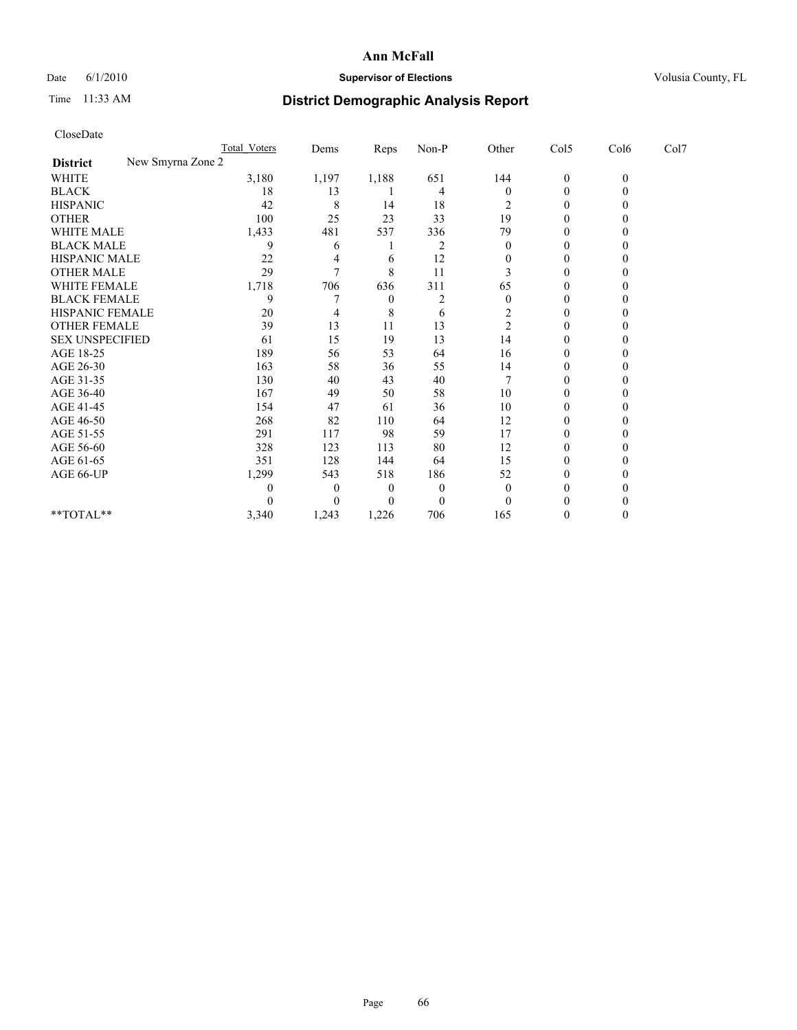# Ann McFall

Date 6/1/2010 **Supervisor of Elections** Volusia County, FL

Time 11:33 AM **District Demographic Analysis Report**

CloseDate

| **District** New Smyrna Zone 2 | Total_Voters | Dems | Reps | Non-P | Other | Col5 | Col6 | Col7 |
|---|---|---|---|---|---|---|---|---|
| WHITE | 3,180 | 1,197 | 1,188 | 651 | 144 | 0 | 0 | |
| BLACK | 18 | 13 | 1 | 4 | 0 | 0 | 0 | |
| HISPANIC | 42 | 8 | 14 | 18 | 2 | 0 | 0 | |
| OTHER | 100 | 25 | 23 | 33 | 19 | 0 | 0 | |
| WHITE MALE | 1,433 | 481 | 537 | 336 | 79 | 0 | 0 | |
| BLACK MALE | 9 | 6 | 1 | 2 | 0 | 0 | 0 | |
| HISPANIC MALE | 22 | 4 | 6 | 12 | 0 | 0 | 0 | |
| OTHER MALE | 29 | 7 | 8 | 11 | 3 | 0 | 0 | |
| WHITE FEMALE | 1,718 | 706 | 636 | 311 | 65 | 0 | 0 | |
| BLACK FEMALE | 9 | 7 | 0 | 2 | 0 | 0 | 0 | |
| HISPANIC FEMALE | 20 | 4 | 8 | 6 | 2 | 0 | 0 | |
| OTHER FEMALE | 39 | 13 | 11 | 13 | 2 | 0 | 0 | |
| SEX UNSPECIFIED | 61 | 15 | 19 | 13 | 14 | 0 | 0 | |
| AGE 18-25 | 189 | 56 | 53 | 64 | 16 | 0 | 0 | |
| AGE 26-30 | 163 | 58 | 36 | 55 | 14 | 0 | 0 | |
| AGE 31-35 | 130 | 40 | 43 | 40 | 7 | 0 | 0 | |
| AGE 36-40 | 167 | 49 | 50 | 58 | 10 | 0 | 0 | |
| AGE 41-45 | 154 | 47 | 61 | 36 | 10 | 0 | 0 | |
| AGE 46-50 | 268 | 82 | 110 | 64 | 12 | 0 | 0 | |
| AGE 51-55 | 291 | 117 | 98 | 59 | 17 | 0 | 0 | |
| AGE 56-60 | 328 | 123 | 113 | 80 | 12 | 0 | 0 | |
| AGE 61-65 | 351 | 128 | 144 | 64 | 15 | 0 | 0 | |
| AGE 66-UP | 1,299 | 543 | 518 | 186 | 52 | 0 | 0 | |
| | 0 | 0 | 0 | 0 | 0 | 0 | 0 | |
| | 0 | 0 | 0 | 0 | 0 | 0 | 0 | |
| **TOTAL** | 3,340 | 1,243 | 1,226 | 706 | 165 | 0 | 0 | |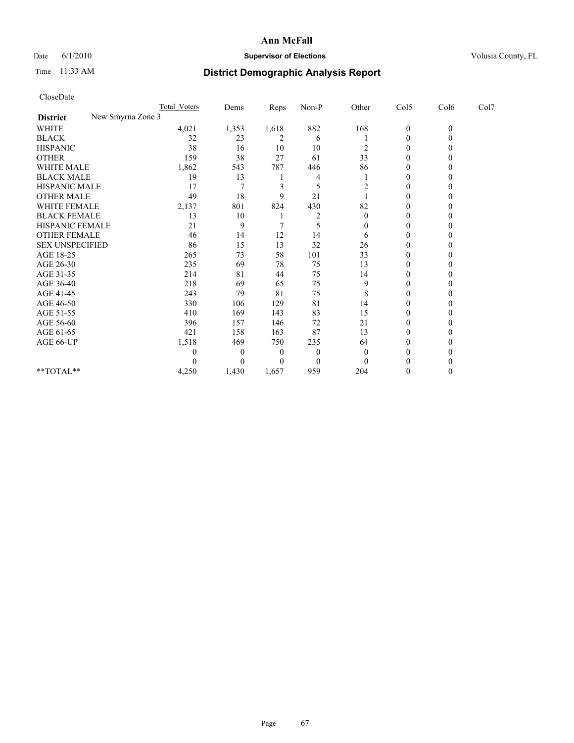# Ann McFall

Date 6/1/2010 **Supervisor of Elections** Volusia County, FL

Time 11:33 AM **District Demographic Analysis Report**

CloseDate

| | Total_Voters | Dems | Reps | Non-P | Other | Col5 | Col6 | Col7 |
|---|---|---|---|---|---|---|---|---|
| **District** New Smyrna Zone 3 | | | | | | | | |
| WHITE | 4,021 | 1,353 | 1,618 | 882 | 168 | 0 | 0 | |
| BLACK | 32 | 23 | 2 | 6 | 1 | 0 | 0 | |
| HISPANIC | 38 | 16 | 10 | 10 | 2 | 0 | 0 | |
| OTHER | 159 | 38 | 27 | 61 | 33 | 0 | 0 | |
| WHITE MALE | 1,862 | 543 | 787 | 446 | 86 | 0 | 0 | |
| BLACK MALE | 19 | 13 | 1 | 4 | 1 | 0 | 0 | |
| HISPANIC MALE | 17 | 7 | 3 | 5 | 2 | 0 | 0 | |
| OTHER MALE | 49 | 18 | 9 | 21 | 1 | 0 | 0 | |
| WHITE FEMALE | 2,137 | 801 | 824 | 430 | 82 | 0 | 0 | |
| BLACK FEMALE | 13 | 10 | 1 | 2 | 0 | 0 | 0 | |
| HISPANIC FEMALE | 21 | 9 | 7 | 5 | 0 | 0 | 0 | |
| OTHER FEMALE | 46 | 14 | 12 | 14 | 6 | 0 | 0 | |
| SEX UNSPECIFIED | 86 | 15 | 13 | 32 | 26 | 0 | 0 | |
| AGE 18-25 | 265 | 73 | 58 | 101 | 33 | 0 | 0 | |
| AGE 26-30 | 235 | 69 | 78 | 75 | 13 | 0 | 0 | |
| AGE 31-35 | 214 | 81 | 44 | 75 | 14 | 0 | 0 | |
| AGE 36-40 | 218 | 69 | 65 | 75 | 9 | 0 | 0 | |
| AGE 41-45 | 243 | 79 | 81 | 75 | 8 | 0 | 0 | |
| AGE 46-50 | 330 | 106 | 129 | 81 | 14 | 0 | 0 | |
| AGE 51-55 | 410 | 169 | 143 | 83 | 15 | 0 | 0 | |
| AGE 56-60 | 396 | 157 | 146 | 72 | 21 | 0 | 0 | |
| AGE 61-65 | 421 | 158 | 163 | 87 | 13 | 0 | 0 | |
| AGE 66-UP | 1,518 | 469 | 750 | 235 | 64 | 0 | 0 | |
| | 0 | 0 | 0 | 0 | 0 | 0 | 0 | |
| | 0 | 0 | 0 | 0 | 0 | 0 | 0 | |
| **TOTAL** | 4,250 | 1,430 | 1,657 | 959 | 204 | 0 | 0 | |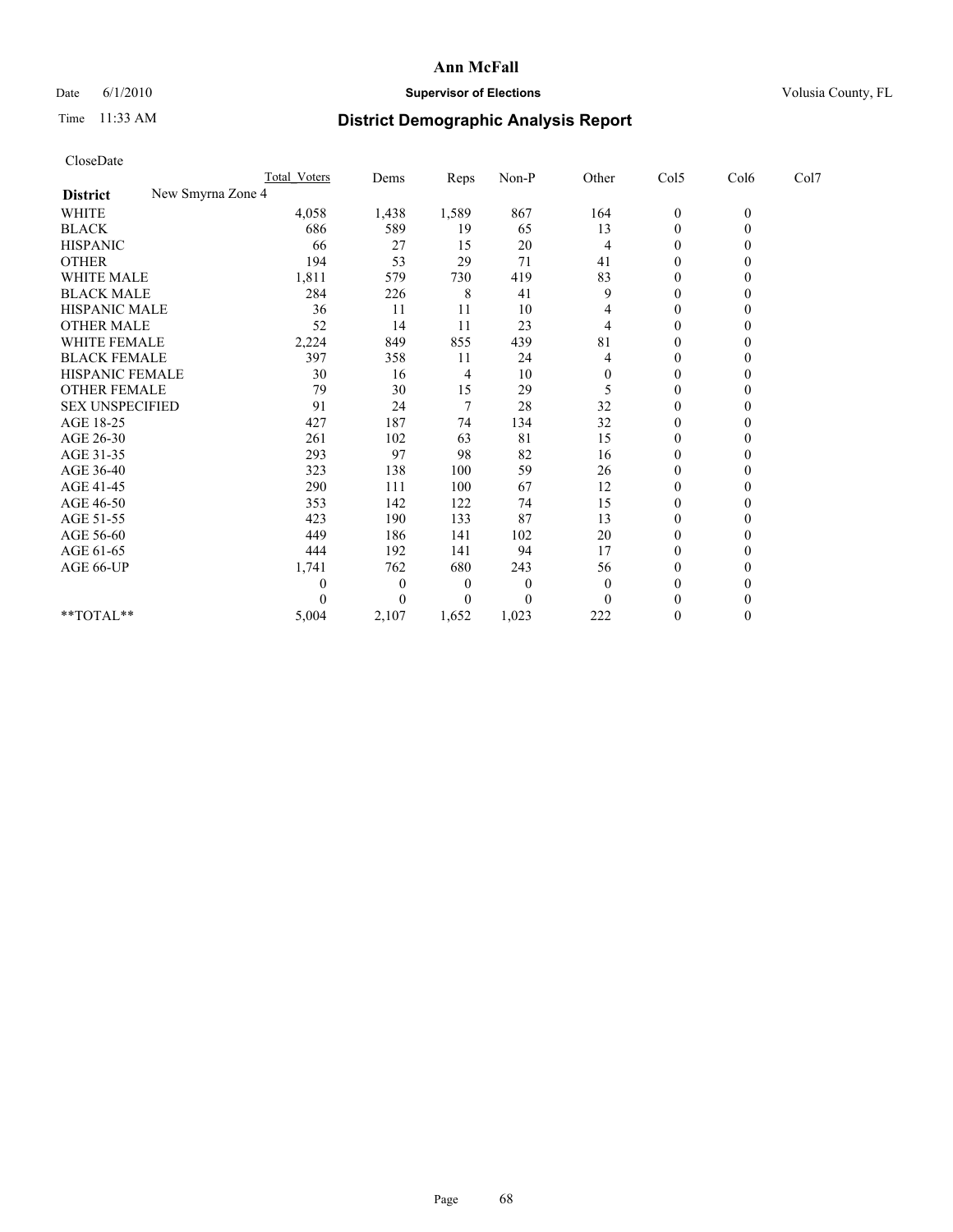# Ann McFall

Date 6/1/2010 **Supervisor of Elections** Volusia County, FL

Time 11:33 AM

## District Demographic Analysis Report

CloseDate

| | Total_Voters | Dems | Reps | Non-P | Other | Col5 | Col6 | Col7 |
|---|---|---|---|---|---|---|---|---|
| **District** New Smyrna Zone 4 | | | | | | | | |
| WHITE | 4,058 | 1,438 | 1,589 | 867 | 164 | 0 | 0 | |
| BLACK | 686 | 589 | 19 | 65 | 13 | 0 | 0 | |
| HISPANIC | 66 | 27 | 15 | 20 | 4 | 0 | 0 | |
| OTHER | 194 | 53 | 29 | 71 | 41 | 0 | 0 | |
| WHITE MALE | 1,811 | 579 | 730 | 419 | 83 | 0 | 0 | |
| BLACK MALE | 284 | 226 | 8 | 41 | 9 | 0 | 0 | |
| HISPANIC MALE | 36 | 11 | 11 | 10 | 4 | 0 | 0 | |
| OTHER MALE | 52 | 14 | 11 | 23 | 4 | 0 | 0 | |
| WHITE FEMALE | 2,224 | 849 | 855 | 439 | 81 | 0 | 0 | |
| BLACK FEMALE | 397 | 358 | 11 | 24 | 4 | 0 | 0 | |
| HISPANIC FEMALE | 30 | 16 | 4 | 10 | 0 | 0 | 0 | |
| OTHER FEMALE | 79 | 30 | 15 | 29 | 5 | 0 | 0 | |
| SEX UNSPECIFIED | 91 | 24 | 7 | 28 | 32 | 0 | 0 | |
| AGE 18-25 | 427 | 187 | 74 | 134 | 32 | 0 | 0 | |
| AGE 26-30 | 261 | 102 | 63 | 81 | 15 | 0 | 0 | |
| AGE 31-35 | 293 | 97 | 98 | 82 | 16 | 0 | 0 | |
| AGE 36-40 | 323 | 138 | 100 | 59 | 26 | 0 | 0 | |
| AGE 41-45 | 290 | 111 | 100 | 67 | 12 | 0 | 0 | |
| AGE 46-50 | 353 | 142 | 122 | 74 | 15 | 0 | 0 | |
| AGE 51-55 | 423 | 190 | 133 | 87 | 13 | 0 | 0 | |
| AGE 56-60 | 449 | 186 | 141 | 102 | 20 | 0 | 0 | |
| AGE 61-65 | 444 | 192 | 141 | 94 | 17 | 0 | 0 | |
| AGE 66-UP | 1,741 | 762 | 680 | 243 | 56 | 0 | 0 | |
| | 0 | 0 | 0 | 0 | 0 | 0 | 0 | |
| | 0 | 0 | 0 | 0 | 0 | 0 | 0 | |
| **TOTAL** | 5,004 | 2,107 | 1,652 | 1,023 | 222 | 0 | 0 | |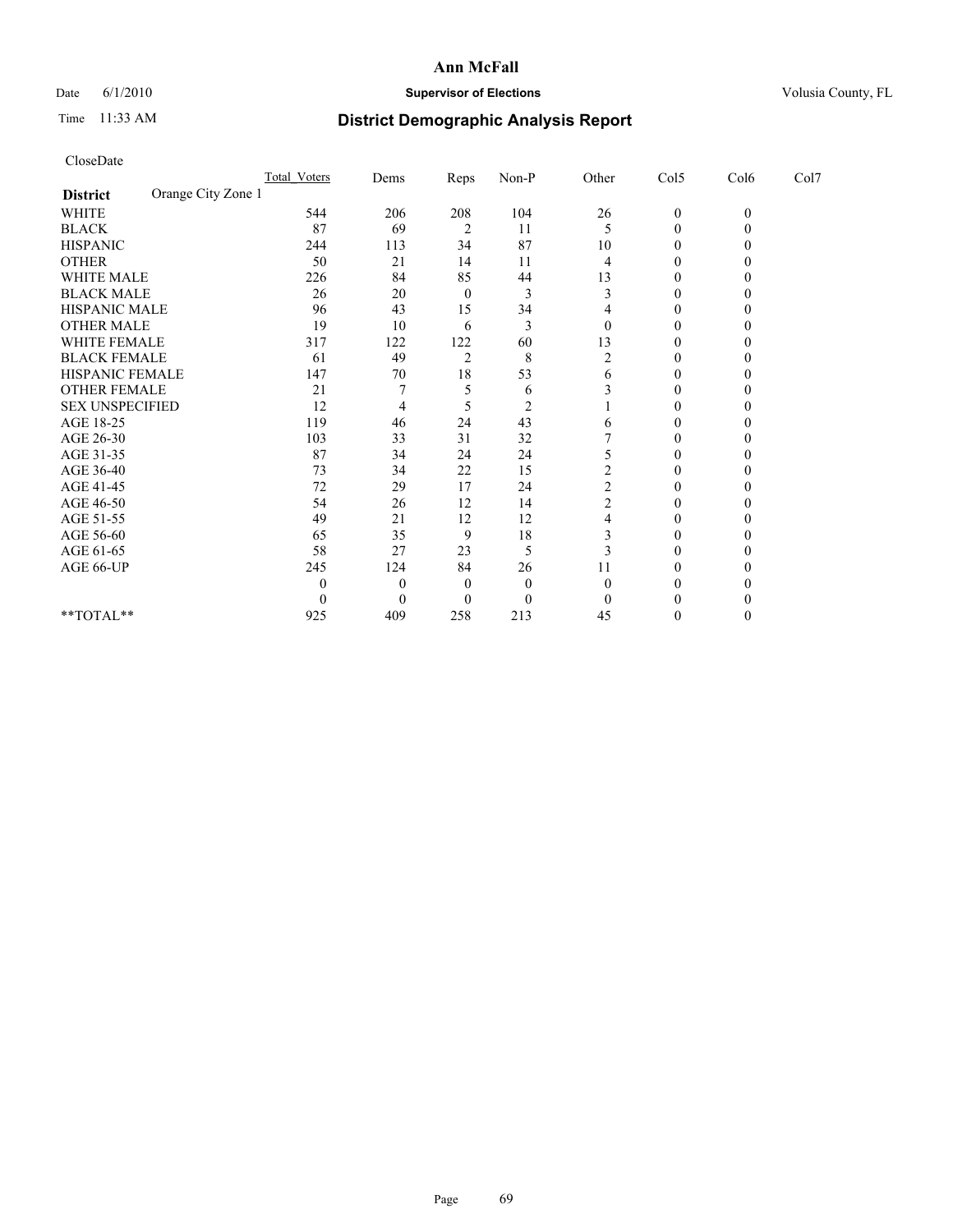# Ann McFall

Date 6/1/2010 **Supervisor of Elections** Volusia County, FL

Time 11:33 AM

## District Demographic Analysis Report

CloseDate

| | Total_Voters | Dems | Reps | Non-P | Other | Col5 | Col6 | Col7 |
|---|---|---|---|---|---|---|---|---|
| **District** Orange City Zone 1 | | | | | | | | |
| WHITE | 544 | 206 | 208 | 104 | 26 | 0 | 0 | |
| BLACK | 87 | 69 | 2 | 11 | 5 | 0 | 0 | |
| HISPANIC | 244 | 113 | 34 | 87 | 10 | 0 | 0 | |
| OTHER | 50 | 21 | 14 | 11 | 4 | 0 | 0 | |
| WHITE MALE | 226 | 84 | 85 | 44 | 13 | 0 | 0 | |
| BLACK MALE | 26 | 20 | 0 | 3 | 3 | 0 | 0 | |
| HISPANIC MALE | 96 | 43 | 15 | 34 | 4 | 0 | 0 | |
| OTHER MALE | 19 | 10 | 6 | 3 | 0 | 0 | 0 | |
| WHITE FEMALE | 317 | 122 | 122 | 60 | 13 | 0 | 0 | |
| BLACK FEMALE | 61 | 49 | 2 | 8 | 2 | 0 | 0 | |
| HISPANIC FEMALE | 147 | 70 | 18 | 53 | 6 | 0 | 0 | |
| OTHER FEMALE | 21 | 7 | 5 | 6 | 3 | 0 | 0 | |
| SEX UNSPECIFIED | 12 | 4 | 5 | 2 | 1 | 0 | 0 | |
| AGE 18-25 | 119 | 46 | 24 | 43 | 6 | 0 | 0 | |
| AGE 26-30 | 103 | 33 | 31 | 32 | 7 | 0 | 0 | |
| AGE 31-35 | 87 | 34 | 24 | 24 | 5 | 0 | 0 | |
| AGE 36-40 | 73 | 34 | 22 | 15 | 2 | 0 | 0 | |
| AGE 41-45 | 72 | 29 | 17 | 24 | 2 | 0 | 0 | |
| AGE 46-50 | 54 | 26 | 12 | 14 | 2 | 0 | 0 | |
| AGE 51-55 | 49 | 21 | 12 | 12 | 4 | 0 | 0 | |
| AGE 56-60 | 65 | 35 | 9 | 18 | 3 | 0 | 0 | |
| AGE 61-65 | 58 | 27 | 23 | 5 | 3 | 0 | 0 | |
| AGE 66-UP | 245 | 124 | 84 | 26 | 11 | 0 | 0 | |
| | 0 | 0 | 0 | 0 | 0 | 0 | 0 | |
| | 0 | 0 | 0 | 0 | 0 | 0 | 0 | |
| **TOTAL** | 925 | 409 | 258 | 213 | 45 | 0 | 0 | |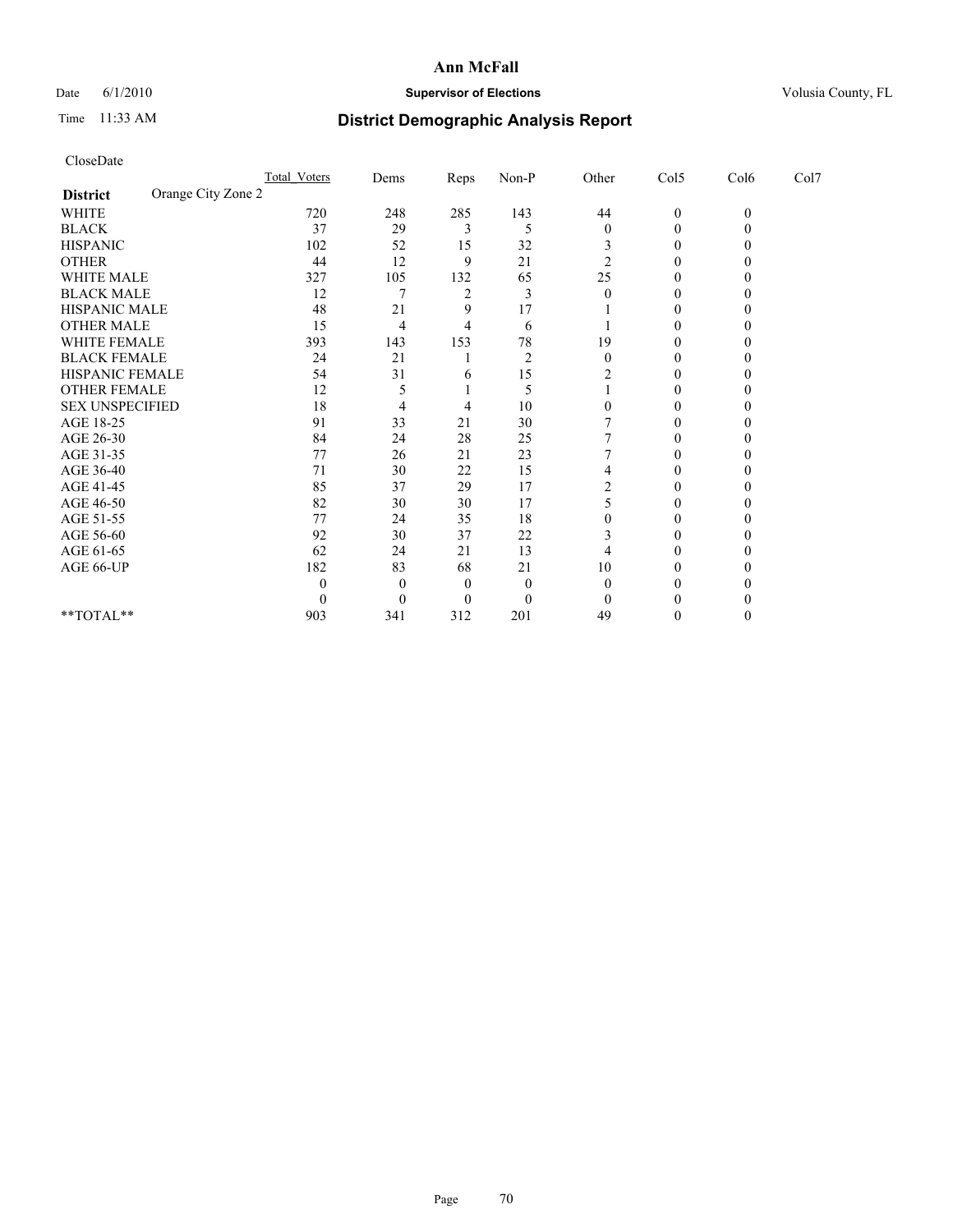# Ann McFall

Date 6/1/2010 **Supervisor of Elections** Volusia County, FL

Time 11:33 AM **District Demographic Analysis Report**

CloseDate

| | Total_Voters | Dems | Reps | Non-P | Other | Col5 | Col6 | Col7 |
|---|---|---|---|---|---|---|---|---|
| **District** Orange City Zone 2 | | | | | | | | |
| WHITE | 720 | 248 | 285 | 143 | 44 | 0 | 0 | |
| BLACK | 37 | 29 | 3 | 5 | 0 | 0 | 0 | |
| HISPANIC | 102 | 52 | 15 | 32 | 3 | 0 | 0 | |
| OTHER | 44 | 12 | 9 | 21 | 2 | 0 | 0 | |
| WHITE MALE | 327 | 105 | 132 | 65 | 25 | 0 | 0 | |
| BLACK MALE | 12 | 7 | 2 | 3 | 0 | 0 | 0 | |
| HISPANIC MALE | 48 | 21 | 9 | 17 | 1 | 0 | 0 | |
| OTHER MALE | 15 | 4 | 4 | 6 | 1 | 0 | 0 | |
| WHITE FEMALE | 393 | 143 | 153 | 78 | 19 | 0 | 0 | |
| BLACK FEMALE | 24 | 21 | 1 | 2 | 0 | 0 | 0 | |
| HISPANIC FEMALE | 54 | 31 | 6 | 15 | 2 | 0 | 0 | |
| OTHER FEMALE | 12 | 5 | 1 | 5 | 1 | 0 | 0 | |
| SEX UNSPECIFIED | 18 | 4 | 4 | 10 | 0 | 0 | 0 | |
| AGE 18-25 | 91 | 33 | 21 | 30 | 7 | 0 | 0 | |
| AGE 26-30 | 84 | 24 | 28 | 25 | 7 | 0 | 0 | |
| AGE 31-35 | 77 | 26 | 21 | 23 | 7 | 0 | 0 | |
| AGE 36-40 | 71 | 30 | 22 | 15 | 4 | 0 | 0 | |
| AGE 41-45 | 85 | 37 | 29 | 17 | 2 | 0 | 0 | |
| AGE 46-50 | 82 | 30 | 30 | 17 | 5 | 0 | 0 | |
| AGE 51-55 | 77 | 24 | 35 | 18 | 0 | 0 | 0 | |
| AGE 56-60 | 92 | 30 | 37 | 22 | 3 | 0 | 0 | |
| AGE 61-65 | 62 | 24 | 21 | 13 | 4 | 0 | 0 | |
| AGE 66-UP | 182 | 83 | 68 | 21 | 10 | 0 | 0 | |
| | 0 | 0 | 0 | 0 | 0 | 0 | 0 | |
| | 0 | 0 | 0 | 0 | 0 | 0 | 0 | |
| **TOTAL** | 903 | 341 | 312 | 201 | 49 | 0 | 0 | |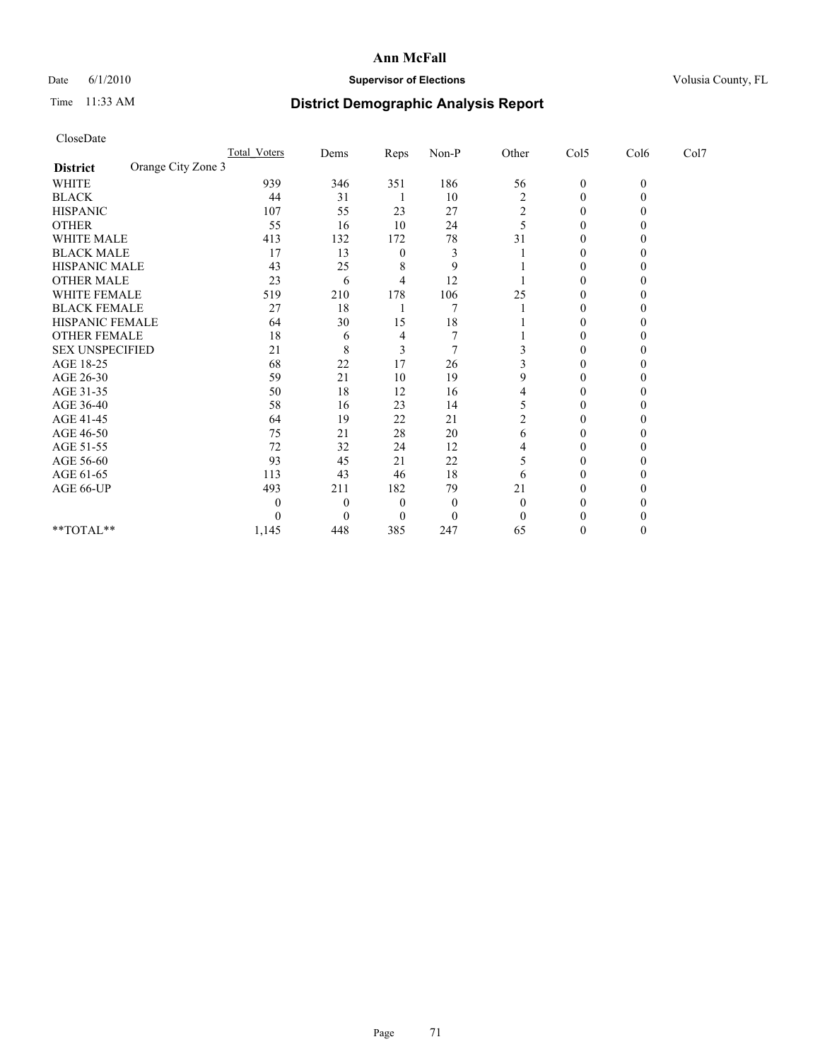# Ann McFall

Date 6/1/2010 **Supervisor of Elections** Volusia County, FL

Time 11:33 AM **District Demographic Analysis Report**

CloseDate

| **District** Orange City Zone 3 | Total_Voters | Dems | Reps | Non-P | Other | Col5 | Col6 | Col7 |
|---|---|---|---|---|---|---|---|---|
| WHITE | 939 | 346 | 351 | 186 | 56 | 0 | 0 | |
| BLACK | 44 | 31 | 1 | 10 | 2 | 0 | 0 | |
| HISPANIC | 107 | 55 | 23 | 27 | 2 | 0 | 0 | |
| OTHER | 55 | 16 | 10 | 24 | 5 | 0 | 0 | |
| WHITE MALE | 413 | 132 | 172 | 78 | 31 | 0 | 0 | |
| BLACK MALE | 17 | 13 | 0 | 3 | 1 | 0 | 0 | |
| HISPANIC MALE | 43 | 25 | 8 | 9 | 1 | 0 | 0 | |
| OTHER MALE | 23 | 6 | 4 | 12 | 1 | 0 | 0 | |
| WHITE FEMALE | 519 | 210 | 178 | 106 | 25 | 0 | 0 | |
| BLACK FEMALE | 27 | 18 | 1 | 7 | 1 | 0 | 0 | |
| HISPANIC FEMALE | 64 | 30 | 15 | 18 | 1 | 0 | 0 | |
| OTHER FEMALE | 18 | 6 | 4 | 7 | 1 | 0 | 0 | |
| SEX UNSPECIFIED | 21 | 8 | 3 | 7 | 3 | 0 | 0 | |
| AGE 18-25 | 68 | 22 | 17 | 26 | 3 | 0 | 0 | |
| AGE 26-30 | 59 | 21 | 10 | 19 | 9 | 0 | 0 | |
| AGE 31-35 | 50 | 18 | 12 | 16 | 4 | 0 | 0 | |
| AGE 36-40 | 58 | 16 | 23 | 14 | 5 | 0 | 0 | |
| AGE 41-45 | 64 | 19 | 22 | 21 | 2 | 0 | 0 | |
| AGE 46-50 | 75 | 21 | 28 | 20 | 6 | 0 | 0 | |
| AGE 51-55 | 72 | 32 | 24 | 12 | 4 | 0 | 0 | |
| AGE 56-60 | 93 | 45 | 21 | 22 | 5 | 0 | 0 | |
| AGE 61-65 | 113 | 43 | 46 | 18 | 6 | 0 | 0 | |
| AGE 66-UP | 493 | 211 | 182 | 79 | 21 | 0 | 0 | |
| | 0 | 0 | 0 | 0 | 0 | 0 | 0 | |
| | 0 | 0 | 0 | 0 | 0 | 0 | 0 | |
| **TOTAL** | 1,145 | 448 | 385 | 247 | 65 | 0 | 0 | |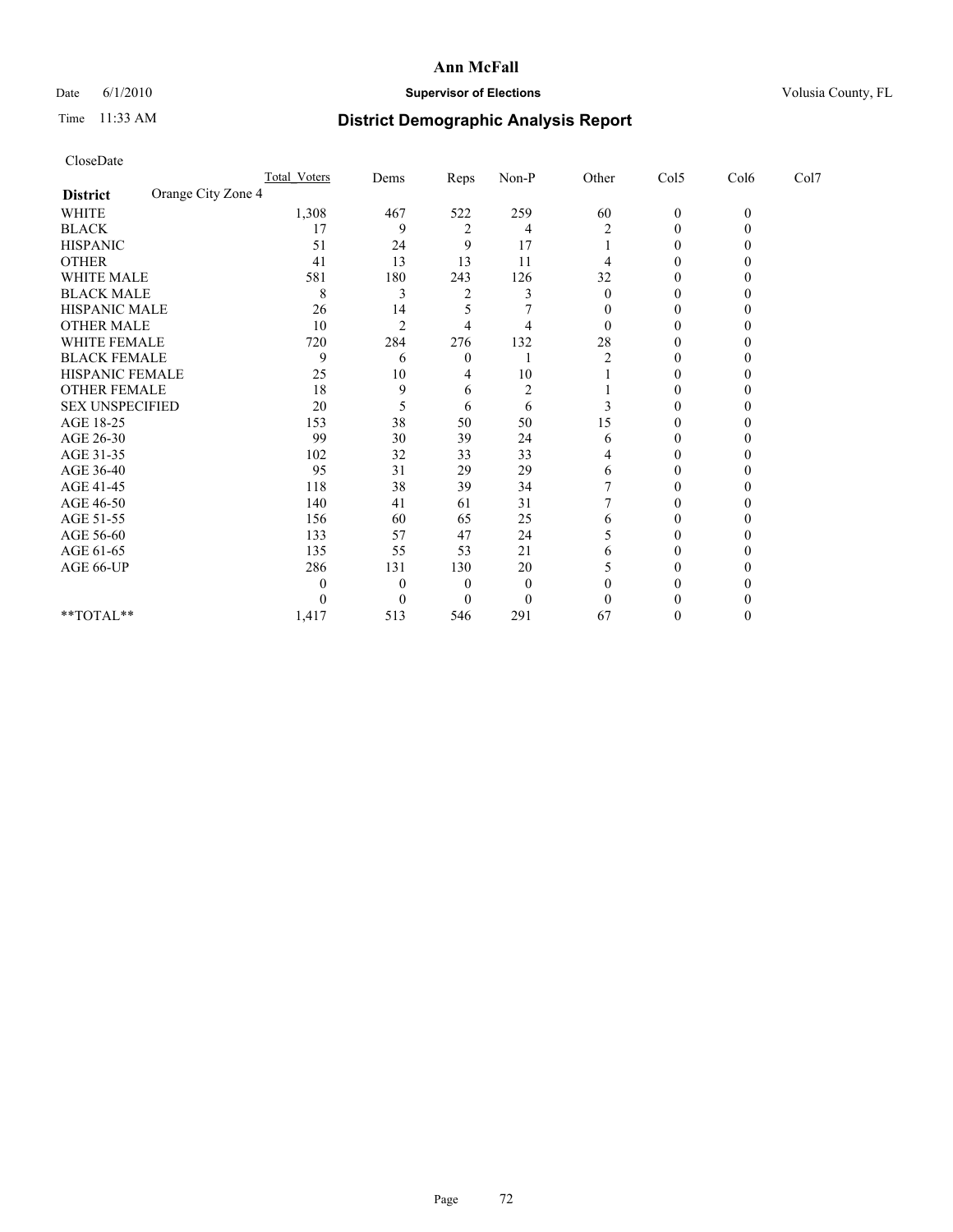# Ann McFall

Date 6/1/2010 **Supervisor of Elections** Volusia County, FL

Time 11:33 AM **District Demographic Analysis Report**

CloseDate

| | Total_Voters | Dems | Reps | Non-P | Other | Col5 | Col6 | Col7 |
|---|---|---|---|---|---|---|---|---|
| **District** Orange City Zone 4 | | | | | | | | |
| WHITE | 1,308 | 467 | 522 | 259 | 60 | 0 | 0 | |
| BLACK | 17 | 9 | 2 | 4 | 2 | 0 | 0 | |
| HISPANIC | 51 | 24 | 9 | 17 | 1 | 0 | 0 | |
| OTHER | 41 | 13 | 13 | 11 | 4 | 0 | 0 | |
| WHITE MALE | 581 | 180 | 243 | 126 | 32 | 0 | 0 | |
| BLACK MALE | 8 | 3 | 2 | 3 | 0 | 0 | 0 | |
| HISPANIC MALE | 26 | 14 | 5 | 7 | 0 | 0 | 0 | |
| OTHER MALE | 10 | 2 | 4 | 4 | 0 | 0 | 0 | |
| WHITE FEMALE | 720 | 284 | 276 | 132 | 28 | 0 | 0 | |
| BLACK FEMALE | 9 | 6 | 0 | 1 | 2 | 0 | 0 | |
| HISPANIC FEMALE | 25 | 10 | 4 | 10 | 1 | 0 | 0 | |
| OTHER FEMALE | 18 | 9 | 6 | 2 | 1 | 0 | 0 | |
| SEX UNSPECIFIED | 20 | 5 | 6 | 6 | 3 | 0 | 0 | |
| AGE 18-25 | 153 | 38 | 50 | 50 | 15 | 0 | 0 | |
| AGE 26-30 | 99 | 30 | 39 | 24 | 6 | 0 | 0 | |
| AGE 31-35 | 102 | 32 | 33 | 33 | 4 | 0 | 0 | |
| AGE 36-40 | 95 | 31 | 29 | 29 | 6 | 0 | 0 | |
| AGE 41-45 | 118 | 38 | 39 | 34 | 7 | 0 | 0 | |
| AGE 46-50 | 140 | 41 | 61 | 31 | 7 | 0 | 0 | |
| AGE 51-55 | 156 | 60 | 65 | 25 | 6 | 0 | 0 | |
| AGE 56-60 | 133 | 57 | 47 | 24 | 5 | 0 | 0 | |
| AGE 61-65 | 135 | 55 | 53 | 21 | 6 | 0 | 0 | |
| AGE 66-UP | 286 | 131 | 130 | 20 | 5 | 0 | 0 | |
| | 0 | 0 | 0 | 0 | 0 | 0 | 0 | |
| | 0 | 0 | 0 | 0 | 0 | 0 | 0 | |
| **TOTAL** | 1,417 | 513 | 546 | 291 | 67 | 0 | 0 | |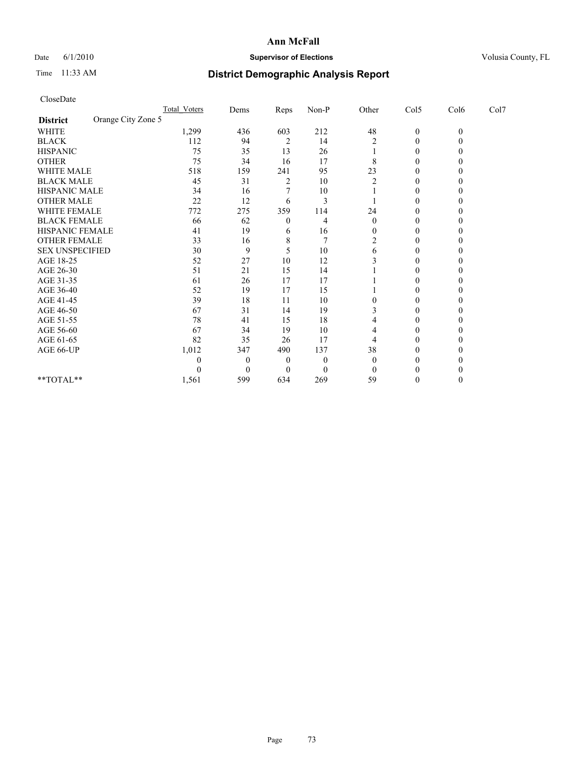# Ann McFall

Date 6/1/2010 **Supervisor of Elections** Volusia County, FL

Time 11:33 AM

## District Demographic Analysis Report

CloseDate

| | Total_Voters | Dems | Reps | Non-P | Other | Col5 | Col6 | Col7 |
|---|---|---|---|---|---|---|---|---|
| **District** Orange City Zone 5 | | | | | | | | |
| WHITE | 1,299 | 436 | 603 | 212 | 48 | 0 | 0 | |
| BLACK | 112 | 94 | 2 | 14 | 2 | 0 | 0 | |
| HISPANIC | 75 | 35 | 13 | 26 | 1 | 0 | 0 | |
| OTHER | 75 | 34 | 16 | 17 | 8 | 0 | 0 | |
| WHITE MALE | 518 | 159 | 241 | 95 | 23 | 0 | 0 | |
| BLACK MALE | 45 | 31 | 2 | 10 | 2 | 0 | 0 | |
| HISPANIC MALE | 34 | 16 | 7 | 10 | 1 | 0 | 0 | |
| OTHER MALE | 22 | 12 | 6 | 3 | 1 | 0 | 0 | |
| WHITE FEMALE | 772 | 275 | 359 | 114 | 24 | 0 | 0 | |
| BLACK FEMALE | 66 | 62 | 0 | 4 | 0 | 0 | 0 | |
| HISPANIC FEMALE | 41 | 19 | 6 | 16 | 0 | 0 | 0 | |
| OTHER FEMALE | 33 | 16 | 8 | 7 | 2 | 0 | 0 | |
| SEX UNSPECIFIED | 30 | 9 | 5 | 10 | 6 | 0 | 0 | |
| AGE 18-25 | 52 | 27 | 10 | 12 | 3 | 0 | 0 | |
| AGE 26-30 | 51 | 21 | 15 | 14 | 1 | 0 | 0 | |
| AGE 31-35 | 61 | 26 | 17 | 17 | 1 | 0 | 0 | |
| AGE 36-40 | 52 | 19 | 17 | 15 | 1 | 0 | 0 | |
| AGE 41-45 | 39 | 18 | 11 | 10 | 0 | 0 | 0 | |
| AGE 46-50 | 67 | 31 | 14 | 19 | 3 | 0 | 0 | |
| AGE 51-55 | 78 | 41 | 15 | 18 | 4 | 0 | 0 | |
| AGE 56-60 | 67 | 34 | 19 | 10 | 4 | 0 | 0 | |
| AGE 61-65 | 82 | 35 | 26 | 17 | 4 | 0 | 0 | |
| AGE 66-UP | 1,012 | 347 | 490 | 137 | 38 | 0 | 0 | |
| | 0 | 0 | 0 | 0 | 0 | 0 | 0 | |
| | 0 | 0 | 0 | 0 | 0 | 0 | 0 | |
| **TOTAL** | 1,561 | 599 | 634 | 269 | 59 | 0 | 0 | |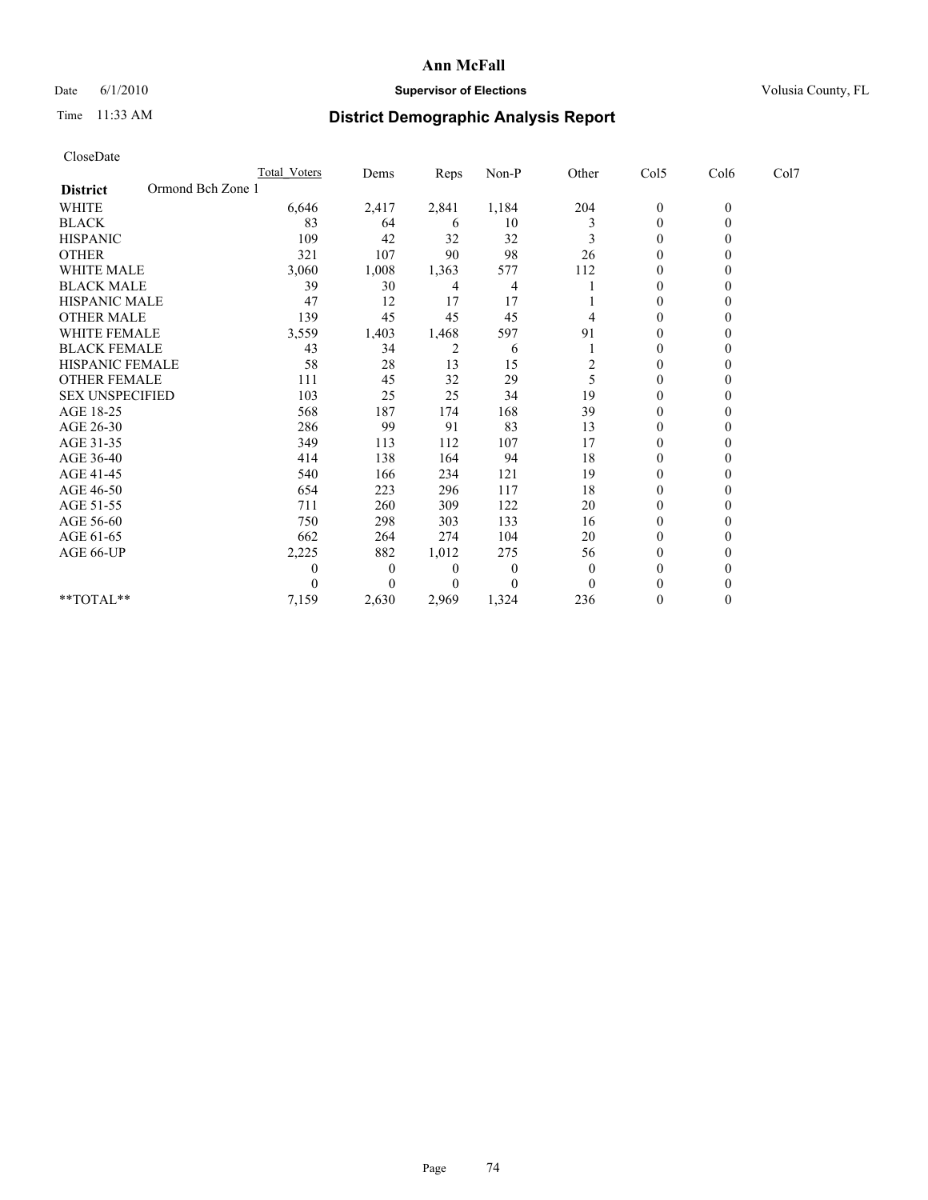# Ann McFall

Date 6/1/2010 **Supervisor of Elections** Volusia County, FL

Time 11:33 AM **District Demographic Analysis Report**

CloseDate

| | Total_Voters | Dems | Reps | Non-P | Other | Col5 | Col6 | Col7 |
|---|---|---|---|---|---|---|---|---|
| **District** Ormond Bch Zone 1 | | | | | | | | |
| WHITE | 6,646 | 2,417 | 2,841 | 1,184 | 204 | 0 | 0 | |
| BLACK | 83 | 64 | 6 | 10 | 3 | 0 | 0 | |
| HISPANIC | 109 | 42 | 32 | 32 | 3 | 0 | 0 | |
| OTHER | 321 | 107 | 90 | 98 | 26 | 0 | 0 | |
| WHITE MALE | 3,060 | 1,008 | 1,363 | 577 | 112 | 0 | 0 | |
| BLACK MALE | 39 | 30 | 4 | 4 | 1 | 0 | 0 | |
| HISPANIC MALE | 47 | 12 | 17 | 17 | 1 | 0 | 0 | |
| OTHER MALE | 139 | 45 | 45 | 45 | 4 | 0 | 0 | |
| WHITE FEMALE | 3,559 | 1,403 | 1,468 | 597 | 91 | 0 | 0 | |
| BLACK FEMALE | 43 | 34 | 2 | 6 | 1 | 0 | 0 | |
| HISPANIC FEMALE | 58 | 28 | 13 | 15 | 2 | 0 | 0 | |
| OTHER FEMALE | 111 | 45 | 32 | 29 | 5 | 0 | 0 | |
| SEX UNSPECIFIED | 103 | 25 | 25 | 34 | 19 | 0 | 0 | |
| AGE 18-25 | 568 | 187 | 174 | 168 | 39 | 0 | 0 | |
| AGE 26-30 | 286 | 99 | 91 | 83 | 13 | 0 | 0 | |
| AGE 31-35 | 349 | 113 | 112 | 107 | 17 | 0 | 0 | |
| AGE 36-40 | 414 | 138 | 164 | 94 | 18 | 0 | 0 | |
| AGE 41-45 | 540 | 166 | 234 | 121 | 19 | 0 | 0 | |
| AGE 46-50 | 654 | 223 | 296 | 117 | 18 | 0 | 0 | |
| AGE 51-55 | 711 | 260 | 309 | 122 | 20 | 0 | 0 | |
| AGE 56-60 | 750 | 298 | 303 | 133 | 16 | 0 | 0 | |
| AGE 61-65 | 662 | 264 | 274 | 104 | 20 | 0 | 0 | |
| AGE 66-UP | 2,225 | 882 | 1,012 | 275 | 56 | 0 | 0 | |
| | 0 | 0 | 0 | 0 | 0 | 0 | 0 | |
| | 0 | 0 | 0 | 0 | 0 | 0 | 0 | |
| **TOTAL** | 7,159 | 2,630 | 2,969 | 1,324 | 236 | 0 | 0 | |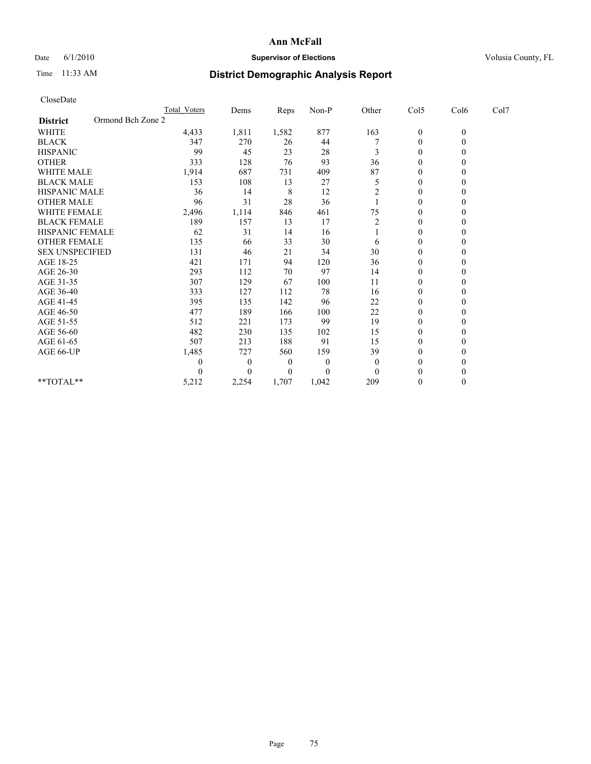**Ann McFall**

Date 6/1/2010 **Supervisor of Elections** Volusia County, FL

Time 11:33 AM **District Demographic Analysis Report**

CloseDate

| | Total_Voters | Dems | Reps | Non-P | Other | Col5 | Col6 | Col7 |
|---|---|---|---|---|---|---|---|---|
| **District** Ormond Bch Zone 2 | | | | | | | | |
| WHITE | 4,433 | 1,811 | 1,582 | 877 | 163 | 0 | 0 | |
| BLACK | 347 | 270 | 26 | 44 | 7 | 0 | 0 | |
| HISPANIC | 99 | 45 | 23 | 28 | 3 | 0 | 0 | |
| OTHER | 333 | 128 | 76 | 93 | 36 | 0 | 0 | |
| WHITE MALE | 1,914 | 687 | 731 | 409 | 87 | 0 | 0 | |
| BLACK MALE | 153 | 108 | 13 | 27 | 5 | 0 | 0 | |
| HISPANIC MALE | 36 | 14 | 8 | 12 | 2 | 0 | 0 | |
| OTHER MALE | 96 | 31 | 28 | 36 | 1 | 0 | 0 | |
| WHITE FEMALE | 2,496 | 1,114 | 846 | 461 | 75 | 0 | 0 | |
| BLACK FEMALE | 189 | 157 | 13 | 17 | 2 | 0 | 0 | |
| HISPANIC FEMALE | 62 | 31 | 14 | 16 | 1 | 0 | 0 | |
| OTHER FEMALE | 135 | 66 | 33 | 30 | 6 | 0 | 0 | |
| SEX UNSPECIFIED | 131 | 46 | 21 | 34 | 30 | 0 | 0 | |
| AGE 18-25 | 421 | 171 | 94 | 120 | 36 | 0 | 0 | |
| AGE 26-30 | 293 | 112 | 70 | 97 | 14 | 0 | 0 | |
| AGE 31-35 | 307 | 129 | 67 | 100 | 11 | 0 | 0 | |
| AGE 36-40 | 333 | 127 | 112 | 78 | 16 | 0 | 0 | |
| AGE 41-45 | 395 | 135 | 142 | 96 | 22 | 0 | 0 | |
| AGE 46-50 | 477 | 189 | 166 | 100 | 22 | 0 | 0 | |
| AGE 51-55 | 512 | 221 | 173 | 99 | 19 | 0 | 0 | |
| AGE 56-60 | 482 | 230 | 135 | 102 | 15 | 0 | 0 | |
| AGE 61-65 | 507 | 213 | 188 | 91 | 15 | 0 | 0 | |
| AGE 66-UP | 1,485 | 727 | 560 | 159 | 39 | 0 | 0 | |
| | 0 | 0 | 0 | 0 | 0 | 0 | 0 | |
| | 0 | 0 | 0 | 0 | 0 | 0 | 0 | |
| **TOTAL** | 5,212 | 2,254 | 1,707 | 1,042 | 209 | 0 | 0 | |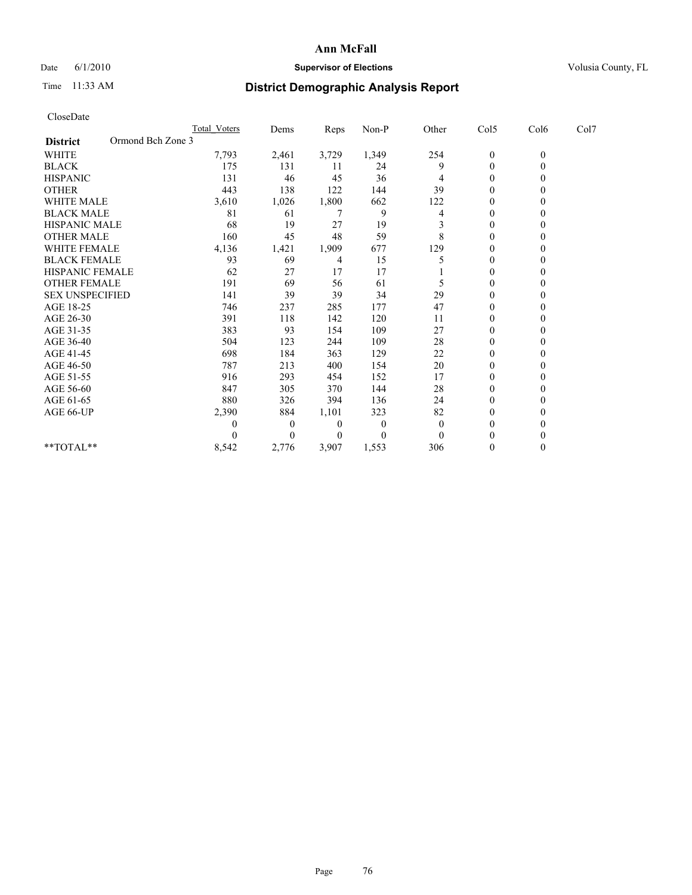# Ann McFall

Date 6/1/2010 **Supervisor of Elections** Volusia County, FL

Time 11:33 AM **District Demographic Analysis Report**

CloseDate

| | Total_Voters | Dems | Reps | Non-P | Other | Col5 | Col6 | Col7 |
|---|---|---|---|---|---|---|---|---|
| **District** Ormond Bch Zone 3 | | | | | | | | |
| WHITE | 7,793 | 2,461 | 3,729 | 1,349 | 254 | 0 | 0 | |
| BLACK | 175 | 131 | 11 | 24 | 9 | 0 | 0 | |
| HISPANIC | 131 | 46 | 45 | 36 | 4 | 0 | 0 | |
| OTHER | 443 | 138 | 122 | 144 | 39 | 0 | 0 | |
| WHITE MALE | 3,610 | 1,026 | 1,800 | 662 | 122 | 0 | 0 | |
| BLACK MALE | 81 | 61 | 7 | 9 | 4 | 0 | 0 | |
| HISPANIC MALE | 68 | 19 | 27 | 19 | 3 | 0 | 0 | |
| OTHER MALE | 160 | 45 | 48 | 59 | 8 | 0 | 0 | |
| WHITE FEMALE | 4,136 | 1,421 | 1,909 | 677 | 129 | 0 | 0 | |
| BLACK FEMALE | 93 | 69 | 4 | 15 | 5 | 0 | 0 | |
| HISPANIC FEMALE | 62 | 27 | 17 | 17 | 1 | 0 | 0 | |
| OTHER FEMALE | 191 | 69 | 56 | 61 | 5 | 0 | 0 | |
| SEX UNSPECIFIED | 141 | 39 | 39 | 34 | 29 | 0 | 0 | |
| AGE 18-25 | 746 | 237 | 285 | 177 | 47 | 0 | 0 | |
| AGE 26-30 | 391 | 118 | 142 | 120 | 11 | 0 | 0 | |
| AGE 31-35 | 383 | 93 | 154 | 109 | 27 | 0 | 0 | |
| AGE 36-40 | 504 | 123 | 244 | 109 | 28 | 0 | 0 | |
| AGE 41-45 | 698 | 184 | 363 | 129 | 22 | 0 | 0 | |
| AGE 46-50 | 787 | 213 | 400 | 154 | 20 | 0 | 0 | |
| AGE 51-55 | 916 | 293 | 454 | 152 | 17 | 0 | 0 | |
| AGE 56-60 | 847 | 305 | 370 | 144 | 28 | 0 | 0 | |
| AGE 61-65 | 880 | 326 | 394 | 136 | 24 | 0 | 0 | |
| AGE 66-UP | 2,390 | 884 | 1,101 | 323 | 82 | 0 | 0 | |
| | 0 | 0 | 0 | 0 | 0 | 0 | 0 | |
| | 0 | 0 | 0 | 0 | 0 | 0 | 0 | |
| **TOTAL** | 8,542 | 2,776 | 3,907 | 1,553 | 306 | 0 | 0 | |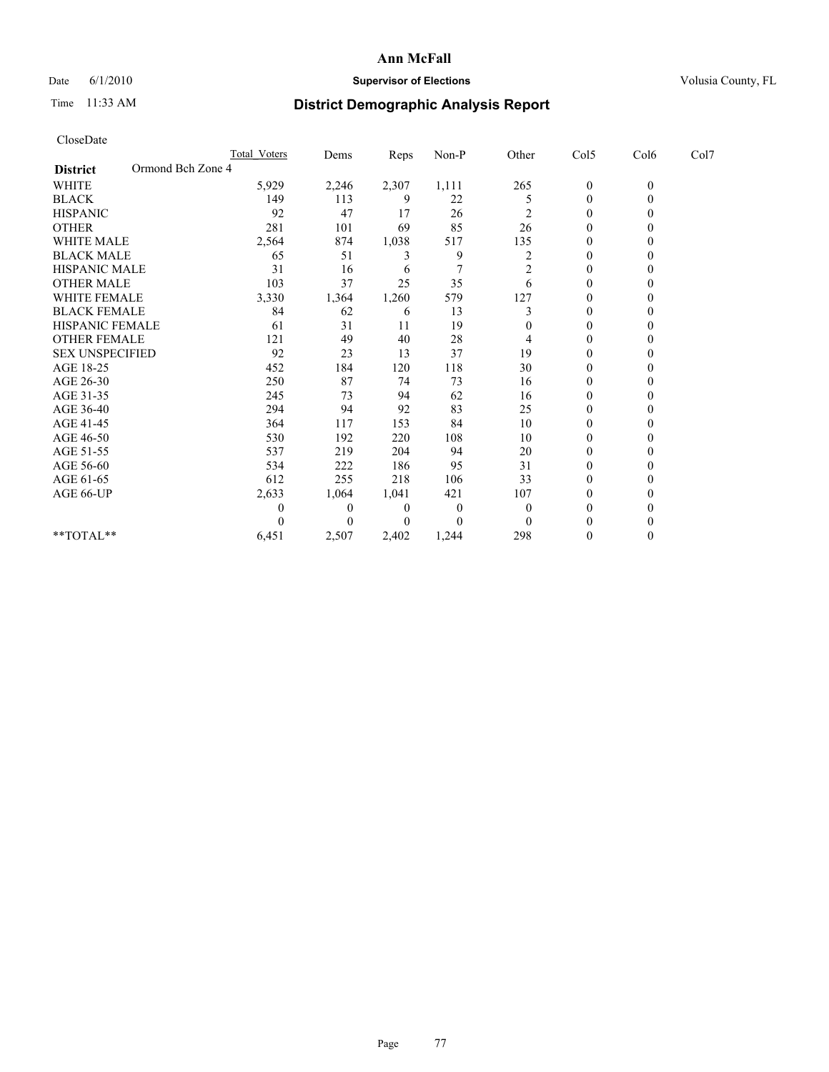**Ann McFall**

Date 6/1/2010 **Supervisor of Elections** Volusia County, FL

Time 11:33 AM **District Demographic Analysis Report**

CloseDate

| | Total_Voters | Dems | Reps | Non-P | Other | Col5 | Col6 | Col7 |
|---|---|---|---|---|---|---|---|---|
| **District** Ormond Bch Zone 4 | | | | | | | | |
| WHITE | 5,929 | 2,246 | 2,307 | 1,111 | 265 | 0 | 0 | |
| BLACK | 149 | 113 | 9 | 22 | 5 | 0 | 0 | |
| HISPANIC | 92 | 47 | 17 | 26 | 2 | 0 | 0 | |
| OTHER | 281 | 101 | 69 | 85 | 26 | 0 | 0 | |
| WHITE MALE | 2,564 | 874 | 1,038 | 517 | 135 | 0 | 0 | |
| BLACK MALE | 65 | 51 | 3 | 9 | 2 | 0 | 0 | |
| HISPANIC MALE | 31 | 16 | 6 | 7 | 2 | 0 | 0 | |
| OTHER MALE | 103 | 37 | 25 | 35 | 6 | 0 | 0 | |
| WHITE FEMALE | 3,330 | 1,364 | 1,260 | 579 | 127 | 0 | 0 | |
| BLACK FEMALE | 84 | 62 | 6 | 13 | 3 | 0 | 0 | |
| HISPANIC FEMALE | 61 | 31 | 11 | 19 | 0 | 0 | 0 | |
| OTHER FEMALE | 121 | 49 | 40 | 28 | 4 | 0 | 0 | |
| SEX UNSPECIFIED | 92 | 23 | 13 | 37 | 19 | 0 | 0 | |
| AGE 18-25 | 452 | 184 | 120 | 118 | 30 | 0 | 0 | |
| AGE 26-30 | 250 | 87 | 74 | 73 | 16 | 0 | 0 | |
| AGE 31-35 | 245 | 73 | 94 | 62 | 16 | 0 | 0 | |
| AGE 36-40 | 294 | 94 | 92 | 83 | 25 | 0 | 0 | |
| AGE 41-45 | 364 | 117 | 153 | 84 | 10 | 0 | 0 | |
| AGE 46-50 | 530 | 192 | 220 | 108 | 10 | 0 | 0 | |
| AGE 51-55 | 537 | 219 | 204 | 94 | 20 | 0 | 0 | |
| AGE 56-60 | 534 | 222 | 186 | 95 | 31 | 0 | 0 | |
| AGE 61-65 | 612 | 255 | 218 | 106 | 33 | 0 | 0 | |
| AGE 66-UP | 2,633 | 1,064 | 1,041 | 421 | 107 | 0 | 0 | |
| | 0 | 0 | 0 | 0 | 0 | 0 | 0 | |
| | 0 | 0 | 0 | 0 | 0 | 0 | 0 | |
| **TOTAL** | 6,451 | 2,507 | 2,402 | 1,244 | 298 | 0 | 0 | |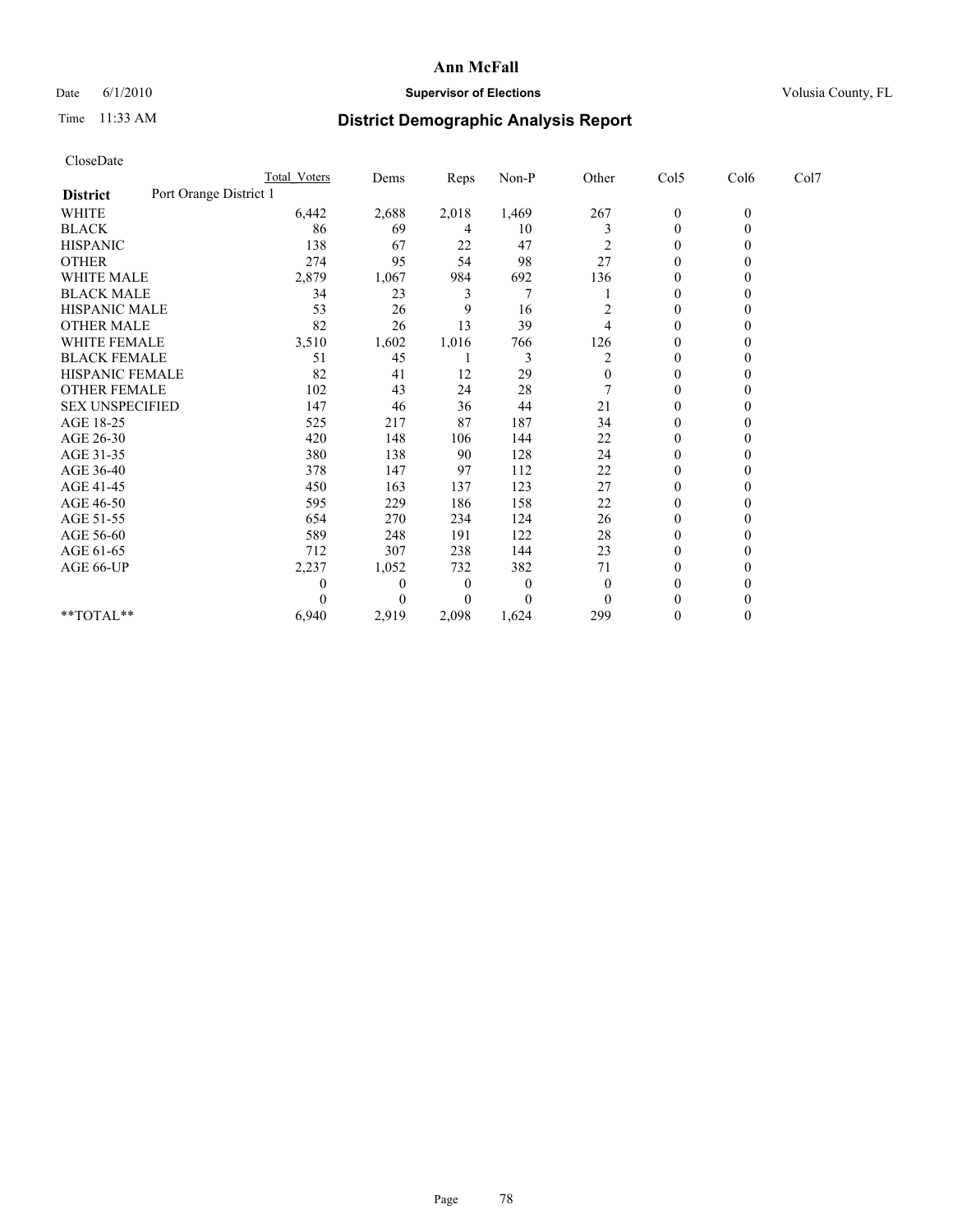**Ann McFall**

Date 6/1/2010 **Supervisor of Elections** Volusia County, FL

Time 11:33 AM **District Demographic Analysis Report**

CloseDate

| | Total Voters | Dems | Reps | Non-P | Other | Col5 | Col6 | Col7 |
|---|---|---|---|---|---|---|---|---|
| **District** Port Orange District 1 | | | | | | | | |
| WHITE | 6,442 | 2,688 | 2,018 | 1,469 | 267 | 0 | 0 | |
| BLACK | 86 | 69 | 4 | 10 | 3 | 0 | 0 | |
| HISPANIC | 138 | 67 | 22 | 47 | 2 | 0 | 0 | |
| OTHER | 274 | 95 | 54 | 98 | 27 | 0 | 0 | |
| WHITE MALE | 2,879 | 1,067 | 984 | 692 | 136 | 0 | 0 | |
| BLACK MALE | 34 | 23 | 3 | 7 | 1 | 0 | 0 | |
| HISPANIC MALE | 53 | 26 | 9 | 16 | 2 | 0 | 0 | |
| OTHER MALE | 82 | 26 | 13 | 39 | 4 | 0 | 0 | |
| WHITE FEMALE | 3,510 | 1,602 | 1,016 | 766 | 126 | 0 | 0 | |
| BLACK FEMALE | 51 | 45 | 1 | 3 | 2 | 0 | 0 | |
| HISPANIC FEMALE | 82 | 41 | 12 | 29 | 0 | 0 | 0 | |
| OTHER FEMALE | 102 | 43 | 24 | 28 | 7 | 0 | 0 | |
| SEX UNSPECIFIED | 147 | 46 | 36 | 44 | 21 | 0 | 0 | |
| AGE 18-25 | 525 | 217 | 87 | 187 | 34 | 0 | 0 | |
| AGE 26-30 | 420 | 148 | 106 | 144 | 22 | 0 | 0 | |
| AGE 31-35 | 380 | 138 | 90 | 128 | 24 | 0 | 0 | |
| AGE 36-40 | 378 | 147 | 97 | 112 | 22 | 0 | 0 | |
| AGE 41-45 | 450 | 163 | 137 | 123 | 27 | 0 | 0 | |
| AGE 46-50 | 595 | 229 | 186 | 158 | 22 | 0 | 0 | |
| AGE 51-55 | 654 | 270 | 234 | 124 | 26 | 0 | 0 | |
| AGE 56-60 | 589 | 248 | 191 | 122 | 28 | 0 | 0 | |
| AGE 61-65 | 712 | 307 | 238 | 144 | 23 | 0 | 0 | |
| AGE 66-UP | 2,237 | 1,052 | 732 | 382 | 71 | 0 | 0 | |
| | 0 | 0 | 0 | 0 | 0 | 0 | 0 | |
| | 0 | 0 | 0 | 0 | 0 | 0 | 0 | |
| **TOTAL** | 6,940 | 2,919 | 2,098 | 1,624 | 299 | 0 | 0 | |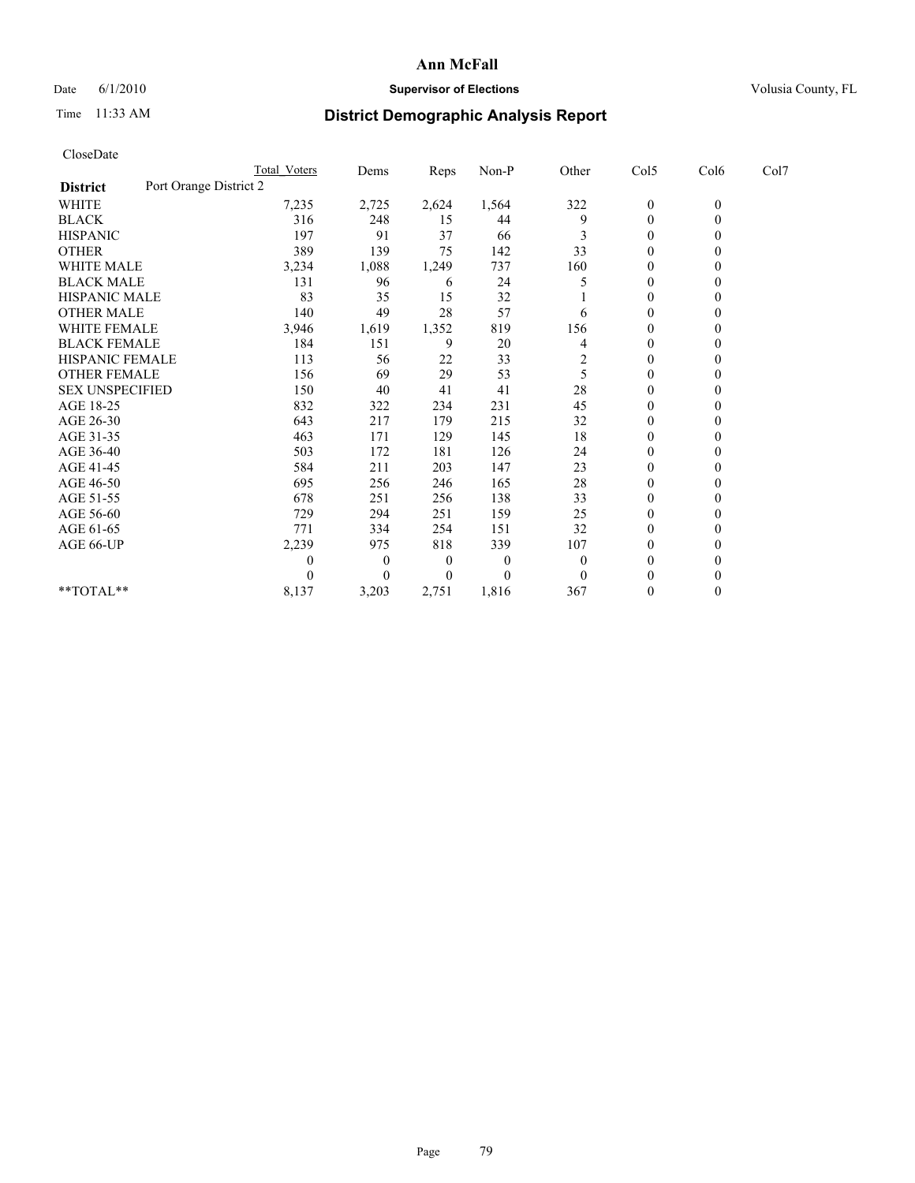# Ann McFall

Date 6/1/2010 **Supervisor of Elections** Volusia County, FL

Time 11:33 AM **District Demographic Analysis Report**

CloseDate

| | Total Voters | Dems | Reps | Non-P | Other | Col5 | Col6 | Col7 |
|---|---|---|---|---|---|---|---|---|
| **District** Port Orange District 2 | | | | | | | | |
| WHITE | 7,235 | 2,725 | 2,624 | 1,564 | 322 | 0 | 0 | |
| BLACK | 316 | 248 | 15 | 44 | 9 | 0 | 0 | |
| HISPANIC | 197 | 91 | 37 | 66 | 3 | 0 | 0 | |
| OTHER | 389 | 139 | 75 | 142 | 33 | 0 | 0 | |
| WHITE MALE | 3,234 | 1,088 | 1,249 | 737 | 160 | 0 | 0 | |
| BLACK MALE | 131 | 96 | 6 | 24 | 5 | 0 | 0 | |
| HISPANIC MALE | 83 | 35 | 15 | 32 | 1 | 0 | 0 | |
| OTHER MALE | 140 | 49 | 28 | 57 | 6 | 0 | 0 | |
| WHITE FEMALE | 3,946 | 1,619 | 1,352 | 819 | 156 | 0 | 0 | |
| BLACK FEMALE | 184 | 151 | 9 | 20 | 4 | 0 | 0 | |
| HISPANIC FEMALE | 113 | 56 | 22 | 33 | 2 | 0 | 0 | |
| OTHER FEMALE | 156 | 69 | 29 | 53 | 5 | 0 | 0 | |
| SEX UNSPECIFIED | 150 | 40 | 41 | 41 | 28 | 0 | 0 | |
| AGE 18-25 | 832 | 322 | 234 | 231 | 45 | 0 | 0 | |
| AGE 26-30 | 643 | 217 | 179 | 215 | 32 | 0 | 0 | |
| AGE 31-35 | 463 | 171 | 129 | 145 | 18 | 0 | 0 | |
| AGE 36-40 | 503 | 172 | 181 | 126 | 24 | 0 | 0 | |
| AGE 41-45 | 584 | 211 | 203 | 147 | 23 | 0 | 0 | |
| AGE 46-50 | 695 | 256 | 246 | 165 | 28 | 0 | 0 | |
| AGE 51-55 | 678 | 251 | 256 | 138 | 33 | 0 | 0 | |
| AGE 56-60 | 729 | 294 | 251 | 159 | 25 | 0 | 0 | |
| AGE 61-65 | 771 | 334 | 254 | 151 | 32 | 0 | 0 | |
| AGE 66-UP | 2,239 | 975 | 818 | 339 | 107 | 0 | 0 | |
| | 0 | 0 | 0 | 0 | 0 | 0 | 0 | |
| | 0 | 0 | 0 | 0 | 0 | 0 | 0 | |
| **TOTAL** | 8,137 | 3,203 | 2,751 | 1,816 | 367 | 0 | 0 | |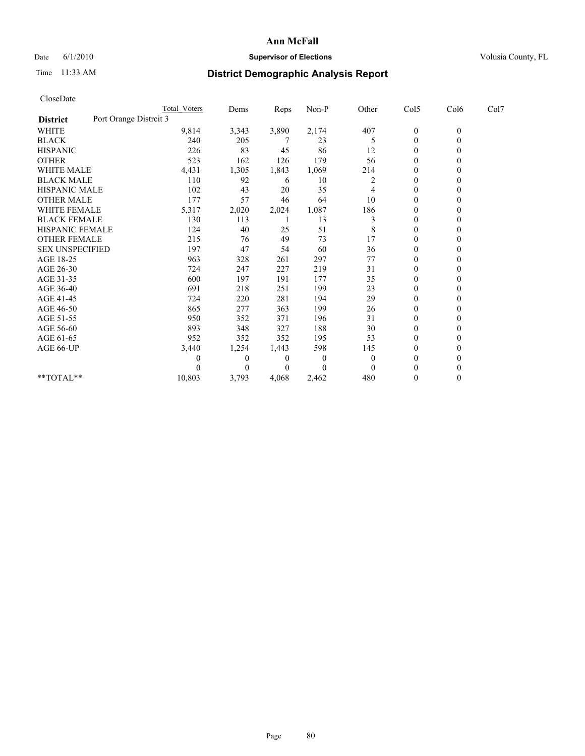# Ann McFall

Date 6/1/2010 **Supervisor of Elections** Volusia County, FL

Time 11:33 AM

## District Demographic Analysis Report

CloseDate

| | Total Voters | Dems | Reps | Non-P | Other | Col5 | Col6 | Col7 |
|---|---|---|---|---|---|---|---|---|
| **District** Port Orange Distrcit 3 | | | | | | | | |
| WHITE | 9,814 | 3,343 | 3,890 | 2,174 | 407 | 0 | 0 | |
| BLACK | 240 | 205 | 7 | 23 | 5 | 0 | 0 | |
| HISPANIC | 226 | 83 | 45 | 86 | 12 | 0 | 0 | |
| OTHER | 523 | 162 | 126 | 179 | 56 | 0 | 0 | |
| WHITE MALE | 4,431 | 1,305 | 1,843 | 1,069 | 214 | 0 | 0 | |
| BLACK MALE | 110 | 92 | 6 | 10 | 2 | 0 | 0 | |
| HISPANIC MALE | 102 | 43 | 20 | 35 | 4 | 0 | 0 | |
| OTHER MALE | 177 | 57 | 46 | 64 | 10 | 0 | 0 | |
| WHITE FEMALE | 5,317 | 2,020 | 2,024 | 1,087 | 186 | 0 | 0 | |
| BLACK FEMALE | 130 | 113 | 1 | 13 | 3 | 0 | 0 | |
| HISPANIC FEMALE | 124 | 40 | 25 | 51 | 8 | 0 | 0 | |
| OTHER FEMALE | 215 | 76 | 49 | 73 | 17 | 0 | 0 | |
| SEX UNSPECIFIED | 197 | 47 | 54 | 60 | 36 | 0 | 0 | |
| AGE 18-25 | 963 | 328 | 261 | 297 | 77 | 0 | 0 | |
| AGE 26-30 | 724 | 247 | 227 | 219 | 31 | 0 | 0 | |
| AGE 31-35 | 600 | 197 | 191 | 177 | 35 | 0 | 0 | |
| AGE 36-40 | 691 | 218 | 251 | 199 | 23 | 0 | 0 | |
| AGE 41-45 | 724 | 220 | 281 | 194 | 29 | 0 | 0 | |
| AGE 46-50 | 865 | 277 | 363 | 199 | 26 | 0 | 0 | |
| AGE 51-55 | 950 | 352 | 371 | 196 | 31 | 0 | 0 | |
| AGE 56-60 | 893 | 348 | 327 | 188 | 30 | 0 | 0 | |
| AGE 61-65 | 952 | 352 | 352 | 195 | 53 | 0 | 0 | |
| AGE 66-UP | 3,440 | 1,254 | 1,443 | 598 | 145 | 0 | 0 | |
| | 0 | 0 | 0 | 0 | 0 | 0 | 0 | |
| | 0 | 0 | 0 | 0 | 0 | 0 | 0 | |
| **TOTAL** | 10,803 | 3,793 | 4,068 | 2,462 | 480 | 0 | 0 | |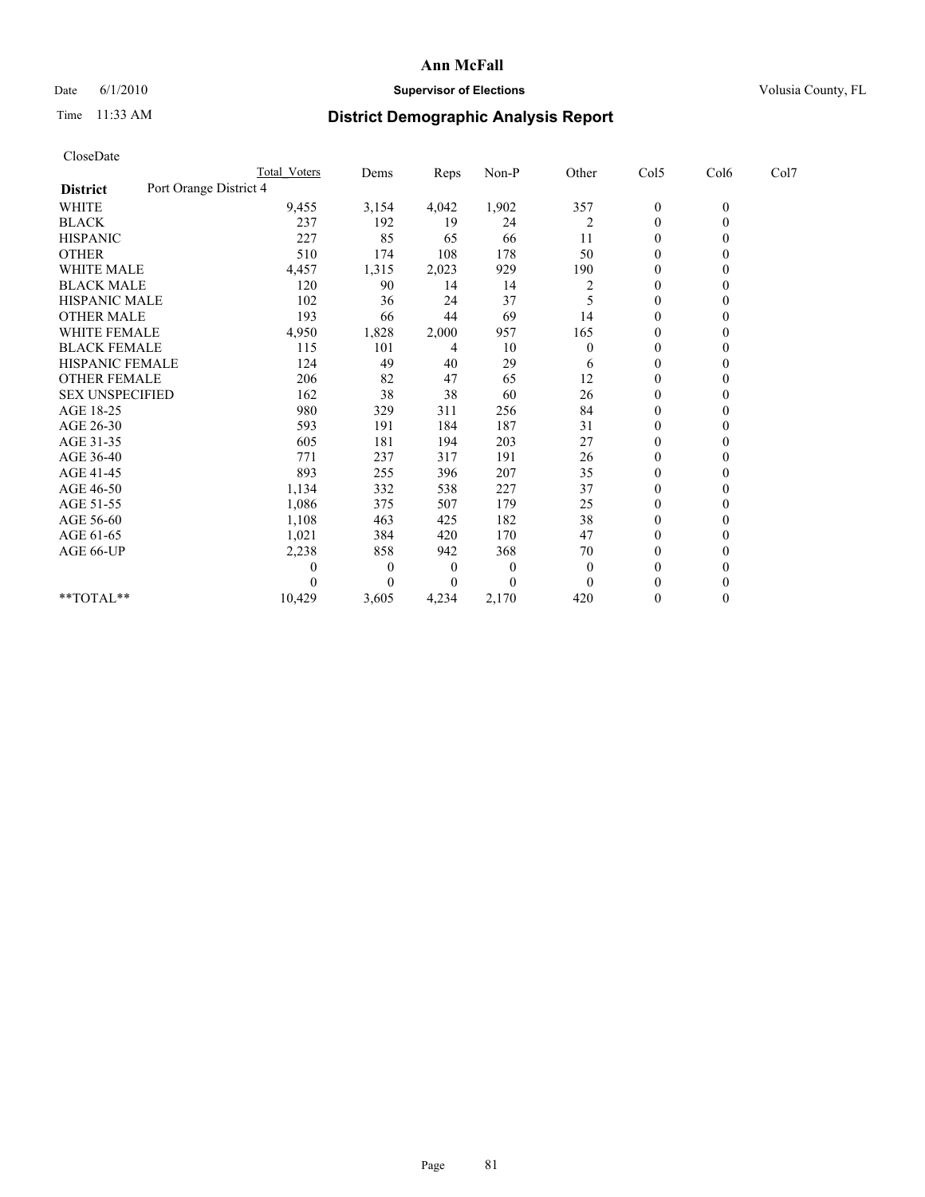**Ann McFall**

Date 6/1/2010 **Supervisor of Elections** Volusia County, FL

Time 11:33 AM

# District Demographic Analysis Report

CloseDate

| | Total Voters | Dems | Reps | Non-P | Other | Col5 | Col6 | Col7 |
|---|---|---|---|---|---|---|---|---|
| **District** Port Orange District 4 | | | | | | | | |
| WHITE | 9,455 | 3,154 | 4,042 | 1,902 | 357 | 0 | 0 | |
| BLACK | 237 | 192 | 19 | 24 | 2 | 0 | 0 | |
| HISPANIC | 227 | 85 | 65 | 66 | 11 | 0 | 0 | |
| OTHER | 510 | 174 | 108 | 178 | 50 | 0 | 0 | |
| WHITE MALE | 4,457 | 1,315 | 2,023 | 929 | 190 | 0 | 0 | |
| BLACK MALE | 120 | 90 | 14 | 14 | 2 | 0 | 0 | |
| HISPANIC MALE | 102 | 36 | 24 | 37 | 5 | 0 | 0 | |
| OTHER MALE | 193 | 66 | 44 | 69 | 14 | 0 | 0 | |
| WHITE FEMALE | 4,950 | 1,828 | 2,000 | 957 | 165 | 0 | 0 | |
| BLACK FEMALE | 115 | 101 | 4 | 10 | 0 | 0 | 0 | |
| HISPANIC FEMALE | 124 | 49 | 40 | 29 | 6 | 0 | 0 | |
| OTHER FEMALE | 206 | 82 | 47 | 65 | 12 | 0 | 0 | |
| SEX UNSPECIFIED | 162 | 38 | 38 | 60 | 26 | 0 | 0 | |
| AGE 18-25 | 980 | 329 | 311 | 256 | 84 | 0 | 0 | |
| AGE 26-30 | 593 | 191 | 184 | 187 | 31 | 0 | 0 | |
| AGE 31-35 | 605 | 181 | 194 | 203 | 27 | 0 | 0 | |
| AGE 36-40 | 771 | 237 | 317 | 191 | 26 | 0 | 0 | |
| AGE 41-45 | 893 | 255 | 396 | 207 | 35 | 0 | 0 | |
| AGE 46-50 | 1,134 | 332 | 538 | 227 | 37 | 0 | 0 | |
| AGE 51-55 | 1,086 | 375 | 507 | 179 | 25 | 0 | 0 | |
| AGE 56-60 | 1,108 | 463 | 425 | 182 | 38 | 0 | 0 | |
| AGE 61-65 | 1,021 | 384 | 420 | 170 | 47 | 0 | 0 | |
| AGE 66-UP | 2,238 | 858 | 942 | 368 | 70 | 0 | 0 | |
| | 0 | 0 | 0 | 0 | 0 | 0 | 0 | |
| | 0 | 0 | 0 | 0 | 0 | 0 | 0 | |
| **TOTAL** | 10,429 | 3,605 | 4,234 | 2,170 | 420 | 0 | 0 | |